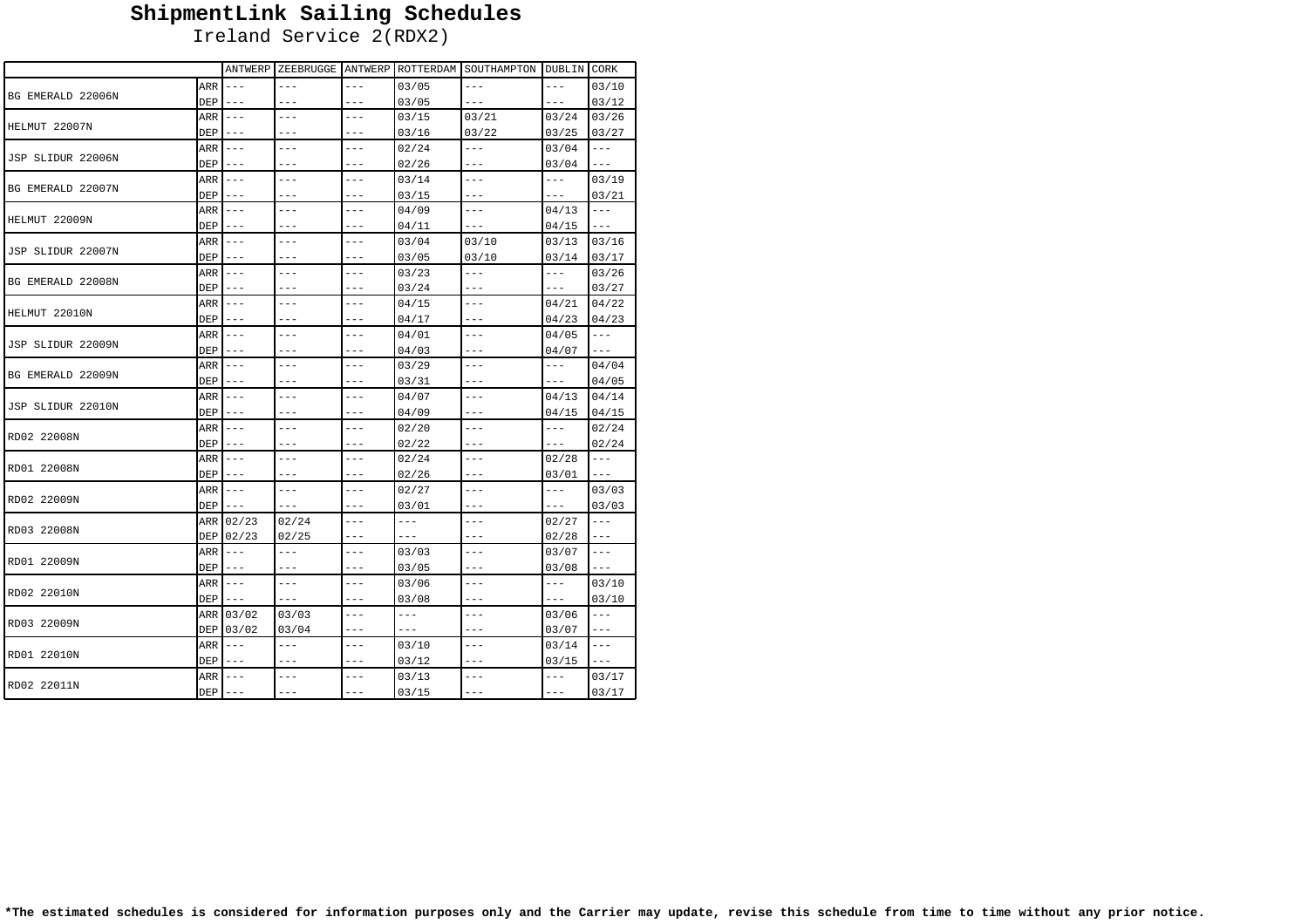# ShipmentLink Sailing Schedules

Ireland Service 2(RDX2)

| | | ANTWERP | ZEEBRUGGE | ANTWERP | ROTTERDAM | SOUTHAMPTON | DUBLIN | CORK |
|---|---|---|---|---|---|---|---|---|
| BG EMERALD 22006N | ARR | --- | --- | --- | 03/05 | --- | --- | 03/10 |
| | DEP | --- | --- | --- | 03/05 | --- | --- | 03/12 |
| HELMUT 22007N | ARR | --- | --- | --- | 03/15 | 03/21 | 03/24 | 03/26 |
| | DEP | --- | --- | --- | 03/16 | 03/22 | 03/25 | 03/27 |
| JSP SLIDUR 22006N | ARR | --- | --- | --- | 02/24 | --- | 03/04 | --- |
| | DEP | --- | --- | --- | 02/26 | --- | 03/04 | --- |
| BG EMERALD 22007N | ARR | --- | --- | --- | 03/14 | --- | --- | 03/19 |
| | DEP | --- | --- | --- | 03/15 | --- | --- | 03/21 |
| HELMUT 22009N | ARR | --- | --- | --- | 04/09 | --- | 04/13 | --- |
| | DEP | --- | --- | --- | 04/11 | --- | 04/15 | --- |
| JSP SLIDUR 22007N | ARR | --- | --- | --- | 03/04 | 03/10 | 03/13 | 03/16 |
| | DEP | --- | --- | --- | 03/05 | 03/10 | 03/14 | 03/17 |
| BG EMERALD 22008N | ARR | --- | --- | --- | 03/23 | --- | --- | 03/26 |
| | DEP | --- | --- | --- | 03/24 | --- | --- | 03/27 |
| HELMUT 22010N | ARR | --- | --- | --- | 04/15 | --- | 04/21 | 04/22 |
| | DEP | --- | --- | --- | 04/17 | --- | 04/23 | 04/23 |
| JSP SLIDUR 22009N | ARR | --- | --- | --- | 04/01 | --- | 04/05 | --- |
| | DEP | --- | --- | --- | 04/03 | --- | 04/07 | --- |
| BG EMERALD 22009N | ARR | --- | --- | --- | 03/29 | --- | --- | 04/04 |
| | DEP | --- | --- | --- | 03/31 | --- | --- | 04/05 |
| JSP SLIDUR 22010N | ARR | --- | --- | --- | 04/07 | --- | 04/13 | 04/14 |
| | DEP | --- | --- | --- | 04/09 | --- | 04/15 | 04/15 |
| RD02 22008N | ARR | --- | --- | --- | 02/20 | --- | --- | 02/24 |
| | DEP | --- | --- | --- | 02/22 | --- | --- | 02/24 |
| RD01 22008N | ARR | --- | --- | --- | 02/24 | --- | 02/28 | --- |
| | DEP | --- | --- | --- | 02/26 | --- | 03/01 | --- |
| RD02 22009N | ARR | --- | --- | --- | 02/27 | --- | --- | 03/03 |
| | DEP | --- | --- | --- | 03/01 | --- | --- | 03/03 |
| RD03 22008N | ARR | 02/23 | 02/24 | --- | --- | --- | 02/27 | --- |
| | DEP | 02/23 | 02/25 | --- | --- | --- | 02/28 | --- |
| RD01 22009N | ARR | --- | --- | --- | 03/03 | --- | 03/07 | --- |
| | DEP | --- | --- | --- | 03/05 | --- | 03/08 | --- |
| RD02 22010N | ARR | --- | --- | --- | 03/06 | --- | --- | 03/10 |
| | DEP | --- | --- | --- | 03/08 | --- | --- | 03/10 |
| RD03 22009N | ARR | 03/02 | 03/03 | --- | --- | --- | 03/06 | --- |
| | DEP | 03/02 | 03/04 | --- | --- | --- | 03/07 | --- |
| RD01 22010N | ARR | --- | --- | --- | 03/10 | --- | 03/14 | --- |
| | DEP | --- | --- | --- | 03/12 | --- | 03/15 | --- |
| RD02 22011N | ARR | --- | --- | --- | 03/13 | --- | --- | 03/17 |
| | DEP | --- | --- | --- | 03/15 | --- | --- | 03/17 |

**\*The estimated schedules is considered for information purposes only and the Carrier may update, revise this schedule from time to time without any prior notice.**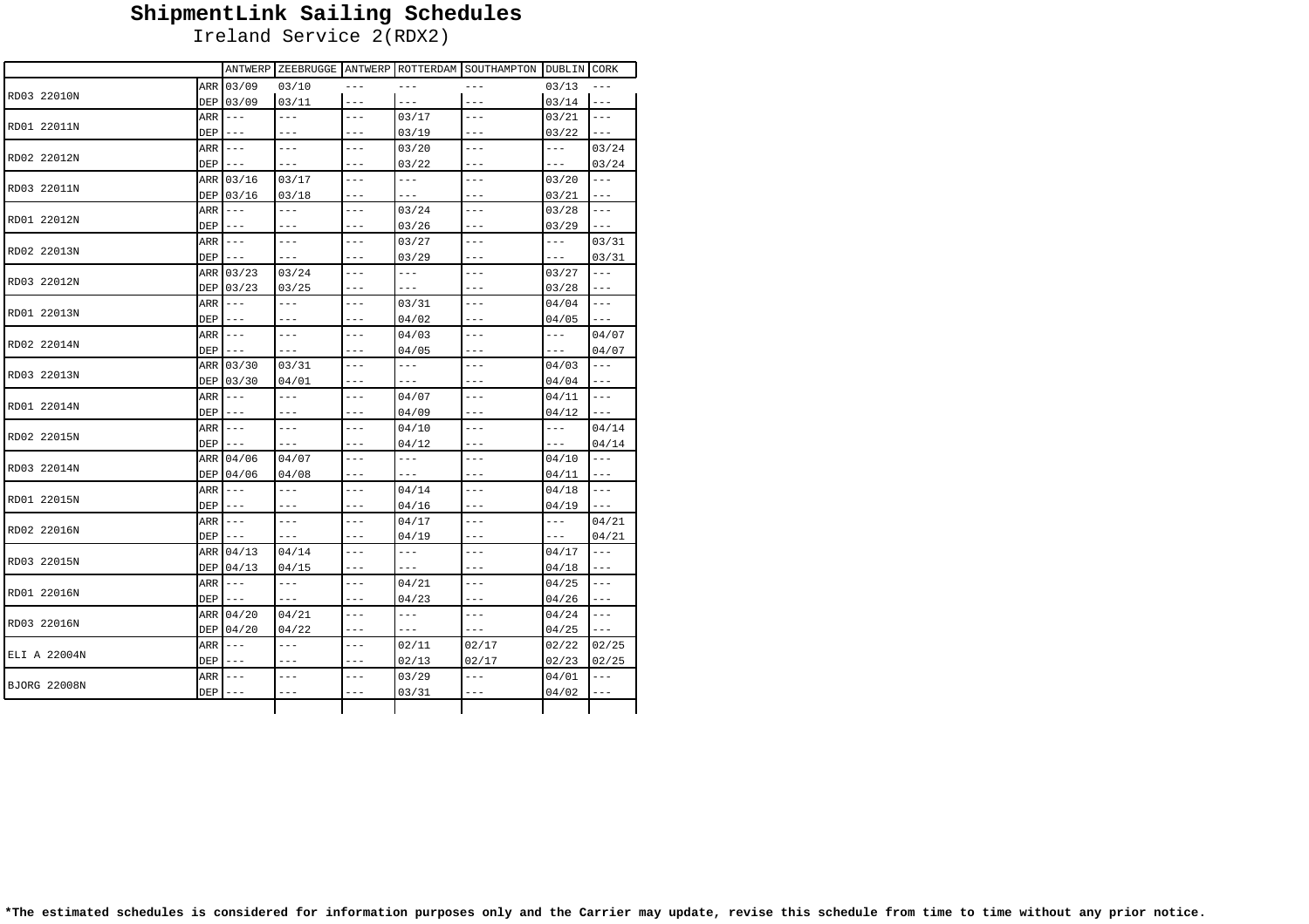# ShipmentLink Sailing Schedules

Ireland Service 2(RDX2)

| | | ANTWERP | ZEEBRUGGE | ANTWERP | ROTTERDAM | SOUTHAMPTON | DUBLIN | CORK |
|---|---|---|---|---|---|---|---|---|
| RD03 22010N | ARR | 03/09 | 03/10 | --- | --- | --- | 03/13 | --- |
| | DEP | 03/09 | 03/11 | --- | --- | --- | 03/14 | --- |
| RD01 22011N | ARR | --- | --- | --- | 03/17 | --- | 03/21 | --- |
| | DEP | --- | --- | --- | 03/19 | --- | 03/22 | --- |
| RD02 22012N | ARR | --- | --- | --- | 03/20 | --- | --- | 03/24 |
| | DEP | --- | --- | --- | 03/22 | --- | --- | 03/24 |
| RD03 22011N | ARR | 03/16 | 03/17 | --- | --- | --- | 03/20 | --- |
| | DEP | 03/16 | 03/18 | --- | --- | --- | 03/21 | --- |
| RD01 22012N | ARR | --- | --- | --- | 03/24 | --- | 03/28 | --- |
| | DEP | --- | --- | --- | 03/26 | --- | 03/29 | --- |
| RD02 22013N | ARR | --- | --- | --- | 03/27 | --- | --- | 03/31 |
| | DEP | --- | --- | --- | 03/29 | --- | --- | 03/31 |
| RD03 22012N | ARR | 03/23 | 03/24 | --- | --- | --- | 03/27 | --- |
| | DEP | 03/23 | 03/25 | --- | --- | --- | 03/28 | --- |
| RD01 22013N | ARR | --- | --- | --- | 03/31 | --- | 04/04 | --- |
| | DEP | --- | --- | --- | 04/02 | --- | 04/05 | --- |
| RD02 22014N | ARR | --- | --- | --- | 04/03 | --- | --- | 04/07 |
| | DEP | --- | --- | --- | 04/05 | --- | --- | 04/07 |
| RD03 22013N | ARR | 03/30 | 03/31 | --- | --- | --- | 04/03 | --- |
| | DEP | 03/30 | 04/01 | --- | --- | --- | 04/04 | --- |
| RD01 22014N | ARR | --- | --- | --- | 04/07 | --- | 04/11 | --- |
| | DEP | --- | --- | --- | 04/09 | --- | 04/12 | --- |
| RD02 22015N | ARR | --- | --- | --- | 04/10 | --- | --- | 04/14 |
| | DEP | --- | --- | --- | 04/12 | --- | --- | 04/14 |
| RD03 22014N | ARR | 04/06 | 04/07 | --- | --- | --- | 04/10 | --- |
| | DEP | 04/06 | 04/08 | --- | --- | --- | 04/11 | --- |
| RD01 22015N | ARR | --- | --- | --- | 04/14 | --- | 04/18 | --- |
| | DEP | --- | --- | --- | 04/16 | --- | 04/19 | --- |
| RD02 22016N | ARR | --- | --- | --- | 04/17 | --- | --- | 04/21 |
| | DEP | --- | --- | --- | 04/19 | --- | --- | 04/21 |
| RD03 22015N | ARR | 04/13 | 04/14 | --- | --- | --- | 04/17 | --- |
| | DEP | 04/13 | 04/15 | --- | --- | --- | 04/18 | --- |
| RD01 22016N | ARR | --- | --- | --- | 04/21 | --- | 04/25 | --- |
| | DEP | --- | --- | --- | 04/23 | --- | 04/26 | --- |
| RD03 22016N | ARR | 04/20 | 04/21 | --- | --- | --- | 04/24 | --- |
| | DEP | 04/20 | 04/22 | --- | --- | --- | 04/25 | --- |
| ELI A 22004N | ARR | --- | --- | --- | 02/11 | 02/17 | 02/22 | 02/25 |
| | DEP | --- | --- | --- | 02/13 | 02/17 | 02/23 | 02/25 |
| BJORG 22008N | ARR | --- | --- | --- | 03/29 | --- | 04/01 | --- |
| | DEP | --- | --- | --- | 03/31 | --- | 04/02 | --- |

**\*The estimated schedules is considered for information purposes only and the Carrier may update, revise this schedule from time to time without any prior notice.**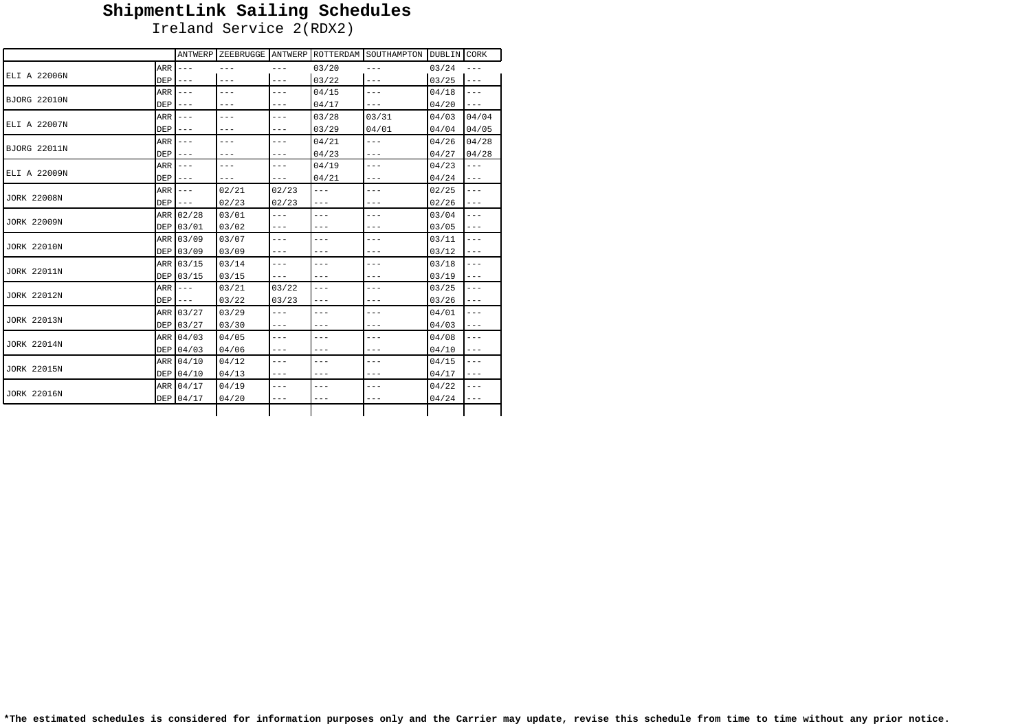# ShipmentLink Sailing Schedules

Ireland Service 2(RDX2)

| | | ANTWERP | ZEEBRUGGE | ANTWERP | ROTTERDAM | SOUTHAMPTON | DUBLIN | CORK |
|---|---|---|---|---|---|---|---|---|
| ELI A 22006N | ARR | --- | --- | --- | 03/20 | --- | 03/24 | --- |
| | DEP | --- | --- | --- | 03/22 | --- | 03/25 | --- |
| BJORG 22010N | ARR | --- | --- | --- | 04/15 | --- | 04/18 | --- |
| | DEP | --- | --- | --- | 04/17 | --- | 04/20 | --- |
| ELI A 22007N | ARR | --- | --- | --- | 03/28 | 03/31 | 04/03 | 04/04 |
| | DEP | --- | --- | --- | 03/29 | 04/01 | 04/04 | 04/05 |
| BJORG 22011N | ARR | --- | --- | --- | 04/21 | --- | 04/26 | 04/28 |
| | DEP | --- | --- | --- | 04/23 | --- | 04/27 | 04/28 |
| ELI A 22009N | ARR | --- | --- | --- | 04/19 | --- | 04/23 | --- |
| | DEP | --- | --- | --- | 04/21 | --- | 04/24 | --- |
| JORK 22008N | ARR | --- | 02/21 | 02/23 | --- | --- | 02/25 | --- |
| | DEP | --- | 02/23 | 02/23 | --- | --- | 02/26 | --- |
| JORK 22009N | ARR | 02/28 | 03/01 | --- | --- | --- | 03/04 | --- |
| | DEP | 03/01 | 03/02 | --- | --- | --- | 03/05 | --- |
| JORK 22010N | ARR | 03/09 | 03/07 | --- | --- | --- | 03/11 | --- |
| | DEP | 03/09 | 03/09 | --- | --- | --- | 03/12 | --- |
| JORK 22011N | ARR | 03/15 | 03/14 | --- | --- | --- | 03/18 | --- |
| | DEP | 03/15 | 03/15 | --- | --- | --- | 03/19 | --- |
| JORK 22012N | ARR | --- | 03/21 | 03/22 | --- | --- | 03/25 | --- |
| | DEP | --- | 03/22 | 03/23 | --- | --- | 03/26 | --- |
| JORK 22013N | ARR | 03/27 | 03/29 | --- | --- | --- | 04/01 | --- |
| | DEP | 03/27 | 03/30 | --- | --- | --- | 04/03 | --- |
| JORK 22014N | ARR | 04/03 | 04/05 | --- | --- | --- | 04/08 | --- |
| | DEP | 04/03 | 04/06 | --- | --- | --- | 04/10 | --- |
| JORK 22015N | ARR | 04/10 | 04/12 | --- | --- | --- | 04/15 | --- |
| | DEP | 04/10 | 04/13 | --- | --- | --- | 04/17 | --- |
| JORK 22016N | ARR | 04/17 | 04/19 | --- | --- | --- | 04/22 | --- |
| | DEP | 04/17 | 04/20 | --- | --- | --- | 04/24 | --- |

**\*The estimated schedules is considered for information purposes only and the Carrier may update, revise this schedule from time to time without any prior notice.**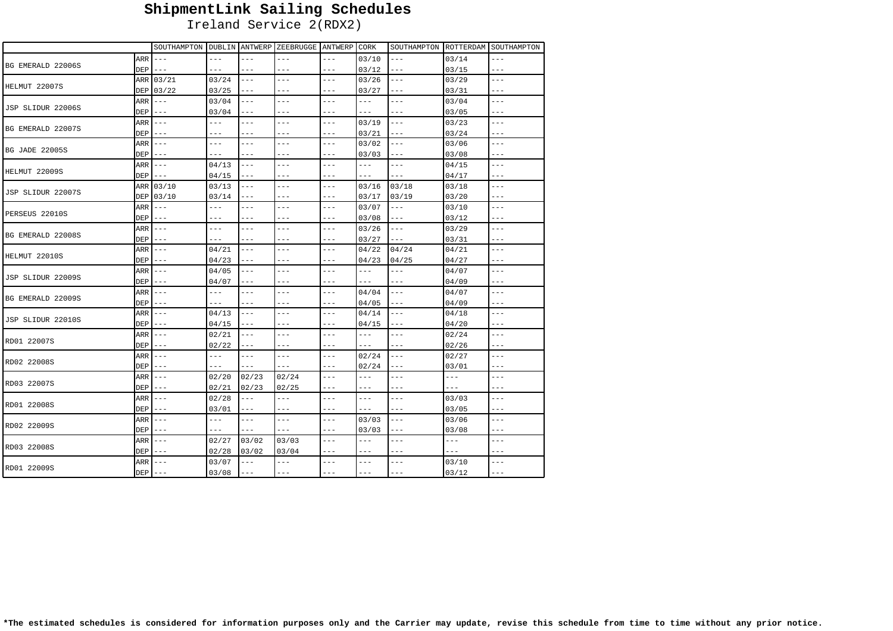# ShipmentLink Sailing Schedules

Ireland Service 2(RDX2)

| | | SOUTHAMPTON | DUBLIN | ANTWERP | ZEEBRUGGE | ANTWERP | CORK | SOUTHAMPTON | ROTTERDAM | SOUTHAMPTON |
|---|---|---|---|---|---|---|---|---|---|---|
| BG EMERALD 22006S | ARR | --- | --- | --- | --- | --- | 03/10 | --- | 03/14 | --- |
| | DEP | --- | --- | --- | --- | --- | 03/12 | --- | 03/15 | --- |
| HELMUT 22007S | ARR | 03/21 | 03/24 | --- | --- | --- | 03/26 | --- | 03/29 | --- |
| | DEP | 03/22 | 03/25 | --- | --- | --- | 03/27 | --- | 03/31 | --- |
| JSP SLIDUR 22006S | ARR | --- | 03/04 | --- | --- | --- | --- | --- | 03/04 | --- |
| | DEP | --- | 03/04 | --- | --- | --- | --- | --- | 03/05 | --- |
| BG EMERALD 22007S | ARR | --- | --- | --- | --- | --- | 03/19 | --- | 03/23 | --- |
| | DEP | --- | --- | --- | --- | --- | 03/21 | --- | 03/24 | --- |
| BG JADE 22005S | ARR | --- | --- | --- | --- | --- | 03/02 | --- | 03/06 | --- |
| | DEP | --- | --- | --- | --- | --- | 03/03 | --- | 03/08 | --- |
| HELMUT 22009S | ARR | --- | 04/13 | --- | --- | --- | --- | --- | 04/15 | --- |
| | DEP | --- | 04/15 | --- | --- | --- | --- | --- | 04/17 | --- |
| JSP SLIDUR 22007S | ARR | 03/10 | 03/13 | --- | --- | --- | 03/16 | 03/18 | 03/18 | --- |
| | DEP | 03/10 | 03/14 | --- | --- | --- | 03/17 | 03/19 | 03/20 | --- |
| PERSEUS 22010S | ARR | --- | --- | --- | --- | --- | 03/07 | --- | 03/10 | --- |
| | DEP | --- | --- | --- | --- | --- | 03/08 | --- | 03/12 | --- |
| BG EMERALD 22008S | ARR | --- | --- | --- | --- | --- | 03/26 | --- | 03/29 | --- |
| | DEP | --- | --- | --- | --- | --- | 03/27 | --- | 03/31 | --- |
| HELMUT 22010S | ARR | --- | 04/21 | --- | --- | --- | 04/22 | 04/24 | 04/21 | --- |
| | DEP | --- | 04/23 | --- | --- | --- | 04/23 | 04/25 | 04/27 | --- |
| JSP SLIDUR 22009S | ARR | --- | 04/05 | --- | --- | --- | --- | --- | 04/07 | --- |
| | DEP | --- | 04/07 | --- | --- | --- | --- | --- | 04/09 | --- |
| BG EMERALD 22009S | ARR | --- | --- | --- | --- | --- | 04/04 | --- | 04/07 | --- |
| | DEP | --- | --- | --- | --- | --- | 04/05 | --- | 04/09 | --- |
| JSP SLIDUR 22010S | ARR | --- | 04/13 | --- | --- | --- | 04/14 | --- | 04/18 | --- |
| | DEP | --- | 04/15 | --- | --- | --- | 04/15 | --- | 04/20 | --- |
| RD01 22007S | ARR | --- | 02/21 | --- | --- | --- | --- | --- | 02/24 | --- |
| | DEP | --- | 02/22 | --- | --- | --- | --- | --- | 02/26 | --- |
| RD02 22008S | ARR | --- | --- | --- | --- | --- | 02/24 | --- | 02/27 | --- |
| | DEP | --- | --- | --- | --- | --- | 02/24 | --- | 03/01 | --- |
| RD03 22007S | ARR | --- | 02/20 | 02/23 | 02/24 | --- | --- | --- | --- | --- |
| | DEP | --- | 02/21 | 02/23 | 02/25 | --- | --- | --- | --- | --- |
| RD01 22008S | ARR | --- | 02/28 | --- | --- | --- | --- | --- | 03/03 | --- |
| | DEP | --- | 03/01 | --- | --- | --- | --- | --- | 03/05 | --- |
| RD02 22009S | ARR | --- | --- | --- | --- | --- | 03/03 | --- | 03/06 | --- |
| | DEP | --- | --- | --- | --- | --- | 03/03 | --- | 03/08 | --- |
| RD03 22008S | ARR | --- | 02/27 | 03/02 | 03/03 | --- | --- | --- | --- | --- |
| | DEP | --- | 02/28 | 03/02 | 03/04 | --- | --- | --- | --- | --- |
| RD01 22009S | ARR | --- | 03/07 | --- | --- | --- | --- | --- | 03/10 | --- |
| | DEP | --- | 03/08 | --- | --- | --- | --- | --- | 03/12 | --- |

**\*The estimated schedules is considered for information purposes only and the Carrier may update, revise this schedule from time to time without any prior notice.**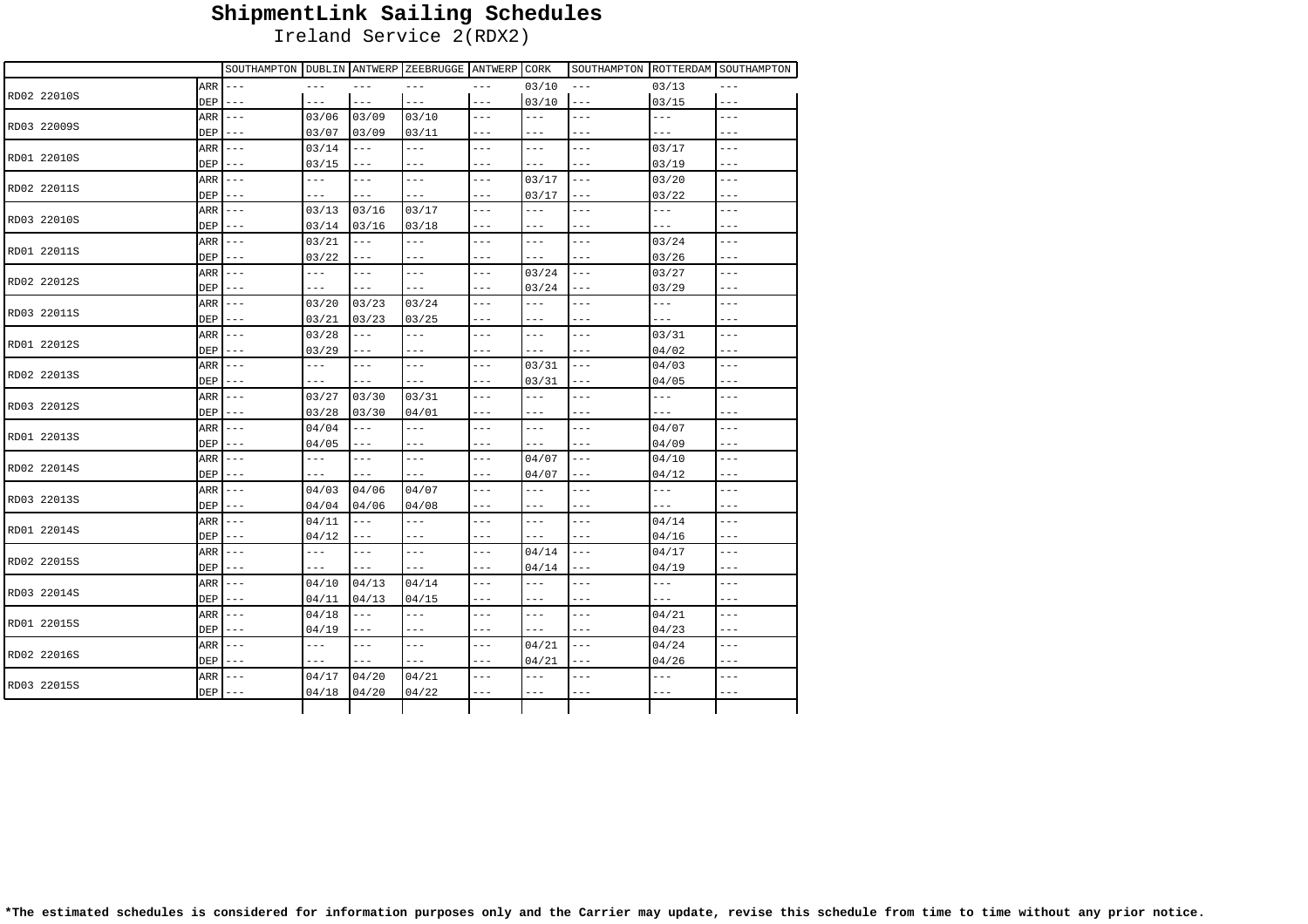# ShipmentLink Sailing Schedules

Ireland Service 2(RDX2)

| | | SOUTHAMPTON | DUBLIN | ANTWERP | ZEEBRUGGE | ANTWERP | CORK | SOUTHAMPTON | ROTTERDAM | SOUTHAMPTON |
|---|---|---|---|---|---|---|---|---|---|---|
| RD02 22010S | ARR | --- | --- | --- | --- | --- | 03/10 | --- | 03/13 | --- |
| | DEP | --- | --- | --- | --- | --- | 03/10 | --- | 03/15 | --- |
| RD03 22009S | ARR | --- | 03/06 | 03/09 | 03/10 | --- | --- | --- | --- | --- |
| | DEP | --- | 03/07 | 03/09 | 03/11 | --- | --- | --- | --- | --- |
| RD01 22010S | ARR | --- | 03/14 | --- | --- | --- | --- | --- | 03/17 | --- |
| | DEP | --- | 03/15 | --- | --- | --- | --- | --- | 03/19 | --- |
| RD02 22011S | ARR | --- | --- | --- | --- | --- | 03/17 | --- | 03/20 | --- |
| | DEP | --- | --- | --- | --- | --- | 03/17 | --- | 03/22 | --- |
| RD03 22010S | ARR | --- | 03/13 | 03/16 | 03/17 | --- | --- | --- | --- | --- |
| | DEP | --- | 03/14 | 03/16 | 03/18 | --- | --- | --- | --- | --- |
| RD01 22011S | ARR | --- | 03/21 | --- | --- | --- | --- | --- | 03/24 | --- |
| | DEP | --- | 03/22 | --- | --- | --- | --- | --- | 03/26 | --- |
| RD02 22012S | ARR | --- | --- | --- | --- | --- | 03/24 | --- | 03/27 | --- |
| | DEP | --- | --- | --- | --- | --- | 03/24 | --- | 03/29 | --- |
| RD03 22011S | ARR | --- | 03/20 | 03/23 | 03/24 | --- | --- | --- | --- | --- |
| | DEP | --- | 03/21 | 03/23 | 03/25 | --- | --- | --- | --- | --- |
| RD01 22012S | ARR | --- | 03/28 | --- | --- | --- | --- | --- | 03/31 | --- |
| | DEP | --- | 03/29 | --- | --- | --- | --- | --- | 04/02 | --- |
| RD02 22013S | ARR | --- | --- | --- | --- | --- | 03/31 | --- | 04/03 | --- |
| | DEP | --- | --- | --- | --- | --- | 03/31 | --- | 04/05 | --- |
| RD03 22012S | ARR | --- | 03/27 | 03/30 | 03/31 | --- | --- | --- | --- | --- |
| | DEP | --- | 03/28 | 03/30 | 04/01 | --- | --- | --- | --- | --- |
| RD01 22013S | ARR | --- | 04/04 | --- | --- | --- | --- | --- | 04/07 | --- |
| | DEP | --- | 04/05 | --- | --- | --- | --- | --- | 04/09 | --- |
| RD02 22014S | ARR | --- | --- | --- | --- | --- | 04/07 | --- | 04/10 | --- |
| | DEP | --- | --- | --- | --- | --- | 04/07 | --- | 04/12 | --- |
| RD03 22013S | ARR | --- | 04/03 | 04/06 | 04/07 | --- | --- | --- | --- | --- |
| | DEP | --- | 04/04 | 04/06 | 04/08 | --- | --- | --- | --- | --- |
| RD01 22014S | ARR | --- | 04/11 | --- | --- | --- | --- | --- | 04/14 | --- |
| | DEP | --- | 04/12 | --- | --- | --- | --- | --- | 04/16 | --- |
| RD02 22015S | ARR | --- | --- | --- | --- | --- | 04/14 | --- | 04/17 | --- |
| | DEP | --- | --- | --- | --- | --- | 04/14 | --- | 04/19 | --- |
| RD03 22014S | ARR | --- | 04/10 | 04/13 | 04/14 | --- | --- | --- | --- | --- |
| | DEP | --- | 04/11 | 04/13 | 04/15 | --- | --- | --- | --- | --- |
| RD01 22015S | ARR | --- | 04/18 | --- | --- | --- | --- | --- | 04/21 | --- |
| | DEP | --- | 04/19 | --- | --- | --- | --- | --- | 04/23 | --- |
| RD02 22016S | ARR | --- | --- | --- | --- | --- | 04/21 | --- | 04/24 | --- |
| | DEP | --- | --- | --- | --- | --- | 04/21 | --- | 04/26 | --- |
| RD03 22015S | ARR | --- | 04/17 | 04/20 | 04/21 | --- | --- | --- | --- | --- |
| | DEP | --- | 04/18 | 04/20 | 04/22 | --- | --- | --- | --- | --- |

**\*The estimated schedules is considered for information purposes only and the Carrier may update, revise this schedule from time to time without any prior notice.**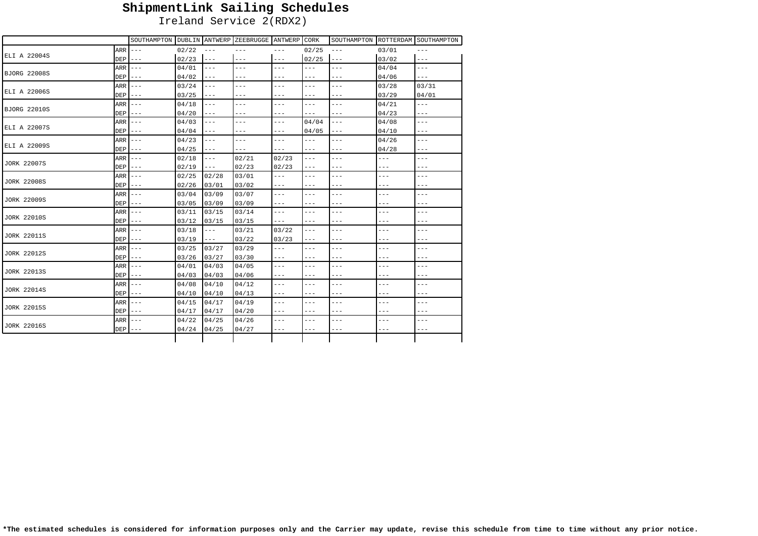# ShipmentLink Sailing Schedules

Ireland Service 2(RDX2)

| | | SOUTHAMPTON | DUBLIN | ANTWERP | ZEEBRUGGE | ANTWERP | CORK | SOUTHAMPTON | ROTTERDAM | SOUTHAMPTON |
|---|---|---|---|---|---|---|---|---|---|---|
| ELI A 22004S | ARR | --- | 02/22 | --- | --- | --- | 02/25 | --- | 03/01 | --- |
| | DEP | --- | 02/23 | --- | --- | --- | 02/25 | --- | 03/02 | --- |
| BJORG 22008S | ARR | --- | 04/01 | --- | --- | --- | --- | --- | 04/04 | --- |
| | DEP | --- | 04/02 | --- | --- | --- | --- | --- | 04/06 | --- |
| ELI A 22006S | ARR | --- | 03/24 | --- | --- | --- | --- | --- | 03/28 | 03/31 |
| | DEP | --- | 03/25 | --- | --- | --- | --- | --- | 03/29 | 04/01 |
| BJORG 22010S | ARR | --- | 04/18 | --- | --- | --- | --- | --- | 04/21 | --- |
| | DEP | --- | 04/20 | --- | --- | --- | --- | --- | 04/23 | --- |
| ELI A 22007S | ARR | --- | 04/03 | --- | --- | --- | 04/04 | --- | 04/08 | --- |
| | DEP | --- | 04/04 | --- | --- | --- | 04/05 | --- | 04/10 | --- |
| ELI A 22009S | ARR | --- | 04/23 | --- | --- | --- | --- | --- | 04/26 | --- |
| | DEP | --- | 04/25 | --- | --- | --- | --- | --- | 04/28 | --- |
| JORK 22007S | ARR | --- | 02/18 | --- | 02/21 | 02/23 | --- | --- | --- | --- |
| | DEP | --- | 02/19 | --- | 02/23 | 02/23 | --- | --- | --- | --- |
| JORK 22008S | ARR | --- | 02/25 | 02/28 | 03/01 | --- | --- | --- | --- | --- |
| | DEP | --- | 02/26 | 03/01 | 03/02 | --- | --- | --- | --- | --- |
| JORK 22009S | ARR | --- | 03/04 | 03/09 | 03/07 | --- | --- | --- | --- | --- |
| | DEP | --- | 03/05 | 03/09 | 03/09 | --- | --- | --- | --- | --- |
| JORK 22010S | ARR | --- | 03/11 | 03/15 | 03/14 | --- | --- | --- | --- | --- |
| | DEP | --- | 03/12 | 03/15 | 03/15 | --- | --- | --- | --- | --- |
| JORK 22011S | ARR | --- | 03/18 | --- | 03/21 | 03/22 | --- | --- | --- | --- |
| | DEP | --- | 03/19 | --- | 03/22 | 03/23 | --- | --- | --- | --- |
| JORK 22012S | ARR | --- | 03/25 | 03/27 | 03/29 | --- | --- | --- | --- | --- |
| | DEP | --- | 03/26 | 03/27 | 03/30 | --- | --- | --- | --- | --- |
| JORK 22013S | ARR | --- | 04/01 | 04/03 | 04/05 | --- | --- | --- | --- | --- |
| | DEP | --- | 04/03 | 04/03 | 04/06 | --- | --- | --- | --- | --- |
| JORK 22014S | ARR | --- | 04/08 | 04/10 | 04/12 | --- | --- | --- | --- | --- |
| | DEP | --- | 04/10 | 04/10 | 04/13 | --- | --- | --- | --- | --- |
| JORK 22015S | ARR | --- | 04/15 | 04/17 | 04/19 | --- | --- | --- | --- | --- |
| | DEP | --- | 04/17 | 04/17 | 04/20 | --- | --- | --- | --- | --- |
| JORK 22016S | ARR | --- | 04/22 | 04/25 | 04/26 | --- | --- | --- | --- | --- |
| | DEP | --- | 04/24 | 04/25 | 04/27 | --- | --- | --- | --- | --- |

**\*The estimated schedules is considered for information purposes only and the Carrier may update, revise this schedule from time to time without any prior notice.**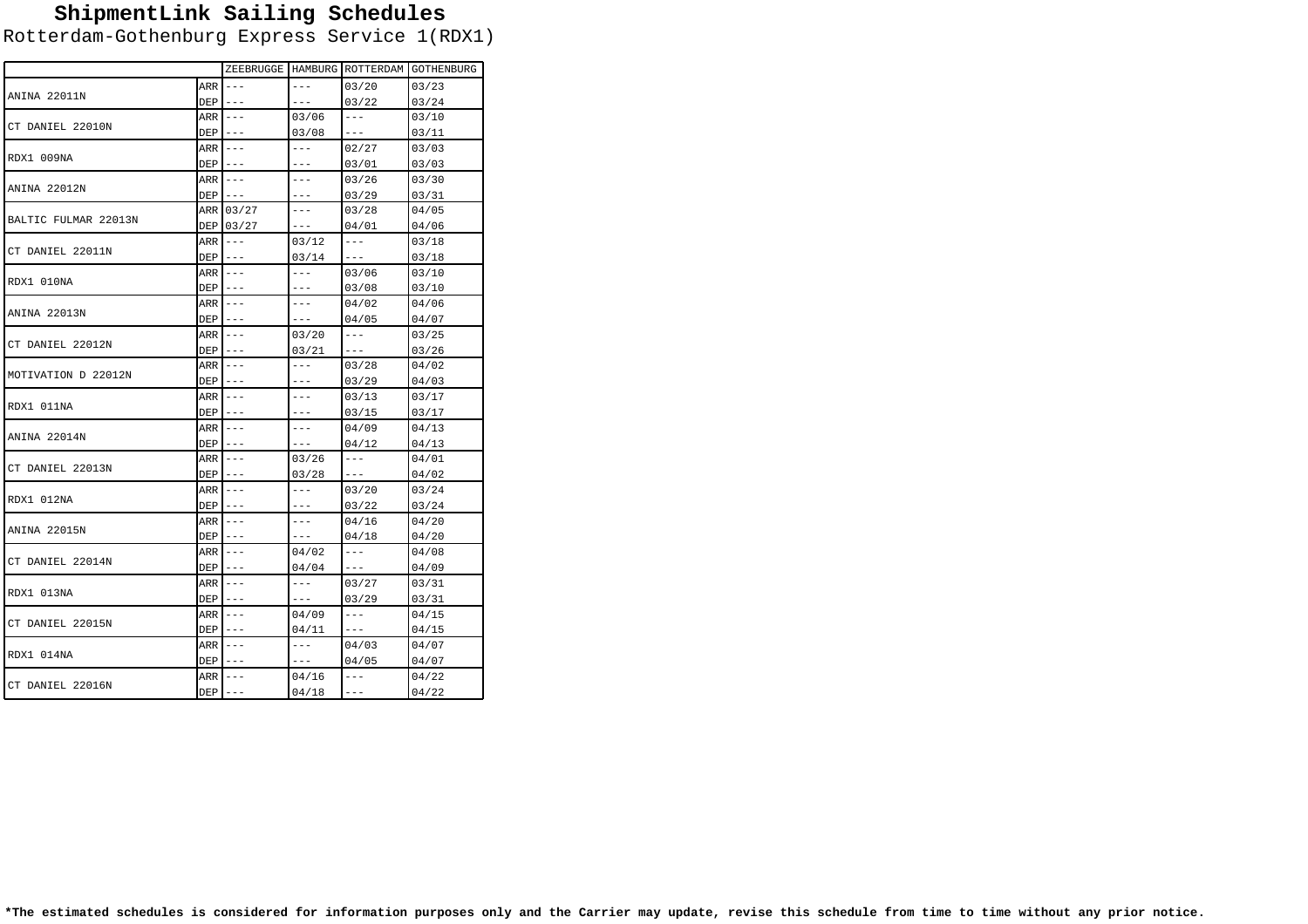# ShipmentLink Sailing Schedules

Rotterdam-Gothenburg Express Service 1(RDX1)

| | | ZEEBRUGGE | HAMBURG | ROTTERDAM | GOTHENBURG |
|---|---|---|---|---|---|
| ANINA 22011N | ARR | --- | --- | 03/20 | 03/23 |
| | DEP | --- | --- | 03/22 | 03/24 |
| CT DANIEL 22010N | ARR | --- | 03/06 | --- | 03/10 |
| | DEP | --- | 03/08 | --- | 03/11 |
| RDX1 009NA | ARR | --- | --- | 02/27 | 03/03 |
| | DEP | --- | --- | 03/01 | 03/03 |
| ANINA 22012N | ARR | --- | --- | 03/26 | 03/30 |
| | DEP | --- | --- | 03/29 | 03/31 |
| BALTIC FULMAR 22013N | ARR | 03/27 | --- | 03/28 | 04/05 |
| | DEP | 03/27 | --- | 04/01 | 04/06 |
| CT DANIEL 22011N | ARR | --- | 03/12 | --- | 03/18 |
| | DEP | --- | 03/14 | --- | 03/18 |
| RDX1 010NA | ARR | --- | --- | 03/06 | 03/10 |
| | DEP | --- | --- | 03/08 | 03/10 |
| ANINA 22013N | ARR | --- | --- | 04/02 | 04/06 |
| | DEP | --- | --- | 04/05 | 04/07 |
| CT DANIEL 22012N | ARR | --- | 03/20 | --- | 03/25 |
| | DEP | --- | 03/21 | --- | 03/26 |
| MOTIVATION D 22012N | ARR | --- | --- | 03/28 | 04/02 |
| | DEP | --- | --- | 03/29 | 04/03 |
| RDX1 011NA | ARR | --- | --- | 03/13 | 03/17 |
| | DEP | --- | --- | 03/15 | 03/17 |
| ANINA 22014N | ARR | --- | --- | 04/09 | 04/13 |
| | DEP | --- | --- | 04/12 | 04/13 |
| CT DANIEL 22013N | ARR | --- | 03/26 | --- | 04/01 |
| | DEP | --- | 03/28 | --- | 04/02 |
| RDX1 012NA | ARR | --- | --- | 03/20 | 03/24 |
| | DEP | --- | --- | 03/22 | 03/24 |
| ANINA 22015N | ARR | --- | --- | 04/16 | 04/20 |
| | DEP | --- | --- | 04/18 | 04/20 |
| CT DANIEL 22014N | ARR | --- | 04/02 | --- | 04/08 |
| | DEP | --- | 04/04 | --- | 04/09 |
| RDX1 013NA | ARR | --- | --- | 03/27 | 03/31 |
| | DEP | --- | --- | 03/29 | 03/31 |
| CT DANIEL 22015N | ARR | --- | 04/09 | --- | 04/15 |
| | DEP | --- | 04/11 | --- | 04/15 |
| RDX1 014NA | ARR | --- | --- | 04/03 | 04/07 |
| | DEP | --- | --- | 04/05 | 04/07 |
| CT DANIEL 22016N | ARR | --- | 04/16 | --- | 04/22 |
| | DEP | --- | 04/18 | --- | 04/22 |

**\*The estimated schedules is considered for information purposes only and the Carrier may update, revise this schedule from time to time without any prior notice.**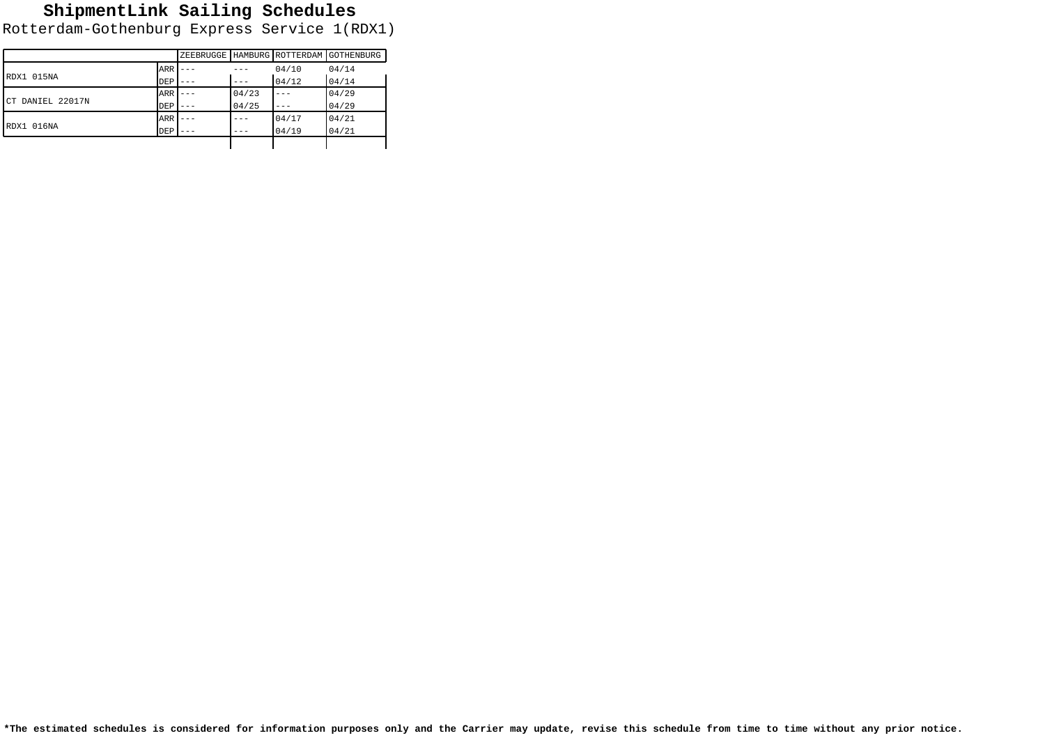# ShipmentLink Sailing Schedules

Rotterdam-Gothenburg Express Service 1(RDX1)

| | | ZEEBRUGGE | HAMBURG | ROTTERDAM | GOTHENBURG |
|---|---|---|---|---|---|
| RDX1 015NA | ARR | --- | --- | 04/10 | 04/14 |
| | DEP | --- | --- | 04/12 | 04/14 |
| CT DANIEL 22017N | ARR | --- | 04/23 | --- | 04/29 |
| | DEP | --- | 04/25 | --- | 04/29 |
| RDX1 016NA | ARR | --- | --- | 04/17 | 04/21 |
| | DEP | --- | --- | 04/19 | 04/21 |

**\*The estimated schedules is considered for information purposes only and the Carrier may update, revise this schedule from time to time without any prior notice.**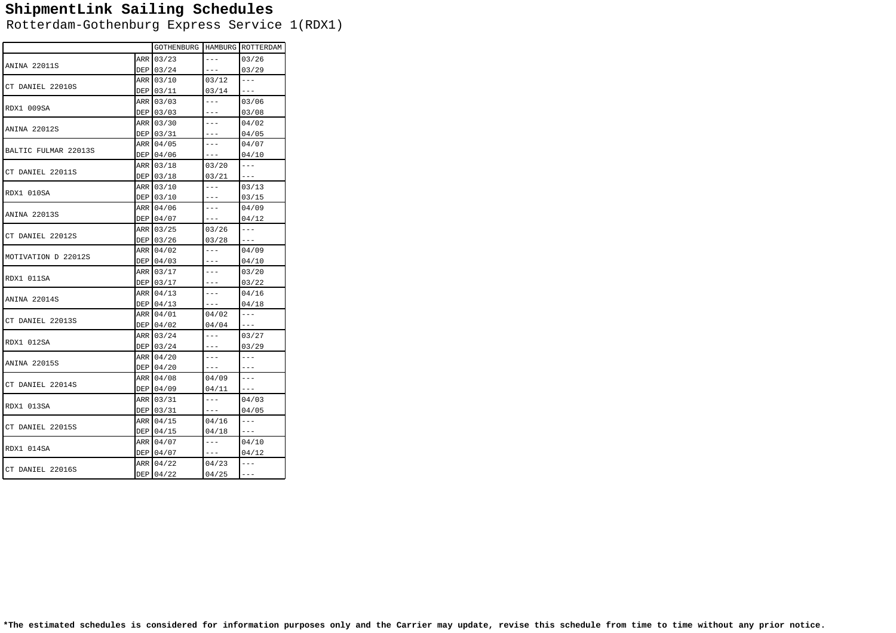# ShipmentLink Sailing Schedules

Rotterdam-Gothenburg Express Service 1(RDX1)

| | | GOTHENBURG | HAMBURG | ROTTERDAM |
|---|---|---|---|---|
| ANINA 22011S | ARR | 03/23 | --- | 03/26 |
| | DEP | 03/24 | --- | 03/29 |
| CT DANIEL 22010S | ARR | 03/10 | 03/12 | --- |
| | DEP | 03/11 | 03/14 | --- |
| RDX1 009SA | ARR | 03/03 | --- | 03/06 |
| | DEP | 03/03 | --- | 03/08 |
| ANINA 22012S | ARR | 03/30 | --- | 04/02 |
| | DEP | 03/31 | --- | 04/05 |
| BALTIC FULMAR 22013S | ARR | 04/05 | --- | 04/07 |
| | DEP | 04/06 | --- | 04/10 |
| CT DANIEL 22011S | ARR | 03/18 | 03/20 | --- |
| | DEP | 03/18 | 03/21 | --- |
| RDX1 010SA | ARR | 03/10 | --- | 03/13 |
| | DEP | 03/10 | --- | 03/15 |
| ANINA 22013S | ARR | 04/06 | --- | 04/09 |
| | DEP | 04/07 | --- | 04/12 |
| CT DANIEL 22012S | ARR | 03/25 | 03/26 | --- |
| | DEP | 03/26 | 03/28 | --- |
| MOTIVATION D 22012S | ARR | 04/02 | --- | 04/09 |
| | DEP | 04/03 | --- | 04/10 |
| RDX1 011SA | ARR | 03/17 | --- | 03/20 |
| | DEP | 03/17 | --- | 03/22 |
| ANINA 22014S | ARR | 04/13 | --- | 04/16 |
| | DEP | 04/13 | --- | 04/18 |
| CT DANIEL 22013S | ARR | 04/01 | 04/02 | --- |
| | DEP | 04/02 | 04/04 | --- |
| RDX1 012SA | ARR | 03/24 | --- | 03/27 |
| | DEP | 03/24 | --- | 03/29 |
| ANINA 22015S | ARR | 04/20 | --- | --- |
| | DEP | 04/20 | --- | --- |
| CT DANIEL 22014S | ARR | 04/08 | 04/09 | --- |
| | DEP | 04/09 | 04/11 | --- |
| RDX1 013SA | ARR | 03/31 | --- | 04/03 |
| | DEP | 03/31 | --- | 04/05 |
| CT DANIEL 22015S | ARR | 04/15 | 04/16 | --- |
| | DEP | 04/15 | 04/18 | --- |
| RDX1 014SA | ARR | 04/07 | --- | 04/10 |
| | DEP | 04/07 | --- | 04/12 |
| CT DANIEL 22016S | ARR | 04/22 | 04/23 | --- |
| | DEP | 04/22 | 04/25 | --- |

**\*The estimated schedules is considered for information purposes only and the Carrier may update, revise this schedule from time to time without any prior notice.**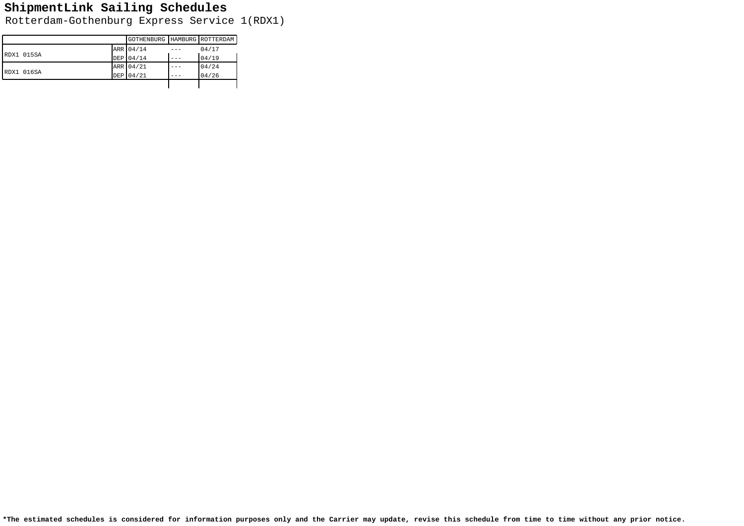# ShipmentLink Sailing Schedules

Rotterdam-Gothenburg Express Service 1(RDX1)

| | | GOTHENBURG | HAMBURG | ROTTERDAM |
|---|---|---|---|---|
| RDX1 015SA | ARR | 04/14 | --- | 04/17 |
| | DEP | 04/14 | --- | 04/19 |
| RDX1 016SA | ARR | 04/21 | --- | 04/24 |
| | DEP | 04/21 | --- | 04/26 |

**\*The estimated schedules is considered for information purposes only and the Carrier may update, revise this schedule from time to time without any prior notice.**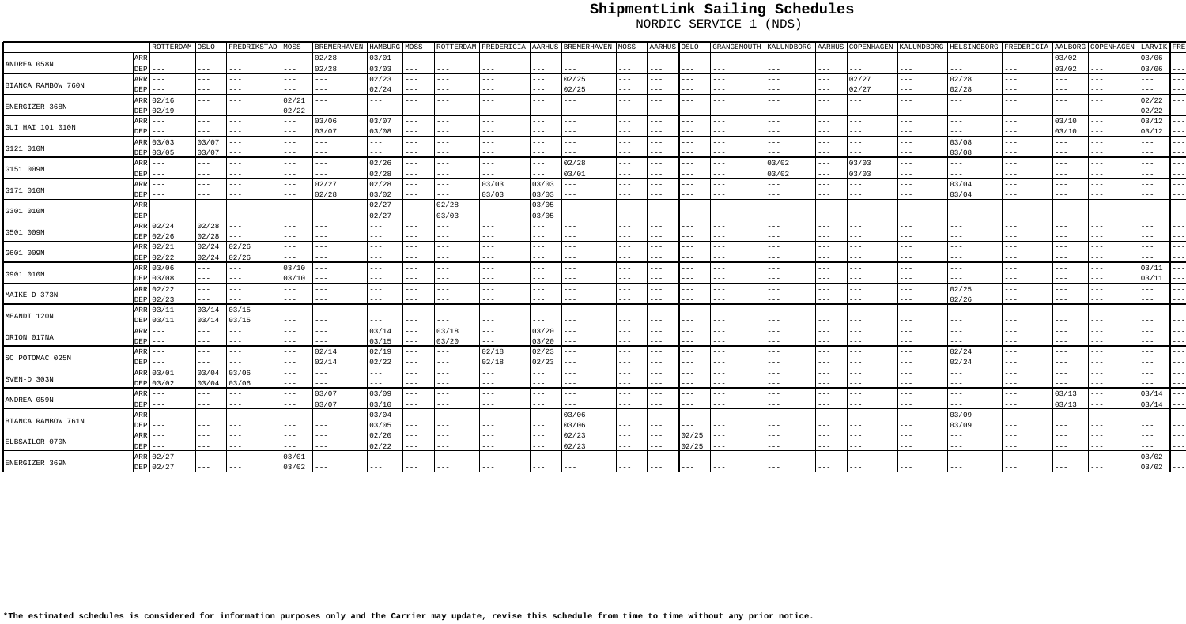# ShipmentLink Sailing Schedules

NORDIC SERVICE 1 (NDS)

| | | ROTTERDAM | OSLO | FREDRIKSTAD | MOSS | BREMERHAVEN | HAMBURG | MOSS | ROTTERDAM | FREDERICIA | AARHUS | BREMERHAVEN | MOSS | AARHUS | OSLO | GRANGEMOUTH | KALUNDBORG | AARHUS | COPENHAGEN | KALUNDBORG | HELSINGBORG | FREDERICIA | AALBORG | COPENHAGEN | LARVIK | FRE |
|---|---|---|---|---|---|---|---|---|---|---|---|---|---|---|---|---|---|---|---|---|---|---|---|---|---|---|
| ANDREA 058N | ARR | --- | --- | --- | --- | 02/28 | 03/01 | --- | --- | --- | --- | --- | --- | --- | --- | --- | --- | --- | --- | --- | --- | --- | 03/02 | --- | 03/06 | --- |
| | DEP | --- | --- | --- | --- | 02/28 | 03/03 | --- | --- | --- | --- | --- | --- | --- | --- | --- | --- | --- | --- | --- | --- | --- | 03/02 | --- | 03/06 | --- |
| BIANCA RAMBOW 760N | ARR | --- | --- | --- | --- | --- | 02/23 | --- | --- | --- | --- | 02/25 | --- | --- | --- | --- | --- | --- | 02/27 | --- | 02/28 | --- | --- | --- | --- | --- |
| | DEP | --- | --- | --- | --- | --- | 02/24 | --- | --- | --- | --- | 02/25 | --- | --- | --- | --- | --- | --- | 02/27 | --- | 02/28 | --- | --- | --- | --- | --- |
| ENERGIZER 368N | ARR | 02/16 | --- | --- | 02/21 | --- | --- | --- | --- | --- | --- | --- | --- | --- | --- | --- | --- | --- | --- | --- | --- | --- | --- | --- | 02/22 | --- |
| | DEP | 02/19 | --- | --- | 02/22 | --- | --- | --- | --- | --- | --- | --- | --- | --- | --- | --- | --- | --- | --- | --- | --- | --- | --- | --- | 02/22 | --- |
| GUI HAI 101 010N | ARR | --- | --- | --- | --- | 03/06 | 03/07 | --- | --- | --- | --- | --- | --- | --- | --- | --- | --- | --- | --- | --- | --- | --- | 03/10 | --- | 03/12 | --- |
| | DEP | --- | --- | --- | --- | 03/07 | 03/08 | --- | --- | --- | --- | --- | --- | --- | --- | --- | --- | --- | --- | --- | --- | --- | 03/10 | --- | 03/12 | --- |
| G121 010N | ARR | 03/03 | 03/07 | --- | --- | --- | --- | --- | --- | --- | --- | --- | --- | --- | --- | --- | --- | --- | --- | --- | 03/08 | --- | --- | --- | --- | --- |
| | DEP | 03/05 | 03/07 | --- | --- | --- | --- | --- | --- | --- | --- | --- | --- | --- | --- | --- | --- | --- | --- | --- | 03/08 | --- | --- | --- | --- | --- |
| G151 009N | ARR | --- | --- | --- | --- | --- | 02/26 | --- | --- | --- | --- | 02/28 | --- | --- | --- | --- | 03/02 | --- | 03/03 | --- | --- | --- | --- | --- | --- | --- |
| | DEP | --- | --- | --- | --- | --- | 02/28 | --- | --- | --- | --- | 03/01 | --- | --- | --- | --- | 03/02 | --- | 03/03 | --- | --- | --- | --- | --- | --- | --- |
| G171 010N | ARR | --- | --- | --- | --- | 02/27 | 02/28 | --- | --- | 03/03 | 03/03 | --- | --- | --- | --- | --- | --- | --- | --- | --- | 03/04 | --- | --- | --- | --- | --- |
| | DEP | --- | --- | --- | --- | 02/28 | 03/02 | --- | --- | 03/03 | 03/03 | --- | --- | --- | --- | --- | --- | --- | --- | --- | 03/04 | --- | --- | --- | --- | --- |
| G301 010N | ARR | --- | --- | --- | --- | --- | 02/27 | --- | 02/28 | --- | 03/05 | --- | --- | --- | --- | --- | --- | --- | --- | --- | --- | --- | --- | --- | --- | --- |
| | DEP | --- | --- | --- | --- | --- | 02/27 | --- | 03/03 | --- | 03/05 | --- | --- | --- | --- | --- | --- | --- | --- | --- | --- | --- | --- | --- | --- | --- |
| G501 009N | ARR | 02/24 | 02/28 | --- | --- | --- | --- | --- | --- | --- | --- | --- | --- | --- | --- | --- | --- | --- | --- | --- | --- | --- | --- | --- | --- | --- |
| | DEP | 02/26 | 02/28 | --- | --- | --- | --- | --- | --- | --- | --- | --- | --- | --- | --- | --- | --- | --- | --- | --- | --- | --- | --- | --- | --- | --- |
| G601 009N | ARR | 02/21 | 02/24 | 02/26 | --- | --- | --- | --- | --- | --- | --- | --- | --- | --- | --- | --- | --- | --- | --- | --- | --- | --- | --- | --- | --- | --- |
| | DEP | 02/22 | 02/24 | 02/26 | --- | --- | --- | --- | --- | --- | --- | --- | --- | --- | --- | --- | --- | --- | --- | --- | --- | --- | --- | --- | --- | --- |
| G901 010N | ARR | 03/06 | --- | --- | 03/10 | --- | --- | --- | --- | --- | --- | --- | --- | --- | --- | --- | --- | --- | --- | --- | --- | --- | --- | --- | 03/11 | --- |
| | DEP | 03/08 | --- | --- | 03/10 | --- | --- | --- | --- | --- | --- | --- | --- | --- | --- | --- | --- | --- | --- | --- | --- | --- | --- | --- | 03/11 | --- |
| MAIKE D 373N | ARR | 02/22 | --- | --- | --- | --- | --- | --- | --- | --- | --- | --- | --- | --- | --- | --- | --- | --- | --- | --- | 02/25 | --- | --- | --- | --- | --- |
| | DEP | 02/23 | --- | --- | --- | --- | --- | --- | --- | --- | --- | --- | --- | --- | --- | --- | --- | --- | --- | --- | 02/26 | --- | --- | --- | --- | --- |
| MEANDI 120N | ARR | 03/11 | 03/14 | 03/15 | --- | --- | --- | --- | --- | --- | --- | --- | --- | --- | --- | --- | --- | --- | --- | --- | --- | --- | --- | --- | --- | --- |
| | DEP | 03/11 | 03/14 | 03/15 | --- | --- | --- | --- | --- | --- | --- | --- | --- | --- | --- | --- | --- | --- | --- | --- | --- | --- | --- | --- | --- | --- |
| ORION 017NA | ARR | --- | --- | --- | --- | --- | 03/14 | --- | 03/18 | --- | 03/20 | --- | --- | --- | --- | --- | --- | --- | --- | --- | --- | --- | --- | --- | --- | --- |
| | DEP | --- | --- | --- | --- | --- | 03/15 | --- | 03/20 | --- | 03/20 | --- | --- | --- | --- | --- | --- | --- | --- | --- | --- | --- | --- | --- | --- | --- |
| SC POTOMAC 025N | ARR | --- | --- | --- | --- | 02/14 | 02/19 | --- | --- | 02/18 | 02/23 | --- | --- | --- | --- | --- | --- | --- | --- | --- | 02/24 | --- | --- | --- | --- | --- |
| | DEP | --- | --- | --- | --- | 02/14 | 02/22 | --- | --- | 02/18 | 02/23 | --- | --- | --- | --- | --- | --- | --- | --- | --- | 02/24 | --- | --- | --- | --- | --- |
| SVEN-D 303N | ARR | 03/01 | 03/04 | 03/06 | --- | --- | --- | --- | --- | --- | --- | --- | --- | --- | --- | --- | --- | --- | --- | --- | --- | --- | --- | --- | --- | --- |
| | DEP | 03/02 | 03/04 | 03/06 | --- | --- | --- | --- | --- | --- | --- | --- | --- | --- | --- | --- | --- | --- | --- | --- | --- | --- | --- | --- | --- | --- |
| ANDREA 059N | ARR | --- | --- | --- | --- | 03/07 | 03/09 | --- | --- | --- | --- | --- | --- | --- | --- | --- | --- | --- | --- | --- | --- | --- | 03/13 | --- | 03/14 | --- |
| | DEP | --- | --- | --- | --- | 03/07 | 03/10 | --- | --- | --- | --- | --- | --- | --- | --- | --- | --- | --- | --- | --- | --- | --- | 03/13 | --- | 03/14 | --- |
| BIANCA RAMBOW 761N | ARR | --- | --- | --- | --- | --- | 03/04 | --- | --- | --- | --- | 03/06 | --- | --- | --- | --- | --- | --- | --- | --- | 03/09 | --- | --- | --- | --- | --- |
| | DEP | --- | --- | --- | --- | --- | 03/05 | --- | --- | --- | --- | 03/06 | --- | --- | --- | --- | --- | --- | --- | --- | 03/09 | --- | --- | --- | --- | --- |
| ELBSAILOR 070N | ARR | --- | --- | --- | --- | --- | 02/20 | --- | --- | --- | --- | 02/23 | --- | --- | 02/25 | --- | --- | --- | --- | --- | --- | --- | --- | --- | --- | --- |
| | DEP | --- | --- | --- | --- | --- | 02/22 | --- | --- | --- | --- | 02/23 | --- | --- | 02/25 | --- | --- | --- | --- | --- | --- | --- | --- | --- | --- | --- |
| ENERGIZER 369N | ARR | 02/27 | --- | --- | 03/01 | --- | --- | --- | --- | --- | --- | --- | --- | --- | --- | --- | --- | --- | --- | --- | --- | --- | --- | --- | 03/02 | --- |
| | DEP | 02/27 | --- | --- | 03/02 | --- | --- | --- | --- | --- | --- | --- | --- | --- | --- | --- | --- | --- | --- | --- | --- | --- | --- | --- | 03/02 | --- |

**\*The estimated schedules is considered for information purposes only and the Carrier may update, revise this schedule from time to time without any prior notice.**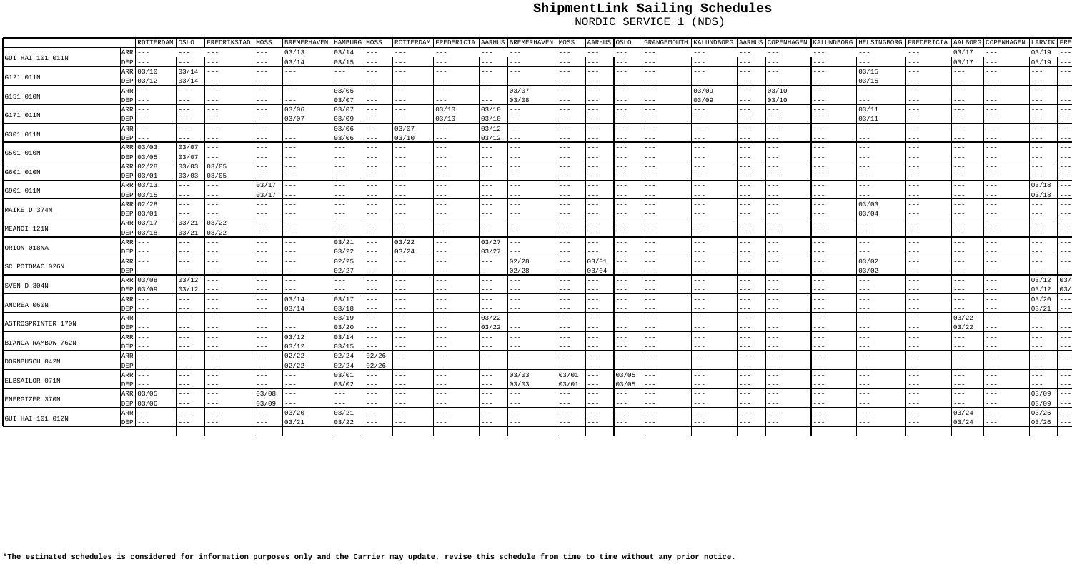# ShipmentLink Sailing Schedules

NORDIC SERVICE 1 (NDS)

| | | ROTTERDAM | OSLO | FREDRIKSTAD | MOSS | BREMERHAVEN | HAMBURG | MOSS | ROTTERDAM | FREDERICIA | AARHUS | BREMERHAVEN | MOSS | AARHUS | OSLO | GRANGEMOUTH | KALUNDBORG | AARHUS | COPENHAGEN | KALUNDBORG | HELSINGBORG | FREDERICIA | AALBORG | COPENHAGEN | LARVIK | FRE |
|---|---|---|---|---|---|---|---|---|---|---|---|---|---|---|---|---|---|---|---|---|---|---|---|---|---|---|
| GUI HAI 101 011N | ARR | --- | --- | --- | --- | 03/13 | 03/14 | --- | --- | --- | --- | --- | --- | --- | --- | --- | --- | --- | --- | --- | --- | --- | 03/17 | --- | 03/19 | --- |
| | DEP | --- | --- | --- | --- | 03/14 | 03/15 | --- | --- | --- | --- | --- | --- | --- | --- | --- | --- | --- | --- | --- | --- | --- | 03/17 | --- | 03/19 | --- |
| G121 011N | ARR | 03/10 | 03/14 | --- | --- | --- | --- | --- | --- | --- | --- | --- | --- | --- | --- | --- | --- | --- | --- | --- | 03/15 | --- | --- | --- | --- | --- |
| | DEP | 03/12 | 03/14 | --- | --- | --- | --- | --- | --- | --- | --- | --- | --- | --- | --- | --- | --- | --- | --- | --- | 03/15 | --- | --- | --- | --- | --- |
| G151 010N | ARR | --- | --- | --- | --- | --- | 03/05 | --- | --- | --- | --- | 03/07 | --- | --- | --- | --- | 03/09 | --- | 03/10 | --- | --- | --- | --- | --- | --- | --- |
| | DEP | --- | --- | --- | --- | --- | 03/07 | --- | --- | --- | --- | 03/08 | --- | --- | --- | --- | 03/09 | --- | 03/10 | --- | --- | --- | --- | --- | --- | --- |
| G171 011N | ARR | --- | --- | --- | --- | 03/06 | 03/07 | --- | --- | 03/10 | 03/10 | --- | --- | --- | --- | --- | --- | --- | --- | --- | 03/11 | --- | --- | --- | --- | --- |
| | DEP | --- | --- | --- | --- | 03/07 | 03/09 | --- | --- | 03/10 | 03/10 | --- | --- | --- | --- | --- | --- | --- | --- | --- | 03/11 | --- | --- | --- | --- | --- |
| G301 011N | ARR | --- | --- | --- | --- | --- | 03/06 | --- | 03/07 | --- | 03/12 | --- | --- | --- | --- | --- | --- | --- | --- | --- | --- | --- | --- | --- | --- | --- |
| | DEP | --- | --- | --- | --- | --- | 03/06 | --- | 03/10 | --- | 03/12 | --- | --- | --- | --- | --- | --- | --- | --- | --- | --- | --- | --- | --- | --- | --- |
| G501 010N | ARR | 03/03 | 03/07 | --- | --- | --- | --- | --- | --- | --- | --- | --- | --- | --- | --- | --- | --- | --- | --- | --- | --- | --- | --- | --- | --- | --- |
| | DEP | 03/05 | 03/07 | --- | --- | --- | --- | --- | --- | --- | --- | --- | --- | --- | --- | --- | --- | --- | --- | --- | --- | --- | --- | --- | --- | --- |
| G601 010N | ARR | 02/28 | 03/03 | 03/05 | --- | --- | --- | --- | --- | --- | --- | --- | --- | --- | --- | --- | --- | --- | --- | --- | --- | --- | --- | --- | --- | --- |
| | DEP | 03/01 | 03/03 | 03/05 | --- | --- | --- | --- | --- | --- | --- | --- | --- | --- | --- | --- | --- | --- | --- | --- | --- | --- | --- | --- | --- | --- |
| G901 011N | ARR | 03/13 | --- | --- | 03/17 | --- | --- | --- | --- | --- | --- | --- | --- | --- | --- | --- | --- | --- | --- | --- | --- | --- | --- | --- | 03/18 | --- |
| | DEP | 03/15 | --- | --- | 03/17 | --- | --- | --- | --- | --- | --- | --- | --- | --- | --- | --- | --- | --- | --- | --- | --- | --- | --- | --- | 03/18 | --- |
| MAIKE D 374N | ARR | 02/28 | --- | --- | --- | --- | --- | --- | --- | --- | --- | --- | --- | --- | --- | --- | --- | --- | --- | --- | 03/03 | --- | --- | --- | --- | --- |
| | DEP | 03/01 | --- | --- | --- | --- | --- | --- | --- | --- | --- | --- | --- | --- | --- | --- | --- | --- | --- | --- | 03/04 | --- | --- | --- | --- | --- |
| MEANDI 121N | ARR | 03/17 | 03/21 | 03/22 | --- | --- | --- | --- | --- | --- | --- | --- | --- | --- | --- | --- | --- | --- | --- | --- | --- | --- | --- | --- | --- | --- |
| | DEP | 03/18 | 03/21 | 03/22 | --- | --- | --- | --- | --- | --- | --- | --- | --- | --- | --- | --- | --- | --- | --- | --- | --- | --- | --- | --- | --- | --- |
| ORION 018NA | ARR | --- | --- | --- | --- | --- | 03/21 | --- | 03/22 | --- | 03/27 | --- | --- | --- | --- | --- | --- | --- | --- | --- | --- | --- | --- | --- | --- | --- |
| | DEP | --- | --- | --- | --- | --- | 03/22 | --- | 03/24 | --- | 03/27 | --- | --- | --- | --- | --- | --- | --- | --- | --- | --- | --- | --- | --- | --- | --- |
| SC POTOMAC 026N | ARR | --- | --- | --- | --- | --- | 02/25 | --- | --- | --- | --- | 02/28 | --- | 03/01 | --- | --- | --- | --- | --- | --- | 03/02 | --- | --- | --- | --- | --- |
| | DEP | --- | --- | --- | --- | --- | 02/27 | --- | --- | --- | --- | 02/28 | --- | 03/04 | --- | --- | --- | --- | --- | --- | 03/02 | --- | --- | --- | --- | --- |
| SVEN-D 304N | ARR | 03/08 | 03/12 | --- | --- | --- | --- | --- | --- | --- | --- | --- | --- | --- | --- | --- | --- | --- | --- | --- | --- | --- | --- | --- | 03/12 | 03/ |
| | DEP | 03/09 | 03/12 | --- | --- | --- | --- | --- | --- | --- | --- | --- | --- | --- | --- | --- | --- | --- | --- | --- | --- | --- | --- | --- | 03/12 | 03/ |
| ANDREA 060N | ARR | --- | --- | --- | --- | 03/14 | 03/17 | --- | --- | --- | --- | --- | --- | --- | --- | --- | --- | --- | --- | --- | --- | --- | --- | --- | 03/20 | --- |
| | DEP | --- | --- | --- | --- | 03/14 | 03/18 | --- | --- | --- | --- | --- | --- | --- | --- | --- | --- | --- | --- | --- | --- | --- | --- | --- | 03/21 | --- |
| ASTROSPRINTER 170N | ARR | --- | --- | --- | --- | --- | 03/19 | --- | --- | --- | 03/22 | --- | --- | --- | --- | --- | --- | --- | --- | --- | --- | --- | 03/22 | --- | --- | --- |
| | DEP | --- | --- | --- | --- | --- | 03/20 | --- | --- | --- | 03/22 | --- | --- | --- | --- | --- | --- | --- | --- | --- | --- | --- | 03/22 | --- | --- | --- |
| BIANCA RAMBOW 762N | ARR | --- | --- | --- | --- | 03/12 | 03/14 | --- | --- | --- | --- | --- | --- | --- | --- | --- | --- | --- | --- | --- | --- | --- | --- | --- | --- | --- |
| | DEP | --- | --- | --- | --- | 03/12 | 03/15 | --- | --- | --- | --- | --- | --- | --- | --- | --- | --- | --- | --- | --- | --- | --- | --- | --- | --- | --- |
| DORNBUSCH 042N | ARR | --- | --- | --- | --- | 02/22 | 02/24 | 02/26 | --- | --- | --- | --- | --- | --- | --- | --- | --- | --- | --- | --- | --- | --- | --- | --- | --- | --- |
| | DEP | --- | --- | --- | --- | 02/22 | 02/24 | 02/26 | --- | --- | --- | --- | --- | --- | --- | --- | --- | --- | --- | --- | --- | --- | --- | --- | --- | --- |
| ELBSAILOR 071N | ARR | --- | --- | --- | --- | --- | 03/01 | --- | --- | --- | --- | 03/03 | 03/01 | --- | 03/05 | --- | --- | --- | --- | --- | --- | --- | --- | --- | --- | --- |
| | DEP | --- | --- | --- | --- | --- | 03/02 | --- | --- | --- | --- | 03/03 | 03/01 | --- | 03/05 | --- | --- | --- | --- | --- | --- | --- | --- | --- | --- | --- |
| ENERGIZER 370N | ARR | 03/05 | --- | --- | 03/08 | --- | --- | --- | --- | --- | --- | --- | --- | --- | --- | --- | --- | --- | --- | --- | --- | --- | --- | --- | 03/09 | --- |
| | DEP | 03/06 | --- | --- | 03/09 | --- | --- | --- | --- | --- | --- | --- | --- | --- | --- | --- | --- | --- | --- | --- | --- | --- | --- | --- | 03/09 | --- |
| GUI HAI 101 012N | ARR | --- | --- | --- | --- | 03/20 | 03/21 | --- | --- | --- | --- | --- | --- | --- | --- | --- | --- | --- | --- | --- | --- | --- | 03/24 | --- | 03/26 | --- |
| | DEP | --- | --- | --- | --- | 03/21 | 03/22 | --- | --- | --- | --- | --- | --- | --- | --- | --- | --- | --- | --- | --- | --- | --- | 03/24 | --- | 03/26 | --- |

**\*The estimated schedules is considered for information purposes only and the Carrier may update, revise this schedule from time to time without any prior notice.**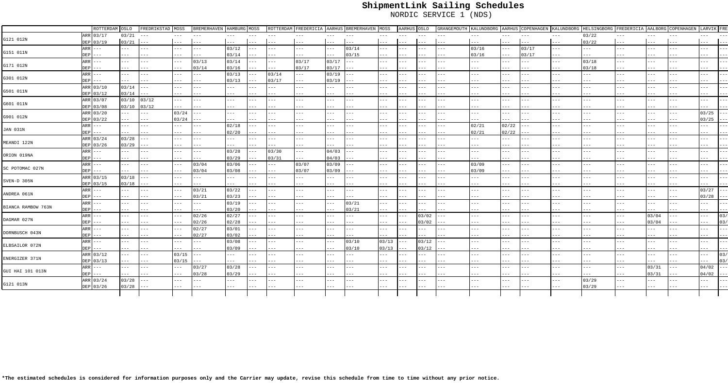# ShipmentLink Sailing Schedules

NORDIC SERVICE 1 (NDS)

| | | ROTTERDAM | OSLO | FREDRIKSTAD | MOSS | BREMERHAVEN | HAMBURG | MOSS | ROTTERDAM | FREDERICIA | AARHUS | BREMERHAVEN | MOSS | AARHUS | OSLO | GRANGEMOUTH | KALUNDBORG | AARHUS | COPENHAGEN | KALUNDBORG | HELSINGBORG | FREDERICIA | AALBORG | COPENHAGEN | LARVIK | FRE |
|---|---|---|---|---|---|---|---|---|---|---|---|---|---|---|---|---|---|---|---|---|---|---|---|---|---|---|
| G121 012N | ARR | 03/17 | 03/21 | --- | --- | --- | --- | --- | --- | --- | --- | --- | --- | --- | --- | --- | --- | --- | --- | --- | 03/22 | --- | --- | --- | --- | --- |
| | DEP | 03/19 | 03/21 | --- | --- | --- | --- | --- | --- | --- | --- | --- | --- | --- | --- | --- | --- | --- | --- | --- | 03/22 | --- | --- | --- | --- | --- |
| G151 011N | ARR | --- | --- | --- | --- | --- | 03/12 | --- | --- | --- | --- | 03/14 | --- | --- | --- | --- | 03/16 | --- | 03/17 | --- | --- | --- | --- | --- | --- | --- |
| | DEP | --- | --- | --- | --- | --- | 03/14 | --- | --- | --- | --- | 03/15 | --- | --- | --- | --- | 03/16 | --- | 03/17 | --- | --- | --- | --- | --- | --- | --- |
| G171 012N | ARR | --- | --- | --- | --- | 03/13 | 03/14 | --- | --- | 03/17 | 03/17 | --- | --- | --- | --- | --- | --- | --- | --- | --- | 03/18 | --- | --- | --- | --- | --- |
| | DEP | --- | --- | --- | --- | 03/14 | 03/16 | --- | --- | 03/17 | 03/17 | --- | --- | --- | --- | --- | --- | --- | --- | --- | 03/18 | --- | --- | --- | --- | --- |
| G301 012N | ARR | --- | --- | --- | --- | --- | 03/13 | --- | 03/14 | --- | 03/19 | --- | --- | --- | --- | --- | --- | --- | --- | --- | --- | --- | --- | --- | --- | --- |
| | DEP | --- | --- | --- | --- | --- | 03/13 | --- | 03/17 | --- | 03/19 | --- | --- | --- | --- | --- | --- | --- | --- | --- | --- | --- | --- | --- | --- | --- |
| G501 011N | ARR | 03/10 | 03/14 | --- | --- | --- | --- | --- | --- | --- | --- | --- | --- | --- | --- | --- | --- | --- | --- | --- | --- | --- | --- | --- | --- | --- |
| | DEP | 03/12 | 03/14 | --- | --- | --- | --- | --- | --- | --- | --- | --- | --- | --- | --- | --- | --- | --- | --- | --- | --- | --- | --- | --- | --- | --- |
| G601 011N | ARR | 03/07 | 03/10 | 03/12 | --- | --- | --- | --- | --- | --- | --- | --- | --- | --- | --- | --- | --- | --- | --- | --- | --- | --- | --- | --- | --- | --- |
| | DEP | 03/08 | 03/10 | 03/12 | --- | --- | --- | --- | --- | --- | --- | --- | --- | --- | --- | --- | --- | --- | --- | --- | --- | --- | --- | --- | --- | --- |
| G901 012N | ARR | 03/20 | --- | --- | 03/24 | --- | --- | --- | --- | --- | --- | --- | --- | --- | --- | --- | --- | --- | --- | --- | --- | --- | --- | --- | 03/25 | --- |
| | DEP | 03/22 | --- | --- | 03/24 | --- | --- | --- | --- | --- | --- | --- | --- | --- | --- | --- | --- | --- | --- | --- | --- | --- | --- | --- | 03/25 | --- |
| JAN 031N | ARR | --- | --- | --- | --- | --- | 02/18 | --- | --- | --- | --- | --- | --- | --- | --- | --- | 02/21 | 02/22 | --- | --- | --- | --- | --- | --- | --- | --- |
| | DEP | --- | --- | --- | --- | --- | 02/20 | --- | --- | --- | --- | --- | --- | --- | --- | --- | 02/21 | 02/22 | --- | --- | --- | --- | --- | --- | --- | --- |
| MEANDI 122N | ARR | 03/24 | 03/28 | --- | --- | --- | --- | --- | --- | --- | --- | --- | --- | --- | --- | --- | --- | --- | --- | --- | --- | --- | --- | --- | --- | --- |
| | DEP | 03/26 | 03/29 | --- | --- | --- | --- | --- | --- | --- | --- | --- | --- | --- | --- | --- | --- | --- | --- | --- | --- | --- | --- | --- | --- | --- |
| ORION 019NA | ARR | --- | --- | --- | --- | --- | 03/28 | --- | 03/30 | --- | 04/03 | --- | --- | --- | --- | --- | --- | --- | --- | --- | --- | --- | --- | --- | --- | --- |
| | DEP | --- | --- | --- | --- | --- | 03/29 | --- | 03/31 | --- | 04/03 | --- | --- | --- | --- | --- | --- | --- | --- | --- | --- | --- | --- | --- | --- | --- |
| SC POTOMAC 027N | ARR | --- | --- | --- | --- | 03/04 | 03/06 | --- | --- | 03/07 | 03/09 | --- | --- | --- | --- | --- | 03/09 | --- | --- | --- | --- | --- | --- | --- | --- | --- |
| | DEP | --- | --- | --- | --- | 03/04 | 03/08 | --- | --- | 03/07 | 03/09 | --- | --- | --- | --- | --- | 03/09 | --- | --- | --- | --- | --- | --- | --- | --- | --- |
| SVEN-D 305N | ARR | 03/15 | 03/18 | --- | --- | --- | --- | --- | --- | --- | --- | --- | --- | --- | --- | --- | --- | --- | --- | --- | --- | --- | --- | --- | --- | --- |
| | DEP | 03/15 | 03/18 | --- | --- | --- | --- | --- | --- | --- | --- | --- | --- | --- | --- | --- | --- | --- | --- | --- | --- | --- | --- | --- | --- | --- |
| ANDREA 061N | ARR | --- | --- | --- | --- | 03/21 | 03/22 | --- | --- | --- | --- | --- | --- | --- | --- | --- | --- | --- | --- | --- | --- | --- | --- | --- | 03/27 | --- |
| | DEP | --- | --- | --- | --- | 03/21 | 03/23 | --- | --- | --- | --- | --- | --- | --- | --- | --- | --- | --- | --- | --- | --- | --- | --- | --- | 03/28 | --- |
| BIANCA RAMBOW 763N | ARR | --- | --- | --- | --- | --- | 03/19 | --- | --- | --- | --- | 03/21 | --- | --- | --- | --- | --- | --- | --- | --- | --- | --- | --- | --- | --- | --- |
| | DEP | --- | --- | --- | --- | --- | 03/20 | --- | --- | --- | --- | 03/21 | --- | --- | --- | --- | --- | --- | --- | --- | --- | --- | --- | --- | --- | --- |
| DAGMAR 027N | ARR | --- | --- | --- | --- | 02/26 | 02/27 | --- | --- | --- | --- | --- | --- | --- | 03/02 | --- | --- | --- | --- | --- | --- | --- | 03/04 | --- | --- | 03/ |
| | DEP | --- | --- | --- | --- | 02/26 | 02/28 | --- | --- | --- | --- | --- | --- | --- | 03/02 | --- | --- | --- | --- | --- | --- | --- | 03/04 | --- | --- | 03/ |
| DORNBUSCH 043N | ARR | --- | --- | --- | --- | 02/27 | 03/01 | --- | --- | --- | --- | --- | --- | --- | --- | --- | --- | --- | --- | --- | --- | --- | --- | --- | --- | --- |
| | DEP | --- | --- | --- | --- | 02/27 | 03/02 | --- | --- | --- | --- | --- | --- | --- | --- | --- | --- | --- | --- | --- | --- | --- | --- | --- | --- | --- |
| ELBSAILOR 072N | ARR | --- | --- | --- | --- | --- | 03/08 | --- | --- | --- | --- | 03/10 | 03/13 | --- | 03/12 | --- | --- | --- | --- | --- | --- | --- | --- | --- | --- | --- |
| | DEP | --- | --- | --- | --- | --- | 03/09 | --- | --- | --- | --- | 03/10 | 03/13 | --- | 03/12 | --- | --- | --- | --- | --- | --- | --- | --- | --- | --- | --- |
| ENERGIZER 371N | ARR | 03/12 | --- | --- | 03/15 | --- | --- | --- | --- | --- | --- | --- | --- | --- | --- | --- | --- | --- | --- | --- | --- | --- | --- | --- | --- | 03/ |
| | DEP | 03/13 | --- | --- | 03/15 | --- | --- | --- | --- | --- | --- | --- | --- | --- | --- | --- | --- | --- | --- | --- | --- | --- | --- | --- | --- | 03/ |
| GUI HAI 101 013N | ARR | --- | --- | --- | --- | 03/27 | 03/28 | --- | --- | --- | --- | --- | --- | --- | --- | --- | --- | --- | --- | --- | --- | --- | 03/31 | --- | 04/02 | --- |
| | DEP | --- | --- | --- | --- | 03/28 | 03/29 | --- | --- | --- | --- | --- | --- | --- | --- | --- | --- | --- | --- | --- | --- | --- | 03/31 | --- | 04/02 | --- |
| G121 013N | ARR | 03/24 | 03/28 | --- | --- | --- | --- | --- | --- | --- | --- | --- | --- | --- | --- | --- | --- | --- | --- | --- | 03/29 | --- | --- | --- | --- | --- |
| | DEP | 03/26 | 03/28 | --- | --- | --- | --- | --- | --- | --- | --- | --- | --- | --- | --- | --- | --- | --- | --- | --- | 03/29 | --- | --- | --- | --- | --- |

**\*The estimated schedules is considered for information purposes only and the Carrier may update, revise this schedule from time to time without any prior notice.**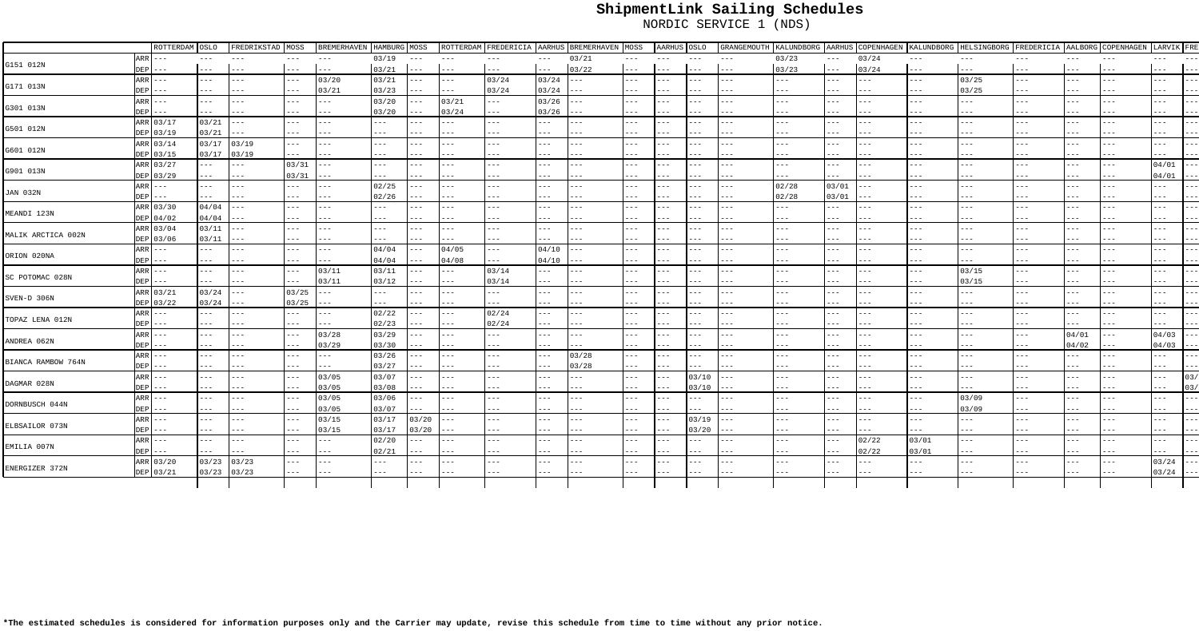# ShipmentLink Sailing Schedules

NORDIC SERVICE 1 (NDS)

| | | ROTTERDAM | OSLO | FREDRIKSTAD | MOSS | BREMERHAVEN | HAMBURG | MOSS | ROTTERDAM | FREDERICIA | AARHUS | BREMERHAVEN | MOSS | AARHUS | OSLO | GRANGEMOUTH | KALUNDBORG | AARHUS | COPENHAGEN | KALUNDBORG | HELSINGBORG | FREDERICIA | AALBORG | COPENHAGEN | LARVIK | FRE |
|---|---|---|---|---|---|---|---|---|---|---|---|---|---|---|---|---|---|---|---|---|---|---|---|---|---|---|
| G151 012N | ARR | --- | --- | --- | --- | --- | 03/19 | --- | --- | --- | --- | 03/21 | --- | --- | --- | --- | 03/23 | --- | 03/24 | --- | --- | --- | --- | --- | --- | --- |
| | DEP | --- | --- | --- | --- | --- | 03/21 | --- | --- | --- | --- | 03/22 | --- | --- | --- | --- | 03/23 | --- | 03/24 | --- | --- | --- | --- | --- | --- | --- |
| G171 013N | ARR | --- | --- | --- | --- | 03/20 | 03/21 | --- | --- | 03/24 | 03/24 | --- | --- | --- | --- | --- | --- | --- | --- | --- | 03/25 | --- | --- | --- | --- | --- |
| | DEP | --- | --- | --- | --- | 03/21 | 03/23 | --- | --- | 03/24 | 03/24 | --- | --- | --- | --- | --- | --- | --- | --- | --- | 03/25 | --- | --- | --- | --- | --- |
| G301 013N | ARR | --- | --- | --- | --- | --- | 03/20 | --- | 03/21 | --- | 03/26 | --- | --- | --- | --- | --- | --- | --- | --- | --- | --- | --- | --- | --- | --- | --- |
| | DEP | --- | --- | --- | --- | --- | 03/20 | --- | 03/24 | --- | 03/26 | --- | --- | --- | --- | --- | --- | --- | --- | --- | --- | --- | --- | --- | --- | --- |
| G501 012N | ARR | 03/17 | 03/21 | --- | --- | --- | --- | --- | --- | --- | --- | --- | --- | --- | --- | --- | --- | --- | --- | --- | --- | --- | --- | --- | --- | --- |
| | DEP | 03/19 | 03/21 | --- | --- | --- | --- | --- | --- | --- | --- | --- | --- | --- | --- | --- | --- | --- | --- | --- | --- | --- | --- | --- | --- | --- |
| G601 012N | ARR | 03/14 | 03/17 | 03/19 | --- | --- | --- | --- | --- | --- | --- | --- | --- | --- | --- | --- | --- | --- | --- | --- | --- | --- | --- | --- | --- | --- |
| | DEP | 03/15 | 03/17 | 03/19 | --- | --- | --- | --- | --- | --- | --- | --- | --- | --- | --- | --- | --- | --- | --- | --- | --- | --- | --- | --- | --- | --- |
| G901 013N | ARR | 03/27 | --- | --- | 03/31 | --- | --- | --- | --- | --- | --- | --- | --- | --- | --- | --- | --- | --- | --- | --- | --- | --- | --- | --- | 04/01 | --- |
| | DEP | 03/29 | --- | --- | 03/31 | --- | --- | --- | --- | --- | --- | --- | --- | --- | --- | --- | --- | --- | --- | --- | --- | --- | --- | --- | 04/01 | --- |
| JAN 032N | ARR | --- | --- | --- | --- | --- | 02/25 | --- | --- | --- | --- | --- | --- | --- | --- | --- | 02/28 | 03/01 | --- | --- | --- | --- | --- | --- | --- | --- |
| | DEP | --- | --- | --- | --- | --- | 02/26 | --- | --- | --- | --- | --- | --- | --- | --- | --- | 02/28 | 03/01 | --- | --- | --- | --- | --- | --- | --- | --- |
| MEANDI 123N | ARR | 03/30 | 04/04 | --- | --- | --- | --- | --- | --- | --- | --- | --- | --- | --- | --- | --- | --- | --- | --- | --- | --- | --- | --- | --- | --- | --- |
| | DEP | 04/02 | 04/04 | --- | --- | --- | --- | --- | --- | --- | --- | --- | --- | --- | --- | --- | --- | --- | --- | --- | --- | --- | --- | --- | --- | --- |
| MALIK ARCTICA 002N | ARR | 03/04 | 03/11 | --- | --- | --- | --- | --- | --- | --- | --- | --- | --- | --- | --- | --- | --- | --- | --- | --- | --- | --- | --- | --- | --- | --- |
| | DEP | 03/06 | 03/11 | --- | --- | --- | --- | --- | --- | --- | --- | --- | --- | --- | --- | --- | --- | --- | --- | --- | --- | --- | --- | --- | --- | --- |
| ORION 020NA | ARR | --- | --- | --- | --- | --- | 04/04 | --- | 04/05 | --- | 04/10 | --- | --- | --- | --- | --- | --- | --- | --- | --- | --- | --- | --- | --- | --- | --- |
| | DEP | --- | --- | --- | --- | --- | 04/04 | --- | 04/08 | --- | 04/10 | --- | --- | --- | --- | --- | --- | --- | --- | --- | --- | --- | --- | --- | --- | --- |
| SC POTOMAC 028N | ARR | --- | --- | --- | --- | 03/11 | 03/11 | --- | --- | 03/14 | --- | --- | --- | --- | --- | --- | --- | --- | --- | --- | 03/15 | --- | --- | --- | --- | --- |
| | DEP | --- | --- | --- | --- | 03/11 | 03/12 | --- | --- | 03/14 | --- | --- | --- | --- | --- | --- | --- | --- | --- | --- | 03/15 | --- | --- | --- | --- | --- |
| SVEN-D 306N | ARR | 03/21 | 03/24 | --- | 03/25 | --- | --- | --- | --- | --- | --- | --- | --- | --- | --- | --- | --- | --- | --- | --- | --- | --- | --- | --- | --- | --- |
| | DEP | 03/22 | 03/24 | --- | 03/25 | --- | --- | --- | --- | --- | --- | --- | --- | --- | --- | --- | --- | --- | --- | --- | --- | --- | --- | --- | --- | --- |
| TOPAZ LENA 012N | ARR | --- | --- | --- | --- | --- | 02/22 | --- | --- | 02/24 | --- | --- | --- | --- | --- | --- | --- | --- | --- | --- | --- | --- | --- | --- | --- | --- |
| | DEP | --- | --- | --- | --- | --- | 02/23 | --- | --- | 02/24 | --- | --- | --- | --- | --- | --- | --- | --- | --- | --- | --- | --- | --- | --- | --- | --- |
| ANDREA 062N | ARR | --- | --- | --- | --- | 03/28 | 03/29 | --- | --- | --- | --- | --- | --- | --- | --- | --- | --- | --- | --- | --- | --- | --- | 04/01 | --- | 04/03 | --- |
| | DEP | --- | --- | --- | --- | 03/29 | 03/30 | --- | --- | --- | --- | --- | --- | --- | --- | --- | --- | --- | --- | --- | --- | --- | 04/02 | --- | 04/03 | --- |
| BIANCA RAMBOW 764N | ARR | --- | --- | --- | --- | --- | 03/26 | --- | --- | --- | --- | 03/28 | --- | --- | --- | --- | --- | --- | --- | --- | --- | --- | --- | --- | --- | --- |
| | DEP | --- | --- | --- | --- | --- | 03/27 | --- | --- | --- | --- | 03/28 | --- | --- | --- | --- | --- | --- | --- | --- | --- | --- | --- | --- | --- | --- |
| DAGMAR 028N | ARR | --- | --- | --- | --- | 03/05 | 03/07 | --- | --- | --- | --- | --- | --- | --- | 03/10 | --- | --- | --- | --- | --- | --- | --- | --- | --- | --- | 03/ |
| | DEP | --- | --- | --- | --- | 03/05 | 03/08 | --- | --- | --- | --- | --- | --- | --- | 03/10 | --- | --- | --- | --- | --- | --- | --- | --- | --- | --- | 03/ |
| DORNBUSCH 044N | ARR | --- | --- | --- | --- | 03/05 | 03/06 | --- | --- | --- | --- | --- | --- | --- | --- | --- | --- | --- | --- | --- | 03/09 | --- | --- | --- | --- | --- |
| | DEP | --- | --- | --- | --- | 03/05 | 03/07 | --- | --- | --- | --- | --- | --- | --- | --- | --- | --- | --- | --- | --- | 03/09 | --- | --- | --- | --- | --- |
| ELBSAILOR 073N | ARR | --- | --- | --- | --- | 03/15 | 03/17 | 03/20 | --- | --- | --- | --- | --- | --- | 03/19 | --- | --- | --- | --- | --- | --- | --- | --- | --- | --- | --- |
| | DEP | --- | --- | --- | --- | 03/15 | 03/17 | 03/20 | --- | --- | --- | --- | --- | --- | 03/20 | --- | --- | --- | --- | --- | --- | --- | --- | --- | --- | --- |
| EMILIA 007N | ARR | --- | --- | --- | --- | --- | 02/20 | --- | --- | --- | --- | --- | --- | --- | --- | --- | --- | --- | 02/22 | 03/01 | --- | --- | --- | --- | --- | --- |
| | DEP | --- | --- | --- | --- | --- | 02/21 | --- | --- | --- | --- | --- | --- | --- | --- | --- | --- | --- | 02/22 | 03/01 | --- | --- | --- | --- | --- | --- |
| ENERGIZER 372N | ARR | 03/20 | 03/23 | 03/23 | --- | --- | --- | --- | --- | --- | --- | --- | --- | --- | --- | --- | --- | --- | --- | --- | --- | --- | --- | --- | 03/24 | --- |
| | DEP | 03/21 | 03/23 | 03/23 | --- | --- | --- | --- | --- | --- | --- | --- | --- | --- | --- | --- | --- | --- | --- | --- | --- | --- | --- | --- | 03/24 | --- |

*The estimated schedules is considered for information purposes only and the Carrier may update, revise this schedule from time to time without any prior notice.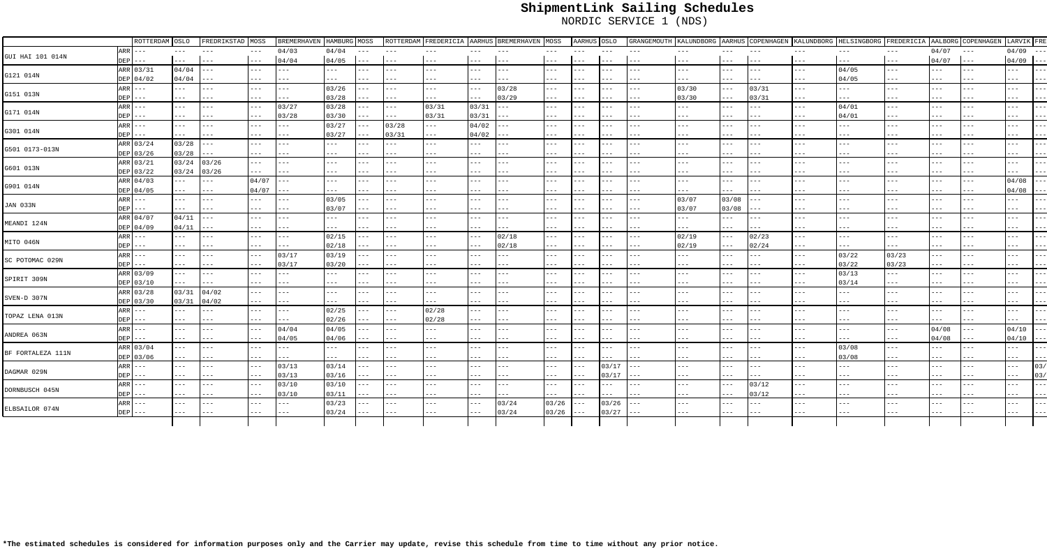# ShipmentLink Sailing Schedules

NORDIC SERVICE 1 (NDS)

| | | ROTTERDAM | OSLO | FREDRIKSTAD | MOSS | BREMERHAVEN | HAMBURG | MOSS | ROTTERDAM | FREDERICIA | AARHUS | BREMERHAVEN | MOSS | AARHUS | OSLO | GRANGEMOUTH | KALUNDBORG | AARHUS | COPENHAGEN | KALUNDBORG | HELSINGBORG | FREDERICIA | AALBORG | COPENHAGEN | LARVIK | FRE |
|---|---|---|---|---|---|---|---|---|---|---|---|---|---|---|---|---|---|---|---|---|---|---|---|---|---|---|
| GUI HAI 101 014N | ARR | --- | --- | --- | --- | 04/03 | 04/04 | --- | --- | --- | --- | --- | --- | --- | --- | --- | --- | --- | --- | --- | --- | --- | 04/07 | --- | 04/09 | --- |
| | DEP | --- | --- | --- | --- | 04/04 | 04/05 | --- | --- | --- | --- | --- | --- | --- | --- | --- | --- | --- | --- | --- | --- | --- | 04/07 | --- | 04/09 | --- |
| G121 014N | ARR | 03/31 | 04/04 | --- | --- | --- | --- | --- | --- | --- | --- | --- | --- | --- | --- | --- | --- | --- | --- | --- | 04/05 | --- | --- | --- | --- | --- |
| | DEP | 04/02 | 04/04 | --- | --- | --- | --- | --- | --- | --- | --- | --- | --- | --- | --- | --- | --- | --- | --- | --- | 04/05 | --- | --- | --- | --- | --- |
| G151 013N | ARR | --- | --- | --- | --- | --- | 03/26 | --- | --- | --- | --- | 03/28 | --- | --- | --- | --- | 03/30 | --- | 03/31 | --- | --- | --- | --- | --- | --- | --- |
| | DEP | --- | --- | --- | --- | --- | 03/28 | --- | --- | --- | --- | 03/29 | --- | --- | --- | --- | 03/30 | --- | 03/31 | --- | --- | --- | --- | --- | --- | --- |
| G171 014N | ARR | --- | --- | --- | --- | 03/27 | 03/28 | --- | --- | 03/31 | 03/31 | --- | --- | --- | --- | --- | --- | --- | --- | --- | 04/01 | --- | --- | --- | --- | --- |
| | DEP | --- | --- | --- | --- | 03/28 | 03/30 | --- | --- | 03/31 | 03/31 | --- | --- | --- | --- | --- | --- | --- | --- | --- | 04/01 | --- | --- | --- | --- | --- |
| G301 014N | ARR | --- | --- | --- | --- | --- | 03/27 | --- | 03/28 | --- | 04/02 | --- | --- | --- | --- | --- | --- | --- | --- | --- | --- | --- | --- | --- | --- | --- |
| | DEP | --- | --- | --- | --- | --- | 03/27 | --- | 03/31 | --- | 04/02 | --- | --- | --- | --- | --- | --- | --- | --- | --- | --- | --- | --- | --- | --- | --- |
| G501 0173-013N | ARR | 03/24 | 03/28 | --- | --- | --- | --- | --- | --- | --- | --- | --- | --- | --- | --- | --- | --- | --- | --- | --- | --- | --- | --- | --- | --- | --- |
| | DEP | 03/26 | 03/28 | --- | --- | --- | --- | --- | --- | --- | --- | --- | --- | --- | --- | --- | --- | --- | --- | --- | --- | --- | --- | --- | --- | --- |
| G601 013N | ARR | 03/21 | 03/24 | 03/26 | --- | --- | --- | --- | --- | --- | --- | --- | --- | --- | --- | --- | --- | --- | --- | --- | --- | --- | --- | --- | --- | --- |
| | DEP | 03/22 | 03/24 | 03/26 | --- | --- | --- | --- | --- | --- | --- | --- | --- | --- | --- | --- | --- | --- | --- | --- | --- | --- | --- | --- | --- | --- |
| G901 014N | ARR | 04/03 | --- | --- | 04/07 | --- | --- | --- | --- | --- | --- | --- | --- | --- | --- | --- | --- | --- | --- | --- | --- | --- | --- | --- | 04/08 | --- |
| | DEP | 04/05 | --- | --- | 04/07 | --- | --- | --- | --- | --- | --- | --- | --- | --- | --- | --- | --- | --- | --- | --- | --- | --- | --- | --- | 04/08 | --- |
| JAN 033N | ARR | --- | --- | --- | --- | --- | 03/05 | --- | --- | --- | --- | --- | --- | --- | --- | --- | 03/07 | 03/08 | --- | --- | --- | --- | --- | --- | --- | --- |
| | DEP | --- | --- | --- | --- | --- | 03/07 | --- | --- | --- | --- | --- | --- | --- | --- | --- | 03/07 | 03/08 | --- | --- | --- | --- | --- | --- | --- | --- |
| MEANDI 124N | ARR | 04/07 | 04/11 | --- | --- | --- | --- | --- | --- | --- | --- | --- | --- | --- | --- | --- | --- | --- | --- | --- | --- | --- | --- | --- | --- | --- |
| | DEP | 04/09 | 04/11 | --- | --- | --- | --- | --- | --- | --- | --- | --- | --- | --- | --- | --- | --- | --- | --- | --- | --- | --- | --- | --- | --- | --- |
| MITO 046N | ARR | --- | --- | --- | --- | --- | 02/15 | --- | --- | --- | --- | 02/18 | --- | --- | --- | --- | 02/19 | --- | 02/23 | --- | --- | --- | --- | --- | --- | --- |
| | DEP | --- | --- | --- | --- | --- | 02/18 | --- | --- | --- | --- | 02/18 | --- | --- | --- | --- | 02/19 | --- | 02/24 | --- | --- | --- | --- | --- | --- | --- |
| SC POTOMAC 029N | ARR | --- | --- | --- | --- | 03/17 | 03/19 | --- | --- | --- | --- | --- | --- | --- | --- | --- | --- | --- | --- | --- | 03/22 | 03/23 | --- | --- | --- | --- |
| | DEP | --- | --- | --- | --- | 03/17 | 03/20 | --- | --- | --- | --- | --- | --- | --- | --- | --- | --- | --- | --- | --- | 03/22 | 03/23 | --- | --- | --- | --- |
| SPIRIT 309N | ARR | 03/09 | --- | --- | --- | --- | --- | --- | --- | --- | --- | --- | --- | --- | --- | --- | --- | --- | --- | --- | 03/13 | --- | --- | --- | --- | --- |
| | DEP | 03/10 | --- | --- | --- | --- | --- | --- | --- | --- | --- | --- | --- | --- | --- | --- | --- | --- | --- | --- | 03/14 | --- | --- | --- | --- | --- |
| SVEN-D 307N | ARR | 03/28 | 03/31 | 04/02 | --- | --- | --- | --- | --- | --- | --- | --- | --- | --- | --- | --- | --- | --- | --- | --- | --- | --- | --- | --- | --- | --- |
| | DEP | 03/30 | 03/31 | 04/02 | --- | --- | --- | --- | --- | --- | --- | --- | --- | --- | --- | --- | --- | --- | --- | --- | --- | --- | --- | --- | --- | --- |
| TOPAZ LENA 013N | ARR | --- | --- | --- | --- | --- | 02/25 | --- | --- | 02/28 | --- | --- | --- | --- | --- | --- | --- | --- | --- | --- | --- | --- | --- | --- | --- | --- |
| | DEP | --- | --- | --- | --- | --- | 02/26 | --- | --- | 02/28 | --- | --- | --- | --- | --- | --- | --- | --- | --- | --- | --- | --- | --- | --- | --- | --- |
| ANDREA 063N | ARR | --- | --- | --- | --- | 04/04 | 04/05 | --- | --- | --- | --- | --- | --- | --- | --- | --- | --- | --- | --- | --- | --- | --- | 04/08 | --- | 04/10 | --- |
| | DEP | --- | --- | --- | --- | 04/05 | 04/06 | --- | --- | --- | --- | --- | --- | --- | --- | --- | --- | --- | --- | --- | --- | --- | 04/08 | --- | 04/10 | --- |
| BF FORTALEZA 111N | ARR | 03/04 | --- | --- | --- | --- | --- | --- | --- | --- | --- | --- | --- | --- | --- | --- | --- | --- | --- | --- | 03/08 | --- | --- | --- | --- | --- |
| | DEP | 03/06 | --- | --- | --- | --- | --- | --- | --- | --- | --- | --- | --- | --- | --- | --- | --- | --- | --- | --- | 03/08 | --- | --- | --- | --- | --- |
| DAGMAR 029N | ARR | --- | --- | --- | --- | 03/13 | 03/14 | --- | --- | --- | --- | --- | --- | --- | 03/17 | --- | --- | --- | --- | --- | --- | --- | --- | --- | --- | 03/ |
| | DEP | --- | --- | --- | --- | 03/13 | 03/16 | --- | --- | --- | --- | --- | --- | --- | 03/17 | --- | --- | --- | --- | --- | --- | --- | --- | --- | --- | 03/ |
| DORNBUSCH 045N | ARR | --- | --- | --- | --- | 03/10 | 03/10 | --- | --- | --- | --- | --- | --- | --- | --- | --- | --- | --- | 03/12 | --- | --- | --- | --- | --- | --- | --- |
| | DEP | --- | --- | --- | --- | 03/10 | 03/11 | --- | --- | --- | --- | --- | --- | --- | --- | --- | --- | --- | 03/12 | --- | --- | --- | --- | --- | --- | --- |
| ELBSAILOR 074N | ARR | --- | --- | --- | --- | --- | 03/23 | --- | --- | --- | --- | 03/24 | 03/26 | --- | 03/26 | --- | --- | --- | --- | --- | --- | --- | --- | --- | --- | --- |
| | DEP | --- | --- | --- | --- | --- | 03/24 | --- | --- | --- | --- | 03/24 | 03/26 | --- | 03/27 | --- | --- | --- | --- | --- | --- | --- | --- | --- | --- | --- |

*The estimated schedules is considered for information purposes only and the Carrier may update, revise this schedule from time to time without any prior notice.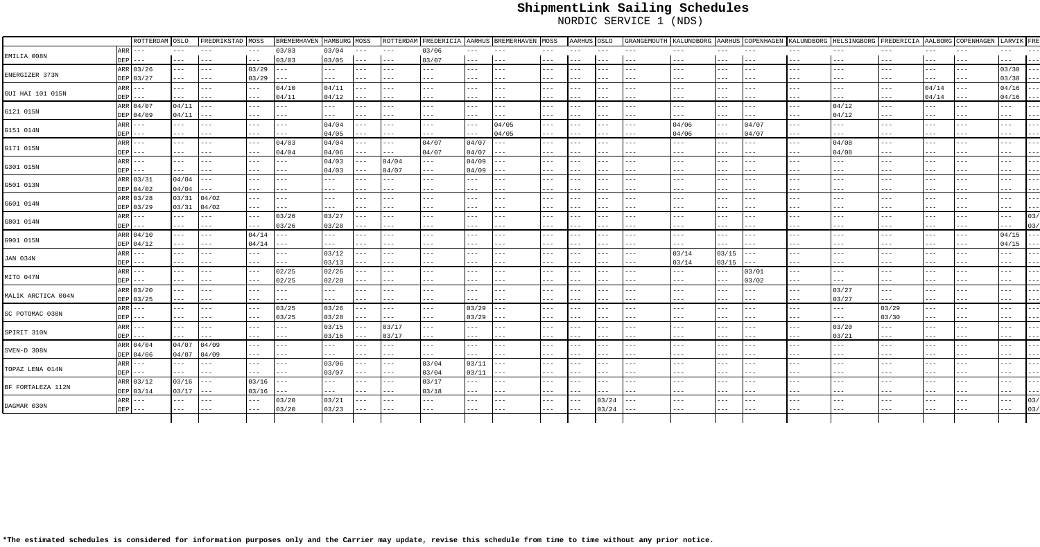# ShipmentLink Sailing Schedules

NORDIC SERVICE 1 (NDS)

| | | ROTTERDAM | OSLO | FREDRIKSTAD | MOSS | BREMERHAVEN | HAMBURG | MOSS | ROTTERDAM | FREDERICIA | AARHUS | BREMERHAVEN | MOSS | AARHUS | OSLO | GRANGEMOUTH | KALUNDBORG | AARHUS | COPENHAGEN | KALUNDBORG | HELSINGBORG | FREDERICIA | AALBORG | COPENHAGEN | LARVIK | FRE |
|---|---|---|---|---|---|---|---|---|---|---|---|---|---|---|---|---|---|---|---|---|---|---|---|---|---|---|
| EMILIA 008N | ARR | --- | --- | --- | --- | 03/03 | 03/04 | --- | --- | 03/06 | --- | --- | --- | --- | --- | --- | --- | --- | --- | --- | --- | --- | --- | --- | --- | --- |
| | DEP | --- | --- | --- | --- | 03/03 | 03/05 | --- | --- | 03/07 | --- | --- | --- | --- | --- | --- | --- | --- | --- | --- | --- | --- | --- | --- | --- | --- |
| ENERGIZER 373N | ARR | 03/26 | --- | --- | 03/29 | --- | --- | --- | --- | --- | --- | --- | --- | --- | --- | --- | --- | --- | --- | --- | --- | --- | --- | --- | 03/30 | --- |
| | DEP | 03/27 | --- | --- | 03/29 | --- | --- | --- | --- | --- | --- | --- | --- | --- | --- | --- | --- | --- | --- | --- | --- | --- | --- | --- | 03/30 | --- |
| GUI HAI 101 015N | ARR | --- | --- | --- | --- | 04/10 | 04/11 | --- | --- | --- | --- | --- | --- | --- | --- | --- | --- | --- | --- | --- | --- | --- | 04/14 | --- | 04/16 | --- |
| | DEP | --- | --- | --- | --- | 04/11 | 04/12 | --- | --- | --- | --- | --- | --- | --- | --- | --- | --- | --- | --- | --- | --- | --- | 04/14 | --- | 04/16 | --- |
| G121 015N | ARR | 04/07 | 04/11 | --- | --- | --- | --- | --- | --- | --- | --- | --- | --- | --- | --- | --- | --- | --- | --- | --- | 04/12 | --- | --- | --- | --- | --- |
| | DEP | 04/09 | 04/11 | --- | --- | --- | --- | --- | --- | --- | --- | --- | --- | --- | --- | --- | --- | --- | --- | --- | 04/12 | --- | --- | --- | --- | --- |
| G151 014N | ARR | --- | --- | --- | --- | --- | 04/04 | --- | --- | --- | --- | 04/05 | --- | --- | --- | --- | 04/06 | --- | 04/07 | --- | --- | --- | --- | --- | --- | --- |
| | DEP | --- | --- | --- | --- | --- | 04/05 | --- | --- | --- | --- | 04/05 | --- | --- | --- | --- | 04/06 | --- | 04/07 | --- | --- | --- | --- | --- | --- | --- |
| G171 015N | ARR | --- | --- | --- | --- | 04/03 | 04/04 | --- | --- | 04/07 | 04/07 | --- | --- | --- | --- | --- | --- | --- | --- | --- | 04/08 | --- | --- | --- | --- | --- |
| | DEP | --- | --- | --- | --- | 04/04 | 04/06 | --- | --- | 04/07 | 04/07 | --- | --- | --- | --- | --- | --- | --- | --- | --- | 04/08 | --- | --- | --- | --- | --- |
| G301 015N | ARR | --- | --- | --- | --- | --- | 04/03 | --- | 04/04 | --- | 04/09 | --- | --- | --- | --- | --- | --- | --- | --- | --- | --- | --- | --- | --- | --- | --- |
| | DEP | --- | --- | --- | --- | --- | 04/03 | --- | 04/07 | --- | 04/09 | --- | --- | --- | --- | --- | --- | --- | --- | --- | --- | --- | --- | --- | --- | --- |
| G501 013N | ARR | 03/31 | 04/04 | --- | --- | --- | --- | --- | --- | --- | --- | --- | --- | --- | --- | --- | --- | --- | --- | --- | --- | --- | --- | --- | --- | --- |
| | DEP | 04/02 | 04/04 | --- | --- | --- | --- | --- | --- | --- | --- | --- | --- | --- | --- | --- | --- | --- | --- | --- | --- | --- | --- | --- | --- | --- |
| G601 014N | ARR | 03/28 | 03/31 | 04/02 | --- | --- | --- | --- | --- | --- | --- | --- | --- | --- | --- | --- | --- | --- | --- | --- | --- | --- | --- | --- | --- | --- |
| | DEP | 03/29 | 03/31 | 04/02 | --- | --- | --- | --- | --- | --- | --- | --- | --- | --- | --- | --- | --- | --- | --- | --- | --- | --- | --- | --- | --- | --- |
| G801 014N | ARR | --- | --- | --- | --- | 03/26 | 03/27 | --- | --- | --- | --- | --- | --- | --- | --- | --- | --- | --- | --- | --- | --- | --- | --- | --- | --- | 03/ |
| | DEP | --- | --- | --- | --- | 03/26 | 03/28 | --- | --- | --- | --- | --- | --- | --- | --- | --- | --- | --- | --- | --- | --- | --- | --- | --- | --- | 03/ |
| G901 015N | ARR | 04/10 | --- | --- | 04/14 | --- | --- | --- | --- | --- | --- | --- | --- | --- | --- | --- | --- | --- | --- | --- | --- | --- | --- | --- | 04/15 | --- |
| | DEP | 04/12 | --- | --- | 04/14 | --- | --- | --- | --- | --- | --- | --- | --- | --- | --- | --- | --- | --- | --- | --- | --- | --- | --- | --- | 04/15 | --- |
| JAN 034N | ARR | --- | --- | --- | --- | --- | 03/12 | --- | --- | --- | --- | --- | --- | --- | --- | --- | 03/14 | 03/15 | --- | --- | --- | --- | --- | --- | --- | --- |
| | DEP | --- | --- | --- | --- | --- | 03/13 | --- | --- | --- | --- | --- | --- | --- | --- | --- | 03/14 | 03/15 | --- | --- | --- | --- | --- | --- | --- | --- |
| MITO 047N | ARR | --- | --- | --- | --- | 02/25 | 02/26 | --- | --- | --- | --- | --- | --- | --- | --- | --- | --- | --- | 03/01 | --- | --- | --- | --- | --- | --- | --- |
| | DEP | --- | --- | --- | --- | 02/25 | 02/28 | --- | --- | --- | --- | --- | --- | --- | --- | --- | --- | --- | 03/02 | --- | --- | --- | --- | --- | --- | --- |
| MALIK ARCTICA 004N | ARR | 03/20 | --- | --- | --- | --- | --- | --- | --- | --- | --- | --- | --- | --- | --- | --- | --- | --- | --- | --- | 03/27 | --- | --- | --- | --- | --- |
| | DEP | 03/25 | --- | --- | --- | --- | --- | --- | --- | --- | --- | --- | --- | --- | --- | --- | --- | --- | --- | --- | 03/27 | --- | --- | --- | --- | --- |
| SC POTOMAC 030N | ARR | --- | --- | --- | --- | 03/25 | 03/26 | --- | --- | --- | 03/29 | --- | --- | --- | --- | --- | --- | --- | --- | --- | --- | 03/29 | --- | --- | --- | --- |
| | DEP | --- | --- | --- | --- | 03/25 | 03/28 | --- | --- | --- | 03/29 | --- | --- | --- | --- | --- | --- | --- | --- | --- | --- | 03/30 | --- | --- | --- | --- |
| SPIRIT 310N | ARR | --- | --- | --- | --- | --- | 03/15 | --- | 03/17 | --- | --- | --- | --- | --- | --- | --- | --- | --- | --- | --- | 03/20 | --- | --- | --- | --- | --- |
| | DEP | --- | --- | --- | --- | --- | 03/16 | --- | 03/17 | --- | --- | --- | --- | --- | --- | --- | --- | --- | --- | --- | 03/21 | --- | --- | --- | --- | --- |
| SVEN-D 308N | ARR | 04/04 | 04/07 | 04/09 | --- | --- | --- | --- | --- | --- | --- | --- | --- | --- | --- | --- | --- | --- | --- | --- | --- | --- | --- | --- | --- | --- |
| | DEP | 04/06 | 04/07 | 04/09 | --- | --- | --- | --- | --- | --- | --- | --- | --- | --- | --- | --- | --- | --- | --- | --- | --- | --- | --- | --- | --- | --- |
| TOPAZ LENA 014N | ARR | --- | --- | --- | --- | --- | 03/06 | --- | --- | 03/04 | 03/11 | --- | --- | --- | --- | --- | --- | --- | --- | --- | --- | --- | --- | --- | --- | --- |
| | DEP | --- | --- | --- | --- | --- | 03/07 | --- | --- | 03/04 | 03/11 | --- | --- | --- | --- | --- | --- | --- | --- | --- | --- | --- | --- | --- | --- | --- |
| BF FORTALEZA 112N | ARR | 03/12 | 03/16 | --- | 03/16 | --- | --- | --- | --- | 03/17 | --- | --- | --- | --- | --- | --- | --- | --- | --- | --- | --- | --- | --- | --- | --- | --- |
| | DEP | 03/14 | 03/17 | --- | 03/16 | --- | --- | --- | --- | 03/18 | --- | --- | --- | --- | --- | --- | --- | --- | --- | --- | --- | --- | --- | --- | --- | --- |
| DAGMAR 030N | ARR | --- | --- | --- | --- | 03/20 | 03/21 | --- | --- | --- | --- | --- | --- | --- | 03/24 | --- | --- | --- | --- | --- | --- | --- | --- | --- | --- | 03/ |
| | DEP | --- | --- | --- | --- | 03/20 | 03/23 | --- | --- | --- | --- | --- | --- | --- | 03/24 | --- | --- | --- | --- | --- | --- | --- | --- | --- | --- | 03/ |

**\*The estimated schedules is considered for information purposes only and the Carrier may update, revise this schedule from time to time without any prior notice.**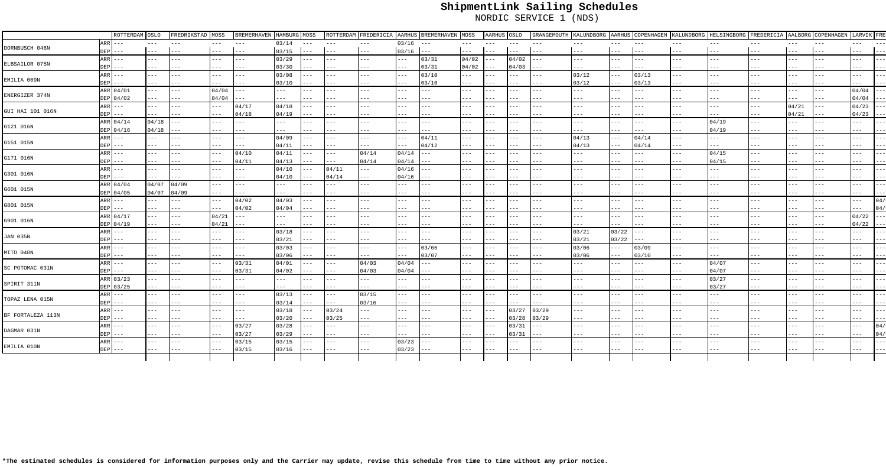# ShipmentLink Sailing Schedules

NORDIC SERVICE 1 (NDS)

| | | ROTTERDAM | OSLO | FREDRIKSTAD | MOSS | BREMERHAVEN | HAMBURG | MOSS | ROTTERDAM | FREDERICIA | AARHUS | BREMERHAVEN | MOSS | AARHUS | OSLO | GRANGEMOUTH | KALUNDBORG | AARHUS | COPENHAGEN | KALUNDBORG | HELSINGBORG | FREDERICIA | AALBORG | COPENHAGEN | LARVIK | FRE |
|---|---|---|---|---|---|---|---|---|---|---|---|---|---|---|---|---|---|---|---|---|---|---|---|---|---|---|
| DORNBUSCH 046N | ARR | --- | --- | --- | --- | --- | 03/14 | --- | --- | --- | 03/16 | --- | --- | --- | --- | --- | --- | --- | --- | --- | --- | --- | --- | --- | --- | --- |
| | DEP | --- | --- | --- | --- | --- | 03/15 | --- | --- | --- | 03/16 | --- | --- | --- | --- | --- | --- | --- | --- | --- | --- | --- | --- | --- | --- | --- |
| ELBSAILOR 075N | ARR | --- | --- | --- | --- | --- | 03/29 | --- | --- | --- | --- | 03/31 | 04/02 | --- | 04/02 | --- | --- | --- | --- | --- | --- | --- | --- | --- | --- | --- |
| | DEP | --- | --- | --- | --- | --- | 03/30 | --- | --- | --- | --- | 03/31 | 04/02 | --- | 04/03 | --- | --- | --- | --- | --- | --- | --- | --- | --- | --- | --- |
| EMILIA 009N | ARR | --- | --- | --- | --- | --- | 03/08 | --- | --- | --- | --- | 03/10 | --- | --- | --- | --- | 03/12 | --- | 03/13 | --- | --- | --- | --- | --- | --- | --- |
| | DEP | --- | --- | --- | --- | --- | 03/10 | --- | --- | --- | --- | 03/10 | --- | --- | --- | --- | 03/12 | --- | 03/13 | --- | --- | --- | --- | --- | --- | --- |
| ENERGIZER 374N | ARR | 04/01 | --- | --- | 04/04 | --- | --- | --- | --- | --- | --- | --- | --- | --- | --- | --- | --- | --- | --- | --- | --- | --- | --- | --- | 04/04 | --- |
| | DEP | 04/02 | --- | --- | 04/04 | --- | --- | --- | --- | --- | --- | --- | --- | --- | --- | --- | --- | --- | --- | --- | --- | --- | --- | --- | 04/04 | --- |
| GUI HAI 101 016N | ARR | --- | --- | --- | --- | 04/17 | 04/18 | --- | --- | --- | --- | --- | --- | --- | --- | --- | --- | --- | --- | --- | --- | --- | 04/21 | --- | 04/23 | --- |
| | DEP | --- | --- | --- | --- | 04/18 | 04/19 | --- | --- | --- | --- | --- | --- | --- | --- | --- | --- | --- | --- | --- | --- | --- | 04/21 | --- | 04/23 | --- |
| G121 016N | ARR | 04/14 | 04/18 | --- | --- | --- | --- | --- | --- | --- | --- | --- | --- | --- | --- | --- | --- | --- | --- | --- | 04/19 | --- | --- | --- | --- | --- |
| | DEP | 04/16 | 04/18 | --- | --- | --- | --- | --- | --- | --- | --- | --- | --- | --- | --- | --- | --- | --- | --- | --- | 04/19 | --- | --- | --- | --- | --- |
| G151 015N | ARR | --- | --- | --- | --- | --- | 04/09 | --- | --- | --- | --- | 04/11 | --- | --- | --- | --- | 04/13 | --- | 04/14 | --- | --- | --- | --- | --- | --- | --- |
| | DEP | --- | --- | --- | --- | --- | 04/11 | --- | --- | --- | --- | 04/12 | --- | --- | --- | --- | 04/13 | --- | 04/14 | --- | --- | --- | --- | --- | --- | --- |
| G171 016N | ARR | --- | --- | --- | --- | 04/10 | 04/11 | --- | --- | 04/14 | 04/14 | --- | --- | --- | --- | --- | --- | --- | --- | --- | 04/15 | --- | --- | --- | --- | --- |
| | DEP | --- | --- | --- | --- | 04/11 | 04/13 | --- | --- | 04/14 | 04/14 | --- | --- | --- | --- | --- | --- | --- | --- | --- | 04/15 | --- | --- | --- | --- | --- |
| G301 016N | ARR | --- | --- | --- | --- | --- | 04/10 | --- | 04/11 | --- | 04/16 | --- | --- | --- | --- | --- | --- | --- | --- | --- | --- | --- | --- | --- | --- | --- |
| | DEP | --- | --- | --- | --- | --- | 04/10 | --- | 04/14 | --- | 04/16 | --- | --- | --- | --- | --- | --- | --- | --- | --- | --- | --- | --- | --- | --- | --- |
| G601 015N | ARR | 04/04 | 04/07 | 04/09 | --- | --- | --- | --- | --- | --- | --- | --- | --- | --- | --- | --- | --- | --- | --- | --- | --- | --- | --- | --- | --- | --- |
| | DEP | 04/05 | 04/07 | 04/09 | --- | --- | --- | --- | --- | --- | --- | --- | --- | --- | --- | --- | --- | --- | --- | --- | --- | --- | --- | --- | --- | --- |
| G801 015N | ARR | --- | --- | --- | --- | 04/02 | 04/03 | --- | --- | --- | --- | --- | --- | --- | --- | --- | --- | --- | --- | --- | --- | --- | --- | --- | --- | 04/ |
| | DEP | --- | --- | --- | --- | 04/02 | 04/04 | --- | --- | --- | --- | --- | --- | --- | --- | --- | --- | --- | --- | --- | --- | --- | --- | --- | --- | 04/ |
| G901 016N | ARR | 04/17 | --- | --- | 04/21 | --- | --- | --- | --- | --- | --- | --- | --- | --- | --- | --- | --- | --- | --- | --- | --- | --- | --- | --- | 04/22 | --- |
| | DEP | 04/19 | --- | --- | 04/21 | --- | --- | --- | --- | --- | --- | --- | --- | --- | --- | --- | --- | --- | --- | --- | --- | --- | --- | --- | 04/22 | --- |
| JAN 035N | ARR | --- | --- | --- | --- | --- | 03/18 | --- | --- | --- | --- | --- | --- | --- | --- | --- | 03/21 | 03/22 | --- | --- | --- | --- | --- | --- | --- | --- |
| | DEP | --- | --- | --- | --- | --- | 03/21 | --- | --- | --- | --- | --- | --- | --- | --- | --- | 03/21 | 03/22 | --- | --- | --- | --- | --- | --- | --- | --- |
| MITO 048N | ARR | --- | --- | --- | --- | --- | 03/03 | --- | --- | --- | --- | 03/06 | --- | --- | --- | --- | 03/06 | --- | 03/09 | --- | --- | --- | --- | --- | --- | --- |
| | DEP | --- | --- | --- | --- | --- | 03/06 | --- | --- | --- | --- | 03/07 | --- | --- | --- | --- | 03/06 | --- | 03/10 | --- | --- | --- | --- | --- | --- | --- |
| SC POTOMAC 031N | ARR | --- | --- | --- | --- | 03/31 | 04/01 | --- | --- | 04/03 | 04/04 | --- | --- | --- | --- | --- | --- | --- | --- | --- | 04/07 | --- | --- | --- | --- | --- |
| | DEP | --- | --- | --- | --- | 03/31 | 04/02 | --- | --- | 04/03 | 04/04 | --- | --- | --- | --- | --- | --- | --- | --- | --- | 04/07 | --- | --- | --- | --- | --- |
| SPIRIT 311N | ARR | 03/23 | --- | --- | --- | --- | --- | --- | --- | --- | --- | --- | --- | --- | --- | --- | --- | --- | --- | --- | 03/27 | --- | --- | --- | --- | --- |
| | DEP | 03/25 | --- | --- | --- | --- | --- | --- | --- | --- | --- | --- | --- | --- | --- | --- | --- | --- | --- | --- | 03/27 | --- | --- | --- | --- | --- |
| TOPAZ LENA 015N | ARR | --- | --- | --- | --- | --- | 03/13 | --- | --- | 03/15 | --- | --- | --- | --- | --- | --- | --- | --- | --- | --- | --- | --- | --- | --- | --- | --- |
| | DEP | --- | --- | --- | --- | --- | 03/14 | --- | --- | 03/16 | --- | --- | --- | --- | --- | --- | --- | --- | --- | --- | --- | --- | --- | --- | --- | --- |
| BF FORTALEZA 113N | ARR | --- | --- | --- | --- | --- | 03/18 | --- | 03/24 | --- | --- | --- | --- | --- | 03/27 | 03/29 | --- | --- | --- | --- | --- | --- | --- | --- | --- | --- |
| | DEP | --- | --- | --- | --- | --- | 03/20 | --- | 03/25 | --- | --- | --- | --- | --- | 03/28 | 03/29 | --- | --- | --- | --- | --- | --- | --- | --- | --- | --- |
| DAGMAR 031N | ARR | --- | --- | --- | --- | 03/27 | 03/28 | --- | --- | --- | --- | --- | --- | --- | 03/31 | --- | --- | --- | --- | --- | --- | --- | --- | --- | --- | 04/ |
| | DEP | --- | --- | --- | --- | 03/27 | 03/29 | --- | --- | --- | --- | --- | --- | --- | 03/31 | --- | --- | --- | --- | --- | --- | --- | --- | --- | --- | 04/ |
| EMILIA 010N | ARR | --- | --- | --- | --- | 03/15 | 03/15 | --- | --- | --- | 03/23 | --- | --- | --- | --- | --- | --- | --- | --- | --- | --- | --- | --- | --- | --- | --- |
| | DEP | --- | --- | --- | --- | 03/15 | 03/16 | --- | --- | --- | 03/23 | --- | --- | --- | --- | --- | --- | --- | --- | --- | --- | --- | --- | --- | --- | --- |

**\*The estimated schedules is considered for information purposes only and the Carrier may update, revise this schedule from time to time without any prior notice.**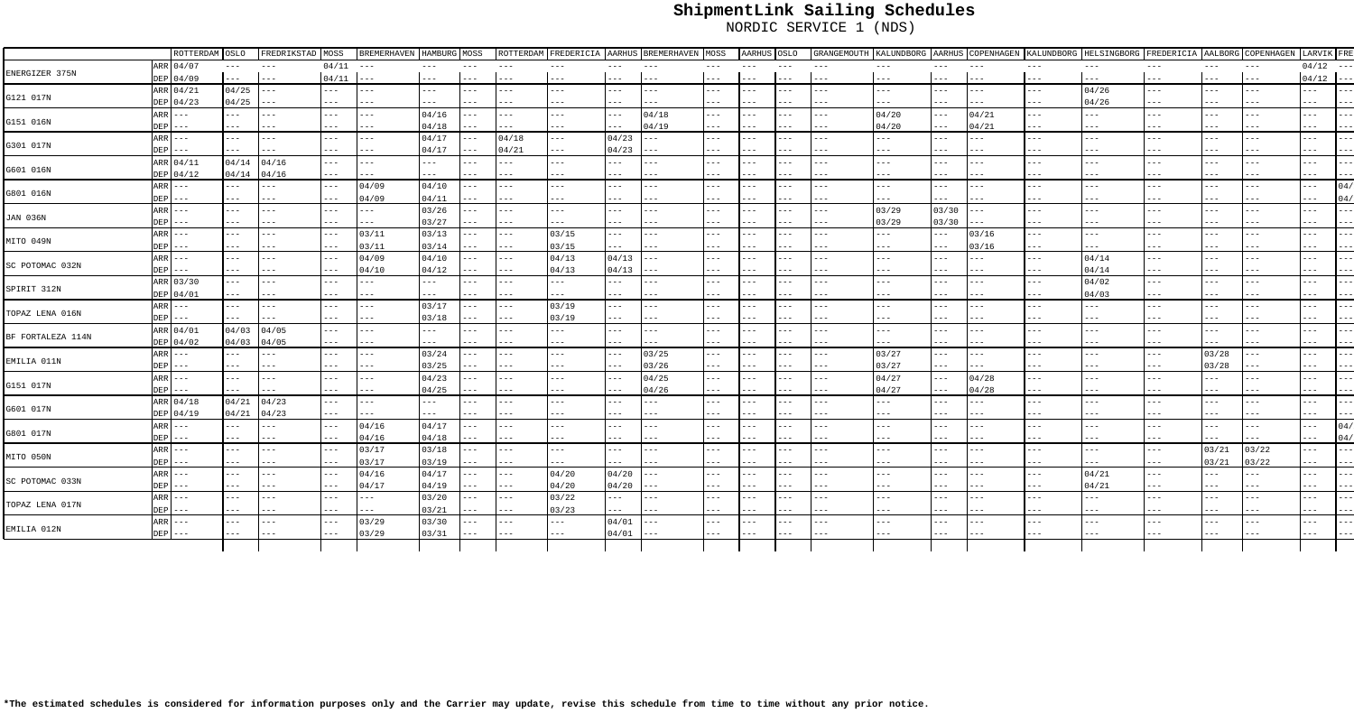| | | ROTTERDAM | OSLO | FREDRIKSTAD | MOSS | BREMERHAVEN | HAMBURG | MOSS | ROTTERDAM | FREDERICIA | AARHUS | BREMERHAVEN | MOSS | AARHUS | OSLO | GRANGEMOUTH | KALUNDBORG | AARHUS | COPENHAGEN | KALUNDBORG | HELSINGBORG | FREDERICIA | AALBORG | COPENHAGEN | LARVIK | FRE |
|---|---|---|---|---|---|---|---|---|---|---|---|---|---|---|---|---|---|---|---|---|---|---|---|---|---|---|
| ENERGIZER 375N | ARR | 04/07 | --- | --- | 04/11 | --- | --- | --- | --- | --- | --- | --- | --- | --- | --- | --- | --- | --- | --- | --- | --- | --- | --- | --- | 04/12 | --- |
| | DEP | 04/09 | --- | --- | 04/11 | --- | --- | --- | --- | --- | --- | --- | --- | --- | --- | --- | --- | --- | --- | --- | --- | --- | --- | --- | 04/12 | --- |
| G121 017N | ARR | 04/21 | 04/25 | --- | --- | --- | --- | --- | --- | --- | --- | --- | --- | --- | --- | --- | --- | --- | --- | --- | 04/26 | --- | --- | --- | --- | --- |
| | DEP | 04/23 | 04/25 | --- | --- | --- | --- | --- | --- | --- | --- | --- | --- | --- | --- | --- | --- | --- | --- | --- | 04/26 | --- | --- | --- | --- | --- |
| G151 016N | ARR | --- | --- | --- | --- | --- | 04/16 | --- | --- | --- | --- | 04/18 | --- | --- | --- | --- | 04/20 | --- | 04/21 | --- | --- | --- | --- | --- | --- | --- |
| | DEP | --- | --- | --- | --- | --- | 04/18 | --- | --- | --- | --- | 04/19 | --- | --- | --- | --- | 04/20 | --- | 04/21 | --- | --- | --- | --- | --- | --- | --- |
| G301 017N | ARR | --- | --- | --- | --- | --- | 04/17 | --- | 04/18 | --- | 04/23 | --- | --- | --- | --- | --- | --- | --- | --- | --- | --- | --- | --- | --- | --- | --- |
| | DEP | --- | --- | --- | --- | --- | 04/17 | --- | 04/21 | --- | 04/23 | --- | --- | --- | --- | --- | --- | --- | --- | --- | --- | --- | --- | --- | --- | --- |
| G601 016N | ARR | 04/11 | 04/14 | 04/16 | --- | --- | --- | --- | --- | --- | --- | --- | --- | --- | --- | --- | --- | --- | --- | --- | --- | --- | --- | --- | --- | --- |
| | DEP | 04/12 | 04/14 | 04/16 | --- | --- | --- | --- | --- | --- | --- | --- | --- | --- | --- | --- | --- | --- | --- | --- | --- | --- | --- | --- | --- | --- |
| G801 016N | ARR | --- | --- | --- | --- | 04/09 | 04/10 | --- | --- | --- | --- | --- | --- | --- | --- | --- | --- | --- | --- | --- | --- | --- | --- | --- | --- | 04/ |
| | DEP | --- | --- | --- | --- | 04/09 | 04/11 | --- | --- | --- | --- | --- | --- | --- | --- | --- | --- | --- | --- | --- | --- | --- | --- | --- | --- | 04/ |
| JAN 036N | ARR | --- | --- | --- | --- | --- | 03/26 | --- | --- | --- | --- | --- | --- | --- | --- | --- | 03/29 | 03/30 | --- | --- | --- | --- | --- | --- | --- | --- |
| | DEP | --- | --- | --- | --- | --- | 03/27 | --- | --- | --- | --- | --- | --- | --- | --- | --- | 03/29 | 03/30 | --- | --- | --- | --- | --- | --- | --- | --- |
| MITO 049N | ARR | --- | --- | --- | --- | 03/11 | 03/13 | --- | --- | 03/15 | --- | --- | --- | --- | --- | --- | --- | --- | 03/16 | --- | --- | --- | --- | --- | --- | --- |
| | DEP | --- | --- | --- | --- | 03/11 | 03/14 | --- | --- | 03/15 | --- | --- | --- | --- | --- | --- | --- | --- | 03/16 | --- | --- | --- | --- | --- | --- | --- |
| SC POTOMAC 032N | ARR | --- | --- | --- | --- | 04/09 | 04/10 | --- | --- | 04/13 | 04/13 | --- | --- | --- | --- | --- | --- | --- | --- | --- | 04/14 | --- | --- | --- | --- | --- |
| | DEP | --- | --- | --- | --- | 04/10 | 04/12 | --- | --- | 04/13 | 04/13 | --- | --- | --- | --- | --- | --- | --- | --- | --- | 04/14 | --- | --- | --- | --- | --- |
| SPIRIT 312N | ARR | 03/30 | --- | --- | --- | --- | --- | --- | --- | --- | --- | --- | --- | --- | --- | --- | --- | --- | --- | --- | 04/02 | --- | --- | --- | --- | --- |
| | DEP | 04/01 | --- | --- | --- | --- | --- | --- | --- | --- | --- | --- | --- | --- | --- | --- | --- | --- | --- | --- | 04/03 | --- | --- | --- | --- | --- |
| TOPAZ LENA 016N | ARR | --- | --- | --- | --- | --- | 03/17 | --- | --- | 03/19 | --- | --- | --- | --- | --- | --- | --- | --- | --- | --- | --- | --- | --- | --- | --- | --- |
| | DEP | --- | --- | --- | --- | --- | 03/18 | --- | --- | 03/19 | --- | --- | --- | --- | --- | --- | --- | --- | --- | --- | --- | --- | --- | --- | --- | --- |
| BF FORTALEZA 114N | ARR | 04/01 | 04/03 | 04/05 | --- | --- | --- | --- | --- | --- | --- | --- | --- | --- | --- | --- | --- | --- | --- | --- | --- | --- | --- | --- | --- | --- |
| | DEP | 04/02 | 04/03 | 04/05 | --- | --- | --- | --- | --- | --- | --- | --- | --- | --- | --- | --- | --- | --- | --- | --- | --- | --- | --- | --- | --- | --- |
| EMILIA 011N | ARR | --- | --- | --- | --- | --- | 03/24 | --- | --- | --- | --- | 03/25 | --- | --- | --- | --- | 03/27 | --- | --- | --- | --- | --- | 03/28 | --- | --- | --- |
| | DEP | --- | --- | --- | --- | --- | 03/25 | --- | --- | --- | --- | 03/26 | --- | --- | --- | --- | 03/27 | --- | --- | --- | --- | --- | 03/28 | --- | --- | --- |
| G151 017N | ARR | --- | --- | --- | --- | --- | 04/23 | --- | --- | --- | --- | 04/25 | --- | --- | --- | --- | 04/27 | --- | 04/28 | --- | --- | --- | --- | --- | --- | --- |
| | DEP | --- | --- | --- | --- | --- | 04/25 | --- | --- | --- | --- | 04/26 | --- | --- | --- | --- | 04/27 | --- | 04/28 | --- | --- | --- | --- | --- | --- | --- |
| G601 017N | ARR | 04/18 | 04/21 | 04/23 | --- | --- | --- | --- | --- | --- | --- | --- | --- | --- | --- | --- | --- | --- | --- | --- | --- | --- | --- | --- | --- | --- |
| | DEP | 04/19 | 04/21 | 04/23 | --- | --- | --- | --- | --- | --- | --- | --- | --- | --- | --- | --- | --- | --- | --- | --- | --- | --- | --- | --- | --- | --- |
| G801 017N | ARR | --- | --- | --- | --- | 04/16 | 04/17 | --- | --- | --- | --- | --- | --- | --- | --- | --- | --- | --- | --- | --- | --- | --- | --- | --- | --- | 04/ |
| | DEP | --- | --- | --- | --- | 04/16 | 04/18 | --- | --- | --- | --- | --- | --- | --- | --- | --- | --- | --- | --- | --- | --- | --- | --- | --- | --- | 04/ |
| MITO 050N | ARR | --- | --- | --- | --- | 03/17 | 03/18 | --- | --- | --- | --- | --- | --- | --- | --- | --- | --- | --- | --- | --- | --- | --- | 03/21 | 03/22 | --- | --- |
| | DEP | --- | --- | --- | --- | 03/17 | 03/19 | --- | --- | --- | --- | --- | --- | --- | --- | --- | --- | --- | --- | --- | --- | --- | 03/21 | 03/22 | --- | --- |
| SC POTOMAC 033N | ARR | --- | --- | --- | --- | 04/16 | 04/17 | --- | --- | 04/20 | 04/20 | --- | --- | --- | --- | --- | --- | --- | --- | --- | 04/21 | --- | --- | --- | --- | --- |
| | DEP | --- | --- | --- | --- | 04/17 | 04/19 | --- | --- | 04/20 | 04/20 | --- | --- | --- | --- | --- | --- | --- | --- | --- | 04/21 | --- | --- | --- | --- | --- |
| TOPAZ LENA 017N | ARR | --- | --- | --- | --- | --- | 03/20 | --- | --- | 03/22 | --- | --- | --- | --- | --- | --- | --- | --- | --- | --- | --- | --- | --- | --- | --- | --- |
| | DEP | --- | --- | --- | --- | --- | 03/21 | --- | --- | 03/23 | --- | --- | --- | --- | --- | --- | --- | --- | --- | --- | --- | --- | --- | --- | --- | --- |
| EMILIA 012N | ARR | --- | --- | --- | --- | 03/29 | 03/30 | --- | --- | --- | 04/01 | --- | --- | --- | --- | --- | --- | --- | --- | --- | --- | --- | --- | --- | --- | --- |
| | DEP | --- | --- | --- | --- | 03/29 | 03/31 | --- | --- | --- | 04/01 | --- | --- | --- | --- | --- | --- | --- | --- | --- | --- | --- | --- | --- | --- | --- |

***The estimated schedules is considered for information purposes only and the Carrier may update, revise this schedule from time to time without any prior notice.**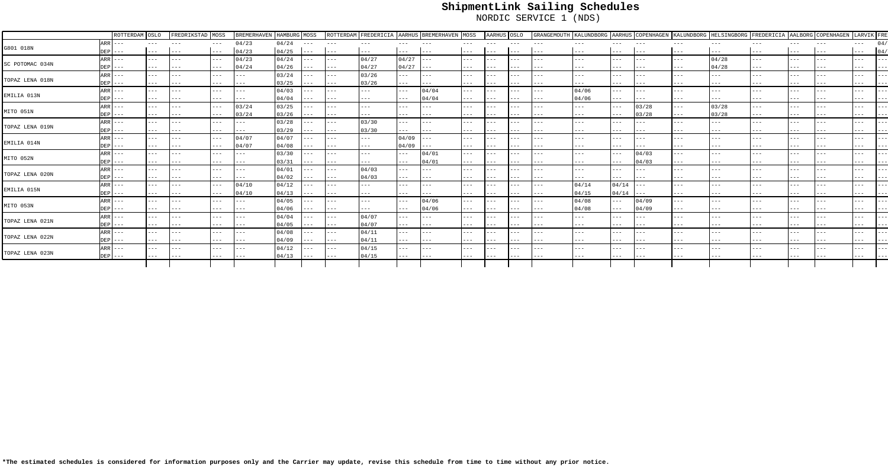| | | ROTTERDAM | OSLO | FREDRIKSTAD | MOSS | BREMERHAVEN | HAMBURG | MOSS | ROTTERDAM | FREDERICIA | AARHUS | BREMERHAVEN | MOSS | AARHUS | OSLO | GRANGEMOUTH | KALUNDBORG | AARHUS | COPENHAGEN | KALUNDBORG | HELSINGBORG | FREDERICIA | AALBORG | COPENHAGEN | LARVIK | FRE |
|---|---|---|---|---|---|---|---|---|---|---|---|---|---|---|---|---|---|---|---|---|---|---|---|---|---|---|
| G801 018N | ARR | --- | --- | --- | --- | 04/23 | 04/24 | --- | --- | --- | --- | --- | --- | --- | --- | --- | --- | --- | --- | --- | --- | --- | --- | --- | --- | 04/ |
| | DEP | --- | --- | --- | --- | 04/23 | 04/25 | --- | --- | --- | --- | --- | --- | --- | --- | --- | --- | --- | --- | --- | --- | --- | --- | --- | --- | 04/ |
| SC POTOMAC 034N | ARR | --- | --- | --- | --- | 04/23 | 04/24 | --- | --- | 04/27 | 04/27 | --- | --- | --- | --- | --- | --- | --- | --- | --- | 04/28 | --- | --- | --- | --- | --- |
| | DEP | --- | --- | --- | --- | 04/24 | 04/26 | --- | --- | 04/27 | 04/27 | --- | --- | --- | --- | --- | --- | --- | --- | --- | 04/28 | --- | --- | --- | --- | --- |
| TOPAZ LENA 018N | ARR | --- | --- | --- | --- | --- | 03/24 | --- | --- | 03/26 | --- | --- | --- | --- | --- | --- | --- | --- | --- | --- | --- | --- | --- | --- | --- | --- |
| | DEP | --- | --- | --- | --- | --- | 03/25 | --- | --- | 03/26 | --- | --- | --- | --- | --- | --- | --- | --- | --- | --- | --- | --- | --- | --- | --- | --- |
| EMILIA 013N | ARR | --- | --- | --- | --- | --- | 04/03 | --- | --- | --- | --- | 04/04 | --- | --- | --- | --- | 04/06 | --- | --- | --- | --- | --- | --- | --- | --- | --- |
| | DEP | --- | --- | --- | --- | --- | 04/04 | --- | --- | --- | --- | 04/04 | --- | --- | --- | --- | 04/06 | --- | --- | --- | --- | --- | --- | --- | --- | --- |
| MITO 051N | ARR | --- | --- | --- | --- | 03/24 | 03/25 | --- | --- | --- | --- | --- | --- | --- | --- | --- | --- | --- | 03/28 | --- | 03/28 | --- | --- | --- | --- | --- |
| | DEP | --- | --- | --- | --- | 03/24 | 03/26 | --- | --- | --- | --- | --- | --- | --- | --- | --- | --- | --- | 03/28 | --- | 03/28 | --- | --- | --- | --- | --- |
| TOPAZ LENA 019N | ARR | --- | --- | --- | --- | --- | 03/28 | --- | --- | 03/30 | --- | --- | --- | --- | --- | --- | --- | --- | --- | --- | --- | --- | --- | --- | --- | --- |
| | DEP | --- | --- | --- | --- | --- | 03/29 | --- | --- | 03/30 | --- | --- | --- | --- | --- | --- | --- | --- | --- | --- | --- | --- | --- | --- | --- | --- |
| EMILIA 014N | ARR | --- | --- | --- | --- | 04/07 | 04/07 | --- | --- | --- | 04/09 | --- | --- | --- | --- | --- | --- | --- | --- | --- | --- | --- | --- | --- | --- | --- |
| | DEP | --- | --- | --- | --- | 04/07 | 04/08 | --- | --- | --- | 04/09 | --- | --- | --- | --- | --- | --- | --- | --- | --- | --- | --- | --- | --- | --- | --- |
| MITO 052N | ARR | --- | --- | --- | --- | --- | 03/30 | --- | --- | --- | --- | 04/01 | --- | --- | --- | --- | --- | --- | 04/03 | --- | --- | --- | --- | --- | --- | --- |
| | DEP | --- | --- | --- | --- | --- | 03/31 | --- | --- | --- | --- | 04/01 | --- | --- | --- | --- | --- | --- | 04/03 | --- | --- | --- | --- | --- | --- | --- |
| TOPAZ LENA 020N | ARR | --- | --- | --- | --- | --- | 04/01 | --- | --- | 04/03 | --- | --- | --- | --- | --- | --- | --- | --- | --- | --- | --- | --- | --- | --- | --- | --- |
| | DEP | --- | --- | --- | --- | --- | 04/02 | --- | --- | 04/03 | --- | --- | --- | --- | --- | --- | --- | --- | --- | --- | --- | --- | --- | --- | --- | --- |
| EMILIA 015N | ARR | --- | --- | --- | --- | 04/10 | 04/12 | --- | --- | --- | --- | --- | --- | --- | --- | --- | 04/14 | 04/14 | --- | --- | --- | --- | --- | --- | --- | --- |
| | DEP | --- | --- | --- | --- | 04/10 | 04/13 | --- | --- | --- | --- | --- | --- | --- | --- | --- | 04/15 | 04/14 | --- | --- | --- | --- | --- | --- | --- | --- |
| MITO 053N | ARR | --- | --- | --- | --- | --- | 04/05 | --- | --- | --- | --- | 04/06 | --- | --- | --- | --- | 04/08 | --- | 04/09 | --- | --- | --- | --- | --- | --- | --- |
| | DEP | --- | --- | --- | --- | --- | 04/06 | --- | --- | --- | --- | 04/06 | --- | --- | --- | --- | 04/08 | --- | 04/09 | --- | --- | --- | --- | --- | --- | --- |
| TOPAZ LENA 021N | ARR | --- | --- | --- | --- | --- | 04/04 | --- | --- | 04/07 | --- | --- | --- | --- | --- | --- | --- | --- | --- | --- | --- | --- | --- | --- | --- | --- |
| | DEP | --- | --- | --- | --- | --- | 04/05 | --- | --- | 04/07 | --- | --- | --- | --- | --- | --- | --- | --- | --- | --- | --- | --- | --- | --- | --- | --- |
| TOPAZ LENA 022N | ARR | --- | --- | --- | --- | --- | 04/08 | --- | --- | 04/11 | --- | --- | --- | --- | --- | --- | --- | --- | --- | --- | --- | --- | --- | --- | --- | --- |
| | DEP | --- | --- | --- | --- | --- | 04/09 | --- | --- | 04/11 | --- | --- | --- | --- | --- | --- | --- | --- | --- | --- | --- | --- | --- | --- | --- | --- |
| TOPAZ LENA 023N | ARR | --- | --- | --- | --- | --- | 04/12 | --- | --- | 04/15 | --- | --- | --- | --- | --- | --- | --- | --- | --- | --- | --- | --- | --- | --- | --- | --- |
| | DEP | --- | --- | --- | --- | --- | 04/13 | --- | --- | 04/15 | --- | --- | --- | --- | --- | --- | --- | --- | --- | --- | --- | --- | --- | --- | --- | --- |

**\*The estimated schedules is considered for information purposes only and the Carrier may update, revise this schedule from time to time without any prior notice.**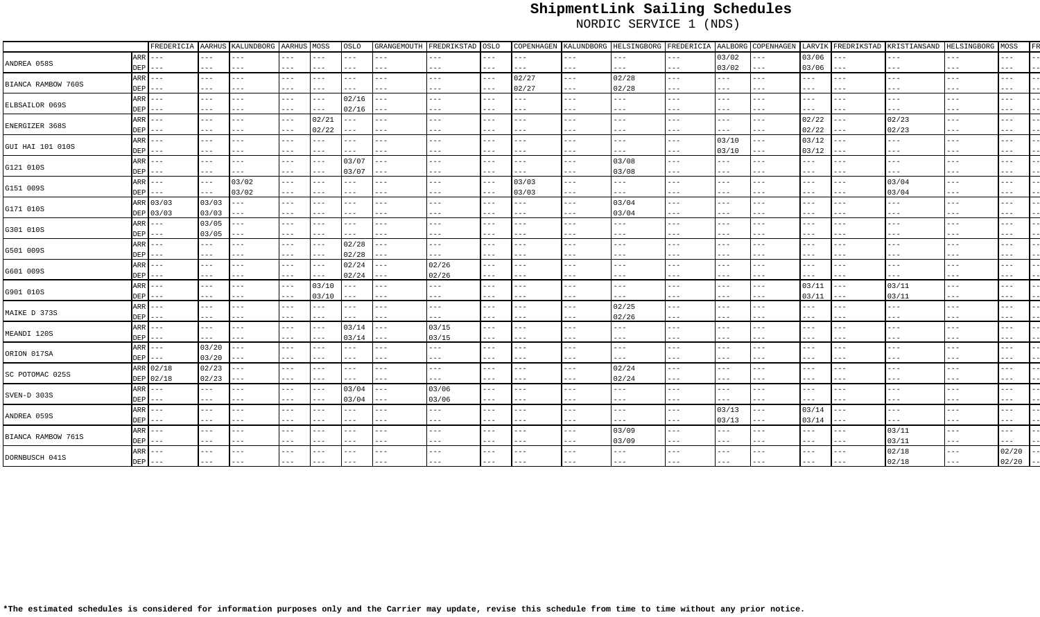# ShipmentLink Sailing Schedules

NORDIC SERVICE 1 (NDS)

| | | FREDERICIA | AARHUS | KALUNDBORG | AARHUS | MOSS | OSLO | GRANGEMOUTH | FREDRIKSTAD | OSLO | COPENHAGEN | KALUNDBORG | HELSINGBORG | FREDERICIA | AALBORG | COPENHAGEN | LARVIK | FREDRIKSTAD | KRISTIANSAND | HELSINGBORG | MOSS | FR |
|---|---|---|---|---|---|---|---|---|---|---|---|---|---|---|---|---|---|---|---|---|---|---|
| ANDREA 058S | ARR | --- | --- | --- | --- | --- | --- | --- | --- | --- | --- | --- | --- | --- | 03/02 | --- | 03/06 | --- | --- | --- | --- | -- |
| | DEP | --- | --- | --- | --- | --- | --- | --- | --- | --- | --- | --- | --- | --- | 03/02 | --- | 03/06 | --- | --- | --- | --- | -- |
| BIANCA RAMBOW 760S | ARR | --- | --- | --- | --- | --- | --- | --- | --- | --- | 02/27 | --- | 02/28 | --- | --- | --- | --- | --- | --- | --- | --- | -- |
| | DEP | --- | --- | --- | --- | --- | --- | --- | --- | --- | 02/27 | --- | 02/28 | --- | --- | --- | --- | --- | --- | --- | --- | -- |
| ELBSAILOR 069S | ARR | --- | --- | --- | --- | --- | 02/16 | --- | --- | --- | --- | --- | --- | --- | --- | --- | --- | --- | --- | --- | --- | -- |
| | DEP | --- | --- | --- | --- | --- | 02/16 | --- | --- | --- | --- | --- | --- | --- | --- | --- | --- | --- | --- | --- | --- | -- |
| ENERGIZER 368S | ARR | --- | --- | --- | --- | 02/21 | --- | --- | --- | --- | --- | --- | --- | --- | --- | --- | 02/22 | --- | 02/23 | --- | --- | -- |
| | DEP | --- | --- | --- | --- | 02/22 | --- | --- | --- | --- | --- | --- | --- | --- | --- | --- | 02/22 | --- | 02/23 | --- | --- | -- |
| GUI HAI 101 010S | ARR | --- | --- | --- | --- | --- | --- | --- | --- | --- | --- | --- | --- | --- | 03/10 | --- | 03/12 | --- | --- | --- | --- | -- |
| | DEP | --- | --- | --- | --- | --- | --- | --- | --- | --- | --- | --- | --- | --- | 03/10 | --- | 03/12 | --- | --- | --- | --- | -- |
| G121 010S | ARR | --- | --- | --- | --- | --- | 03/07 | --- | --- | --- | --- | --- | 03/08 | --- | --- | --- | --- | --- | --- | --- | --- | -- |
| | DEP | --- | --- | --- | --- | --- | 03/07 | --- | --- | --- | --- | --- | 03/08 | --- | --- | --- | --- | --- | --- | --- | --- | -- |
| G151 009S | ARR | --- | --- | 03/02 | --- | --- | --- | --- | --- | --- | 03/03 | --- | --- | --- | --- | --- | --- | --- | 03/04 | --- | --- | -- |
| | DEP | --- | --- | 03/02 | --- | --- | --- | --- | --- | --- | 03/03 | --- | --- | --- | --- | --- | --- | --- | 03/04 | --- | --- | -- |
| G171 010S | ARR | 03/03 | 03/03 | --- | --- | --- | --- | --- | --- | --- | --- | --- | 03/04 | --- | --- | --- | --- | --- | --- | --- | --- | -- |
| | DEP | 03/03 | 03/03 | --- | --- | --- | --- | --- | --- | --- | --- | --- | 03/04 | --- | --- | --- | --- | --- | --- | --- | --- | -- |
| G301 010S | ARR | --- | 03/05 | --- | --- | --- | --- | --- | --- | --- | --- | --- | --- | --- | --- | --- | --- | --- | --- | --- | --- | -- |
| | DEP | --- | 03/05 | --- | --- | --- | --- | --- | --- | --- | --- | --- | --- | --- | --- | --- | --- | --- | --- | --- | --- | -- |
| G501 009S | ARR | --- | --- | --- | --- | --- | 02/28 | --- | --- | --- | --- | --- | --- | --- | --- | --- | --- | --- | --- | --- | --- | -- |
| | DEP | --- | --- | --- | --- | --- | 02/28 | --- | --- | --- | --- | --- | --- | --- | --- | --- | --- | --- | --- | --- | --- | -- |
| G601 009S | ARR | --- | --- | --- | --- | --- | 02/24 | --- | 02/26 | --- | --- | --- | --- | --- | --- | --- | --- | --- | --- | --- | --- | -- |
| | DEP | --- | --- | --- | --- | --- | 02/24 | --- | 02/26 | --- | --- | --- | --- | --- | --- | --- | --- | --- | --- | --- | --- | -- |
| G901 010S | ARR | --- | --- | --- | --- | 03/10 | --- | --- | --- | --- | --- | --- | --- | --- | --- | --- | 03/11 | --- | 03/11 | --- | --- | -- |
| | DEP | --- | --- | --- | --- | 03/10 | --- | --- | --- | --- | --- | --- | --- | --- | --- | --- | 03/11 | --- | 03/11 | --- | --- | -- |
| MAIKE D 373S | ARR | --- | --- | --- | --- | --- | --- | --- | --- | --- | --- | --- | 02/25 | --- | --- | --- | --- | --- | --- | --- | --- | -- |
| | DEP | --- | --- | --- | --- | --- | --- | --- | --- | --- | --- | --- | 02/26 | --- | --- | --- | --- | --- | --- | --- | --- | -- |
| MEANDI 120S | ARR | --- | --- | --- | --- | --- | 03/14 | --- | 03/15 | --- | --- | --- | --- | --- | --- | --- | --- | --- | --- | --- | --- | -- |
| | DEP | --- | --- | --- | --- | --- | 03/14 | --- | 03/15 | --- | --- | --- | --- | --- | --- | --- | --- | --- | --- | --- | --- | -- |
| ORION 017SA | ARR | --- | 03/20 | --- | --- | --- | --- | --- | --- | --- | --- | --- | --- | --- | --- | --- | --- | --- | --- | --- | --- | -- |
| | DEP | --- | 03/20 | --- | --- | --- | --- | --- | --- | --- | --- | --- | --- | --- | --- | --- | --- | --- | --- | --- | --- | -- |
| SC POTOMAC 025S | ARR | 02/18 | 02/23 | --- | --- | --- | --- | --- | --- | --- | --- | --- | 02/24 | --- | --- | --- | --- | --- | --- | --- | --- | -- |
| | DEP | 02/18 | 02/23 | --- | --- | --- | --- | --- | --- | --- | --- | --- | 02/24 | --- | --- | --- | --- | --- | --- | --- | --- | -- |
| SVEN-D 303S | ARR | --- | --- | --- | --- | --- | 03/04 | --- | 03/06 | --- | --- | --- | --- | --- | --- | --- | --- | --- | --- | --- | --- | -- |
| | DEP | --- | --- | --- | --- | --- | 03/04 | --- | 03/06 | --- | --- | --- | --- | --- | --- | --- | --- | --- | --- | --- | --- | -- |
| ANDREA 059S | ARR | --- | --- | --- | --- | --- | --- | --- | --- | --- | --- | --- | --- | --- | 03/13 | --- | 03/14 | --- | --- | --- | --- | -- |
| | DEP | --- | --- | --- | --- | --- | --- | --- | --- | --- | --- | --- | --- | --- | 03/13 | --- | 03/14 | --- | --- | --- | --- | -- |
| BIANCA RAMBOW 761S | ARR | --- | --- | --- | --- | --- | --- | --- | --- | --- | --- | --- | 03/09 | --- | --- | --- | --- | --- | 03/11 | --- | --- | -- |
| | DEP | --- | --- | --- | --- | --- | --- | --- | --- | --- | --- | --- | 03/09 | --- | --- | --- | --- | --- | 03/11 | --- | --- | -- |
| DORNBUSCH 041S | ARR | --- | --- | --- | --- | --- | --- | --- | --- | --- | --- | --- | --- | --- | --- | --- | --- | --- | 02/18 | --- | 02/20 | -- |
| | DEP | --- | --- | --- | --- | --- | --- | --- | --- | --- | --- | --- | --- | --- | --- | --- | --- | --- | 02/18 | --- | 02/20 | -- |

**\*The estimated schedules is considered for information purposes only and the Carrier may update, revise this schedule from time to time without any prior notice.**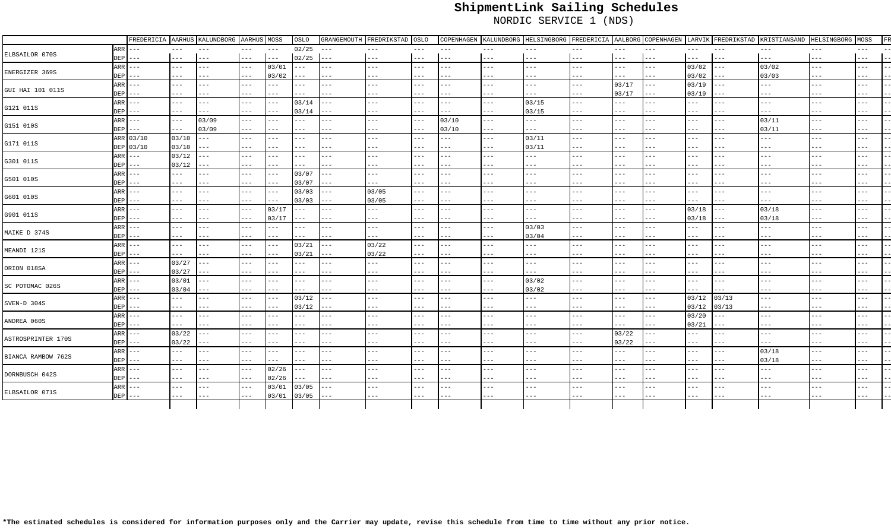# ShipmentLink Sailing Schedules

## NORDIC SERVICE 1 (NDS)

| | | FREDERICIA | AARHUS | KALUNDBORG | AARHUS | MOSS | OSLO | GRANGEMOUTH | FREDRIKSTAD | OSLO | COPENHAGEN | KALUNDBORG | HELSINGBORG | FREDERICIA | AALBORG | COPENHAGEN | LARVIK | FREDRIKSTAD | KRISTIANSAND | HELSINGBORG | MOSS | FR |
|---|---|---|---|---|---|---|---|---|---|---|---|---|---|---|---|---|---|---|---|---|---|---|
| ELBSAILOR 070S | ARR | --- | --- | --- | --- | --- | 02/25 | --- | --- | --- | --- | --- | --- | --- | --- | --- | --- | --- | --- | --- | --- | -- |
| | DEP | --- | --- | --- | --- | --- | 02/25 | --- | --- | --- | --- | --- | --- | --- | --- | --- | --- | --- | --- | --- | --- | -- |
| ENERGIZER 369S | ARR | --- | --- | --- | --- | 03/01 | --- | --- | --- | --- | --- | --- | --- | --- | --- | --- | 03/02 | --- | 03/02 | --- | --- | -- |
| | DEP | --- | --- | --- | --- | 03/02 | --- | --- | --- | --- | --- | --- | --- | --- | --- | --- | 03/02 | --- | 03/03 | --- | --- | -- |
| GUI HAI 101 011S | ARR | --- | --- | --- | --- | --- | --- | --- | --- | --- | --- | --- | --- | --- | 03/17 | --- | 03/19 | --- | --- | --- | --- | -- |
| | DEP | --- | --- | --- | --- | --- | --- | --- | --- | --- | --- | --- | --- | --- | 03/17 | --- | 03/19 | --- | --- | --- | --- | -- |
| G121 011S | ARR | --- | --- | --- | --- | --- | 03/14 | --- | --- | --- | --- | --- | 03/15 | --- | --- | --- | --- | --- | --- | --- | --- | -- |
| | DEP | --- | --- | --- | --- | --- | 03/14 | --- | --- | --- | --- | --- | 03/15 | --- | --- | --- | --- | --- | --- | --- | --- | -- |
| G151 010S | ARR | --- | --- | 03/09 | --- | --- | --- | --- | --- | --- | 03/10 | --- | --- | --- | --- | --- | --- | --- | 03/11 | --- | --- | -- |
| | DEP | --- | --- | 03/09 | --- | --- | --- | --- | --- | --- | 03/10 | --- | --- | --- | --- | --- | --- | --- | 03/11 | --- | --- | -- |
| G171 011S | ARR | 03/10 | 03/10 | --- | --- | --- | --- | --- | --- | --- | --- | --- | 03/11 | --- | --- | --- | --- | --- | --- | --- | --- | -- |
| | DEP | 03/10 | 03/10 | --- | --- | --- | --- | --- | --- | --- | --- | --- | 03/11 | --- | --- | --- | --- | --- | --- | --- | --- | -- |
| G301 011S | ARR | --- | 03/12 | --- | --- | --- | --- | --- | --- | --- | --- | --- | --- | --- | --- | --- | --- | --- | --- | --- | --- | -- |
| | DEP | --- | 03/12 | --- | --- | --- | --- | --- | --- | --- | --- | --- | --- | --- | --- | --- | --- | --- | --- | --- | --- | -- |
| G501 010S | ARR | --- | --- | --- | --- | --- | 03/07 | --- | --- | --- | --- | --- | --- | --- | --- | --- | --- | --- | --- | --- | --- | -- |
| | DEP | --- | --- | --- | --- | --- | 03/07 | --- | --- | --- | --- | --- | --- | --- | --- | --- | --- | --- | --- | --- | --- | -- |
| G601 010S | ARR | --- | --- | --- | --- | --- | 03/03 | --- | 03/05 | --- | --- | --- | --- | --- | --- | --- | --- | --- | --- | --- | --- | -- |
| | DEP | --- | --- | --- | --- | --- | 03/03 | --- | 03/05 | --- | --- | --- | --- | --- | --- | --- | --- | --- | --- | --- | --- | -- |
| G901 011S | ARR | --- | --- | --- | --- | 03/17 | --- | --- | --- | --- | --- | --- | --- | --- | --- | --- | 03/18 | --- | 03/18 | --- | --- | -- |
| | DEP | --- | --- | --- | --- | 03/17 | --- | --- | --- | --- | --- | --- | --- | --- | --- | --- | 03/18 | --- | 03/18 | --- | --- | -- |
| MAIKE D 374S | ARR | --- | --- | --- | --- | --- | --- | --- | --- | --- | --- | --- | 03/03 | --- | --- | --- | --- | --- | --- | --- | --- | -- |
| | DEP | --- | --- | --- | --- | --- | --- | --- | --- | --- | --- | --- | 03/04 | --- | --- | --- | --- | --- | --- | --- | --- | -- |
| MEANDI 121S | ARR | --- | --- | --- | --- | --- | 03/21 | --- | 03/22 | --- | --- | --- | --- | --- | --- | --- | --- | --- | --- | --- | --- | -- |
| | DEP | --- | --- | --- | --- | --- | 03/21 | --- | 03/22 | --- | --- | --- | --- | --- | --- | --- | --- | --- | --- | --- | --- | -- |
| ORION 018SA | ARR | --- | 03/27 | --- | --- | --- | --- | --- | --- | --- | --- | --- | --- | --- | --- | --- | --- | --- | --- | --- | --- | -- |
| | DEP | --- | 03/27 | --- | --- | --- | --- | --- | --- | --- | --- | --- | --- | --- | --- | --- | --- | --- | --- | --- | --- | -- |
| SC POTOMAC 026S | ARR | --- | 03/01 | --- | --- | --- | --- | --- | --- | --- | --- | --- | 03/02 | --- | --- | --- | --- | --- | --- | --- | --- | -- |
| | DEP | --- | 03/04 | --- | --- | --- | --- | --- | --- | --- | --- | --- | 03/02 | --- | --- | --- | --- | --- | --- | --- | --- | -- |
| SVEN-D 304S | ARR | --- | --- | --- | --- | --- | 03/12 | --- | --- | --- | --- | --- | --- | --- | --- | --- | 03/12 | 03/13 | --- | --- | --- | -- |
| | DEP | --- | --- | --- | --- | --- | 03/12 | --- | --- | --- | --- | --- | --- | --- | --- | --- | 03/12 | 03/13 | --- | --- | --- | -- |
| ANDREA 060S | ARR | --- | --- | --- | --- | --- | --- | --- | --- | --- | --- | --- | --- | --- | --- | --- | 03/20 | --- | --- | --- | --- | -- |
| | DEP | --- | --- | --- | --- | --- | --- | --- | --- | --- | --- | --- | --- | --- | --- | --- | 03/21 | --- | --- | --- | --- | -- |
| ASTROSPRINTER 170S | ARR | --- | 03/22 | --- | --- | --- | --- | --- | --- | --- | --- | --- | --- | --- | 03/22 | --- | --- | --- | --- | --- | --- | -- |
| | DEP | --- | 03/22 | --- | --- | --- | --- | --- | --- | --- | --- | --- | --- | --- | 03/22 | --- | --- | --- | --- | --- | --- | -- |
| BIANCA RAMBOW 762S | ARR | --- | --- | --- | --- | --- | --- | --- | --- | --- | --- | --- | --- | --- | --- | --- | --- | --- | 03/18 | --- | --- | -- |
| | DEP | --- | --- | --- | --- | --- | --- | --- | --- | --- | --- | --- | --- | --- | --- | --- | --- | --- | 03/18 | --- | --- | -- |
| DORNBUSCH 042S | ARR | --- | --- | --- | --- | 02/26 | --- | --- | --- | --- | --- | --- | --- | --- | --- | --- | --- | --- | --- | --- | --- | -- |
| | DEP | --- | --- | --- | --- | 02/26 | --- | --- | --- | --- | --- | --- | --- | --- | --- | --- | --- | --- | --- | --- | --- | -- |
| ELBSAILOR 071S | ARR | --- | --- | --- | --- | 03/01 | 03/05 | --- | --- | --- | --- | --- | --- | --- | --- | --- | --- | --- | --- | --- | --- | -- |
| | DEP | --- | --- | --- | --- | 03/01 | 03/05 | --- | --- | --- | --- | --- | --- | --- | --- | --- | --- | --- | --- | --- | --- | -- |

**\*The estimated schedules is considered for information purposes only and the Carrier may update, revise this schedule from time to time without any prior notice.**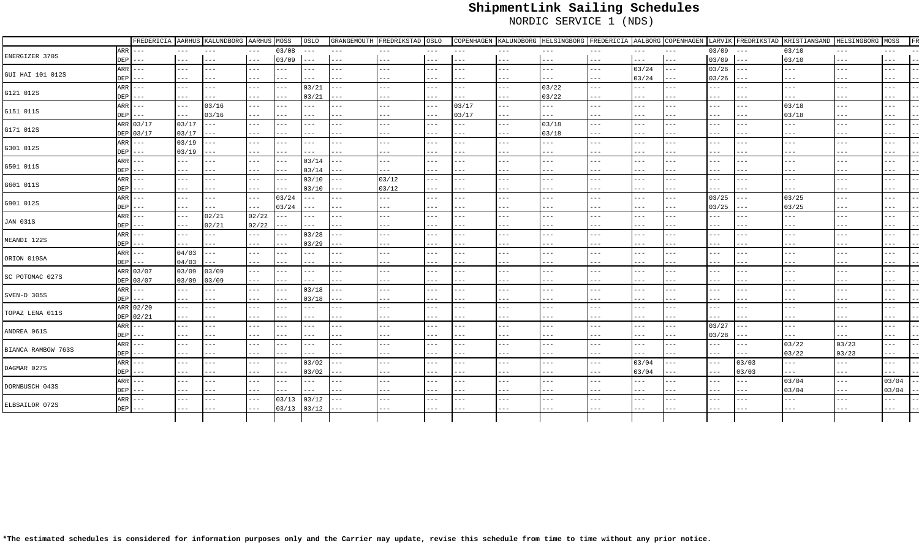# ShipmentLink Sailing Schedules

NORDIC SERVICE 1 (NDS)

| | | FREDERICIA | AARHUS | KALUNDBORG | AARHUS | MOSS | OSLO | GRANGEMOUTH | FREDRIKSTAD | OSLO | COPENHAGEN | KALUNDBORG | HELSINGBORG | FREDERICIA | AALBORG | COPENHAGEN | LARVIK | FREDRIKSTAD | KRISTIANSAND | HELSINGBORG | MOSS | FR |
|---|---|---|---|---|---|---|---|---|---|---|---|---|---|---|---|---|---|---|---|---|---|---|
| ENERGIZER 370S | ARR | --- | --- | --- | --- | 03/08 | --- | --- | --- | --- | --- | --- | --- | --- | --- | --- | 03/09 | --- | 03/10 | --- | --- | -- |
| | DEP | --- | --- | --- | --- | 03/09 | --- | --- | --- | --- | --- | --- | --- | --- | --- | --- | 03/09 | --- | 03/10 | --- | --- | -- |
| GUI HAI 101 012S | ARR | --- | --- | --- | --- | --- | --- | --- | --- | --- | --- | --- | --- | --- | 03/24 | --- | 03/26 | --- | --- | --- | --- | -- |
| | DEP | --- | --- | --- | --- | --- | --- | --- | --- | --- | --- | --- | --- | --- | 03/24 | --- | 03/26 | --- | --- | --- | --- | -- |
| G121 012S | ARR | --- | --- | --- | --- | --- | 03/21 | --- | --- | --- | --- | --- | 03/22 | --- | --- | --- | --- | --- | --- | --- | --- | -- |
| | DEP | --- | --- | --- | --- | --- | 03/21 | --- | --- | --- | --- | --- | 03/22 | --- | --- | --- | --- | --- | --- | --- | --- | -- |
| G151 011S | ARR | --- | --- | 03/16 | --- | --- | --- | --- | --- | --- | 03/17 | --- | --- | --- | --- | --- | --- | --- | 03/18 | --- | --- | -- |
| | DEP | --- | --- | 03/16 | --- | --- | --- | --- | --- | --- | 03/17 | --- | --- | --- | --- | --- | --- | --- | 03/18 | --- | --- | -- |
| G171 012S | ARR | 03/17 | 03/17 | --- | --- | --- | --- | --- | --- | --- | --- | --- | 03/18 | --- | --- | --- | --- | --- | --- | --- | --- | -- |
| | DEP | 03/17 | 03/17 | --- | --- | --- | --- | --- | --- | --- | --- | --- | 03/18 | --- | --- | --- | --- | --- | --- | --- | --- | -- |
| G301 012S | ARR | --- | 03/19 | --- | --- | --- | --- | --- | --- | --- | --- | --- | --- | --- | --- | --- | --- | --- | --- | --- | --- | -- |
| | DEP | --- | 03/19 | --- | --- | --- | --- | --- | --- | --- | --- | --- | --- | --- | --- | --- | --- | --- | --- | --- | --- | -- |
| G501 011S | ARR | --- | --- | --- | --- | --- | 03/14 | --- | --- | --- | --- | --- | --- | --- | --- | --- | --- | --- | --- | --- | --- | -- |
| | DEP | --- | --- | --- | --- | --- | 03/14 | --- | --- | --- | --- | --- | --- | --- | --- | --- | --- | --- | --- | --- | --- | -- |
| G601 011S | ARR | --- | --- | --- | --- | --- | 03/10 | --- | 03/12 | --- | --- | --- | --- | --- | --- | --- | --- | --- | --- | --- | --- | -- |
| | DEP | --- | --- | --- | --- | --- | 03/10 | --- | 03/12 | --- | --- | --- | --- | --- | --- | --- | --- | --- | --- | --- | --- | -- |
| G901 012S | ARR | --- | --- | --- | --- | 03/24 | --- | --- | --- | --- | --- | --- | --- | --- | --- | --- | 03/25 | --- | 03/25 | --- | --- | -- |
| | DEP | --- | --- | --- | --- | 03/24 | --- | --- | --- | --- | --- | --- | --- | --- | --- | --- | 03/25 | --- | 03/25 | --- | --- | -- |
| JAN 031S | ARR | --- | --- | 02/21 | 02/22 | --- | --- | --- | --- | --- | --- | --- | --- | --- | --- | --- | --- | --- | --- | --- | --- | -- |
| | DEP | --- | --- | 02/21 | 02/22 | --- | --- | --- | --- | --- | --- | --- | --- | --- | --- | --- | --- | --- | --- | --- | --- | -- |
| MEANDI 122S | ARR | --- | --- | --- | --- | --- | 03/28 | --- | --- | --- | --- | --- | --- | --- | --- | --- | --- | --- | --- | --- | --- | -- |
| | DEP | --- | --- | --- | --- | --- | 03/29 | --- | --- | --- | --- | --- | --- | --- | --- | --- | --- | --- | --- | --- | --- | -- |
| ORION 019SA | ARR | --- | 04/03 | --- | --- | --- | --- | --- | --- | --- | --- | --- | --- | --- | --- | --- | --- | --- | --- | --- | --- | -- |
| | DEP | --- | 04/03 | --- | --- | --- | --- | --- | --- | --- | --- | --- | --- | --- | --- | --- | --- | --- | --- | --- | --- | -- |
| SC POTOMAC 027S | ARR | 03/07 | 03/09 | 03/09 | --- | --- | --- | --- | --- | --- | --- | --- | --- | --- | --- | --- | --- | --- | --- | --- | --- | -- |
| | DEP | 03/07 | 03/09 | 03/09 | --- | --- | --- | --- | --- | --- | --- | --- | --- | --- | --- | --- | --- | --- | --- | --- | --- | -- |
| SVEN-D 305S | ARR | --- | --- | --- | --- | --- | 03/18 | --- | --- | --- | --- | --- | --- | --- | --- | --- | --- | --- | --- | --- | --- | -- |
| | DEP | --- | --- | --- | --- | --- | 03/18 | --- | --- | --- | --- | --- | --- | --- | --- | --- | --- | --- | --- | --- | --- | -- |
| TOPAZ LENA 011S | ARR | 02/20 | --- | --- | --- | --- | --- | --- | --- | --- | --- | --- | --- | --- | --- | --- | --- | --- | --- | --- | --- | -- |
| | DEP | 02/21 | --- | --- | --- | --- | --- | --- | --- | --- | --- | --- | --- | --- | --- | --- | --- | --- | --- | --- | --- | -- |
| ANDREA 061S | ARR | --- | --- | --- | --- | --- | --- | --- | --- | --- | --- | --- | --- | --- | --- | --- | 03/27 | --- | --- | --- | --- | -- |
| | DEP | --- | --- | --- | --- | --- | --- | --- | --- | --- | --- | --- | --- | --- | --- | --- | 03/28 | --- | --- | --- | --- | -- |
| BIANCA RAMBOW 763S | ARR | --- | --- | --- | --- | --- | --- | --- | --- | --- | --- | --- | --- | --- | --- | --- | --- | --- | 03/22 | 03/23 | --- | -- |
| | DEP | --- | --- | --- | --- | --- | --- | --- | --- | --- | --- | --- | --- | --- | --- | --- | --- | --- | 03/22 | 03/23 | --- | -- |
| DAGMAR 027S | ARR | --- | --- | --- | --- | --- | 03/02 | --- | --- | --- | --- | --- | --- | --- | 03/04 | --- | --- | 03/03 | --- | --- | --- | -- |
| | DEP | --- | --- | --- | --- | --- | 03/02 | --- | --- | --- | --- | --- | --- | --- | 03/04 | --- | --- | 03/03 | --- | --- | --- | -- |
| DORNBUSCH 043S | ARR | --- | --- | --- | --- | --- | --- | --- | --- | --- | --- | --- | --- | --- | --- | --- | --- | --- | 03/04 | --- | 03/04 | -- |
| | DEP | --- | --- | --- | --- | --- | --- | --- | --- | --- | --- | --- | --- | --- | --- | --- | --- | --- | 03/04 | --- | 03/04 | -- |
| ELBSAILOR 072S | ARR | --- | --- | --- | --- | 03/13 | 03/12 | --- | --- | --- | --- | --- | --- | --- | --- | --- | --- | --- | --- | --- | --- | -- |
| | DEP | --- | --- | --- | --- | 03/13 | 03/12 | --- | --- | --- | --- | --- | --- | --- | --- | --- | --- | --- | --- | --- | --- | -- |

**\*The estimated schedules is considered for information purposes only and the Carrier may update, revise this schedule from time to time without any prior notice.**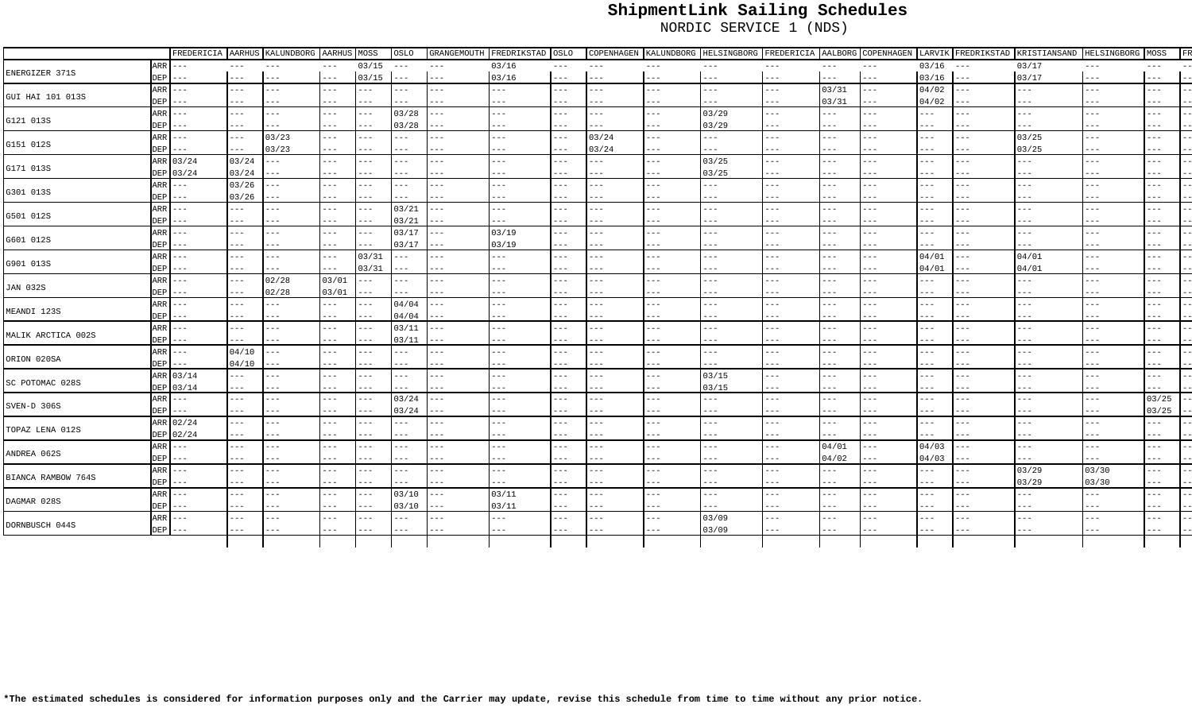# ShipmentLink Sailing Schedules

NORDIC SERVICE 1 (NDS)

| | | FREDERICIA | AARHUS | KALUNDBORG | AARHUS | MOSS | OSLO | GRANGEMOUTH | FREDRIKSTAD | OSLO | COPENHAGEN | KALUNDBORG | HELSINGBORG | FREDERICIA | AALBORG | COPENHAGEN | LARVIK | FREDRIKSTAD | KRISTIANSAND | HELSINGBORG | MOSS | FR |
|---|---|---|---|---|---|---|---|---|---|---|---|---|---|---|---|---|---|---|---|---|---|---|
| ENERGIZER 371S | ARR | --- | --- | --- | --- | 03/15 | --- | --- | 03/16 | --- | --- | --- | --- | --- | --- | --- | 03/16 | --- | 03/17 | --- | --- | -- |
| | DEP | --- | --- | --- | --- | 03/15 | --- | --- | 03/16 | --- | --- | --- | --- | --- | --- | --- | 03/16 | --- | 03/17 | --- | --- | -- |
| GUI HAI 101 013S | ARR | --- | --- | --- | --- | --- | --- | --- | --- | --- | --- | --- | --- | --- | 03/31 | --- | 04/02 | --- | --- | --- | --- | -- |
| | DEP | --- | --- | --- | --- | --- | --- | --- | --- | --- | --- | --- | --- | --- | 03/31 | --- | 04/02 | --- | --- | --- | --- | -- |
| G121 013S | ARR | --- | --- | --- | --- | --- | 03/28 | --- | --- | --- | --- | --- | 03/29 | --- | --- | --- | --- | --- | --- | --- | --- | -- |
| | DEP | --- | --- | --- | --- | --- | 03/28 | --- | --- | --- | --- | --- | 03/29 | --- | --- | --- | --- | --- | --- | --- | --- | -- |
| G151 012S | ARR | --- | --- | 03/23 | --- | --- | --- | --- | --- | --- | 03/24 | --- | --- | --- | --- | --- | --- | --- | 03/25 | --- | --- | -- |
| | DEP | --- | --- | 03/23 | --- | --- | --- | --- | --- | --- | 03/24 | --- | --- | --- | --- | --- | --- | --- | 03/25 | --- | --- | -- |
| G171 013S | ARR | 03/24 | 03/24 | --- | --- | --- | --- | --- | --- | --- | --- | --- | 03/25 | --- | --- | --- | --- | --- | --- | --- | --- | -- |
| | DEP | 03/24 | 03/24 | --- | --- | --- | --- | --- | --- | --- | --- | --- | 03/25 | --- | --- | --- | --- | --- | --- | --- | --- | -- |
| G301 013S | ARR | --- | 03/26 | --- | --- | --- | --- | --- | --- | --- | --- | --- | --- | --- | --- | --- | --- | --- | --- | --- | --- | -- |
| | DEP | --- | 03/26 | --- | --- | --- | --- | --- | --- | --- | --- | --- | --- | --- | --- | --- | --- | --- | --- | --- | --- | -- |
| G501 012S | ARR | --- | --- | --- | --- | --- | 03/21 | --- | --- | --- | --- | --- | --- | --- | --- | --- | --- | --- | --- | --- | --- | -- |
| | DEP | --- | --- | --- | --- | --- | 03/21 | --- | --- | --- | --- | --- | --- | --- | --- | --- | --- | --- | --- | --- | --- | -- |
| G601 012S | ARR | --- | --- | --- | --- | --- | 03/17 | --- | 03/19 | --- | --- | --- | --- | --- | --- | --- | --- | --- | --- | --- | --- | -- |
| | DEP | --- | --- | --- | --- | --- | 03/17 | --- | 03/19 | --- | --- | --- | --- | --- | --- | --- | --- | --- | --- | --- | --- | -- |
| G901 013S | ARR | --- | --- | --- | --- | 03/31 | --- | --- | --- | --- | --- | --- | --- | --- | --- | --- | 04/01 | --- | 04/01 | --- | --- | -- |
| | DEP | --- | --- | --- | --- | 03/31 | --- | --- | --- | --- | --- | --- | --- | --- | --- | --- | 04/01 | --- | 04/01 | --- | --- | -- |
| JAN 032S | ARR | --- | --- | 02/28 | 03/01 | --- | --- | --- | --- | --- | --- | --- | --- | --- | --- | --- | --- | --- | --- | --- | --- | -- |
| | DEP | --- | --- | 02/28 | 03/01 | --- | --- | --- | --- | --- | --- | --- | --- | --- | --- | --- | --- | --- | --- | --- | --- | -- |
| MEANDI 123S | ARR | --- | --- | --- | --- | --- | 04/04 | --- | --- | --- | --- | --- | --- | --- | --- | --- | --- | --- | --- | --- | --- | -- |
| | DEP | --- | --- | --- | --- | --- | 04/04 | --- | --- | --- | --- | --- | --- | --- | --- | --- | --- | --- | --- | --- | --- | -- |
| MALIK ARCTICA 002S | ARR | --- | --- | --- | --- | --- | 03/11 | --- | --- | --- | --- | --- | --- | --- | --- | --- | --- | --- | --- | --- | --- | -- |
| | DEP | --- | --- | --- | --- | --- | 03/11 | --- | --- | --- | --- | --- | --- | --- | --- | --- | --- | --- | --- | --- | --- | -- |
| ORION 020SA | ARR | --- | 04/10 | --- | --- | --- | --- | --- | --- | --- | --- | --- | --- | --- | --- | --- | --- | --- | --- | --- | --- | -- |
| | DEP | --- | 04/10 | --- | --- | --- | --- | --- | --- | --- | --- | --- | --- | --- | --- | --- | --- | --- | --- | --- | --- | -- |
| SC POTOMAC 028S | ARR | 03/14 | --- | --- | --- | --- | --- | --- | --- | --- | --- | --- | 03/15 | --- | --- | --- | --- | --- | --- | --- | --- | -- |
| | DEP | 03/14 | --- | --- | --- | --- | --- | --- | --- | --- | --- | --- | 03/15 | --- | --- | --- | --- | --- | --- | --- | --- | -- |
| SVEN-D 306S | ARR | --- | --- | --- | --- | --- | 03/24 | --- | --- | --- | --- | --- | --- | --- | --- | --- | --- | --- | --- | --- | 03/25 | -- |
| | DEP | --- | --- | --- | --- | --- | 03/24 | --- | --- | --- | --- | --- | --- | --- | --- | --- | --- | --- | --- | --- | 03/25 | -- |
| TOPAZ LENA 012S | ARR | 02/24 | --- | --- | --- | --- | --- | --- | --- | --- | --- | --- | --- | --- | --- | --- | --- | --- | --- | --- | --- | -- |
| | DEP | 02/24 | --- | --- | --- | --- | --- | --- | --- | --- | --- | --- | --- | --- | --- | --- | --- | --- | --- | --- | --- | -- |
| ANDREA 062S | ARR | --- | --- | --- | --- | --- | --- | --- | --- | --- | --- | --- | --- | --- | 04/01 | --- | 04/03 | --- | --- | --- | --- | -- |
| | DEP | --- | --- | --- | --- | --- | --- | --- | --- | --- | --- | --- | --- | --- | 04/02 | --- | 04/03 | --- | --- | --- | --- | -- |
| BIANCA RAMBOW 764S | ARR | --- | --- | --- | --- | --- | --- | --- | --- | --- | --- | --- | --- | --- | --- | --- | --- | --- | 03/29 | 03/30 | --- | -- |
| | DEP | --- | --- | --- | --- | --- | --- | --- | --- | --- | --- | --- | --- | --- | --- | --- | --- | --- | 03/29 | 03/30 | --- | -- |
| DAGMAR 028S | ARR | --- | --- | --- | --- | --- | 03/10 | --- | 03/11 | --- | --- | --- | --- | --- | --- | --- | --- | --- | --- | --- | --- | -- |
| | DEP | --- | --- | --- | --- | --- | 03/10 | --- | 03/11 | --- | --- | --- | --- | --- | --- | --- | --- | --- | --- | --- | --- | -- |
| DORNBUSCH 044S | ARR | --- | --- | --- | --- | --- | --- | --- | --- | --- | --- | --- | 03/09 | --- | --- | --- | --- | --- | --- | --- | --- | -- |
| | DEP | --- | --- | --- | --- | --- | --- | --- | --- | --- | --- | --- | 03/09 | --- | --- | --- | --- | --- | --- | --- | --- | -- |

**\*The estimated schedules is considered for information purposes only and the Carrier may update, revise this schedule from time to time without any prior notice.**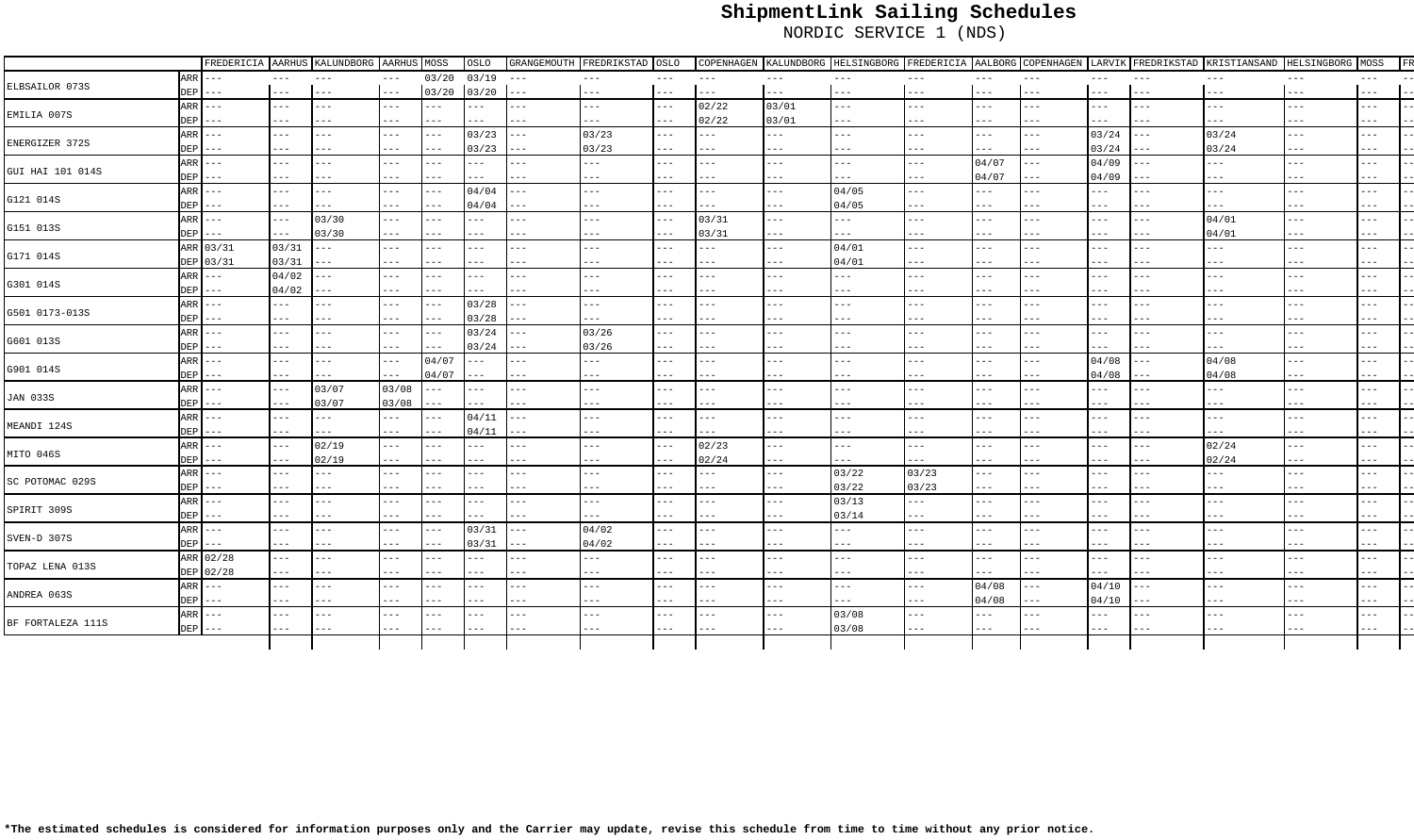# ShipmentLink Sailing Schedules

NORDIC SERVICE 1 (NDS)

| | | FREDERICIA | AARHUS | KALUNDBORG | AARHUS | MOSS | OSLO | GRANGEMOUTH | FREDRIKSTAD | OSLO | COPENHAGEN | KALUNDBORG | HELSINGBORG | FREDERICIA | AALBORG | COPENHAGEN | LARVIK | FREDRIKSTAD | KRISTIANSAND | HELSINGBORG | MOSS | FR |
|---|---|---|---|---|---|---|---|---|---|---|---|---|---|---|---|---|---|---|---|---|---|---|
| ELBSAILOR 073S | ARR | --- | --- | --- | --- | 03/20 | 03/19 | --- | --- | --- | --- | --- | --- | --- | --- | --- | --- | --- | --- | --- | --- | --- |
| | DEP | --- | --- | --- | --- | 03/20 | 03/20 | --- | --- | --- | --- | --- | --- | --- | --- | --- | --- | --- | --- | --- | --- | --- |
| EMILIA 007S | ARR | --- | --- | --- | --- | --- | --- | --- | --- | --- | 02/22 | 03/01 | --- | --- | --- | --- | --- | --- | --- | --- | --- | --- |
| | DEP | --- | --- | --- | --- | --- | --- | --- | --- | --- | 02/22 | 03/01 | --- | --- | --- | --- | --- | --- | --- | --- | --- | --- |
| ENERGIZER 372S | ARR | --- | --- | --- | --- | --- | 03/23 | --- | 03/23 | --- | --- | --- | --- | --- | --- | --- | 03/24 | --- | 03/24 | --- | --- | --- |
| | DEP | --- | --- | --- | --- | --- | 03/23 | --- | 03/23 | --- | --- | --- | --- | --- | --- | --- | 03/24 | --- | 03/24 | --- | --- | --- |
| GUI HAI 101 014S | ARR | --- | --- | --- | --- | --- | --- | --- | --- | --- | --- | --- | --- | --- | 04/07 | --- | 04/09 | --- | --- | --- | --- | --- |
| | DEP | --- | --- | --- | --- | --- | --- | --- | --- | --- | --- | --- | --- | --- | 04/07 | --- | 04/09 | --- | --- | --- | --- | --- |
| G121 014S | ARR | --- | --- | --- | --- | --- | 04/04 | --- | --- | --- | --- | --- | 04/05 | --- | --- | --- | --- | --- | --- | --- | --- | --- |
| | DEP | --- | --- | --- | --- | --- | 04/04 | --- | --- | --- | --- | --- | 04/05 | --- | --- | --- | --- | --- | --- | --- | --- | --- |
| G151 013S | ARR | --- | --- | 03/30 | --- | --- | --- | --- | --- | --- | 03/31 | --- | --- | --- | --- | --- | --- | --- | 04/01 | --- | --- | --- |
| | DEP | --- | --- | 03/30 | --- | --- | --- | --- | --- | --- | 03/31 | --- | --- | --- | --- | --- | --- | --- | 04/01 | --- | --- | --- |
| G171 014S | ARR | 03/31 | 03/31 | --- | --- | --- | --- | --- | --- | --- | --- | --- | 04/01 | --- | --- | --- | --- | --- | --- | --- | --- | --- |
| | DEP | 03/31 | 03/31 | --- | --- | --- | --- | --- | --- | --- | --- | --- | 04/01 | --- | --- | --- | --- | --- | --- | --- | --- | --- |
| G301 014S | ARR | --- | 04/02 | --- | --- | --- | --- | --- | --- | --- | --- | --- | --- | --- | --- | --- | --- | --- | --- | --- | --- | --- |
| | DEP | --- | 04/02 | --- | --- | --- | --- | --- | --- | --- | --- | --- | --- | --- | --- | --- | --- | --- | --- | --- | --- | --- |
| G501 0173-013S | ARR | --- | --- | --- | --- | --- | 03/28 | --- | --- | --- | --- | --- | --- | --- | --- | --- | --- | --- | --- | --- | --- | --- |
| | DEP | --- | --- | --- | --- | --- | 03/28 | --- | --- | --- | --- | --- | --- | --- | --- | --- | --- | --- | --- | --- | --- | --- |
| G601 013S | ARR | --- | --- | --- | --- | --- | 03/24 | --- | 03/26 | --- | --- | --- | --- | --- | --- | --- | --- | --- | --- | --- | --- | --- |
| | DEP | --- | --- | --- | --- | --- | 03/24 | --- | 03/26 | --- | --- | --- | --- | --- | --- | --- | --- | --- | --- | --- | --- | --- |
| G901 014S | ARR | --- | --- | --- | --- | 04/07 | --- | --- | --- | --- | --- | --- | --- | --- | --- | --- | 04/08 | --- | 04/08 | --- | --- | --- |
| | DEP | --- | --- | --- | --- | 04/07 | --- | --- | --- | --- | --- | --- | --- | --- | --- | --- | 04/08 | --- | 04/08 | --- | --- | --- |
| JAN 033S | ARR | --- | --- | 03/07 | 03/08 | --- | --- | --- | --- | --- | --- | --- | --- | --- | --- | --- | --- | --- | --- | --- | --- | --- |
| | DEP | --- | --- | 03/07 | 03/08 | --- | --- | --- | --- | --- | --- | --- | --- | --- | --- | --- | --- | --- | --- | --- | --- | --- |
| MEANDI 124S | ARR | --- | --- | --- | --- | --- | 04/11 | --- | --- | --- | --- | --- | --- | --- | --- | --- | --- | --- | --- | --- | --- | --- |
| | DEP | --- | --- | --- | --- | --- | 04/11 | --- | --- | --- | --- | --- | --- | --- | --- | --- | --- | --- | --- | --- | --- | --- |
| MITO 046S | ARR | --- | --- | 02/19 | --- | --- | --- | --- | --- | --- | 02/23 | --- | --- | --- | --- | --- | --- | --- | 02/24 | --- | --- | --- |
| | DEP | --- | --- | 02/19 | --- | --- | --- | --- | --- | --- | 02/24 | --- | --- | --- | --- | --- | --- | --- | 02/24 | --- | --- | --- |
| SC POTOMAC 029S | ARR | --- | --- | --- | --- | --- | --- | --- | --- | --- | --- | --- | 03/22 | 03/23 | --- | --- | --- | --- | --- | --- | --- | --- |
| | DEP | --- | --- | --- | --- | --- | --- | --- | --- | --- | --- | --- | 03/22 | 03/23 | --- | --- | --- | --- | --- | --- | --- | --- |
| SPIRIT 309S | ARR | --- | --- | --- | --- | --- | --- | --- | --- | --- | --- | --- | 03/13 | --- | --- | --- | --- | --- | --- | --- | --- | --- |
| | DEP | --- | --- | --- | --- | --- | --- | --- | --- | --- | --- | --- | 03/14 | --- | --- | --- | --- | --- | --- | --- | --- | --- |
| SVEN-D 307S | ARR | --- | --- | --- | --- | --- | 03/31 | --- | 04/02 | --- | --- | --- | --- | --- | --- | --- | --- | --- | --- | --- | --- | --- |
| | DEP | --- | --- | --- | --- | --- | 03/31 | --- | 04/02 | --- | --- | --- | --- | --- | --- | --- | --- | --- | --- | --- | --- | --- |
| TOPAZ LENA 013S | ARR | 02/28 | --- | --- | --- | --- | --- | --- | --- | --- | --- | --- | --- | --- | --- | --- | --- | --- | --- | --- | --- | --- |
| | DEP | 02/28 | --- | --- | --- | --- | --- | --- | --- | --- | --- | --- | --- | --- | --- | --- | --- | --- | --- | --- | --- | --- |
| ANDREA 063S | ARR | --- | --- | --- | --- | --- | --- | --- | --- | --- | --- | --- | --- | --- | 04/08 | --- | 04/10 | --- | --- | --- | --- | --- |
| | DEP | --- | --- | --- | --- | --- | --- | --- | --- | --- | --- | --- | --- | --- | 04/08 | --- | 04/10 | --- | --- | --- | --- | --- |
| BF FORTALEZA 111S | ARR | --- | --- | --- | --- | --- | --- | --- | --- | --- | --- | --- | 03/08 | --- | --- | --- | --- | --- | --- | --- | --- | --- |
| | DEP | --- | --- | --- | --- | --- | --- | --- | --- | --- | --- | --- | 03/08 | --- | --- | --- | --- | --- | --- | --- | --- | --- |

**\*The estimated schedules is considered for information purposes only and the Carrier may update, revise this schedule from time to time without any prior notice.**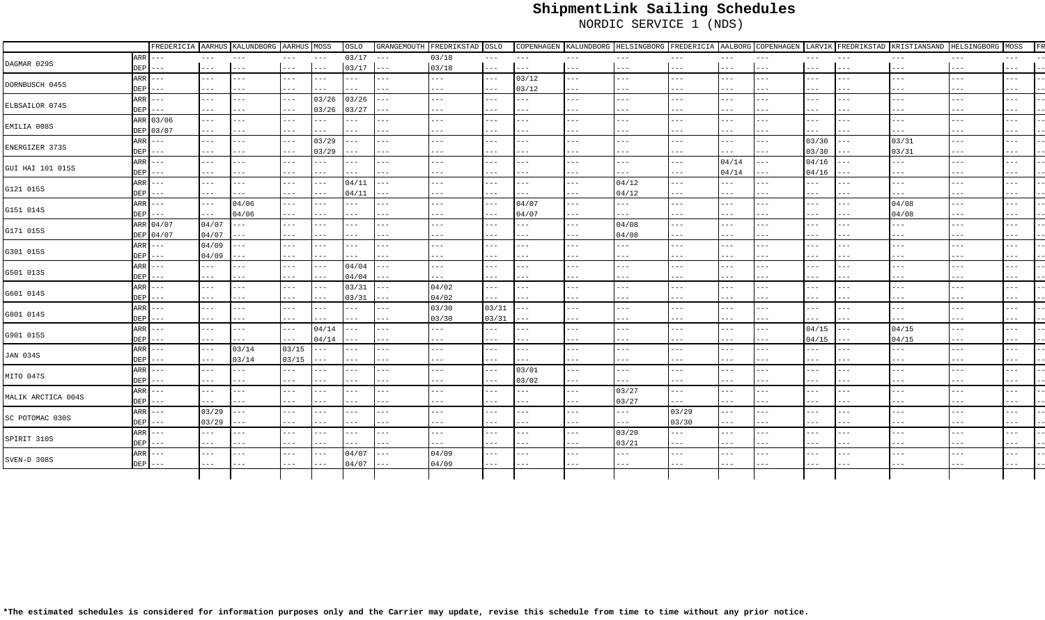# ShipmentLink Sailing Schedules

NORDIC SERVICE 1 (NDS)

| | | FREDERICIA | AARHUS | KALUNDBORG | AARHUS | MOSS | OSLO | GRANGEMOUTH | FREDRIKSTAD | OSLO | COPENHAGEN | KALUNDBORG | HELSINGBORG | FREDERICIA | AALBORG | COPENHAGEN | LARVIK | FREDRIKSTAD | KRISTIANSAND | HELSINGBORG | MOSS |
|---|---|---|---|---|---|---|---|---|---|---|---|---|---|---|---|---|---|---|---|---|---|
| DAGMAR 029S | ARR | --- | --- | --- | --- | --- | 03/17 | --- | 03/18 | --- | --- | --- | --- | --- | --- | --- | --- | --- | --- | --- | --- |
| | DEP | --- | --- | --- | --- | --- | 03/17 | --- | 03/18 | --- | --- | --- | --- | --- | --- | --- | --- | --- | --- | --- | --- |
| DORNBUSCH 045S | ARR | --- | --- | --- | --- | --- | --- | --- | --- | --- | 03/12 | --- | --- | --- | --- | --- | --- | --- | --- | --- | --- |
| | DEP | --- | --- | --- | --- | --- | --- | --- | --- | --- | 03/12 | --- | --- | --- | --- | --- | --- | --- | --- | --- | --- |
| ELBSAILOR 074S | ARR | --- | --- | --- | --- | 03/26 | 03/26 | --- | --- | --- | --- | --- | --- | --- | --- | --- | --- | --- | --- | --- | --- |
| | DEP | --- | --- | --- | --- | 03/26 | 03/27 | --- | --- | --- | --- | --- | --- | --- | --- | --- | --- | --- | --- | --- | --- |
| EMILIA 008S | ARR | 03/06 | --- | --- | --- | --- | --- | --- | --- | --- | --- | --- | --- | --- | --- | --- | --- | --- | --- | --- | --- |
| | DEP | 03/07 | --- | --- | --- | --- | --- | --- | --- | --- | --- | --- | --- | --- | --- | --- | --- | --- | --- | --- | --- |
| ENERGIZER 373S | ARR | --- | --- | --- | --- | 03/29 | --- | --- | --- | --- | --- | --- | --- | --- | --- | --- | 03/30 | --- | 03/31 | --- | --- |
| | DEP | --- | --- | --- | --- | 03/29 | --- | --- | --- | --- | --- | --- | --- | --- | --- | --- | 03/30 | --- | 03/31 | --- | --- |
| GUI HAI 101 015S | ARR | --- | --- | --- | --- | --- | --- | --- | --- | --- | --- | --- | --- | --- | 04/14 | --- | 04/16 | --- | --- | --- | --- |
| | DEP | --- | --- | --- | --- | --- | --- | --- | --- | --- | --- | --- | --- | --- | 04/14 | --- | 04/16 | --- | --- | --- | --- |
| G121 015S | ARR | --- | --- | --- | --- | --- | 04/11 | --- | --- | --- | --- | --- | 04/12 | --- | --- | --- | --- | --- | --- | --- | --- |
| | DEP | --- | --- | --- | --- | --- | 04/11 | --- | --- | --- | --- | --- | 04/12 | --- | --- | --- | --- | --- | --- | --- | --- |
| G151 014S | ARR | --- | --- | 04/06 | --- | --- | --- | --- | --- | --- | 04/07 | --- | --- | --- | --- | --- | --- | --- | 04/08 | --- | --- |
| | DEP | --- | --- | 04/06 | --- | --- | --- | --- | --- | --- | 04/07 | --- | --- | --- | --- | --- | --- | --- | 04/08 | --- | --- |
| G171 015S | ARR | 04/07 | 04/07 | --- | --- | --- | --- | --- | --- | --- | --- | --- | 04/08 | --- | --- | --- | --- | --- | --- | --- | --- |
| | DEP | 04/07 | 04/07 | --- | --- | --- | --- | --- | --- | --- | --- | --- | 04/08 | --- | --- | --- | --- | --- | --- | --- | --- |
| G301 015S | ARR | --- | 04/09 | --- | --- | --- | --- | --- | --- | --- | --- | --- | --- | --- | --- | --- | --- | --- | --- | --- | --- |
| | DEP | --- | 04/09 | --- | --- | --- | --- | --- | --- | --- | --- | --- | --- | --- | --- | --- | --- | --- | --- | --- | --- |
| G501 013S | ARR | --- | --- | --- | --- | --- | 04/04 | --- | --- | --- | --- | --- | --- | --- | --- | --- | --- | --- | --- | --- | --- |
| | DEP | --- | --- | --- | --- | --- | 04/04 | --- | --- | --- | --- | --- | --- | --- | --- | --- | --- | --- | --- | --- | --- |
| G601 014S | ARR | --- | --- | --- | --- | --- | 03/31 | --- | 04/02 | --- | --- | --- | --- | --- | --- | --- | --- | --- | --- | --- | --- |
| | DEP | --- | --- | --- | --- | --- | 03/31 | --- | 04/02 | --- | --- | --- | --- | --- | --- | --- | --- | --- | --- | --- | --- |
| G801 014S | ARR | --- | --- | --- | --- | --- | --- | --- | 03/30 | 03/31 | --- | --- | --- | --- | --- | --- | --- | --- | --- | --- | --- |
| | DEP | --- | --- | --- | --- | --- | --- | --- | 03/30 | 03/31 | --- | --- | --- | --- | --- | --- | --- | --- | --- | --- | --- |
| G901 015S | ARR | --- | --- | --- | --- | 04/14 | --- | --- | --- | --- | --- | --- | --- | --- | --- | --- | 04/15 | --- | 04/15 | --- | --- |
| | DEP | --- | --- | --- | --- | 04/14 | --- | --- | --- | --- | --- | --- | --- | --- | --- | --- | 04/15 | --- | 04/15 | --- | --- |
| JAN 034S | ARR | --- | --- | 03/14 | 03/15 | --- | --- | --- | --- | --- | --- | --- | --- | --- | --- | --- | --- | --- | --- | --- | --- |
| | DEP | --- | --- | 03/14 | 03/15 | --- | --- | --- | --- | --- | --- | --- | --- | --- | --- | --- | --- | --- | --- | --- | --- |
| MITO 047S | ARR | --- | --- | --- | --- | --- | --- | --- | --- | --- | 03/01 | --- | --- | --- | --- | --- | --- | --- | --- | --- | --- |
| | DEP | --- | --- | --- | --- | --- | --- | --- | --- | --- | 03/02 | --- | --- | --- | --- | --- | --- | --- | --- | --- | --- |
| MALIK ARCTICA 004S | ARR | --- | --- | --- | --- | --- | --- | --- | --- | --- | --- | --- | 03/27 | --- | --- | --- | --- | --- | --- | --- | --- |
| | DEP | --- | --- | --- | --- | --- | --- | --- | --- | --- | --- | --- | 03/27 | --- | --- | --- | --- | --- | --- | --- | --- |
| SC POTOMAC 030S | ARR | --- | 03/29 | --- | --- | --- | --- | --- | --- | --- | --- | --- | --- | 03/29 | --- | --- | --- | --- | --- | --- | --- |
| | DEP | --- | 03/29 | --- | --- | --- | --- | --- | --- | --- | --- | --- | --- | 03/30 | --- | --- | --- | --- | --- | --- | --- |
| SPIRIT 310S | ARR | --- | --- | --- | --- | --- | --- | --- | --- | --- | --- | --- | 03/20 | --- | --- | --- | --- | --- | --- | --- | --- |
| | DEP | --- | --- | --- | --- | --- | --- | --- | --- | --- | --- | --- | 03/21 | --- | --- | --- | --- | --- | --- | --- | --- |
| SVEN-D 308S | ARR | --- | --- | --- | --- | --- | 04/07 | --- | 04/09 | --- | --- | --- | --- | --- | --- | --- | --- | --- | --- | --- | --- |
| | DEP | --- | --- | --- | --- | --- | 04/07 | --- | 04/09 | --- | --- | --- | --- | --- | --- | --- | --- | --- | --- | --- | --- |

**\*The estimated schedules is considered for information purposes only and the Carrier may update, revise this schedule from time to time without any prior notice.**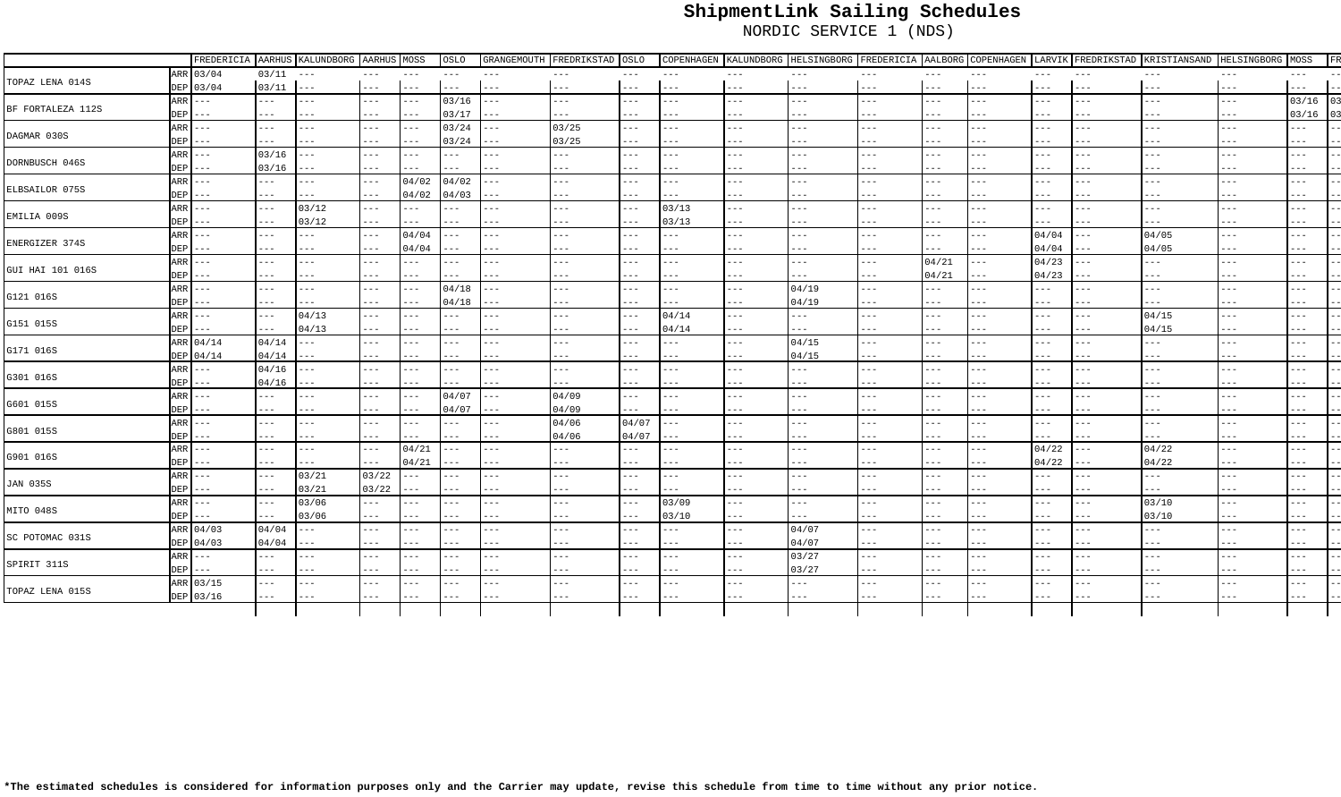# ShipmentLink Sailing Schedules

NORDIC SERVICE 1 (NDS)

| | | FREDERICIA | AARHUS | KALUNDBORG | AARHUS | MOSS | OSLO | GRANGEMOUTH | FREDRIKSTAD | OSLO | COPENHAGEN | KALUNDBORG | HELSINGBORG | FREDERICIA | AALBORG | COPENHAGEN | LARVIK | FREDRIKSTAD | KRISTIANSAND | HELSINGBORG | MOSS | FR |
|---|---|---|---|---|---|---|---|---|---|---|---|---|---|---|---|---|---|---|---|---|---|---|
| TOPAZ LENA 014S | ARR | 03/04 | 03/11 | --- | --- | --- | --- | --- | --- | --- | --- | --- | --- | --- | --- | --- | --- | --- | --- | --- | --- | -- |
| | DEP | 03/04 | 03/11 | --- | --- | --- | --- | --- | --- | --- | --- | --- | --- | --- | --- | --- | --- | --- | --- | --- | --- | -- |
| BF FORTALEZA 112S | ARR | --- | --- | --- | --- | --- | 03/16 | --- | --- | --- | --- | --- | --- | --- | --- | --- | --- | --- | --- | --- | 03/16 | 03 |
| | DEP | --- | --- | --- | --- | --- | 03/17 | --- | --- | --- | --- | --- | --- | --- | --- | --- | --- | --- | --- | --- | 03/16 | 03 |
| DAGMAR 030S | ARR | --- | --- | --- | --- | --- | 03/24 | --- | 03/25 | --- | --- | --- | --- | --- | --- | --- | --- | --- | --- | --- | --- | -- |
| | DEP | --- | --- | --- | --- | --- | 03/24 | --- | 03/25 | --- | --- | --- | --- | --- | --- | --- | --- | --- | --- | --- | --- | -- |
| DORNBUSCH 046S | ARR | --- | 03/16 | --- | --- | --- | --- | --- | --- | --- | --- | --- | --- | --- | --- | --- | --- | --- | --- | --- | --- | -- |
| | DEP | --- | 03/16 | --- | --- | --- | --- | --- | --- | --- | --- | --- | --- | --- | --- | --- | --- | --- | --- | --- | --- | -- |
| ELBSAILOR 075S | ARR | --- | --- | --- | --- | 04/02 | 04/02 | --- | --- | --- | --- | --- | --- | --- | --- | --- | --- | --- | --- | --- | --- | -- |
| | DEP | --- | --- | --- | --- | 04/02 | 04/03 | --- | --- | --- | --- | --- | --- | --- | --- | --- | --- | --- | --- | --- | --- | -- |
| EMILIA 009S | ARR | --- | --- | 03/12 | --- | --- | --- | --- | --- | --- | 03/13 | --- | --- | --- | --- | --- | --- | --- | --- | --- | --- | -- |
| | DEP | --- | --- | 03/12 | --- | --- | --- | --- | --- | --- | 03/13 | --- | --- | --- | --- | --- | --- | --- | --- | --- | --- | -- |
| ENERGIZER 374S | ARR | --- | --- | --- | --- | 04/04 | --- | --- | --- | --- | --- | --- | --- | --- | --- | --- | 04/04 | --- | 04/05 | --- | --- | -- |
| | DEP | --- | --- | --- | --- | 04/04 | --- | --- | --- | --- | --- | --- | --- | --- | --- | --- | 04/04 | --- | 04/05 | --- | --- | -- |
| GUI HAI 101 016S | ARR | --- | --- | --- | --- | --- | --- | --- | --- | --- | --- | --- | --- | --- | 04/21 | --- | 04/23 | --- | --- | --- | --- | -- |
| | DEP | --- | --- | --- | --- | --- | --- | --- | --- | --- | --- | --- | --- | --- | 04/21 | --- | 04/23 | --- | --- | --- | --- | -- |
| G121 016S | ARR | --- | --- | --- | --- | --- | 04/18 | --- | --- | --- | --- | --- | 04/19 | --- | --- | --- | --- | --- | --- | --- | --- | -- |
| | DEP | --- | --- | --- | --- | --- | 04/18 | --- | --- | --- | --- | --- | 04/19 | --- | --- | --- | --- | --- | --- | --- | --- | -- |
| G151 015S | ARR | --- | --- | 04/13 | --- | --- | --- | --- | --- | --- | 04/14 | --- | --- | --- | --- | --- | --- | --- | 04/15 | --- | --- | -- |
| | DEP | --- | --- | 04/13 | --- | --- | --- | --- | --- | --- | 04/14 | --- | --- | --- | --- | --- | --- | --- | 04/15 | --- | --- | -- |
| G171 016S | ARR | 04/14 | 04/14 | --- | --- | --- | --- | --- | --- | --- | --- | --- | 04/15 | --- | --- | --- | --- | --- | --- | --- | --- | -- |
| | DEP | 04/14 | 04/14 | --- | --- | --- | --- | --- | --- | --- | --- | --- | 04/15 | --- | --- | --- | --- | --- | --- | --- | --- | -- |
| G301 016S | ARR | --- | 04/16 | --- | --- | --- | --- | --- | --- | --- | --- | --- | --- | --- | --- | --- | --- | --- | --- | --- | --- | -- |
| | DEP | --- | 04/16 | --- | --- | --- | --- | --- | --- | --- | --- | --- | --- | --- | --- | --- | --- | --- | --- | --- | --- | -- |
| G601 015S | ARR | --- | --- | --- | --- | --- | 04/07 | --- | 04/09 | --- | --- | --- | --- | --- | --- | --- | --- | --- | --- | --- | --- | -- |
| | DEP | --- | --- | --- | --- | --- | 04/07 | --- | 04/09 | --- | --- | --- | --- | --- | --- | --- | --- | --- | --- | --- | --- | -- |
| G801 015S | ARR | --- | --- | --- | --- | --- | --- | --- | 04/06 | 04/07 | --- | --- | --- | --- | --- | --- | --- | --- | --- | --- | --- | -- |
| | DEP | --- | --- | --- | --- | --- | --- | --- | 04/06 | 04/07 | --- | --- | --- | --- | --- | --- | --- | --- | --- | --- | --- | -- |
| G901 016S | ARR | --- | --- | --- | --- | 04/21 | --- | --- | --- | --- | --- | --- | --- | --- | --- | --- | 04/22 | --- | 04/22 | --- | --- | -- |
| | DEP | --- | --- | --- | --- | 04/21 | --- | --- | --- | --- | --- | --- | --- | --- | --- | --- | 04/22 | --- | 04/22 | --- | --- | -- |
| JAN 035S | ARR | --- | --- | 03/21 | 03/22 | --- | --- | --- | --- | --- | --- | --- | --- | --- | --- | --- | --- | --- | --- | --- | --- | -- |
| | DEP | --- | --- | 03/21 | 03/22 | --- | --- | --- | --- | --- | --- | --- | --- | --- | --- | --- | --- | --- | --- | --- | --- | -- |
| MITO 048S | ARR | --- | --- | 03/06 | --- | --- | --- | --- | --- | --- | 03/09 | --- | --- | --- | --- | --- | --- | --- | 03/10 | --- | --- | -- |
| | DEP | --- | --- | 03/06 | --- | --- | --- | --- | --- | --- | 03/10 | --- | --- | --- | --- | --- | --- | --- | 03/10 | --- | --- | -- |
| SC POTOMAC 031S | ARR | 04/03 | 04/04 | --- | --- | --- | --- | --- | --- | --- | --- | --- | 04/07 | --- | --- | --- | --- | --- | --- | --- | --- | -- |
| | DEP | 04/03 | 04/04 | --- | --- | --- | --- | --- | --- | --- | --- | --- | 04/07 | --- | --- | --- | --- | --- | --- | --- | --- | -- |
| SPIRIT 311S | ARR | --- | --- | --- | --- | --- | --- | --- | --- | --- | --- | --- | 03/27 | --- | --- | --- | --- | --- | --- | --- | --- | -- |
| | DEP | --- | --- | --- | --- | --- | --- | --- | --- | --- | --- | --- | 03/27 | --- | --- | --- | --- | --- | --- | --- | --- | -- |
| TOPAZ LENA 015S | ARR | 03/15 | --- | --- | --- | --- | --- | --- | --- | --- | --- | --- | --- | --- | --- | --- | --- | --- | --- | --- | --- | -- |
| | DEP | 03/16 | --- | --- | --- | --- | --- | --- | --- | --- | --- | --- | --- | --- | --- | --- | --- | --- | --- | --- | --- | -- |

***The estimated schedules is considered for information purposes only and the Carrier may update, revise this schedule from time to time without any prior notice.**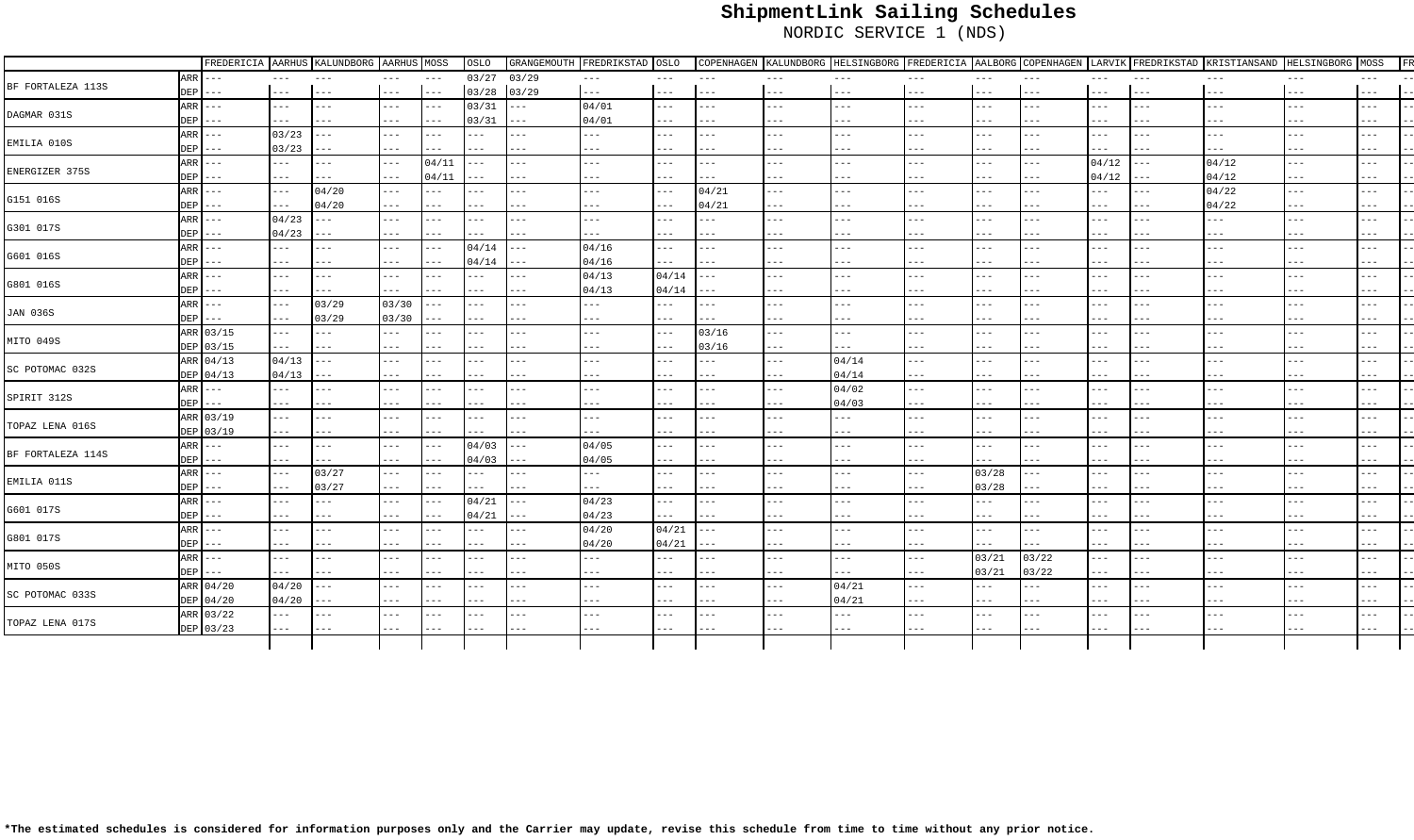# ShipmentLink Sailing Schedules

NORDIC SERVICE 1 (NDS)

| | | FREDERICIA | AARHUS | KALUNDBORG | AARHUS | MOSS | OSLO | GRANGEMOUTH | FREDRIKSTAD | OSLO | COPENHAGEN | KALUNDBORG | HELSINGBORG | FREDERICIA | AALBORG | COPENHAGEN | LARVIK | FREDRIKSTAD | KRISTIANSAND | HELSINGBORG | MOSS | FR |
|---|---|---|---|---|---|---|---|---|---|---|---|---|---|---|---|---|---|---|---|---|---|---|
| BF FORTALEZA 113S | ARR | --- | --- | --- | --- | --- | 03/27 | 03/29 | --- | --- | --- | --- | --- | --- | --- | --- | --- | --- | --- | --- | --- | -- |
| | DEP | --- | --- | --- | --- | --- | 03/28 | 03/29 | --- | --- | --- | --- | --- | --- | --- | --- | --- | --- | --- | --- | --- | -- |
| DAGMAR 031S | ARR | --- | --- | --- | --- | --- | 03/31 | --- | 04/01 | --- | --- | --- | --- | --- | --- | --- | --- | --- | --- | --- | --- | -- |
| | DEP | --- | --- | --- | --- | --- | 03/31 | --- | 04/01 | --- | --- | --- | --- | --- | --- | --- | --- | --- | --- | --- | --- | -- |
| EMILIA 010S | ARR | --- | 03/23 | --- | --- | --- | --- | --- | --- | --- | --- | --- | --- | --- | --- | --- | --- | --- | --- | --- | --- | -- |
| | DEP | --- | 03/23 | --- | --- | --- | --- | --- | --- | --- | --- | --- | --- | --- | --- | --- | --- | --- | --- | --- | --- | -- |
| ENERGIZER 375S | ARR | --- | --- | --- | --- | 04/11 | --- | --- | --- | --- | --- | --- | --- | --- | --- | --- | 04/12 | --- | 04/12 | --- | --- | -- |
| | DEP | --- | --- | --- | --- | 04/11 | --- | --- | --- | --- | --- | --- | --- | --- | --- | --- | 04/12 | --- | 04/12 | --- | --- | -- |
| G151 016S | ARR | --- | --- | 04/20 | --- | --- | --- | --- | --- | --- | 04/21 | --- | --- | --- | --- | --- | --- | --- | 04/22 | --- | --- | -- |
| | DEP | --- | --- | 04/20 | --- | --- | --- | --- | --- | --- | 04/21 | --- | --- | --- | --- | --- | --- | --- | 04/22 | --- | --- | -- |
| G301 017S | ARR | --- | 04/23 | --- | --- | --- | --- | --- | --- | --- | --- | --- | --- | --- | --- | --- | --- | --- | --- | --- | --- | -- |
| | DEP | --- | 04/23 | --- | --- | --- | --- | --- | --- | --- | --- | --- | --- | --- | --- | --- | --- | --- | --- | --- | --- | -- |
| G601 016S | ARR | --- | --- | --- | --- | --- | 04/14 | --- | 04/16 | --- | --- | --- | --- | --- | --- | --- | --- | --- | --- | --- | --- | -- |
| | DEP | --- | --- | --- | --- | --- | 04/14 | --- | 04/16 | --- | --- | --- | --- | --- | --- | --- | --- | --- | --- | --- | --- | -- |
| G801 016S | ARR | --- | --- | --- | --- | --- | --- | --- | 04/13 | 04/14 | --- | --- | --- | --- | --- | --- | --- | --- | --- | --- | --- | -- |
| | DEP | --- | --- | --- | --- | --- | --- | --- | 04/13 | 04/14 | --- | --- | --- | --- | --- | --- | --- | --- | --- | --- | --- | -- |
| JAN 036S | ARR | --- | --- | 03/29 | 03/30 | --- | --- | --- | --- | --- | --- | --- | --- | --- | --- | --- | --- | --- | --- | --- | --- | -- |
| | DEP | --- | --- | 03/29 | 03/30 | --- | --- | --- | --- | --- | --- | --- | --- | --- | --- | --- | --- | --- | --- | --- | --- | -- |
| MITO 049S | ARR | 03/15 | --- | --- | --- | --- | --- | --- | --- | --- | 03/16 | --- | --- | --- | --- | --- | --- | --- | --- | --- | --- | -- |
| | DEP | 03/15 | --- | --- | --- | --- | --- | --- | --- | --- | 03/16 | --- | --- | --- | --- | --- | --- | --- | --- | --- | --- | -- |
| SC POTOMAC 032S | ARR | 04/13 | 04/13 | --- | --- | --- | --- | --- | --- | --- | --- | --- | 04/14 | --- | --- | --- | --- | --- | --- | --- | --- | -- |
| | DEP | 04/13 | 04/13 | --- | --- | --- | --- | --- | --- | --- | --- | --- | 04/14 | --- | --- | --- | --- | --- | --- | --- | --- | -- |
| SPIRIT 312S | ARR | --- | --- | --- | --- | --- | --- | --- | --- | --- | --- | --- | 04/02 | --- | --- | --- | --- | --- | --- | --- | --- | -- |
| | DEP | --- | --- | --- | --- | --- | --- | --- | --- | --- | --- | --- | 04/03 | --- | --- | --- | --- | --- | --- | --- | --- | -- |
| TOPAZ LENA 016S | ARR | 03/19 | --- | --- | --- | --- | --- | --- | --- | --- | --- | --- | --- | --- | --- | --- | --- | --- | --- | --- | --- | -- |
| | DEP | 03/19 | --- | --- | --- | --- | --- | --- | --- | --- | --- | --- | --- | --- | --- | --- | --- | --- | --- | --- | --- | -- |
| BF FORTALEZA 114S | ARR | --- | --- | --- | --- | --- | 04/03 | --- | 04/05 | --- | --- | --- | --- | --- | --- | --- | --- | --- | --- | --- | --- | -- |
| | DEP | --- | --- | --- | --- | --- | 04/03 | --- | 04/05 | --- | --- | --- | --- | --- | --- | --- | --- | --- | --- | --- | --- | -- |
| EMILIA 011S | ARR | --- | --- | 03/27 | --- | --- | --- | --- | --- | --- | --- | --- | --- | --- | 03/28 | --- | --- | --- | --- | --- | --- | -- |
| | DEP | --- | --- | 03/27 | --- | --- | --- | --- | --- | --- | --- | --- | --- | --- | 03/28 | --- | --- | --- | --- | --- | --- | -- |
| G601 017S | ARR | --- | --- | --- | --- | --- | 04/21 | --- | 04/23 | --- | --- | --- | --- | --- | --- | --- | --- | --- | --- | --- | --- | -- |
| | DEP | --- | --- | --- | --- | --- | 04/21 | --- | 04/23 | --- | --- | --- | --- | --- | --- | --- | --- | --- | --- | --- | --- | -- |
| G801 017S | ARR | --- | --- | --- | --- | --- | --- | --- | 04/20 | 04/21 | --- | --- | --- | --- | --- | --- | --- | --- | --- | --- | --- | -- |
| | DEP | --- | --- | --- | --- | --- | --- | --- | 04/20 | 04/21 | --- | --- | --- | --- | --- | --- | --- | --- | --- | --- | --- | -- |
| MITO 050S | ARR | --- | --- | --- | --- | --- | --- | --- | --- | --- | --- | --- | --- | --- | 03/21 | 03/22 | --- | --- | --- | --- | --- | -- |
| | DEP | --- | --- | --- | --- | --- | --- | --- | --- | --- | --- | --- | --- | --- | 03/21 | 03/22 | --- | --- | --- | --- | --- | -- |
| SC POTOMAC 033S | ARR | 04/20 | 04/20 | --- | --- | --- | --- | --- | --- | --- | --- | --- | 04/21 | --- | --- | --- | --- | --- | --- | --- | --- | -- |
| | DEP | 04/20 | 04/20 | --- | --- | --- | --- | --- | --- | --- | --- | --- | 04/21 | --- | --- | --- | --- | --- | --- | --- | --- | -- |
| TOPAZ LENA 017S | ARR | 03/22 | --- | --- | --- | --- | --- | --- | --- | --- | --- | --- | --- | --- | --- | --- | --- | --- | --- | --- | --- | -- |
| | DEP | 03/23 | --- | --- | --- | --- | --- | --- | --- | --- | --- | --- | --- | --- | --- | --- | --- | --- | --- | --- | --- | -- |

**\*The estimated schedules is considered for information purposes only and the Carrier may update, revise this schedule from time to time without any prior notice.**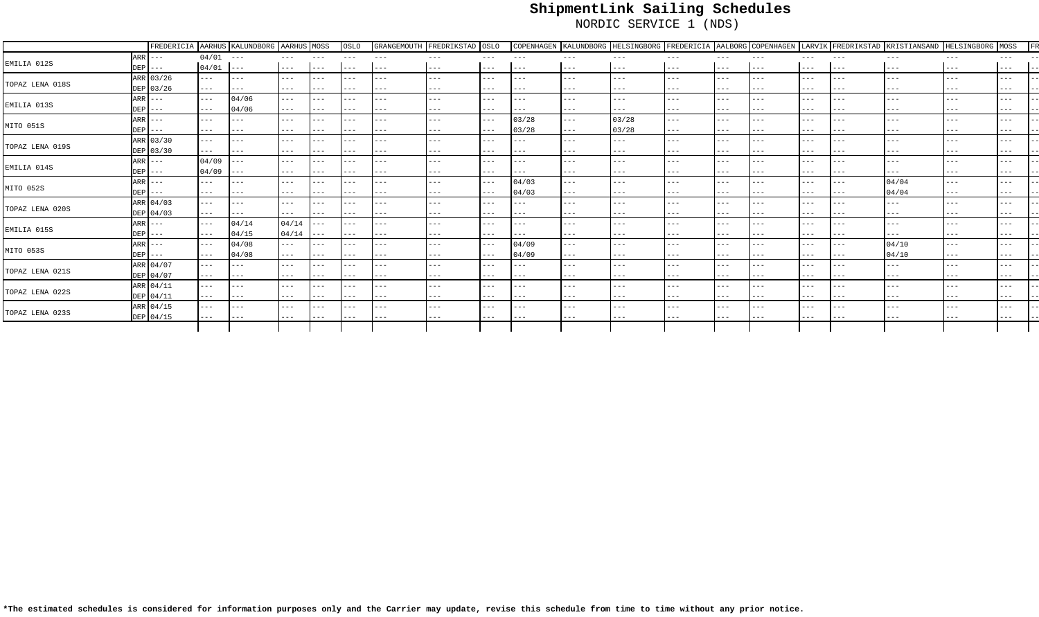# ShipmentLink Sailing Schedules

## NORDIC SERVICE 1 (NDS)

| | | FREDERICIA | AARHUS | KALUNDBORG | AARHUS | MOSS | OSLO | GRANGEMOUTH | FREDRIKSTAD | OSLO | COPENHAGEN | KALUNDBORG | HELSINGBORG | FREDERICIA | AALBORG | COPENHAGEN | LARVIK | FREDRIKSTAD | KRISTIANSAND | HELSINGBORG | MOSS | FR |
|---|---|---|---|---|---|---|---|---|---|---|---|---|---|---|---|---|---|---|---|---|---|---|
| EMILIA 012S | ARR | --- | 04/01 | --- | --- | --- | --- | --- | --- | --- | --- | --- | --- | --- | --- | --- | --- | --- | --- | --- | --- | -- |
| | DEP | --- | 04/01 | --- | --- | --- | --- | --- | --- | --- | --- | --- | --- | --- | --- | --- | --- | --- | --- | --- | --- | -- |
| TOPAZ LENA 018S | ARR | 03/26 | --- | --- | --- | --- | --- | --- | --- | --- | --- | --- | --- | --- | --- | --- | --- | --- | --- | --- | --- | -- |
| | DEP | 03/26 | --- | --- | --- | --- | --- | --- | --- | --- | --- | --- | --- | --- | --- | --- | --- | --- | --- | --- | --- | -- |
| EMILIA 013S | ARR | --- | --- | 04/06 | --- | --- | --- | --- | --- | --- | --- | --- | --- | --- | --- | --- | --- | --- | --- | --- | --- | -- |
| | DEP | --- | --- | 04/06 | --- | --- | --- | --- | --- | --- | --- | --- | --- | --- | --- | --- | --- | --- | --- | --- | --- | -- |
| MITO 051S | ARR | --- | --- | --- | --- | --- | --- | --- | --- | --- | 03/28 | --- | 03/28 | --- | --- | --- | --- | --- | --- | --- | --- | -- |
| | DEP | --- | --- | --- | --- | --- | --- | --- | --- | --- | 03/28 | --- | 03/28 | --- | --- | --- | --- | --- | --- | --- | --- | -- |
| TOPAZ LENA 019S | ARR | 03/30 | --- | --- | --- | --- | --- | --- | --- | --- | --- | --- | --- | --- | --- | --- | --- | --- | --- | --- | --- | -- |
| | DEP | 03/30 | --- | --- | --- | --- | --- | --- | --- | --- | --- | --- | --- | --- | --- | --- | --- | --- | --- | --- | --- | -- |
| EMILIA 014S | ARR | --- | 04/09 | --- | --- | --- | --- | --- | --- | --- | --- | --- | --- | --- | --- | --- | --- | --- | --- | --- | --- | -- |
| | DEP | --- | 04/09 | --- | --- | --- | --- | --- | --- | --- | --- | --- | --- | --- | --- | --- | --- | --- | --- | --- | --- | -- |
| MITO 052S | ARR | --- | --- | --- | --- | --- | --- | --- | --- | --- | 04/03 | --- | --- | --- | --- | --- | --- | --- | 04/04 | --- | --- | -- |
| | DEP | --- | --- | --- | --- | --- | --- | --- | --- | --- | 04/03 | --- | --- | --- | --- | --- | --- | --- | 04/04 | --- | --- | -- |
| TOPAZ LENA 020S | ARR | 04/03 | --- | --- | --- | --- | --- | --- | --- | --- | --- | --- | --- | --- | --- | --- | --- | --- | --- | --- | --- | -- |
| | DEP | 04/03 | --- | --- | --- | --- | --- | --- | --- | --- | --- | --- | --- | --- | --- | --- | --- | --- | --- | --- | --- | -- |
| EMILIA 015S | ARR | --- | --- | 04/14 | 04/14 | --- | --- | --- | --- | --- | --- | --- | --- | --- | --- | --- | --- | --- | --- | --- | --- | -- |
| | DEP | --- | --- | 04/15 | 04/14 | --- | --- | --- | --- | --- | --- | --- | --- | --- | --- | --- | --- | --- | --- | --- | --- | -- |
| MITO 053S | ARR | --- | --- | 04/08 | --- | --- | --- | --- | --- | --- | 04/09 | --- | --- | --- | --- | --- | --- | --- | 04/10 | --- | --- | -- |
| | DEP | --- | --- | 04/08 | --- | --- | --- | --- | --- | --- | 04/09 | --- | --- | --- | --- | --- | --- | --- | 04/10 | --- | --- | -- |
| TOPAZ LENA 021S | ARR | 04/07 | --- | --- | --- | --- | --- | --- | --- | --- | --- | --- | --- | --- | --- | --- | --- | --- | --- | --- | --- | -- |
| | DEP | 04/07 | --- | --- | --- | --- | --- | --- | --- | --- | --- | --- | --- | --- | --- | --- | --- | --- | --- | --- | --- | -- |
| TOPAZ LENA 022S | ARR | 04/11 | --- | --- | --- | --- | --- | --- | --- | --- | --- | --- | --- | --- | --- | --- | --- | --- | --- | --- | --- | -- |
| | DEP | 04/11 | --- | --- | --- | --- | --- | --- | --- | --- | --- | --- | --- | --- | --- | --- | --- | --- | --- | --- | --- | -- |
| TOPAZ LENA 023S | ARR | 04/15 | --- | --- | --- | --- | --- | --- | --- | --- | --- | --- | --- | --- | --- | --- | --- | --- | --- | --- | --- | -- |
| | DEP | 04/15 | --- | --- | --- | --- | --- | --- | --- | --- | --- | --- | --- | --- | --- | --- | --- | --- | --- | --- | --- | -- |

**\*The estimated schedules is considered for information purposes only and the Carrier may update, revise this schedule from time to time without any prior notice.**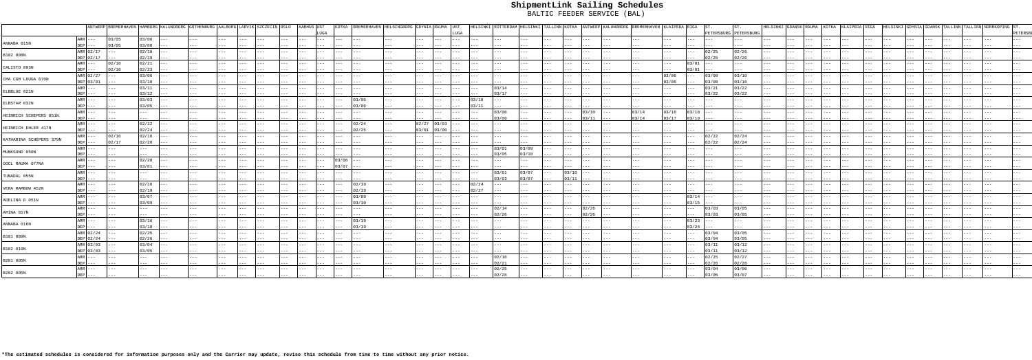# ShipmentLink Sailing Schedules

BALTIC FEEDER SERVICE (BAL)

| | | ANTWERP | BREMERHAVEN | HAMBURG | KALUNDBORG | GOTHENBURG | AALBORG | LARVIK | SZCZECIN | OSLO | AARHUS | UST LUGA | KOTKA | BREMERHAVEN | HELSINGBORG | GDYNIA | RAUMA | UST LUGA | HELSINKI | ROTTERDAM | HELSINKI | TALLINN | KOTKA | ANTWERP | KALUNDBORG | BREMERHAVEN | KLAIPEDA | RIGA | ST. PETERSBURG | ST. PETERSBURG | HELSINKI | GDANSK | RAUMA | KOTKA | KLAIPEDA | RIGA | HELSINKI | GDYNIA | GDANSK | TALLINN | TALLINN | NORRKOPING | ST. PETERSBURG |
|---|---|---|---|---|---|---|---|---|---|---|---|---|---|---|---|---|---|---|---|---|---|---|---|---|---|---|---|---|---|---|---|---|---|---|---|---|---|---|---|---|---|---|---|
| ANNABA 015N | ARR | --- | 03/05 | 03/06 | --- | --- | --- | --- | --- | --- | --- | --- | --- | --- | --- | --- | --- | --- | --- | --- | --- | --- | --- | --- | --- | --- | --- | --- | --- | --- | --- | --- | --- | --- | --- | --- | --- | --- | --- | --- | --- | --- | --- |
| | DEP | --- | 03/05 | 03/08 | --- | --- | --- | --- | --- | --- | --- | --- | --- | --- | --- | --- | --- | --- | --- | --- | --- | --- | --- | --- | --- | --- | --- | --- | --- | --- | --- | --- | --- | --- | --- | --- | --- | --- | --- | --- | --- | --- | --- |
| B102 008N | ARR | 02/17 | --- | 02/18 | --- | --- | --- | --- | --- | --- | --- | --- | --- | --- | --- | --- | --- | --- | --- | --- | --- | --- | --- | --- | --- | --- | --- | --- | 02/25 | 02/26 | --- | --- | --- | --- | --- | --- | --- | --- | --- | --- | --- | --- | --- |
| | DEP | 02/17 | --- | 02/19 | --- | --- | --- | --- | --- | --- | --- | --- | --- | --- | --- | --- | --- | --- | --- | --- | --- | --- | --- | --- | --- | --- | --- | --- | 02/25 | 02/26 | --- | --- | --- | --- | --- | --- | --- | --- | --- | --- | --- | --- | --- |
| CALISTO 003N | ARR | --- | 02/18 | 02/21 | --- | --- | --- | --- | --- | --- | --- | --- | --- | --- | --- | --- | --- | --- | --- | --- | --- | --- | --- | --- | --- | --- | --- | 03/01 | --- | --- | --- | --- | --- | --- | --- | --- | --- | --- | --- | --- | --- | --- | --- |
| | DEP | --- | 02/18 | 02/23 | --- | --- | --- | --- | --- | --- | --- | --- | --- | --- | --- | --- | --- | --- | --- | --- | --- | --- | --- | --- | --- | --- | --- | 03/01 | --- | --- | --- | --- | --- | --- | --- | --- | --- | --- | --- | --- | --- | --- | --- |
| CMA CGM LOUGA 070N | ARR | 02/27 | --- | 03/06 | --- | --- | --- | --- | --- | --- | --- | --- | --- | --- | --- | --- | --- | --- | --- | --- | --- | --- | --- | --- | --- | --- | 03/06 | --- | 03/09 | 03/10 | --- | --- | --- | --- | --- | --- | --- | --- | --- | --- | --- | --- | --- |
| | DEP | 03/01 | --- | 03/10 | --- | --- | --- | --- | --- | --- | --- | --- | --- | --- | --- | --- | --- | --- | --- | --- | --- | --- | --- | --- | --- | --- | 03/06 | --- | 03/09 | 03/10 | --- | --- | --- | --- | --- | --- | --- | --- | --- | --- | --- | --- | --- |
| ELBBLUE 021N | ARR | --- | --- | 03/11 | --- | --- | --- | --- | --- | --- | --- | --- | --- | --- | --- | --- | --- | --- | --- | 03/14 | --- | --- | --- | --- | --- | --- | --- | --- | 03/21 | 03/22 | --- | --- | --- | --- | --- | --- | --- | --- | --- | --- | --- | --- | --- |
| | DEP | --- | --- | 03/12 | --- | --- | --- | --- | --- | --- | --- | --- | --- | --- | --- | --- | --- | --- | --- | 03/17 | --- | --- | --- | --- | --- | --- | --- | --- | 03/22 | 03/22 | --- | --- | --- | --- | --- | --- | --- | --- | --- | --- | --- | --- | --- |
| ELBSTAR 032N | ARR | --- | --- | 03/03 | --- | --- | --- | --- | --- | --- | --- | --- | --- | 03/05 | --- | --- | --- | --- | 03/10 | --- | --- | --- | --- | --- | --- | --- | --- | --- | --- | --- | --- | --- | --- | --- | --- | --- | --- | --- | --- | --- | --- | --- | --- |
| | DEP | --- | --- | 03/05 | --- | --- | --- | --- | --- | --- | --- | --- | --- | 03/06 | --- | --- | --- | --- | 03/11 | --- | --- | --- | --- | --- | --- | --- | --- | --- | --- | --- | --- | --- | --- | --- | --- | --- | --- | --- | --- | --- | --- | --- | --- |
| HEINRICH SCHEPERS 051N | ARR | --- | --- | --- | --- | --- | --- | --- | --- | --- | --- | --- | --- | --- | --- | --- | --- | --- | --- | 03/08 | --- | --- | --- | 03/10 | --- | 03/14 | 03/16 | 03/18 | --- | --- | --- | --- | --- | --- | --- | --- | --- | --- | --- | --- | --- | --- | --- |
| | DEP | --- | --- | --- | --- | --- | --- | --- | --- | --- | --- | --- | --- | --- | --- | --- | --- | --- | --- | 03/09 | --- | --- | --- | 03/11 | --- | 03/14 | 03/17 | 03/19 | --- | --- | --- | --- | --- | --- | --- | --- | --- | --- | --- | --- | --- | --- | --- |
| HEINRICH EHLER 417N | ARR | --- | --- | 02/22 | --- | --- | --- | --- | --- | --- | --- | --- | --- | 02/24 | --- | 02/27 | 03/03 | --- | --- | --- | --- | --- | --- | --- | --- | --- | --- | --- | --- | --- | --- | --- | --- | --- | --- | --- | --- | --- | --- | --- | --- | --- | --- |
| | DEP | --- | --- | 02/24 | --- | --- | --- | --- | --- | --- | --- | --- | --- | 02/25 | --- | 03/01 | 03/06 | --- | --- | --- | --- | --- | --- | --- | --- | --- | --- | --- | --- | --- | --- | --- | --- | --- | --- | --- | --- | --- | --- | --- | --- | --- | --- |
| KATHARINA SCHEPERS 379N | ARR | --- | 02/16 | 02/16 | --- | --- | --- | --- | --- | --- | --- | --- | --- | --- | --- | --- | --- | --- | --- | --- | --- | --- | --- | --- | --- | --- | --- | --- | 02/22 | 02/24 | --- | --- | --- | --- | --- | --- | --- | --- | --- | --- | --- | --- | --- |
| | DEP | --- | 02/17 | 02/20 | --- | --- | --- | --- | --- | --- | --- | --- | --- | --- | --- | --- | --- | --- | --- | --- | --- | --- | --- | --- | --- | --- | --- | --- | 02/22 | 02/24 | --- | --- | --- | --- | --- | --- | --- | --- | --- | --- | --- | --- | --- |
| MUNKSUND 050N | ARR | --- | --- | --- | --- | --- | --- | --- | --- | --- | --- | --- | --- | --- | --- | --- | --- | --- | --- | 03/01 | 03/09 | --- | --- | --- | --- | --- | --- | --- | --- | --- | --- | --- | --- | --- | --- | --- | --- | --- | --- | --- | --- | --- | --- |
| | DEP | --- | --- | --- | --- | --- | --- | --- | --- | --- | --- | --- | --- | --- | --- | --- | --- | --- | --- | 03/05 | 03/18 | --- | --- | --- | --- | --- | --- | --- | --- | --- | --- | --- | --- | --- | --- | --- | --- | --- | --- | --- | --- | --- | --- |
| OOCL RAUMA 077NA | ARR | --- | --- | 02/28 | --- | --- | --- | --- | --- | --- | --- | --- | 03/06 | --- | --- | --- | --- | --- | --- | --- | --- | --- | --- | --- | --- | --- | --- | --- | --- | --- | --- | --- | --- | --- | --- | --- | --- | --- | --- | --- | --- | --- | --- |
| | DEP | --- | --- | 03/01 | --- | --- | --- | --- | --- | --- | --- | --- | 03/07 | --- | --- | --- | --- | --- | --- | --- | --- | --- | --- | --- | --- | --- | --- | --- | --- | --- | --- | --- | --- | --- | --- | --- | --- | --- | --- | --- | --- | --- | --- |
| TUNADAL 055N | ARR | --- | --- | --- | --- | --- | --- | --- | --- | --- | --- | --- | --- | --- | --- | --- | --- | --- | --- | 03/01 | 03/07 | --- | 03/10 | --- | --- | --- | --- | --- | --- | --- | --- | --- | --- | --- | --- | --- | --- | --- | --- | --- | --- | --- | --- |
| | DEP | --- | --- | --- | --- | --- | --- | --- | --- | --- | --- | --- | --- | --- | --- | --- | --- | --- | --- | 03/03 | 03/07 | --- | 03/11 | --- | --- | --- | --- | --- | --- | --- | --- | --- | --- | --- | --- | --- | --- | --- | --- | --- | --- | --- | --- |
| VERA RAMBOW 452N | ARR | --- | --- | 02/16 | --- | --- | --- | --- | --- | --- | --- | --- | --- | 02/19 | --- | --- | --- | --- | 02/24 | --- | --- | --- | --- | --- | --- | --- | --- | --- | --- | --- | --- | --- | --- | --- | --- | --- | --- | --- | --- | --- | --- | --- | --- |
| | DEP | --- | --- | 02/19 | --- | --- | --- | --- | --- | --- | --- | --- | --- | 02/19 | --- | --- | --- | --- | 02/27 | --- | --- | --- | --- | --- | --- | --- | --- | --- | --- | --- | --- | --- | --- | --- | --- | --- | --- | --- | --- | --- | --- | --- | --- |
| ADELINA D 051N | ARR | --- | --- | 03/07 | --- | --- | --- | --- | --- | --- | --- | --- | --- | 03/09 | --- | --- | --- | --- | --- | --- | --- | --- | --- | --- | --- | --- | --- | 03/14 | --- | --- | --- | --- | --- | --- | --- | --- | --- | --- | --- | --- | --- | --- | --- |
| | DEP | --- | --- | 03/09 | --- | --- | --- | --- | --- | --- | --- | --- | --- | 03/10 | --- | --- | --- | --- | --- | --- | --- | --- | --- | --- | --- | --- | --- | 03/15 | --- | --- | --- | --- | --- | --- | --- | --- | --- | --- | --- | --- | --- | --- | --- |
| AMINA 017N | ARR | --- | --- | --- | --- | --- | --- | --- | --- | --- | --- | --- | --- | --- | --- | --- | --- | --- | --- | 02/14 | --- | --- | --- | 02/26 | --- | --- | --- | --- | 03/03 | 03/05 | --- | --- | --- | --- | --- | --- | --- | --- | --- | --- | --- | --- | --- |
| | DEP | --- | --- | --- | --- | --- | --- | --- | --- | --- | --- | --- | --- | --- | --- | --- | --- | --- | --- | 02/26 | --- | --- | --- | 02/26 | --- | --- | --- | --- | 03/03 | 03/05 | --- | --- | --- | --- | --- | --- | --- | --- | --- | --- | --- | --- | --- |
| ANNABA 016N | ARR | --- | --- | 03/16 | --- | --- | --- | --- | --- | --- | --- | --- | --- | 03/19 | --- | --- | --- | --- | --- | --- | --- | --- | --- | --- | --- | --- | --- | 03/23 | --- | --- | --- | --- | --- | --- | --- | --- | --- | --- | --- | --- | --- | --- | --- |
| | DEP | --- | --- | 03/18 | --- | --- | --- | --- | --- | --- | --- | --- | --- | 03/19 | --- | --- | --- | --- | --- | --- | --- | --- | --- | --- | --- | --- | --- | 03/24 | --- | --- | --- | --- | --- | --- | --- | --- | --- | --- | --- | --- | --- | --- | --- |
| B101 009N | ARR | 02/24 | --- | 02/25 | --- | --- | --- | --- | --- | --- | --- | --- | --- | --- | --- | --- | --- | --- | --- | --- | --- | --- | --- | --- | --- | --- | --- | --- | 03/04 | 03/05 | --- | --- | --- | --- | --- | --- | --- | --- | --- | --- | --- | --- | --- |
| | DEP | 02/24 | --- | 02/26 | --- | --- | --- | --- | --- | --- | --- | --- | --- | --- | --- | --- | --- | --- | --- | --- | --- | --- | --- | --- | --- | --- | --- | --- | 03/04 | 03/05 | --- | --- | --- | --- | --- | --- | --- | --- | --- | --- | --- | --- | --- |
| B102 010N | ARR | 03/03 | --- | 03/04 | --- | --- | --- | --- | --- | --- | --- | --- | --- | --- | --- | --- | --- | --- | --- | --- | --- | --- | --- | --- | --- | --- | --- | --- | 03/11 | 03/12 | --- | --- | --- | --- | --- | --- | --- | --- | --- | --- | --- | --- | --- |
| | DEP | 03/03 | --- | 03/05 | --- | --- | --- | --- | --- | --- | --- | --- | --- | --- | --- | --- | --- | --- | --- | --- | --- | --- | --- | --- | --- | --- | --- | --- | 03/11 | 03/12 | --- | --- | --- | --- | --- | --- | --- | --- | --- | --- | --- | --- | --- |
| B201 005N | ARR | --- | --- | --- | --- | --- | --- | --- | --- | --- | --- | --- | --- | --- | --- | --- | --- | --- | --- | 02/18 | --- | --- | --- | --- | --- | --- | --- | --- | 02/25 | 02/27 | --- | --- | --- | --- | --- | --- | --- | --- | --- | --- | --- | --- | --- |
| | DEP | --- | --- | --- | --- | --- | --- | --- | --- | --- | --- | --- | --- | --- | --- | --- | --- | --- | --- | 02/21 | --- | --- | --- | --- | --- | --- | --- | --- | 02/26 | 02/28 | --- | --- | --- | --- | --- | --- | --- | --- | --- | --- | --- | --- | --- |
| B202 005N | ARR | --- | --- | --- | --- | --- | --- | --- | --- | --- | --- | --- | --- | --- | --- | --- | --- | --- | --- | 02/25 | --- | --- | --- | --- | --- | --- | --- | --- | 03/04 | 03/06 | --- | --- | --- | --- | --- | --- | --- | --- | --- | --- | --- | --- | --- |
| | DEP | --- | --- | --- | --- | --- | --- | --- | --- | --- | --- | --- | --- | --- | --- | --- | --- | --- | --- | 02/28 | --- | --- | --- | --- | --- | --- | --- | --- | 03/05 | 03/07 | --- | --- | --- | --- | --- | --- | --- | --- | --- | --- | --- | --- | --- |

**\*The estimated schedules is considered for information purposes only and the Carrier may update, revise this schedule from time to time without any prior notice.**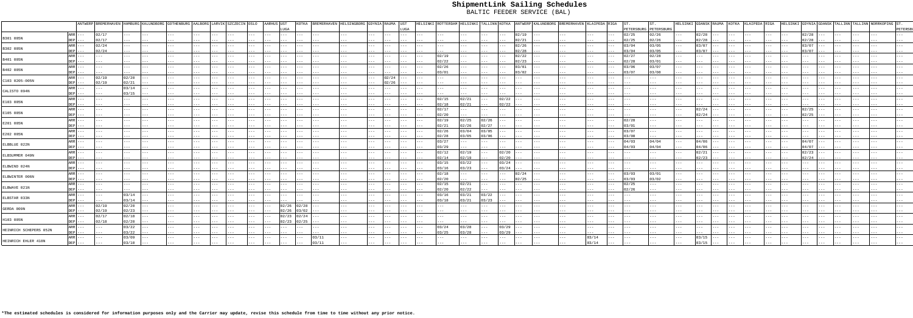# ShipmentLink Sailing Schedules

BALTIC FEEDER SERVICE (BAL)

| | | ANTWERP | BREMERHAVEN | HAMBURG | KALUNDBORG | GOTHENBURG | AALBORG | LARVIK | SZCZECIN | OSLO | AARHUS | UST LUGA | KOTKA | BREMERHAVEN | HELSINGBORG | GDYNIA | RAUMA | UST LUGA | HELSINKI | ROTTERDAM | HELSINKI | TALLINN | KOTKA | ANTWERP | KALUNDBORG | BREMERHAVEN | KLAIPEDA | RIGA | ST. PETERSBURG | ST. PETERSBURG | HELSINKI | GDANSK | RAUMA | KOTKA | KLAIPEDA | RIGA | HELSINKI | GDYNIA | GDANSK | TALLINN | TALLINN | NORRKOPING | ST. PETERSB |
|---|---|---|---|---|---|---|---|---|---|---|---|---|---|---|---|---|---|---|---|---|---|---|---|---|---|---|---|---|---|---|---|---|---|---|---|---|---|---|---|---|---|---|---|
| B301 005N | ARR | --- | 02/17 | --- | --- | --- | --- | --- | --- | --- | --- | --- | --- | --- | --- | --- | --- | --- | --- | --- | --- | --- | --- | 02/19 | --- | --- | --- | --- | 02/25 | 02/26 | --- | 02/28 | --- | --- | --- | --- | --- | 02/28 | --- | --- | --- | --- | --- |
| | DEP | --- | 02/17 | --- | --- | --- | --- | --- | --- | --- | --- | --- | --- | --- | --- | --- | --- | --- | --- | --- | --- | --- | --- | 02/21 | --- | --- | --- | --- | 02/25 | 02/26 | --- | 02/28 | --- | --- | --- | --- | --- | 02/28 | --- | --- | --- | --- | --- |
| B302 005N | ARR | --- | 02/24 | --- | --- | --- | --- | --- | --- | --- | --- | --- | --- | --- | --- | --- | --- | --- | --- | --- | --- | --- | --- | 02/26 | --- | --- | --- | --- | 03/04 | 03/05 | --- | 03/07 | --- | --- | --- | --- | --- | 03/07 | --- | --- | --- | --- | --- |
| | DEP | --- | 02/24 | --- | --- | --- | --- | --- | --- | --- | --- | --- | --- | --- | --- | --- | --- | --- | --- | --- | --- | --- | --- | 02/28 | --- | --- | --- | --- | 03/04 | 03/05 | --- | 03/07 | --- | --- | --- | --- | --- | 03/07 | --- | --- | --- | --- | --- |
| B401 005N | ARR | --- | --- | --- | --- | --- | --- | --- | --- | --- | --- | --- | --- | --- | --- | --- | --- | --- | --- | 02/19 | --- | --- | --- | 02/22 | --- | --- | --- | --- | 02/27 | 02/28 | --- | --- | --- | --- | --- | --- | --- | --- | --- | --- | --- | --- | --- |
| | DEP | --- | --- | --- | --- | --- | --- | --- | --- | --- | --- | --- | --- | --- | --- | --- | --- | --- | --- | 02/22 | --- | --- | --- | 02/23 | --- | --- | --- | --- | 02/28 | 03/01 | --- | --- | --- | --- | --- | --- | --- | --- | --- | --- | --- | --- | --- |
| B402 005N | ARR | --- | --- | --- | --- | --- | --- | --- | --- | --- | --- | --- | --- | --- | --- | --- | --- | --- | --- | 02/26 | --- | --- | --- | 03/01 | --- | --- | --- | --- | 03/06 | 03/07 | --- | --- | --- | --- | --- | --- | --- | --- | --- | --- | --- | --- | --- |
| | DEP | --- | --- | --- | --- | --- | --- | --- | --- | --- | --- | --- | --- | --- | --- | --- | --- | --- | --- | 03/01 | --- | --- | --- | 03/02 | --- | --- | --- | --- | 03/07 | 03/08 | --- | --- | --- | --- | --- | --- | --- | --- | --- | --- | --- | --- | --- |
| C103 0205-005N | ARR | --- | 02/19 | 02/20 | --- | --- | --- | --- | --- | --- | --- | --- | --- | --- | --- | --- | 02/24 | --- | --- | --- | --- | --- | --- | --- | --- | --- | --- | --- | --- | --- | --- | --- | --- | --- | --- | --- | --- | --- | --- | --- | --- | --- | --- |
| | DEP | --- | 02/19 | 02/21 | --- | --- | --- | --- | --- | --- | --- | --- | --- | --- | --- | --- | 02/26 | --- | --- | --- | --- | --- | --- | --- | --- | --- | --- | --- | --- | --- | --- | --- | --- | --- | --- | --- | --- | --- | --- | --- | --- | --- | --- |
| CALISTO 094N | ARR | --- | --- | 03/14 | --- | --- | --- | --- | --- | --- | --- | --- | --- | --- | --- | --- | --- | --- | --- | --- | --- | --- | --- | --- | --- | --- | --- | --- | --- | --- | --- | --- | --- | --- | --- | --- | --- | --- | --- | --- | --- | --- | --- |
| | DEP | --- | --- | 03/15 | --- | --- | --- | --- | --- | --- | --- | --- | --- | --- | --- | --- | --- | --- | --- | --- | --- | --- | --- | --- | --- | --- | --- | --- | --- | --- | --- | --- | --- | --- | --- | --- | --- | --- | --- | --- | --- | --- | --- |
| E103 005N | ARR | --- | --- | --- | --- | --- | --- | --- | --- | --- | --- | --- | --- | --- | --- | --- | --- | --- | --- | 02/15 | 02/21 | --- | 02/22 | --- | --- | --- | --- | --- | --- | --- | --- | --- | --- | --- | --- | --- | --- | --- | --- | --- | --- | --- | --- |
| | DEP | --- | --- | --- | --- | --- | --- | --- | --- | --- | --- | --- | --- | --- | --- | --- | --- | --- | --- | 02/18 | 02/21 | --- | 02/22 | --- | --- | --- | --- | --- | --- | --- | --- | --- | --- | --- | --- | --- | --- | --- | --- | --- | --- | --- | --- |
| E105 005N | ARR | --- | --- | --- | --- | --- | --- | --- | --- | --- | --- | --- | --- | --- | --- | --- | --- | --- | --- | 02/17 | --- | --- | --- | --- | --- | --- | --- | --- | --- | --- | --- | 02/24 | --- | --- | --- | --- | --- | 02/25 | --- | --- | --- | --- | --- |
| | DEP | --- | --- | --- | --- | --- | --- | --- | --- | --- | --- | --- | --- | --- | --- | --- | --- | --- | --- | 02/20 | --- | --- | --- | --- | --- | --- | --- | --- | --- | --- | --- | 02/24 | --- | --- | --- | --- | --- | 02/25 | --- | --- | --- | --- | --- |
| E201 005N | ARR | --- | --- | --- | --- | --- | --- | --- | --- | --- | --- | --- | --- | --- | --- | --- | --- | --- | --- | 02/19 | 02/25 | 02/26 | --- | --- | --- | --- | --- | --- | 02/28 | --- | --- | --- | --- | --- | --- | --- | --- | --- | --- | --- | --- | --- | --- |
| | DEP | --- | --- | --- | --- | --- | --- | --- | --- | --- | --- | --- | --- | --- | --- | --- | --- | --- | --- | 02/21 | 02/26 | 02/27 | --- | --- | --- | --- | --- | --- | 03/01 | --- | --- | --- | --- | --- | --- | --- | --- | --- | --- | --- | --- | --- | --- |
| E202 005N | ARR | --- | --- | --- | --- | --- | --- | --- | --- | --- | --- | --- | --- | --- | --- | --- | --- | --- | --- | 02/26 | 03/04 | 03/05 | --- | --- | --- | --- | --- | --- | 03/07 | --- | --- | --- | --- | --- | --- | --- | --- | --- | --- | --- | --- | --- | --- |
| | DEP | --- | --- | --- | --- | --- | --- | --- | --- | --- | --- | --- | --- | --- | --- | --- | --- | --- | --- | 02/28 | 03/05 | 03/06 | --- | --- | --- | --- | --- | --- | 03/08 | --- | --- | --- | --- | --- | --- | --- | --- | --- | --- | --- | --- | --- | --- |
| ELBBLUE 022N | ARR | --- | --- | --- | --- | --- | --- | --- | --- | --- | --- | --- | --- | --- | --- | --- | --- | --- | --- | 03/27 | --- | --- | --- | --- | --- | --- | --- | --- | 04/03 | 04/04 | --- | 04/06 | --- | --- | --- | --- | --- | 04/07 | --- | --- | --- | --- | --- |
| | DEP | --- | --- | --- | --- | --- | --- | --- | --- | --- | --- | --- | --- | --- | --- | --- | --- | --- | --- | 03/29 | --- | --- | --- | --- | --- | --- | --- | --- | 04/03 | 04/04 | --- | 04/06 | --- | --- | --- | --- | --- | 04/07 | --- | --- | --- | --- | --- |
| ELBSUMMER 049N | ARR | --- | --- | --- | --- | --- | --- | --- | --- | --- | --- | --- | --- | --- | --- | --- | --- | --- | --- | 02/12 | 02/19 | --- | 02/20 | --- | --- | --- | --- | --- | --- | --- | --- | 02/21 | --- | --- | --- | --- | --- | 02/23 | --- | --- | --- | --- | --- |
| | DEP | --- | --- | --- | --- | --- | --- | --- | --- | --- | --- | --- | --- | --- | --- | --- | --- | --- | --- | 02/14 | 02/19 | --- | 02/20 | --- | --- | --- | --- | --- | --- | --- | --- | 02/23 | --- | --- | --- | --- | --- | 02/24 | --- | --- | --- | --- | --- |
| ELBWIND 024N | ARR | --- | --- | --- | --- | --- | --- | --- | --- | --- | --- | --- | --- | --- | --- | --- | --- | --- | --- | 03/15 | 03/22 | --- | 03/24 | --- | --- | --- | --- | --- | --- | --- | --- | --- | --- | --- | --- | --- | --- | --- | --- | --- | --- | --- | --- |
| | DEP | --- | --- | --- | --- | --- | --- | --- | --- | --- | --- | --- | --- | --- | --- | --- | --- | --- | --- | 03/16 | 03/23 | --- | 03/24 | --- | --- | --- | --- | --- | --- | --- | --- | --- | --- | --- | --- | --- | --- | --- | --- | --- | --- | --- | --- |
| ELBWINTER 006N | ARR | --- | --- | --- | --- | --- | --- | --- | --- | --- | --- | --- | --- | --- | --- | --- | --- | --- | --- | 02/18 | --- | --- | --- | 02/24 | --- | --- | --- | --- | 03/03 | 03/01 | --- | --- | --- | --- | --- | --- | --- | --- | --- | --- | --- | --- | --- |
| | DEP | --- | --- | --- | --- | --- | --- | --- | --- | --- | --- | --- | --- | --- | --- | --- | --- | --- | --- | 02/20 | --- | --- | --- | 02/25 | --- | --- | --- | --- | 03/03 | 03/02 | --- | --- | --- | --- | --- | --- | --- | --- | --- | --- | --- | --- | --- |
| ELBWAVE 021N | ARR | --- | --- | --- | --- | --- | --- | --- | --- | --- | --- | --- | --- | --- | --- | --- | --- | --- | --- | 02/15 | 02/21 | --- | --- | --- | --- | --- | --- | --- | 02/25 | --- | --- | --- | --- | --- | --- | --- | --- | --- | --- | --- | --- | --- | --- |
| | DEP | --- | --- | --- | --- | --- | --- | --- | --- | --- | --- | --- | --- | --- | --- | --- | --- | --- | --- | 02/20 | 02/22 | --- | --- | --- | --- | --- | --- | --- | 02/26 | --- | --- | --- | --- | --- | --- | --- | --- | --- | --- | --- | --- | --- | --- |
| ELBSTAR 033N | ARR | --- | --- | 03/14 | --- | --- | --- | --- | --- | --- | --- | --- | --- | --- | --- | --- | --- | --- | --- | 03/16 | 03/21 | 03/22 | --- | --- | --- | --- | --- | --- | --- | --- | --- | --- | --- | --- | --- | --- | --- | --- | --- | --- | --- | --- | --- |
| | DEP | --- | --- | 03/14 | --- | --- | --- | --- | --- | --- | --- | --- | --- | --- | --- | --- | --- | --- | --- | 03/18 | 03/21 | 03/23 | --- | --- | --- | --- | --- | --- | --- | --- | --- | --- | --- | --- | --- | --- | --- | --- | --- | --- | --- | --- | --- |
| GERDA 009N | ARR | --- | 02/19 | 02/20 | --- | --- | --- | --- | --- | --- | --- | 02/26 | 02/28 | --- | --- | --- | --- | --- | --- | --- | --- | --- | --- | --- | --- | --- | --- | --- | --- | --- | --- | --- | --- | --- | --- | --- | --- | --- | --- | --- | --- | --- | --- |
| | DEP | --- | 02/19 | 02/23 | --- | --- | --- | --- | --- | --- | --- | 02/26 | 03/02 | --- | --- | --- | --- | --- | --- | --- | --- | --- | --- | --- | --- | --- | --- | --- | --- | --- | --- | --- | --- | --- | --- | --- | --- | --- | --- | --- | --- | --- | --- |
| H103 005N | ARR | --- | 02/17 | 02/18 | --- | --- | --- | --- | --- | --- | --- | 02/23 | 02/24 | --- | --- | --- | --- | --- | --- | --- | --- | --- | --- | --- | --- | --- | --- | --- | --- | --- | --- | --- | --- | --- | --- | --- | --- | --- | --- | --- | --- | --- | --- |
| | DEP | --- | 02/18 | 02/20 | --- | --- | --- | --- | --- | --- | --- | 02/23 | 02/25 | --- | --- | --- | --- | --- | --- | --- | --- | --- | --- | --- | --- | --- | --- | --- | --- | --- | --- | --- | --- | --- | --- | --- | --- | --- | --- | --- | --- | --- | --- |
| HEINRICH SCHEPERS 052N | ARR | --- | --- | 03/22 | --- | --- | --- | --- | --- | --- | --- | --- | --- | --- | --- | --- | --- | --- | --- | 03/24 | 03/28 | --- | 03/29 | --- | --- | --- | --- | --- | --- | --- | --- | --- | --- | --- | --- | --- | --- | --- | --- | --- | --- | --- | --- |
| | DEP | --- | --- | 03/22 | --- | --- | --- | --- | --- | --- | --- | --- | --- | --- | --- | --- | --- | --- | --- | 03/25 | 03/28 | --- | 03/29 | --- | --- | --- | --- | --- | --- | --- | --- | --- | --- | --- | --- | --- | --- | --- | --- | --- | --- | --- | --- |
| HEINRICH EHLER 418N | ARR | --- | --- | 03/09 | --- | --- | --- | --- | --- | --- | --- | --- | --- | 03/11 | --- | --- | --- | --- | --- | --- | --- | --- | --- | --- | --- | --- | 03/14 | --- | --- | --- | --- | 03/15 | --- | --- | --- | --- | --- | --- | --- | --- | --- | --- | --- |
| | DEP | --- | --- | 03/10 | --- | --- | --- | --- | --- | --- | --- | --- | --- | 03/11 | --- | --- | --- | --- | --- | --- | --- | --- | --- | --- | --- | --- | 03/14 | --- | --- | --- | --- | 03/15 | --- | --- | --- | --- | --- | --- | --- | --- | --- | --- | --- |

**\*The estimated schedules is considered for information purposes only and the Carrier may update, revise this schedule from time to time without any prior notice.**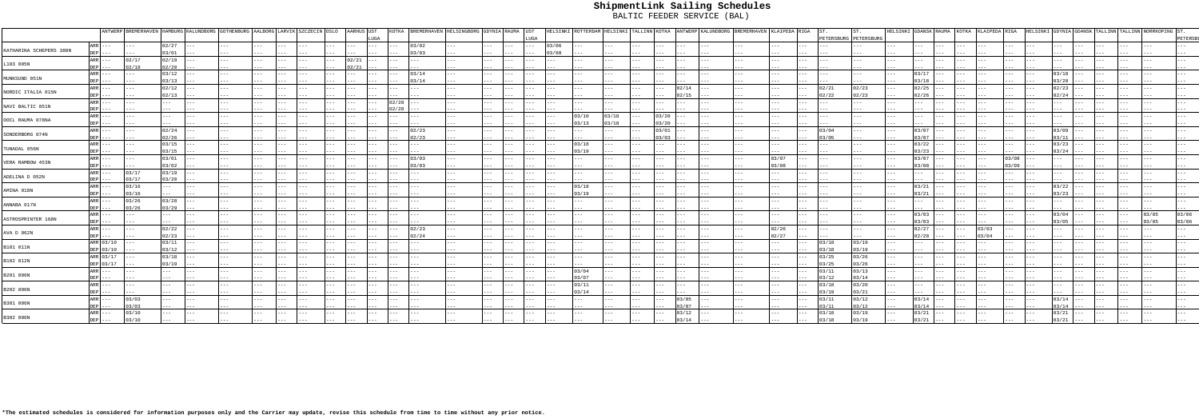| | | ANTWERP | BREMERHAVEN | HAMBURG | KALUNDBORG | GOTHENBURG | AALBORG | LARVIK | SZCZECIN | OSLO | AARHUS | UST LUGA | KOTKA | BREMERHAVEN | HELSINGBORG | GDYNIA | RAUMA | UST LUGA | HELSINKI | ROTTERDAM | HELSINKI | TALLINN | KOTKA | ANTWERP | KALUNDBORG | BREMERHAVEN | KLAIPEDA | RIGA | ST. PETERSBURG | ST. PETERSBURG | HELSINKI | GDANSK | RAUMA | KOTKA | KLAIPEDA | RIGA | HELSINKI | GDYNIA | GDANSK | TALLINN | TALLINN | NORRKOPING | ST. PETERSB |
|---|---|---|---|---|---|---|---|---|---|---|---|---|---|---|---|---|---|---|---|---|---|---|---|---|---|---|---|---|---|---|---|---|---|---|---|---|---|---|---|---|---|---|---|
| KATHARINA SCHEPERS 388N | ARR | --- | --- | 02/27 | --- | --- | --- | --- | --- | --- | --- | --- | --- | 03/02 | --- | --- | --- | --- | 03/06 | --- | --- | --- | --- | --- | --- | --- | --- | --- | --- | --- | --- | --- | --- | --- | --- | --- | --- | --- | --- | --- | --- | --- | --- |
| | DEP | --- | --- | 03/01 | --- | --- | --- | --- | --- | --- | --- | --- | --- | 03/03 | --- | --- | --- | --- | 03/08 | --- | --- | --- | --- | --- | --- | --- | --- | --- | --- | --- | --- | --- | --- | --- | --- | --- | --- | --- | --- | --- | --- | --- | --- |
| L103 005N | ARR | --- | 02/17 | 02/19 | --- | --- | --- | --- | --- | --- | 02/21 | --- | --- | --- | --- | --- | --- | --- | --- | --- | --- | --- | --- | --- | --- | --- | --- | --- | --- | --- | --- | --- | --- | --- | --- | --- | --- | --- | --- | --- | --- | --- | --- |
| | DEP | --- | 02/18 | 02/20 | --- | --- | --- | --- | --- | --- | 02/21 | --- | --- | --- | --- | --- | --- | --- | --- | --- | --- | --- | --- | --- | --- | --- | --- | --- | --- | --- | --- | --- | --- | --- | --- | --- | --- | --- | --- | --- | --- | --- | --- |
| MUNKSUND 051N | ARR | --- | --- | 03/12 | --- | --- | --- | --- | --- | --- | --- | --- | --- | 03/14 | --- | --- | --- | --- | --- | --- | --- | --- | --- | --- | --- | --- | --- | --- | --- | --- | --- | 03/17 | --- | --- | --- | --- | --- | 03/18 | --- | --- | --- | --- | --- |
| | DEP | --- | --- | 03/13 | --- | --- | --- | --- | --- | --- | --- | --- | --- | 03/14 | --- | --- | --- | --- | --- | --- | --- | --- | --- | --- | --- | --- | --- | --- | --- | --- | --- | 03/18 | --- | --- | --- | --- | --- | 03/20 | --- | --- | --- | --- | --- |
| NORDIC ITALIA 015N | ARR | --- | --- | 02/12 | --- | --- | --- | --- | --- | --- | --- | --- | --- | --- | --- | --- | --- | --- | --- | --- | --- | --- | --- | 02/14 | --- | --- | --- | --- | 02/21 | 02/23 | --- | 02/25 | --- | --- | --- | --- | --- | 02/23 | --- | --- | --- | --- | --- |
| | DEP | --- | --- | 02/13 | --- | --- | --- | --- | --- | --- | --- | --- | --- | --- | --- | --- | --- | --- | --- | --- | --- | --- | --- | 02/15 | --- | --- | --- | --- | 02/22 | 02/23 | --- | 02/26 | --- | --- | --- | --- | --- | 02/24 | --- | --- | --- | --- | --- |
| NAVI BALTIC 051N | ARR | --- | --- | --- | --- | --- | --- | --- | --- | --- | --- | --- | 02/28 | --- | --- | --- | --- | --- | --- | --- | --- | --- | --- | --- | --- | --- | --- | --- | --- | --- | --- | --- | --- | --- | --- | --- | --- | --- | --- | --- | --- | --- | --- |
| | DEP | --- | --- | --- | --- | --- | --- | --- | --- | --- | --- | --- | 02/28 | --- | --- | --- | --- | --- | --- | --- | --- | --- | --- | --- | --- | --- | --- | --- | --- | --- | --- | --- | --- | --- | --- | --- | --- | --- | --- | --- | --- | --- | --- |
| OOCL RAUMA 078NA | ARR | --- | --- | --- | --- | --- | --- | --- | --- | --- | --- | --- | --- | --- | --- | --- | --- | --- | --- | 03/10 | 03/18 | --- | 03/20 | --- | --- | --- | --- | --- | --- | --- | --- | --- | --- | --- | --- | --- | --- | --- | --- | --- | --- | --- | --- |
| | DEP | --- | --- | --- | --- | --- | --- | --- | --- | --- | --- | --- | --- | --- | --- | --- | --- | --- | --- | 03/13 | 03/18 | --- | 03/20 | --- | --- | --- | --- | --- | --- | --- | --- | --- | --- | --- | --- | --- | --- | --- | --- | --- | --- | --- | --- |
| SONDERBORG 074N | ARR | --- | --- | 02/24 | --- | --- | --- | --- | --- | --- | --- | --- | --- | 02/23 | --- | --- | --- | --- | --- | --- | --- | --- | 03/01 | --- | --- | --- | --- | --- | 03/04 | --- | --- | 03/07 | --- | --- | --- | --- | --- | 03/09 | --- | --- | --- | --- | --- |
| | DEP | --- | --- | 02/26 | --- | --- | --- | --- | --- | --- | --- | --- | --- | 02/23 | --- | --- | --- | --- | --- | --- | --- | --- | 03/03 | --- | --- | --- | --- | --- | 03/05 | --- | --- | 03/07 | --- | --- | --- | --- | --- | 03/11 | --- | --- | --- | --- | --- |
| TUNADAL 056N | ARR | --- | --- | 03/15 | --- | --- | --- | --- | --- | --- | --- | --- | --- | --- | --- | --- | --- | --- | --- | 03/18 | --- | --- | --- | --- | --- | --- | --- | --- | --- | --- | --- | 03/22 | --- | --- | --- | --- | --- | 03/23 | --- | --- | --- | --- | --- |
| | DEP | --- | --- | 03/15 | --- | --- | --- | --- | --- | --- | --- | --- | --- | --- | --- | --- | --- | --- | --- | 03/19 | --- | --- | --- | --- | --- | --- | --- | --- | --- | --- | --- | 03/23 | --- | --- | --- | --- | --- | 03/24 | --- | --- | --- | --- | --- |
| VERA RAMBOW 453N | ARR | --- | --- | 03/01 | --- | --- | --- | --- | --- | --- | --- | --- | --- | 03/03 | --- | --- | --- | --- | --- | --- | --- | --- | --- | --- | --- | --- | 03/07 | --- | --- | --- | --- | 03/07 | --- | --- | --- | 03/08 | --- | --- | --- | --- | --- | --- | --- |
| | DEP | --- | --- | 03/02 | --- | --- | --- | --- | --- | --- | --- | --- | --- | 03/03 | --- | --- | --- | --- | --- | --- | --- | --- | --- | --- | --- | --- | 03/08 | --- | --- | --- | --- | 03/08 | --- | --- | --- | 03/09 | --- | --- | --- | --- | --- | --- | --- |
| ADELINA D 052N | ARR | --- | 03/17 | 03/19 | --- | --- | --- | --- | --- | --- | --- | --- | --- | --- | --- | --- | --- | --- | --- | --- | --- | --- | --- | --- | --- | --- | --- | --- | --- | --- | --- | --- | --- | --- | --- | --- | --- | --- | --- | --- | --- | --- | --- |
| | DEP | --- | 03/17 | 03/20 | --- | --- | --- | --- | --- | --- | --- | --- | --- | --- | --- | --- | --- | --- | --- | --- | --- | --- | --- | --- | --- | --- | --- | --- | --- | --- | --- | --- | --- | --- | --- | --- | --- | --- | --- | --- | --- | --- | --- |
| AMINA 018N | ARR | --- | 03/16 | --- | --- | --- | --- | --- | --- | --- | --- | --- | --- | --- | --- | --- | --- | --- | --- | 03/18 | --- | --- | --- | --- | --- | --- | --- | --- | --- | --- | --- | 03/21 | --- | --- | --- | --- | --- | 03/22 | --- | --- | --- | --- | --- |
| | DEP | --- | 03/16 | --- | --- | --- | --- | --- | --- | --- | --- | --- | --- | --- | --- | --- | --- | --- | --- | 03/19 | --- | --- | --- | --- | --- | --- | --- | --- | --- | --- | --- | 03/21 | --- | --- | --- | --- | --- | 03/23 | --- | --- | --- | --- | --- |
| ANNABA 017N | ARR | --- | 03/26 | 03/28 | --- | --- | --- | --- | --- | --- | --- | --- | --- | --- | --- | --- | --- | --- | --- | --- | --- | --- | --- | --- | --- | --- | --- | --- | --- | --- | --- | --- | --- | --- | --- | --- | --- | --- | --- | --- | --- | --- | --- |
| | DEP | --- | 03/26 | 03/29 | --- | --- | --- | --- | --- | --- | --- | --- | --- | --- | --- | --- | --- | --- | --- | --- | --- | --- | --- | --- | --- | --- | --- | --- | --- | --- | --- | --- | --- | --- | --- | --- | --- | --- | --- | --- | --- | --- | --- |
| ASTROSPRINTER 168N | ARR | --- | --- | --- | --- | --- | --- | --- | --- | --- | --- | --- | --- | --- | --- | --- | --- | --- | --- | --- | --- | --- | --- | --- | --- | --- | --- | --- | --- | --- | --- | 03/03 | --- | --- | --- | --- | --- | 03/04 | --- | --- | --- | 03/05 | 03/06 |
| | DEP | --- | --- | --- | --- | --- | --- | --- | --- | --- | --- | --- | --- | --- | --- | --- | --- | --- | --- | --- | --- | --- | --- | --- | --- | --- | --- | --- | --- | --- | --- | 03/03 | --- | --- | --- | --- | --- | 03/05 | --- | --- | --- | 03/05 | 03/06 |
| AVA D 062N | ARR | --- | --- | 02/22 | --- | --- | --- | --- | --- | --- | --- | --- | --- | 02/23 | --- | --- | --- | --- | --- | --- | --- | --- | --- | --- | --- | --- | 02/26 | --- | --- | --- | --- | 02/27 | --- | --- | 03/03 | --- | --- | --- | --- | --- | --- | --- | --- |
| | DEP | --- | --- | 02/23 | --- | --- | --- | --- | --- | --- | --- | --- | --- | 02/24 | --- | --- | --- | --- | --- | --- | --- | --- | --- | --- | --- | --- | 02/27 | --- | --- | --- | --- | 02/28 | --- | --- | 03/04 | --- | --- | --- | --- | --- | --- | --- | --- |
| B101 011N | ARR | 03/10 | --- | 03/11 | --- | --- | --- | --- | --- | --- | --- | --- | --- | --- | --- | --- | --- | --- | --- | --- | --- | --- | --- | --- | --- | --- | --- | --- | 03/18 | 03/19 | --- | --- | --- | --- | --- | --- | --- | --- | --- | --- | --- | --- | --- |
| | DEP | 03/10 | --- | 03/12 | --- | --- | --- | --- | --- | --- | --- | --- | --- | --- | --- | --- | --- | --- | --- | --- | --- | --- | --- | --- | --- | --- | --- | --- | 03/18 | 03/19 | --- | --- | --- | --- | --- | --- | --- | --- | --- | --- | --- | --- | --- |
| B102 012N | ARR | 03/17 | --- | 03/18 | --- | --- | --- | --- | --- | --- | --- | --- | --- | --- | --- | --- | --- | --- | --- | --- | --- | --- | --- | --- | --- | --- | --- | --- | 03/25 | 03/26 | --- | --- | --- | --- | --- | --- | --- | --- | --- | --- | --- | --- | --- |
| | DEP | 03/17 | --- | 03/19 | --- | --- | --- | --- | --- | --- | --- | --- | --- | --- | --- | --- | --- | --- | --- | --- | --- | --- | --- | --- | --- | --- | --- | --- | 03/25 | 03/26 | --- | --- | --- | --- | --- | --- | --- | --- | --- | --- | --- | --- | --- |
| B201 006N | ARR | --- | --- | --- | --- | --- | --- | --- | --- | --- | --- | --- | --- | --- | --- | --- | --- | --- | --- | 03/04 | --- | --- | --- | --- | --- | --- | --- | --- | 03/11 | 03/13 | --- | --- | --- | --- | --- | --- | --- | --- | --- | --- | --- | --- | --- |
| | DEP | --- | --- | --- | --- | --- | --- | --- | --- | --- | --- | --- | --- | --- | --- | --- | --- | --- | --- | 03/07 | --- | --- | --- | --- | --- | --- | --- | --- | 03/12 | 03/14 | --- | --- | --- | --- | --- | --- | --- | --- | --- | --- | --- | --- | --- |
| B202 006N | ARR | --- | --- | --- | --- | --- | --- | --- | --- | --- | --- | --- | --- | --- | --- | --- | --- | --- | --- | 03/11 | --- | --- | --- | --- | --- | --- | --- | --- | 03/18 | 03/20 | --- | --- | --- | --- | --- | --- | --- | --- | --- | --- | --- | --- | --- |
| | DEP | --- | --- | --- | --- | --- | --- | --- | --- | --- | --- | --- | --- | --- | --- | --- | --- | --- | --- | 03/14 | --- | --- | --- | --- | --- | --- | --- | --- | 03/19 | 03/21 | --- | --- | --- | --- | --- | --- | --- | --- | --- | --- | --- | --- | --- |
| B301 006N | ARR | --- | 03/03 | --- | --- | --- | --- | --- | --- | --- | --- | --- | --- | --- | --- | --- | --- | --- | --- | --- | --- | --- | --- | 03/05 | --- | --- | --- | --- | 03/11 | 03/12 | --- | 03/14 | --- | --- | --- | --- | --- | 03/14 | --- | --- | --- | --- | --- |
| | DEP | --- | 03/03 | --- | --- | --- | --- | --- | --- | --- | --- | --- | --- | --- | --- | --- | --- | --- | --- | --- | --- | --- | --- | 03/07 | --- | --- | --- | --- | 03/11 | 03/12 | --- | 03/14 | --- | --- | --- | --- | --- | 03/14 | --- | --- | --- | --- | --- |
| B302 006N | ARR | --- | 03/10 | --- | --- | --- | --- | --- | --- | --- | --- | --- | --- | --- | --- | --- | --- | --- | --- | --- | --- | --- | --- | 03/12 | --- | --- | --- | --- | 03/18 | 03/19 | --- | 03/21 | --- | --- | --- | --- | --- | 03/21 | --- | --- | --- | --- | --- |
| | DEP | --- | 03/10 | --- | --- | --- | --- | --- | --- | --- | --- | --- | --- | --- | --- | --- | --- | --- | --- | --- | --- | --- | --- | 03/14 | --- | --- | --- | --- | 03/18 | 03/19 | --- | 03/21 | --- | --- | --- | --- | --- | 03/21 | --- | --- | --- | --- | --- |

**\*The estimated schedules is considered for information purposes only and the Carrier may update, revise this schedule from time to time without any prior notice.**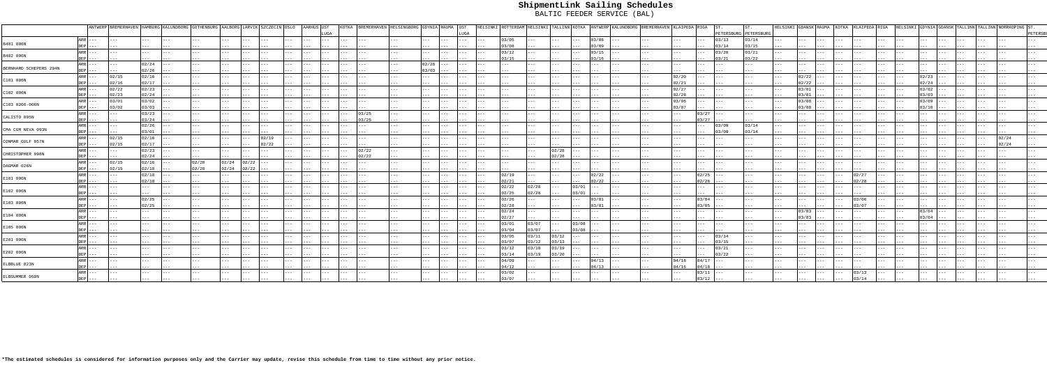# ShipmentLink Sailing Schedules

BALTIC FEEDER SERVICE (BAL)

| | | ANTWERP | BREMERHAVEN | HAMBURG | KALUNDBORG | GOTHENBURG | AALBORG | LARVIK | SZCZECIN | OSLO | AARHUS | UST LUGA | KOTKA | BREMERHAVEN | HELSINGBORG | GDYNIA | RAUMA | UST LUGA | HELSINKI | ROTTERDAM | HELSINKI | TALLINN | KOTKA | ANTWERP | KALUNDBORG | BREMERHAVEN | KLAIPEDA | RIGA | ST. PETERSBURG | ST. PETERSBURG | HELSINKI | GDANSK | RAUMA | KOTKA | KLAIPEDA | RIGA | HELSINKI | GDYNIA | GDANSK | TALLINN | TALLINN | NORRKOPING | ST. PETERSBURG |
|---|---|---|---|---|---|---|---|---|---|---|---|---|---|---|---|---|---|---|---|---|---|---|---|---|---|---|---|---|---|---|---|---|---|---|---|---|---|---|---|---|---|---|---|
| B401 006N | ARR | --- | --- | --- | --- | --- | --- | --- | --- | --- | --- | --- | --- | --- | --- | --- | --- | --- | --- | 03/05 | --- | --- | --- | 03/08 | --- | --- | --- | --- | 03/13 | 03/14 | --- | --- | --- | --- | --- | --- | --- | --- | --- | --- | --- | --- | --- |
| | DEP | --- | --- | --- | --- | --- | --- | --- | --- | --- | --- | --- | --- | --- | --- | --- | --- | --- | --- | 03/08 | --- | --- | --- | 03/09 | --- | --- | --- | --- | 03/14 | 03/15 | --- | --- | --- | --- | --- | --- | --- | --- | --- | --- | --- | --- | --- |
| B402 006N | ARR | --- | --- | --- | --- | --- | --- | --- | --- | --- | --- | --- | --- | --- | --- | --- | --- | --- | --- | 03/12 | --- | --- | --- | 03/15 | --- | --- | --- | --- | 03/20 | 03/21 | --- | --- | --- | --- | --- | --- | --- | --- | --- | --- | --- | --- | --- |
| | DEP | --- | --- | --- | --- | --- | --- | --- | --- | --- | --- | --- | --- | --- | --- | --- | --- | --- | --- | 03/15 | --- | --- | --- | 03/16 | --- | --- | --- | --- | 03/21 | 03/22 | --- | --- | --- | --- | --- | --- | --- | --- | --- | --- | --- | --- | --- |
| BERNHARD SCHEPERS 294N | ARR | --- | --- | 02/24 | --- | --- | --- | --- | --- | --- | --- | --- | --- | --- | --- | 02/28 | --- | --- | --- | --- | --- | --- | --- | --- | --- | --- | --- | --- | --- | --- | --- | --- | --- | --- | --- | --- | --- | --- | --- | --- | --- | --- | --- |
| | DEP | --- | --- | 02/26 | --- | --- | --- | --- | --- | --- | --- | --- | --- | --- | --- | 03/03 | --- | --- | --- | --- | --- | --- | --- | --- | --- | --- | --- | --- | --- | --- | --- | --- | --- | --- | --- | --- | --- | --- | --- | --- | --- | --- | --- |
| C101 006N | ARR | --- | 02/15 | 02/16 | --- | --- | --- | --- | --- | --- | --- | --- | --- | --- | --- | --- | --- | --- | --- | --- | --- | --- | --- | --- | --- | --- | 02/20 | --- | --- | --- | --- | 02/22 | --- | --- | --- | --- | --- | 02/23 | --- | --- | --- | --- | --- |
| | DEP | --- | 02/16 | 02/17 | --- | --- | --- | --- | --- | --- | --- | --- | --- | --- | --- | --- | --- | --- | --- | --- | --- | --- | --- | --- | --- | --- | 02/21 | --- | --- | --- | --- | 02/22 | --- | --- | --- | --- | --- | 02/24 | --- | --- | --- | --- | --- |
| C102 006N | ARR | --- | 02/22 | 02/23 | --- | --- | --- | --- | --- | --- | --- | --- | --- | --- | --- | --- | --- | --- | --- | --- | --- | --- | --- | --- | --- | --- | 02/27 | --- | --- | --- | --- | 03/01 | --- | --- | --- | --- | --- | 03/02 | --- | --- | --- | --- | --- |
| | DEP | --- | 02/23 | 02/24 | --- | --- | --- | --- | --- | --- | --- | --- | --- | --- | --- | --- | --- | --- | --- | --- | --- | --- | --- | --- | --- | --- | 02/28 | --- | --- | --- | --- | 03/01 | --- | --- | --- | --- | --- | 03/03 | --- | --- | --- | --- | --- |
| C103 0206-006N | ARR | --- | 03/01 | 03/02 | --- | --- | --- | --- | --- | --- | --- | --- | --- | --- | --- | --- | --- | --- | --- | --- | --- | --- | --- | --- | --- | --- | 03/06 | --- | --- | --- | --- | 03/08 | --- | --- | --- | --- | --- | 03/09 | --- | --- | --- | --- | --- |
| | DEP | --- | 03/02 | 03/03 | --- | --- | --- | --- | --- | --- | --- | --- | --- | --- | --- | --- | --- | --- | --- | --- | --- | --- | --- | --- | --- | --- | 03/07 | --- | --- | --- | --- | 03/08 | --- | --- | --- | --- | --- | 03/10 | --- | --- | --- | --- | --- |
| CALISTO 895N | ARR | --- | --- | 03/23 | --- | --- | --- | --- | --- | --- | --- | --- | --- | 03/25 | --- | --- | --- | --- | --- | --- | --- | --- | --- | --- | --- | --- | --- | 03/27 | --- | --- | --- | --- | --- | --- | --- | --- | --- | --- | --- | --- | --- | --- | --- |
| | DEP | --- | --- | 03/24 | --- | --- | --- | --- | --- | --- | --- | --- | --- | 03/25 | --- | --- | --- | --- | --- | --- | --- | --- | --- | --- | --- | --- | --- | 03/27 | --- | --- | --- | --- | --- | --- | --- | --- | --- | --- | --- | --- | --- | --- | --- |
| CMA CGM NEVA 093N | ARR | --- | --- | 02/26 | --- | --- | --- | --- | --- | --- | --- | --- | --- | --- | --- | --- | --- | --- | --- | --- | --- | --- | --- | --- | --- | --- | --- | --- | 03/09 | 03/14 | --- | --- | --- | --- | --- | --- | --- | --- | --- | --- | --- | --- | --- |
| | DEP | --- | --- | 03/01 | --- | --- | --- | --- | --- | --- | --- | --- | --- | --- | --- | --- | --- | --- | --- | --- | --- | --- | --- | --- | --- | --- | --- | --- | 03/09 | 03/14 | --- | --- | --- | --- | --- | --- | --- | --- | --- | --- | --- | --- | --- |
| CONMAR GULF 057N | ARR | --- | 02/15 | 02/16 | --- | --- | --- | --- | 02/19 | --- | --- | --- | --- | --- | --- | --- | --- | --- | --- | --- | --- | --- | --- | --- | --- | --- | --- | --- | --- | --- | --- | --- | --- | --- | --- | --- | --- | --- | --- | --- | --- | 02/24 | --- |
| | DEP | --- | 02/15 | 02/17 | --- | --- | --- | --- | 02/22 | --- | --- | --- | --- | --- | --- | --- | --- | --- | --- | --- | --- | --- | --- | --- | --- | --- | --- | --- | --- | --- | --- | --- | --- | --- | --- | --- | --- | --- | --- | --- | --- | 02/24 | --- |
| CHRISTOPHER 098N | ARR | --- | --- | 02/23 | --- | --- | --- | --- | --- | --- | --- | --- | --- | 02/22 | --- | --- | --- | --- | --- | --- | --- | 02/28 | --- | --- | --- | --- | --- | --- | --- | --- | --- | --- | --- | --- | --- | --- | --- | --- | --- | --- | --- | --- | --- |
| | DEP | --- | --- | 02/24 | --- | --- | --- | --- | --- | --- | --- | --- | --- | 02/22 | --- | --- | --- | --- | --- | --- | --- | 02/28 | --- | --- | --- | --- | --- | --- | --- | --- | --- | --- | --- | --- | --- | --- | --- | --- | --- | --- | --- | --- | --- |
| DAGMAR 026N | ARR | --- | 02/15 | 02/16 | --- | 02/20 | 02/24 | 02/22 | --- | --- | --- | --- | --- | --- | --- | --- | --- | --- | --- | --- | --- | --- | --- | --- | --- | --- | --- | --- | --- | --- | --- | --- | --- | --- | --- | --- | --- | --- | --- | --- | --- | --- | --- |
| | DEP | --- | 02/15 | 02/18 | --- | 02/20 | 02/24 | 02/22 | --- | --- | --- | --- | --- | --- | --- | --- | --- | --- | --- | --- | --- | --- | --- | --- | --- | --- | --- | --- | --- | --- | --- | --- | --- | --- | --- | --- | --- | --- | --- | --- | --- | --- | --- |
| E101 006N | ARR | --- | --- | 02/18 | --- | --- | --- | --- | --- | --- | --- | --- | --- | --- | --- | --- | --- | --- | --- | 02/19 | --- | --- | --- | 02/22 | --- | --- | --- | 02/25 | --- | --- | --- | --- | --- | --- | 02/27 | --- | --- | --- | --- | --- | --- | --- | --- |
| | DEP | --- | --- | 02/18 | --- | --- | --- | --- | --- | --- | --- | --- | --- | --- | --- | --- | --- | --- | --- | 02/21 | --- | --- | --- | 02/22 | --- | --- | --- | 02/26 | --- | --- | --- | --- | --- | --- | 02/28 | --- | --- | --- | --- | --- | --- | --- | --- |
| E102 006N | ARR | --- | --- | --- | --- | --- | --- | --- | --- | --- | --- | --- | --- | --- | --- | --- | --- | --- | --- | 02/22 | 02/28 | --- | 03/01 | --- | --- | --- | --- | --- | --- | --- | --- | --- | --- | --- | --- | --- | --- | --- | --- | --- | --- | --- | --- |
| | DEP | --- | --- | --- | --- | --- | --- | --- | --- | --- | --- | --- | --- | --- | --- | --- | --- | --- | --- | 02/25 | 02/28 | --- | 03/01 | --- | --- | --- | --- | --- | --- | --- | --- | --- | --- | --- | --- | --- | --- | --- | --- | --- | --- | --- | --- |
| E103 006N | ARR | --- | --- | 02/25 | --- | --- | --- | --- | --- | --- | --- | --- | --- | --- | --- | --- | --- | --- | --- | 02/26 | --- | --- | --- | 03/01 | --- | --- | --- | 03/04 | --- | --- | --- | --- | --- | --- | 03/06 | --- | --- | --- | --- | --- | --- | --- | --- |
| | DEP | --- | --- | 02/25 | --- | --- | --- | --- | --- | --- | --- | --- | --- | --- | --- | --- | --- | --- | --- | 02/28 | --- | --- | --- | 03/01 | --- | --- | --- | 03/05 | --- | --- | --- | --- | --- | --- | 03/07 | --- | --- | --- | --- | --- | --- | --- | --- |
| E104 006N | ARR | --- | --- | --- | --- | --- | --- | --- | --- | --- | --- | --- | --- | --- | --- | --- | --- | --- | --- | 02/24 | --- | --- | --- | --- | --- | --- | --- | --- | --- | --- | --- | 03/03 | --- | --- | --- | --- | --- | 03/04 | --- | --- | --- | --- | --- |
| | DEP | --- | --- | --- | --- | --- | --- | --- | --- | --- | --- | --- | --- | --- | --- | --- | --- | --- | --- | 02/27 | --- | --- | --- | --- | --- | --- | --- | --- | --- | --- | --- | 03/03 | --- | --- | --- | --- | --- | 03/04 | --- | --- | --- | --- | --- |
| E105 006N | ARR | --- | --- | --- | --- | --- | --- | --- | --- | --- | --- | --- | --- | --- | --- | --- | --- | --- | --- | 03/01 | 03/07 | --- | 03/08 | --- | --- | --- | --- | --- | --- | --- | --- | --- | --- | --- | --- | --- | --- | --- | --- | --- | --- | --- | --- |
| | DEP | --- | --- | --- | --- | --- | --- | --- | --- | --- | --- | --- | --- | --- | --- | --- | --- | --- | --- | 03/04 | 03/07 | --- | 03/08 | --- | --- | --- | --- | --- | --- | --- | --- | --- | --- | --- | --- | --- | --- | --- | --- | --- | --- | --- | --- |
| E201 006N | ARR | --- | --- | --- | --- | --- | --- | --- | --- | --- | --- | --- | --- | --- | --- | --- | --- | --- | --- | 03/05 | 03/11 | 03/12 | --- | --- | --- | --- | --- | --- | 03/14 | --- | --- | --- | --- | --- | --- | --- | --- | --- | --- | --- | --- | --- | --- |
| | DEP | --- | --- | --- | --- | --- | --- | --- | --- | --- | --- | --- | --- | --- | --- | --- | --- | --- | --- | 03/07 | 03/12 | 03/13 | --- | --- | --- | --- | --- | --- | 03/15 | --- | --- | --- | --- | --- | --- | --- | --- | --- | --- | --- | --- | --- | --- |
| E202 006N | ARR | --- | --- | --- | --- | --- | --- | --- | --- | --- | --- | --- | --- | --- | --- | --- | --- | --- | --- | 03/12 | 03/18 | 03/19 | --- | --- | --- | --- | --- | --- | 03/21 | --- | --- | --- | --- | --- | --- | --- | --- | --- | --- | --- | --- | --- | --- |
| | DEP | --- | --- | --- | --- | --- | --- | --- | --- | --- | --- | --- | --- | --- | --- | --- | --- | --- | --- | 03/14 | 03/19 | 03/20 | --- | --- | --- | --- | --- | --- | 03/22 | --- | --- | --- | --- | --- | --- | --- | --- | --- | --- | --- | --- | --- | --- |
| ELBBLUE 023N | ARR | --- | --- | --- | --- | --- | --- | --- | --- | --- | --- | --- | --- | --- | --- | --- | --- | --- | --- | 04/09 | --- | --- | --- | 04/13 | --- | --- | 04/16 | 04/17 | --- | --- | --- | --- | --- | --- | --- | --- | --- | --- | --- | --- | --- | --- | --- |
| | DEP | --- | --- | --- | --- | --- | --- | --- | --- | --- | --- | --- | --- | --- | --- | --- | --- | --- | --- | 04/12 | --- | --- | --- | 04/13 | --- | --- | 04/16 | 04/18 | --- | --- | --- | --- | --- | --- | --- | --- | --- | --- | --- | --- | --- | --- | --- |
| ELBSUMMER 050N | ARR | --- | --- | --- | --- | --- | --- | --- | --- | --- | --- | --- | --- | --- | --- | --- | --- | --- | --- | 03/02 | --- | --- | --- | --- | --- | --- | --- | 03/11 | --- | --- | --- | --- | --- | --- | 03/13 | --- | --- | --- | --- | --- | --- | --- | --- |
| | DEP | --- | --- | --- | --- | --- | --- | --- | --- | --- | --- | --- | --- | --- | --- | --- | --- | --- | --- | 03/07 | --- | --- | --- | --- | --- | --- | --- | 03/12 | --- | --- | --- | --- | --- | --- | 03/14 | --- | --- | --- | --- | --- | --- | --- | --- |

*The estimated schedules is considered for information purposes only and the Carrier may update, revise this schedule from time to time without any prior notice.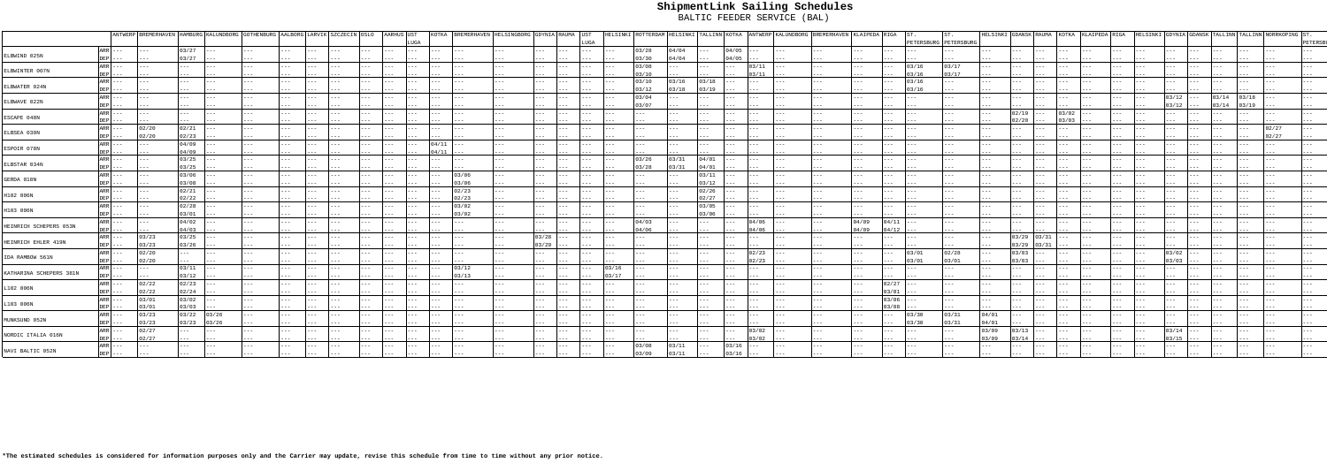| | | ANTWERP | BREMERHAVEN | HAMBURG | KALUNDBORG | GOTHENBURG | AALBORG | LARVIK | SZCZECIN | OSLO | AARHUS | UST LUGA | KOTKA | BREMERHAVEN | HELSINGBORG | GDYNIA | RAUMA | UST LUGA | HELSINKI | ROTTERDAM | HELSINKI | TALLINN | KOTKA | ANTWERP | KALUNDBORG | BREMERHAVEN | KLAIPEDA | RIGA | ST. PETERSBURG | ST. PETERSBURG | HELSINKI | GDANSK | RAUMA | KOTKA | KLAIPEDA | RIGA | HELSINKI | GDYNIA | GDANSK | TALLINN | TALLINN | NORRKOPING | ST. PETERSBURG |
|---|---|---|---|---|---|---|---|---|---|---|---|---|---|---|---|---|---|---|---|---|---|---|---|---|---|---|---|---|---|---|---|---|---|---|---|---|---|---|---|---|---|---|---|
| ELBWIND 025N | ARR | --- | --- | 03/27 | --- | --- | --- | --- | --- | --- | --- | --- | --- | --- | --- | --- | --- | --- | --- | 03/28 | 04/04 | --- | 04/05 | --- | --- | --- | --- | --- | --- | --- | --- | --- | --- | --- | --- | --- | --- | --- | --- | --- | --- | --- | --- |
| | DEP | --- | --- | 03/27 | --- | --- | --- | --- | --- | --- | --- | --- | --- | --- | --- | --- | --- | --- | --- | 03/30 | 04/04 | --- | 04/05 | --- | --- | --- | --- | --- | --- | --- | --- | --- | --- | --- | --- | --- | --- | --- | --- | --- | --- | --- | --- |
| ELBWINTER 007N | ARR | --- | --- | --- | --- | --- | --- | --- | --- | --- | --- | --- | --- | --- | --- | --- | --- | --- | --- | 03/08 | --- | --- | --- | 03/11 | --- | --- | --- | --- | 03/16 | 03/17 | --- | --- | --- | --- | --- | --- | --- | --- | --- | --- | --- | --- | --- |
| | DEP | --- | --- | --- | --- | --- | --- | --- | --- | --- | --- | --- | --- | --- | --- | --- | --- | --- | --- | 03/10 | --- | --- | --- | 03/11 | --- | --- | --- | --- | 03/16 | 03/17 | --- | --- | --- | --- | --- | --- | --- | --- | --- | --- | --- | --- | --- |
| ELBWATER 024N | ARR | --- | --- | --- | --- | --- | --- | --- | --- | --- | --- | --- | --- | --- | --- | --- | --- | --- | --- | 03/10 | 03/16 | 03/18 | --- | --- | --- | --- | --- | --- | 03/16 | --- | --- | --- | --- | --- | --- | --- | --- | --- | --- | --- | --- | --- | --- |
| | DEP | --- | --- | --- | --- | --- | --- | --- | --- | --- | --- | --- | --- | --- | --- | --- | --- | --- | --- | 03/12 | 03/18 | 03/19 | --- | --- | --- | --- | --- | --- | 03/16 | --- | --- | --- | --- | --- | --- | --- | --- | --- | --- | --- | --- | --- | --- |
| ELBWAVE 022N | ARR | --- | --- | --- | --- | --- | --- | --- | --- | --- | --- | --- | --- | --- | --- | --- | --- | --- | --- | 03/04 | --- | --- | --- | --- | --- | --- | --- | --- | --- | --- | --- | --- | --- | --- | --- | --- | --- | 03/12 | --- | 03/14 | 03/18 | --- | --- |
| | DEP | --- | --- | --- | --- | --- | --- | --- | --- | --- | --- | --- | --- | --- | --- | --- | --- | --- | --- | 03/07 | --- | --- | --- | --- | --- | --- | --- | --- | --- | --- | --- | --- | --- | --- | --- | --- | --- | 03/12 | --- | 03/14 | 03/19 | --- | --- |
| ESCAPE 048N | ARR | --- | --- | --- | --- | --- | --- | --- | --- | --- | --- | --- | --- | --- | --- | --- | --- | --- | --- | --- | --- | --- | --- | --- | --- | --- | --- | --- | --- | --- | --- | 02/19 | --- | 03/02 | --- | --- | --- | --- | --- | --- | --- | --- | --- |
| | DEP | --- | --- | --- | --- | --- | --- | --- | --- | --- | --- | --- | --- | --- | --- | --- | --- | --- | --- | --- | --- | --- | --- | --- | --- | --- | --- | --- | --- | --- | --- | 02/20 | --- | 03/03 | --- | --- | --- | --- | --- | --- | --- | --- | --- |
| ELBSEA 030N | ARR | --- | 02/20 | 02/21 | --- | --- | --- | --- | --- | --- | --- | --- | --- | --- | --- | --- | --- | --- | --- | --- | --- | --- | --- | --- | --- | --- | --- | --- | --- | --- | --- | --- | --- | --- | --- | --- | --- | --- | --- | --- | --- | 02/27 | --- |
| | DEP | --- | 02/20 | 02/23 | --- | --- | --- | --- | --- | --- | --- | --- | --- | --- | --- | --- | --- | --- | --- | --- | --- | --- | --- | --- | --- | --- | --- | --- | --- | --- | --- | --- | --- | --- | --- | --- | --- | --- | --- | --- | --- | 02/27 | --- |
| ESPOIR 078N | ARR | --- | --- | 04/09 | --- | --- | --- | --- | --- | --- | --- | --- | 04/11 | --- | --- | --- | --- | --- | --- | --- | --- | --- | --- | --- | --- | --- | --- | --- | --- | --- | --- | --- | --- | --- | --- | --- | --- | --- | --- | --- | --- | --- | --- |
| | DEP | --- | --- | 04/09 | --- | --- | --- | --- | --- | --- | --- | --- | 04/11 | --- | --- | --- | --- | --- | --- | --- | --- | --- | --- | --- | --- | --- | --- | --- | --- | --- | --- | --- | --- | --- | --- | --- | --- | --- | --- | --- | --- | --- | --- |
| ELBSTAR 034N | ARR | --- | --- | 03/25 | --- | --- | --- | --- | --- | --- | --- | --- | --- | --- | --- | --- | --- | --- | --- | 03/26 | 03/31 | 04/01 | --- | --- | --- | --- | --- | --- | --- | --- | --- | --- | --- | --- | --- | --- | --- | --- | --- | --- | --- | --- | --- |
| | DEP | --- | --- | 03/25 | --- | --- | --- | --- | --- | --- | --- | --- | --- | --- | --- | --- | --- | --- | --- | 03/28 | 03/31 | 04/01 | --- | --- | --- | --- | --- | --- | --- | --- | --- | --- | --- | --- | --- | --- | --- | --- | --- | --- | --- | --- | --- |
| GERDA 018N | ARR | --- | --- | 03/06 | --- | --- | --- | --- | --- | --- | --- | --- | --- | 03/06 | --- | --- | --- | --- | --- | --- | --- | 03/11 | --- | --- | --- | --- | --- | --- | --- | --- | --- | --- | --- | --- | --- | --- | --- | --- | --- | --- | --- | --- | --- |
| | DEP | --- | --- | 03/08 | --- | --- | --- | --- | --- | --- | --- | --- | --- | 03/06 | --- | --- | --- | --- | --- | --- | --- | 03/12 | --- | --- | --- | --- | --- | --- | --- | --- | --- | --- | --- | --- | --- | --- | --- | --- | --- | --- | --- | --- | --- |
| H102 006N | ARR | --- | --- | 02/21 | --- | --- | --- | --- | --- | --- | --- | --- | --- | 02/23 | --- | --- | --- | --- | --- | --- | --- | 02/26 | --- | --- | --- | --- | --- | --- | --- | --- | --- | --- | --- | --- | --- | --- | --- | --- | --- | --- | --- | --- | --- |
| | DEP | --- | --- | 02/22 | --- | --- | --- | --- | --- | --- | --- | --- | --- | 02/23 | --- | --- | --- | --- | --- | --- | --- | 02/27 | --- | --- | --- | --- | --- | --- | --- | --- | --- | --- | --- | --- | --- | --- | --- | --- | --- | --- | --- | --- | --- |
| H103 006N | ARR | --- | --- | 02/28 | --- | --- | --- | --- | --- | --- | --- | --- | --- | 03/02 | --- | --- | --- | --- | --- | --- | --- | 03/05 | --- | --- | --- | --- | --- | --- | --- | --- | --- | --- | --- | --- | --- | --- | --- | --- | --- | --- | --- | --- | --- |
| | DEP | --- | --- | 03/01 | --- | --- | --- | --- | --- | --- | --- | --- | --- | 03/02 | --- | --- | --- | --- | --- | --- | --- | 03/06 | --- | --- | --- | --- | --- | --- | --- | --- | --- | --- | --- | --- | --- | --- | --- | --- | --- | --- | --- | --- | --- |
| HEINRICH SCHEPERS 053N | ARR | --- | --- | 04/02 | --- | --- | --- | --- | --- | --- | --- | --- | --- | --- | --- | --- | --- | --- | --- | 04/03 | --- | --- | --- | 04/06 | --- | --- | 04/09 | 04/11 | --- | --- | --- | --- | --- | --- | --- | --- | --- | --- | --- | --- | --- | --- | --- |
| | DEP | --- | --- | 04/03 | --- | --- | --- | --- | --- | --- | --- | --- | --- | --- | --- | --- | --- | --- | --- | 04/06 | --- | --- | --- | 04/06 | --- | --- | 04/09 | 04/12 | --- | --- | --- | --- | --- | --- | --- | --- | --- | --- | --- | --- | --- | --- | --- |
| HEINRICH EHLER 419N | ARR | --- | 03/23 | 03/25 | --- | --- | --- | --- | --- | --- | --- | --- | --- | --- | --- | 03/28 | --- | --- | --- | --- | --- | --- | --- | --- | --- | --- | --- | --- | --- | --- | --- | 03/29 | 03/31 | --- | --- | --- | --- | --- | --- | --- | --- | --- | --- |
| | DEP | --- | 03/23 | 03/26 | --- | --- | --- | --- | --- | --- | --- | --- | --- | --- | --- | 03/29 | --- | --- | --- | --- | --- | --- | --- | --- | --- | --- | --- | --- | --- | --- | --- | 03/29 | 03/31 | --- | --- | --- | --- | --- | --- | --- | --- | --- | --- |
| IDA RAMBOW 561N | ARR | --- | 02/20 | --- | --- | --- | --- | --- | --- | --- | --- | --- | --- | --- | --- | --- | --- | --- | --- | --- | --- | --- | --- | 02/23 | --- | --- | --- | --- | 03/01 | 02/28 | --- | 03/03 | --- | --- | --- | --- | --- | 03/02 | --- | --- | --- | --- | --- |
| | DEP | --- | 02/20 | --- | --- | --- | --- | --- | --- | --- | --- | --- | --- | --- | --- | --- | --- | --- | --- | --- | --- | --- | --- | 02/23 | --- | --- | --- | --- | 03/01 | 03/01 | --- | 03/03 | --- | --- | --- | --- | --- | 03/03 | --- | --- | --- | --- | --- |
| KATHARINA SCHEPERS 381N | ARR | --- | --- | 03/11 | --- | --- | --- | --- | --- | --- | --- | --- | --- | 03/12 | --- | --- | --- | --- | 03/16 | --- | --- | --- | --- | --- | --- | --- | --- | --- | --- | --- | --- | --- | --- | --- | --- | --- | --- | --- | --- | --- | --- | --- | --- |
| | DEP | --- | --- | 03/12 | --- | --- | --- | --- | --- | --- | --- | --- | --- | 03/13 | --- | --- | --- | --- | 03/17 | --- | --- | --- | --- | --- | --- | --- | --- | --- | --- | --- | --- | --- | --- | --- | --- | --- | --- | --- | --- | --- | --- | --- | --- |
| L102 006N | ARR | --- | 02/22 | 02/23 | --- | --- | --- | --- | --- | --- | --- | --- | --- | --- | --- | --- | --- | --- | --- | --- | --- | --- | --- | --- | --- | --- | --- | 02/27 | --- | --- | --- | --- | --- | --- | --- | --- | --- | --- | --- | --- | --- | --- | --- |
| | DEP | --- | 02/22 | 02/24 | --- | --- | --- | --- | --- | --- | --- | --- | --- | --- | --- | --- | --- | --- | --- | --- | --- | --- | --- | --- | --- | --- | --- | 03/01 | --- | --- | --- | --- | --- | --- | --- | --- | --- | --- | --- | --- | --- | --- | --- |
| L103 006N | ARR | --- | 03/01 | 03/02 | --- | --- | --- | --- | --- | --- | --- | --- | --- | --- | --- | --- | --- | --- | --- | --- | --- | --- | --- | --- | --- | --- | --- | 03/06 | --- | --- | --- | --- | --- | --- | --- | --- | --- | --- | --- | --- | --- | --- | --- |
| | DEP | --- | 03/01 | 03/03 | --- | --- | --- | --- | --- | --- | --- | --- | --- | --- | --- | --- | --- | --- | --- | --- | --- | --- | --- | --- | --- | --- | --- | 03/08 | --- | --- | --- | --- | --- | --- | --- | --- | --- | --- | --- | --- | --- | --- | --- |
| MUNKSUND 052N | ARR | --- | 03/23 | 03/22 | 03/26 | --- | --- | --- | --- | --- | --- | --- | --- | --- | --- | --- | --- | --- | --- | --- | --- | --- | --- | --- | --- | --- | --- | --- | 03/30 | 03/31 | 04/01 | --- | --- | --- | --- | --- | --- | --- | --- | --- | --- | --- | --- |
| | DEP | --- | 03/23 | 03/23 | 03/26 | --- | --- | --- | --- | --- | --- | --- | --- | --- | --- | --- | --- | --- | --- | --- | --- | --- | --- | --- | --- | --- | --- | --- | 03/30 | 03/31 | 04/01 | --- | --- | --- | --- | --- | --- | --- | --- | --- | --- | --- | --- |
| NORDIC ITALIA 016N | ARR | --- | 02/27 | --- | --- | --- | --- | --- | --- | --- | --- | --- | --- | --- | --- | --- | --- | --- | --- | --- | --- | --- | --- | 03/02 | --- | --- | --- | --- | --- | --- | 03/09 | 03/13 | --- | --- | --- | --- | --- | 03/14 | --- | --- | --- | --- | --- |
| | DEP | --- | 02/27 | --- | --- | --- | --- | --- | --- | --- | --- | --- | --- | --- | --- | --- | --- | --- | --- | --- | --- | --- | --- | 03/02 | --- | --- | --- | --- | --- | --- | 03/09 | 03/14 | --- | --- | --- | --- | --- | 03/15 | --- | --- | --- | --- | --- |
| NAVI BALTIC 052N | ARR | --- | --- | --- | --- | --- | --- | --- | --- | --- | --- | --- | --- | --- | --- | --- | --- | --- | --- | 03/08 | 03/11 | --- | 03/16 | --- | --- | --- | --- | --- | --- | --- | --- | --- | --- | --- | --- | --- | --- | --- | --- | --- | --- | --- | --- |
| | DEP | --- | --- | --- | --- | --- | --- | --- | --- | --- | --- | --- | --- | --- | --- | --- | --- | --- | --- | 03/09 | 03/11 | --- | 03/16 | --- | --- | --- | --- | --- | --- | --- | --- | --- | --- | --- | --- | --- | --- | --- | --- | --- | --- | --- | --- |

**\*The estimated schedules is considered for information purposes only and the Carrier may update, revise this schedule from time to time without any prior notice.**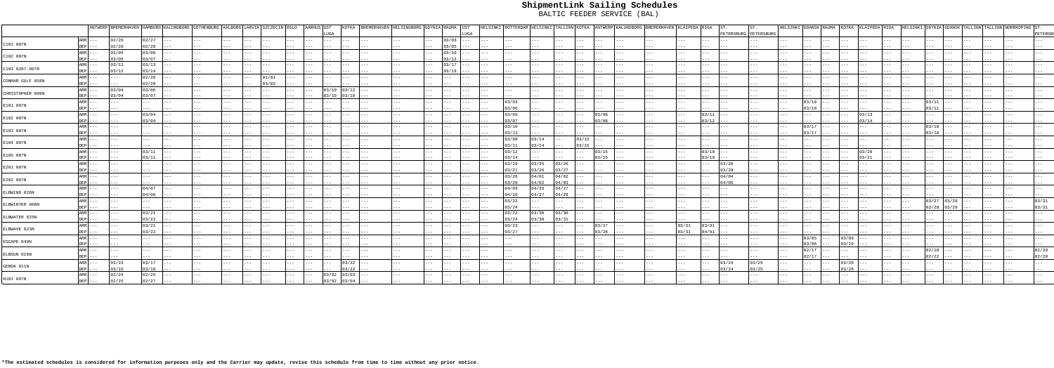| | | ANTWERP | BREMERHAVEN | HAMBURG | KALUNDBORG | GOTHENBURG | AALBORG | LARVIK | SZCZECIN | OSLO | AARHUS | UST LUGA | KOTKA | BREMERHAVEN | HELSINGBORG | GDYNIA | RAUMA | UST LUGA | HELSINKI | ROTTERDAM | HELSINKI | TALLINN | KOTKA | ANTWERP | KALUNDBORG | BREMERHAVEN | KLAIPEDA | RIGA | ST. PETERSBURG | ST. PETERSBURG | HELSINKI | GDANSK | RAUMA | KOTKA | KLAIPEDA | RIGA | HELSINKI | GDYNIA | GDANSK | TALLINN | TALLINN | NORRKOPING | ST. PETERSBURG |
|---|---|---|---|---|---|---|---|---|---|---|---|---|---|---|---|---|---|---|---|---|---|---|---|---|---|---|---|---|---|---|---|---|---|---|---|---|---|---|---|---|---|---|---|
| C101 007N | ARR | --- | 02/26 | 02/27 | --- | --- | --- | --- | --- | --- | --- | --- | --- | --- | --- | --- | 03/03 | --- | --- | --- | --- | --- | --- | --- | --- | --- | --- | --- | --- | --- | --- | --- | --- | --- | --- | --- | --- | --- | --- | --- | --- | --- | --- |
| | DEP | --- | 02/26 | 02/28 | --- | --- | --- | --- | --- | --- | --- | --- | --- | --- | --- | --- | 03/05 | --- | --- | --- | --- | --- | --- | --- | --- | --- | --- | --- | --- | --- | --- | --- | --- | --- | --- | --- | --- | --- | --- | --- | --- | --- | --- |
| C102 007N | ARR | --- | 03/05 | 03/06 | --- | --- | --- | --- | --- | --- | --- | --- | --- | --- | --- | --- | 03/10 | --- | --- | --- | --- | --- | --- | --- | --- | --- | --- | --- | --- | --- | --- | --- | --- | --- | --- | --- | --- | --- | --- | --- | --- | --- | --- |
| | DEP | --- | 03/05 | 03/07 | --- | --- | --- | --- | --- | --- | --- | --- | --- | --- | --- | --- | 03/12 | --- | --- | --- | --- | --- | --- | --- | --- | --- | --- | --- | --- | --- | --- | --- | --- | --- | --- | --- | --- | --- | --- | --- | --- | --- | --- |
| C103 0207-007N | ARR | --- | 03/12 | 03/13 | --- | --- | --- | --- | --- | --- | --- | --- | --- | --- | --- | --- | 03/17 | --- | --- | --- | --- | --- | --- | --- | --- | --- | --- | --- | --- | --- | --- | --- | --- | --- | --- | --- | --- | --- | --- | --- | --- | --- | --- |
| | DEP | --- | 03/12 | 03/14 | --- | --- | --- | --- | --- | --- | --- | --- | --- | --- | --- | --- | 03/19 | --- | --- | --- | --- | --- | --- | --- | --- | --- | --- | --- | --- | --- | --- | --- | --- | --- | --- | --- | --- | --- | --- | --- | --- | --- | --- |
| CONMAR GULF 058N | ARR | --- | --- | 02/26 | --- | --- | --- | --- | 03/01 | --- | --- | --- | --- | --- | --- | --- | --- | --- | --- | --- | --- | --- | --- | --- | --- | --- | --- | --- | --- | --- | --- | --- | --- | --- | --- | --- | --- | --- | --- | --- | --- | --- | --- |
| | DEP | --- | --- | 02/28 | --- | --- | --- | --- | 03/03 | --- | --- | --- | --- | --- | --- | --- | --- | --- | --- | --- | --- | --- | --- | --- | --- | --- | --- | --- | --- | --- | --- | --- | --- | --- | --- | --- | --- | --- | --- | --- | --- | --- | --- |
| CHRISTOPHER 099N | ARR | --- | 03/04 | 03/06 | --- | --- | --- | --- | --- | --- | --- | 03/10 | 03/12 | --- | --- | --- | --- | --- | --- | --- | --- | --- | --- | --- | --- | --- | --- | --- | --- | --- | --- | --- | --- | --- | --- | --- | --- | --- | --- | --- | --- | --- | --- |
| | DEP | --- | 03/04 | 03/07 | --- | --- | --- | --- | --- | --- | --- | 03/10 | 03/16 | --- | --- | --- | --- | --- | --- | --- | --- | --- | --- | --- | --- | --- | --- | --- | --- | --- | --- | --- | --- | --- | --- | --- | --- | --- | --- | --- | --- | --- | --- |
| E101 007N | ARR | --- | --- | --- | --- | --- | --- | --- | --- | --- | --- | --- | --- | --- | --- | --- | --- | --- | --- | 03/03 | --- | --- | --- | --- | --- | --- | --- | --- | --- | --- | --- | 03/10 | --- | --- | --- | --- | --- | 03/11 | --- | --- | --- | --- | --- |
| | DEP | --- | --- | --- | --- | --- | --- | --- | --- | --- | --- | --- | --- | --- | --- | --- | --- | --- | --- | 03/06 | --- | --- | --- | --- | --- | --- | --- | --- | --- | --- | --- | 03/10 | --- | --- | --- | --- | --- | 03/11 | --- | --- | --- | --- | --- |
| E102 007N | ARR | --- | --- | 03/04 | --- | --- | --- | --- | --- | --- | --- | --- | --- | --- | --- | --- | --- | --- | --- | 03/05 | --- | --- | --- | 03/08 | --- | --- | --- | 03/11 | --- | --- | --- | --- | --- | --- | 03/13 | --- | --- | --- | --- | --- | --- | --- | --- |
| | DEP | --- | --- | 03/04 | --- | --- | --- | --- | --- | --- | --- | --- | --- | --- | --- | --- | --- | --- | --- | 03/07 | --- | --- | --- | 03/08 | --- | --- | --- | 03/12 | --- | --- | --- | --- | --- | --- | 03/14 | --- | --- | --- | --- | --- | --- | --- | --- |
| E103 007N | ARR | --- | --- | --- | --- | --- | --- | --- | --- | --- | --- | --- | --- | --- | --- | --- | --- | --- | --- | 03/10 | --- | --- | --- | --- | --- | --- | --- | --- | --- | --- | --- | 03/17 | --- | --- | --- | --- | --- | 03/18 | --- | --- | --- | --- | --- |
| | DEP | --- | --- | --- | --- | --- | --- | --- | --- | --- | --- | --- | --- | --- | --- | --- | --- | --- | --- | 03/13 | --- | --- | --- | --- | --- | --- | --- | --- | --- | --- | --- | 03/17 | --- | --- | --- | --- | --- | 03/18 | --- | --- | --- | --- | --- |
| E104 007N | ARR | --- | --- | --- | --- | --- | --- | --- | --- | --- | --- | --- | --- | --- | --- | --- | --- | --- | --- | 03/08 | 03/14 | --- | 03/15 | --- | --- | --- | --- | --- | --- | --- | --- | --- | --- | --- | --- | --- | --- | --- | --- | --- | --- | --- | --- |
| | DEP | --- | --- | --- | --- | --- | --- | --- | --- | --- | --- | --- | --- | --- | --- | --- | --- | --- | --- | 03/11 | 03/14 | --- | 03/15 | --- | --- | --- | --- | --- | --- | --- | --- | --- | --- | --- | --- | --- | --- | --- | --- | --- | --- | --- | --- |
| E105 007N | ARR | --- | --- | 03/11 | --- | --- | --- | --- | --- | --- | --- | --- | --- | --- | --- | --- | --- | --- | --- | 03/12 | --- | --- | --- | 03/15 | --- | --- | --- | 03/18 | --- | --- | --- | --- | --- | --- | 03/20 | --- | --- | --- | --- | --- | --- | --- | --- |
| | DEP | --- | --- | 03/11 | --- | --- | --- | --- | --- | --- | --- | --- | --- | --- | --- | --- | --- | --- | --- | 03/14 | --- | --- | --- | 03/15 | --- | --- | --- | 03/19 | --- | --- | --- | --- | --- | --- | 03/21 | --- | --- | --- | --- | --- | --- | --- | --- |
| E201 007N | ARR | --- | --- | --- | --- | --- | --- | --- | --- | --- | --- | --- | --- | --- | --- | --- | --- | --- | --- | 03/19 | 03/25 | 03/26 | --- | --- | --- | --- | --- | --- | 03/28 | --- | --- | --- | --- | --- | --- | --- | --- | --- | --- | --- | --- | --- | --- |
| | DEP | --- | --- | --- | --- | --- | --- | --- | --- | --- | --- | --- | --- | --- | --- | --- | --- | --- | --- | 03/21 | 03/26 | 03/27 | --- | --- | --- | --- | --- | --- | 03/29 | --- | --- | --- | --- | --- | --- | --- | --- | --- | --- | --- | --- | --- | --- |
| E202 007N | ARR | --- | --- | --- | --- | --- | --- | --- | --- | --- | --- | --- | --- | --- | --- | --- | --- | --- | --- | 03/26 | 04/01 | 04/02 | --- | --- | --- | --- | --- | --- | 04/04 | --- | --- | --- | --- | --- | --- | --- | --- | --- | --- | --- | --- | --- | --- |
| | DEP | --- | --- | --- | --- | --- | --- | --- | --- | --- | --- | --- | --- | --- | --- | --- | --- | --- | --- | 03/28 | 04/02 | 04/03 | --- | --- | --- | --- | --- | --- | 04/05 | --- | --- | --- | --- | --- | --- | --- | --- | --- | --- | --- | --- | --- | --- |
| ELBWIND 026N | ARR | --- | --- | 04/07 | --- | --- | --- | --- | --- | --- | --- | --- | --- | --- | --- | --- | --- | --- | --- | 04/09 | 04/26 | 04/27 | --- | --- | --- | --- | --- | --- | --- | --- | --- | --- | --- | --- | --- | --- | --- | --- | --- | --- | --- | --- | --- |
| | DEP | --- | --- | 04/09 | --- | --- | --- | --- | --- | --- | --- | --- | --- | --- | --- | --- | --- | --- | --- | 04/10 | 04/27 | 04/28 | --- | --- | --- | --- | --- | --- | --- | --- | --- | --- | --- | --- | --- | --- | --- | --- | --- | --- | --- | --- | --- |
| ELBWINTER 008N | ARR | --- | --- | --- | --- | --- | --- | --- | --- | --- | --- | --- | --- | --- | --- | --- | --- | --- | --- | 03/22 | --- | --- | --- | --- | --- | --- | --- | --- | --- | --- | --- | --- | --- | --- | --- | --- | --- | 03/27 | 03/29 | --- | --- | --- | 03/31 |
| | DEP | --- | --- | --- | --- | --- | --- | --- | --- | --- | --- | --- | --- | --- | --- | --- | --- | --- | --- | 03/24 | --- | --- | --- | --- | --- | --- | --- | --- | --- | --- | --- | --- | --- | --- | --- | --- | --- | 03/28 | 03/29 | --- | --- | --- | 03/31 |
| ELBWATER 025N | ARR | --- | --- | 03/21 | --- | --- | --- | --- | --- | --- | --- | --- | --- | --- | --- | --- | --- | --- | --- | 03/22 | 03/30 | 03/30 | --- | --- | --- | --- | --- | --- | --- | --- | --- | --- | --- | --- | --- | --- | --- | --- | --- | --- | --- | --- | --- |
| | DEP | --- | --- | 03/22 | --- | --- | --- | --- | --- | --- | --- | --- | --- | --- | --- | --- | --- | --- | --- | 03/24 | 03/30 | 03/31 | --- | --- | --- | --- | --- | --- | --- | --- | --- | --- | --- | --- | --- | --- | --- | --- | --- | --- | --- | --- | --- |
| ELBWAVE 023N | ARR | --- | --- | 03/21 | --- | --- | --- | --- | --- | --- | --- | --- | --- | --- | --- | --- | --- | --- | --- | 03/23 | --- | --- | --- | 03/27 | --- | --- | 03/31 | 03/31 | --- | --- | --- | --- | --- | --- | --- | --- | --- | --- | --- | --- | --- | --- | --- |
| | DEP | --- | --- | 03/22 | --- | --- | --- | --- | --- | --- | --- | --- | --- | --- | --- | --- | --- | --- | --- | 03/27 | --- | --- | --- | 03/28 | --- | --- | 03/31 | 04/01 | --- | --- | --- | --- | --- | --- | --- | --- | --- | --- | --- | --- | --- | --- | --- |
| ESCAPE 049N | ARR | --- | --- | --- | --- | --- | --- | --- | --- | --- | --- | --- | --- | --- | --- | --- | --- | --- | --- | --- | --- | --- | --- | --- | --- | --- | --- | --- | --- | --- | --- | 03/05 | --- | 03/09 | --- | --- | --- | --- | --- | --- | --- | --- | --- |
| | DEP | --- | --- | --- | --- | --- | --- | --- | --- | --- | --- | --- | --- | --- | --- | --- | --- | --- | --- | --- | --- | --- | --- | --- | --- | --- | --- | --- | --- | --- | --- | 03/06 | --- | 03/10 | --- | --- | --- | --- | --- | --- | --- | --- | --- |
| ELBSUN 016N | ARR | --- | --- | --- | --- | --- | --- | --- | --- | --- | --- | --- | --- | --- | --- | --- | --- | --- | --- | --- | --- | --- | --- | --- | --- | --- | --- | --- | --- | --- | --- | 02/17 | --- | --- | --- | --- | --- | 02/18 | --- | --- | --- | --- | 02/20 |
| | DEP | --- | --- | --- | --- | --- | --- | --- | --- | --- | --- | --- | --- | --- | --- | --- | --- | --- | --- | --- | --- | --- | --- | --- | --- | --- | --- | --- | --- | --- | --- | 02/17 | --- | --- | --- | --- | --- | 02/22 | --- | --- | --- | --- | 02/20 |
| GERDA 011N | ARR | --- | 03/15 | 03/17 | --- | --- | --- | --- | --- | --- | --- | --- | 03/22 | --- | --- | --- | --- | --- | --- | --- | --- | --- | --- | --- | --- | --- | --- | --- | 03/24 | 03/25 | --- | --- | --- | 03/26 | --- | --- | --- | --- | --- | --- | --- | --- | --- |
| | DEP | --- | 03/15 | 03/18 | --- | --- | --- | --- | --- | --- | --- | --- | 03/22 | --- | --- | --- | --- | --- | --- | --- | --- | --- | --- | --- | --- | --- | --- | --- | 03/24 | 03/25 | --- | --- | --- | 03/26 | --- | --- | --- | --- | --- | --- | --- | --- | --- |
| H101 007N | ARR | --- | 02/24 | 02/25 | --- | --- | --- | --- | --- | --- | --- | 03/02 | 03/03 | --- | --- | --- | --- | --- | --- | --- | --- | --- | --- | --- | --- | --- | --- | --- | --- | --- | --- | --- | --- | --- | --- | --- | --- | --- | --- | --- | --- | --- | --- |
| | DEP | --- | 02/25 | 02/27 | --- | --- | --- | --- | --- | --- | --- | 03/02 | 03/04 | --- | --- | --- | --- | --- | --- | --- | --- | --- | --- | --- | --- | --- | --- | --- | --- | --- | --- | --- | --- | --- | --- | --- | --- | --- | --- | --- | --- | --- | --- |

**\*The estimated schedules is considered for information purposes only and the Carrier may update, revise this schedule from time to time without any prior notice.**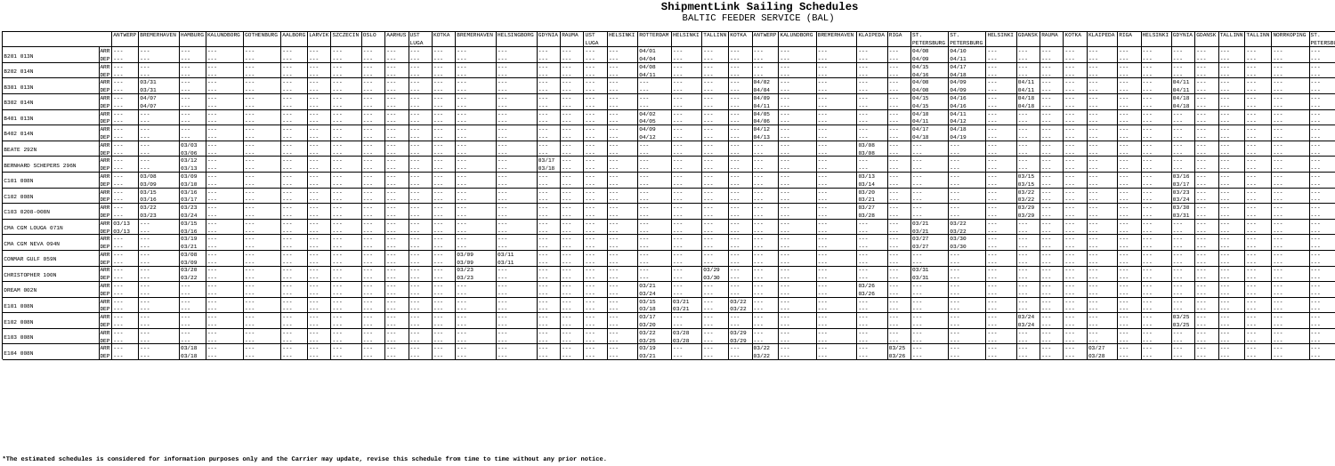# ShipmentLink Sailing Schedules

BALTIC FEEDER SERVICE (BAL)

| | | ANTWERP | BREMERHAVEN | HAMBURG | KALUNDBORG | GOTHENBURG | AALBORG | LARVIK | SZCZECIN | OSLO | AARHUS | UST LUGA | KOTKA | BREMERHAVEN | HELSINGBORG | GDYNIA | RAUMA | UST LUGA | HELSINKI | ROTTERDAM | HELSINKI | TALLINN | KOTKA | ANTWERP | KALUNDBORG | BREMERHAVEN | KLAIPEDA | RIGA | ST. PETERSBURG | ST. PETERSBURG | HELSINKI | GDANSK | RAUMA | KOTKA | KLAIPEDA | RIGA | HELSINKI | GDYNIA | GDANSK | TALLINN | TALLINN | NORRKOPING | ST. PETERSB |
|---|---|---|---|---|---|---|---|---|---|---|---|---|---|---|---|---|---|---|---|---|---|---|---|---|---|---|---|---|---|---|---|---|---|---|---|---|---|---|---|---|---|---|---|
| B201 013N | ARR | --- | --- | --- | --- | --- | --- | --- | --- | --- | --- | --- | --- | --- | --- | --- | --- | --- | --- | 04/01 | --- | --- | --- | --- | --- | --- | --- | --- | 04/08 | 04/10 | --- | --- | --- | --- | --- | --- | --- | --- | --- | --- | --- | --- | --- |
| | DEP | --- | --- | --- | --- | --- | --- | --- | --- | --- | --- | --- | --- | --- | --- | --- | --- | --- | --- | 04/04 | --- | --- | --- | --- | --- | --- | --- | --- | 04/09 | 04/11 | --- | --- | --- | --- | --- | --- | --- | --- | --- | --- | --- | --- | --- |
| B202 014N | ARR | --- | --- | --- | --- | --- | --- | --- | --- | --- | --- | --- | --- | --- | --- | --- | --- | --- | --- | 04/08 | --- | --- | --- | --- | --- | --- | --- | --- | 04/15 | 04/17 | --- | --- | --- | --- | --- | --- | --- | --- | --- | --- | --- | --- | --- |
| | DEP | --- | --- | --- | --- | --- | --- | --- | --- | --- | --- | --- | --- | --- | --- | --- | --- | --- | --- | 04/11 | --- | --- | --- | --- | --- | --- | --- | --- | 04/16 | 04/18 | --- | --- | --- | --- | --- | --- | --- | --- | --- | --- | --- | --- | --- |
| B301 013N | ARR | --- | 03/31 | --- | --- | --- | --- | --- | --- | --- | --- | --- | --- | --- | --- | --- | --- | --- | --- | --- | --- | --- | --- | 04/02 | --- | --- | --- | --- | 04/08 | 04/09 | --- | 04/11 | --- | --- | --- | --- | --- | 04/11 | --- | --- | --- | --- | --- |
| | DEP | --- | 03/31 | --- | --- | --- | --- | --- | --- | --- | --- | --- | --- | --- | --- | --- | --- | --- | --- | --- | --- | --- | --- | 04/04 | --- | --- | --- | --- | 04/08 | 04/09 | --- | 04/11 | --- | --- | --- | --- | --- | 04/11 | --- | --- | --- | --- | --- |
| B302 014N | ARR | --- | 04/07 | --- | --- | --- | --- | --- | --- | --- | --- | --- | --- | --- | --- | --- | --- | --- | --- | --- | --- | --- | --- | 04/09 | --- | --- | --- | --- | 04/15 | 04/16 | --- | 04/18 | --- | --- | --- | --- | --- | 04/18 | --- | --- | --- | --- | --- |
| | DEP | --- | 04/07 | --- | --- | --- | --- | --- | --- | --- | --- | --- | --- | --- | --- | --- | --- | --- | --- | --- | --- | --- | --- | 04/11 | --- | --- | --- | --- | 04/15 | 04/16 | --- | 04/18 | --- | --- | --- | --- | --- | 04/18 | --- | --- | --- | --- | --- |
| B401 013N | ARR | --- | --- | --- | --- | --- | --- | --- | --- | --- | --- | --- | --- | --- | --- | --- | --- | --- | --- | 04/02 | --- | --- | --- | 04/05 | --- | --- | --- | --- | 04/10 | 04/11 | --- | --- | --- | --- | --- | --- | --- | --- | --- | --- | --- | --- | --- |
| | DEP | --- | --- | --- | --- | --- | --- | --- | --- | --- | --- | --- | --- | --- | --- | --- | --- | --- | --- | 04/05 | --- | --- | --- | 04/06 | --- | --- | --- | --- | 04/11 | 04/12 | --- | --- | --- | --- | --- | --- | --- | --- | --- | --- | --- | --- | --- |
| B402 014N | ARR | --- | --- | --- | --- | --- | --- | --- | --- | --- | --- | --- | --- | --- | --- | --- | --- | --- | --- | 04/09 | --- | --- | --- | 04/12 | --- | --- | --- | --- | 04/17 | 04/18 | --- | --- | --- | --- | --- | --- | --- | --- | --- | --- | --- | --- | --- |
| | DEP | --- | --- | --- | --- | --- | --- | --- | --- | --- | --- | --- | --- | --- | --- | --- | --- | --- | --- | 04/12 | --- | --- | --- | 04/13 | --- | --- | --- | --- | 04/18 | 04/19 | --- | --- | --- | --- | --- | --- | --- | --- | --- | --- | --- | --- | --- |
| BEATE 292N | ARR | --- | --- | 03/03 | --- | --- | --- | --- | --- | --- | --- | --- | --- | --- | --- | --- | --- | --- | --- | --- | --- | --- | --- | --- | --- | --- | 03/08 | --- | --- | --- | --- | --- | --- | --- | --- | --- | --- | --- | --- | --- | --- | --- | --- |
| | DEP | --- | --- | 03/06 | --- | --- | --- | --- | --- | --- | --- | --- | --- | --- | --- | --- | --- | --- | --- | --- | --- | --- | --- | --- | --- | --- | 03/08 | --- | --- | --- | --- | --- | --- | --- | --- | --- | --- | --- | --- | --- | --- | --- | --- |
| BERNHARD SCHEPERS 296N | ARR | --- | --- | 03/12 | --- | --- | --- | --- | --- | --- | --- | --- | --- | --- | --- | 03/17 | --- | --- | --- | --- | --- | --- | --- | --- | --- | --- | --- | --- | --- | --- | --- | --- | --- | --- | --- | --- | --- | --- | --- | --- | --- | --- | --- |
| | DEP | --- | --- | 03/13 | --- | --- | --- | --- | --- | --- | --- | --- | --- | --- | --- | 03/18 | --- | --- | --- | --- | --- | --- | --- | --- | --- | --- | --- | --- | --- | --- | --- | --- | --- | --- | --- | --- | --- | --- | --- | --- | --- | --- | --- |
| C101 008N | ARR | --- | 03/08 | 03/09 | --- | --- | --- | --- | --- | --- | --- | --- | --- | --- | --- | --- | --- | --- | --- | --- | --- | --- | --- | --- | --- | --- | 03/13 | --- | --- | --- | --- | 03/15 | --- | --- | --- | --- | --- | 03/16 | --- | --- | --- | --- | --- |
| | DEP | --- | 03/09 | 03/10 | --- | --- | --- | --- | --- | --- | --- | --- | --- | --- | --- | --- | --- | --- | --- | --- | --- | --- | --- | --- | --- | --- | 03/14 | --- | --- | --- | --- | 03/15 | --- | --- | --- | --- | --- | 03/17 | --- | --- | --- | --- | --- |
| C102 008N | ARR | --- | 03/15 | 03/16 | --- | --- | --- | --- | --- | --- | --- | --- | --- | --- | --- | --- | --- | --- | --- | --- | --- | --- | --- | --- | --- | --- | 03/20 | --- | --- | --- | --- | 03/22 | --- | --- | --- | --- | --- | 03/23 | --- | --- | --- | --- | --- |
| | DEP | --- | 03/16 | 03/17 | --- | --- | --- | --- | --- | --- | --- | --- | --- | --- | --- | --- | --- | --- | --- | --- | --- | --- | --- | --- | --- | --- | 03/21 | --- | --- | --- | --- | 03/22 | --- | --- | --- | --- | --- | 03/24 | --- | --- | --- | --- | --- |
| C103 0208-008N | ARR | --- | 03/22 | 03/23 | --- | --- | --- | --- | --- | --- | --- | --- | --- | --- | --- | --- | --- | --- | --- | --- | --- | --- | --- | --- | --- | --- | 03/27 | --- | --- | --- | --- | 03/29 | --- | --- | --- | --- | --- | 03/30 | --- | --- | --- | --- | --- |
| | DEP | --- | 03/23 | 03/24 | --- | --- | --- | --- | --- | --- | --- | --- | --- | --- | --- | --- | --- | --- | --- | --- | --- | --- | --- | --- | --- | --- | 03/28 | --- | --- | --- | --- | 03/29 | --- | --- | --- | --- | --- | 03/31 | --- | --- | --- | --- | --- |
| CMA CGM LOUGA 071N | ARR | 03/13 | --- | 03/15 | --- | --- | --- | --- | --- | --- | --- | --- | --- | --- | --- | --- | --- | --- | --- | --- | --- | --- | --- | --- | --- | --- | --- | --- | 03/21 | 03/22 | --- | --- | --- | --- | --- | --- | --- | --- | --- | --- | --- | --- | --- |
| | DEP | 03/13 | --- | 03/16 | --- | --- | --- | --- | --- | --- | --- | --- | --- | --- | --- | --- | --- | --- | --- | --- | --- | --- | --- | --- | --- | --- | --- | --- | 03/21 | 03/22 | --- | --- | --- | --- | --- | --- | --- | --- | --- | --- | --- | --- | --- |
| CMA CGM NEVA 094N | ARR | --- | --- | 03/19 | --- | --- | --- | --- | --- | --- | --- | --- | --- | --- | --- | --- | --- | --- | --- | --- | --- | --- | --- | --- | --- | --- | --- | --- | 03/27 | 03/30 | --- | --- | --- | --- | --- | --- | --- | --- | --- | --- | --- | --- | --- |
| | DEP | --- | --- | 03/21 | --- | --- | --- | --- | --- | --- | --- | --- | --- | --- | --- | --- | --- | --- | --- | --- | --- | --- | --- | --- | --- | --- | --- | --- | 03/27 | 03/30 | --- | --- | --- | --- | --- | --- | --- | --- | --- | --- | --- | --- | --- |
| CONMAR GULF 059N | ARR | --- | --- | 03/08 | --- | --- | --- | --- | --- | --- | --- | --- | --- | 03/09 | 03/11 | --- | --- | --- | --- | --- | --- | --- | --- | --- | --- | --- | --- | --- | --- | --- | --- | --- | --- | --- | --- | --- | --- | --- | --- | --- | --- | --- | --- |
| | DEP | --- | --- | 03/09 | --- | --- | --- | --- | --- | --- | --- | --- | --- | 03/09 | 03/11 | --- | --- | --- | --- | --- | --- | --- | --- | --- | --- | --- | --- | --- | --- | --- | --- | --- | --- | --- | --- | --- | --- | --- | --- | --- | --- | --- | --- |
| CHRISTOPHER 100N | ARR | --- | --- | 03/20 | --- | --- | --- | --- | --- | --- | --- | --- | --- | 03/23 | --- | --- | --- | --- | --- | --- | --- | 03/29 | --- | --- | --- | --- | --- | --- | 03/31 | --- | --- | --- | --- | --- | --- | --- | --- | --- | --- | --- | --- | --- | --- |
| | DEP | --- | --- | 03/22 | --- | --- | --- | --- | --- | --- | --- | --- | --- | 03/23 | --- | --- | --- | --- | --- | --- | --- | 03/30 | --- | --- | --- | --- | --- | --- | 03/31 | --- | --- | --- | --- | --- | --- | --- | --- | --- | --- | --- | --- | --- | --- |
| DREAM 002N | ARR | --- | --- | --- | --- | --- | --- | --- | --- | --- | --- | --- | --- | --- | --- | --- | --- | --- | --- | 03/21 | --- | --- | --- | --- | --- | --- | 03/26 | --- | --- | --- | --- | --- | --- | --- | --- | --- | --- | --- | --- | --- | --- | --- | --- |
| | DEP | --- | --- | --- | --- | --- | --- | --- | --- | --- | --- | --- | --- | --- | --- | --- | --- | --- | --- | 03/24 | --- | --- | --- | --- | --- | --- | 03/26 | --- | --- | --- | --- | --- | --- | --- | --- | --- | --- | --- | --- | --- | --- | --- | --- |
| E101 008N | ARR | --- | --- | --- | --- | --- | --- | --- | --- | --- | --- | --- | --- | --- | --- | --- | --- | --- | --- | 03/15 | 03/21 | --- | 03/22 | --- | --- | --- | --- | --- | --- | --- | --- | --- | --- | --- | --- | --- | --- | --- | --- | --- | --- | --- | --- |
| | DEP | --- | --- | --- | --- | --- | --- | --- | --- | --- | --- | --- | --- | --- | --- | --- | --- | --- | --- | 03/18 | 03/21 | --- | 03/22 | --- | --- | --- | --- | --- | --- | --- | --- | --- | --- | --- | --- | --- | --- | --- | --- | --- | --- | --- | --- |
| E102 008N | ARR | --- | --- | --- | --- | --- | --- | --- | --- | --- | --- | --- | --- | --- | --- | --- | --- | --- | --- | 03/17 | --- | --- | --- | --- | --- | --- | --- | --- | --- | --- | --- | 03/24 | --- | --- | --- | --- | --- | 03/25 | --- | --- | --- | --- | --- |
| | DEP | --- | --- | --- | --- | --- | --- | --- | --- | --- | --- | --- | --- | --- | --- | --- | --- | --- | --- | 03/20 | --- | --- | --- | --- | --- | --- | --- | --- | --- | --- | --- | 03/24 | --- | --- | --- | --- | --- | 03/25 | --- | --- | --- | --- | --- |
| E103 008N | ARR | --- | --- | --- | --- | --- | --- | --- | --- | --- | --- | --- | --- | --- | --- | --- | --- | --- | --- | 03/22 | 03/28 | --- | 03/29 | --- | --- | --- | --- | --- | --- | --- | --- | --- | --- | --- | --- | --- | --- | --- | --- | --- | --- | --- | --- |
| | DEP | --- | --- | --- | --- | --- | --- | --- | --- | --- | --- | --- | --- | --- | --- | --- | --- | --- | --- | 03/25 | 03/28 | --- | 03/29 | --- | --- | --- | --- | --- | --- | --- | --- | --- | --- | --- | --- | --- | --- | --- | --- | --- | --- | --- | --- |
| E104 008N | ARR | --- | --- | 03/18 | --- | --- | --- | --- | --- | --- | --- | --- | --- | --- | --- | --- | --- | --- | --- | 03/19 | --- | --- | --- | 03/22 | --- | --- | --- | 03/25 | --- | --- | --- | --- | --- | --- | 03/27 | --- | --- | --- | --- | --- | --- | --- | --- |
| | DEP | --- | --- | 03/18 | --- | --- | --- | --- | --- | --- | --- | --- | --- | --- | --- | --- | --- | --- | --- | 03/21 | --- | --- | --- | 03/22 | --- | --- | --- | 03/26 | --- | --- | --- | --- | --- | --- | 03/28 | --- | --- | --- | --- | --- | --- | --- | --- |

*The estimated schedules is considered for information purposes only and the Carrier may update, revise this schedule from time to time without any prior notice.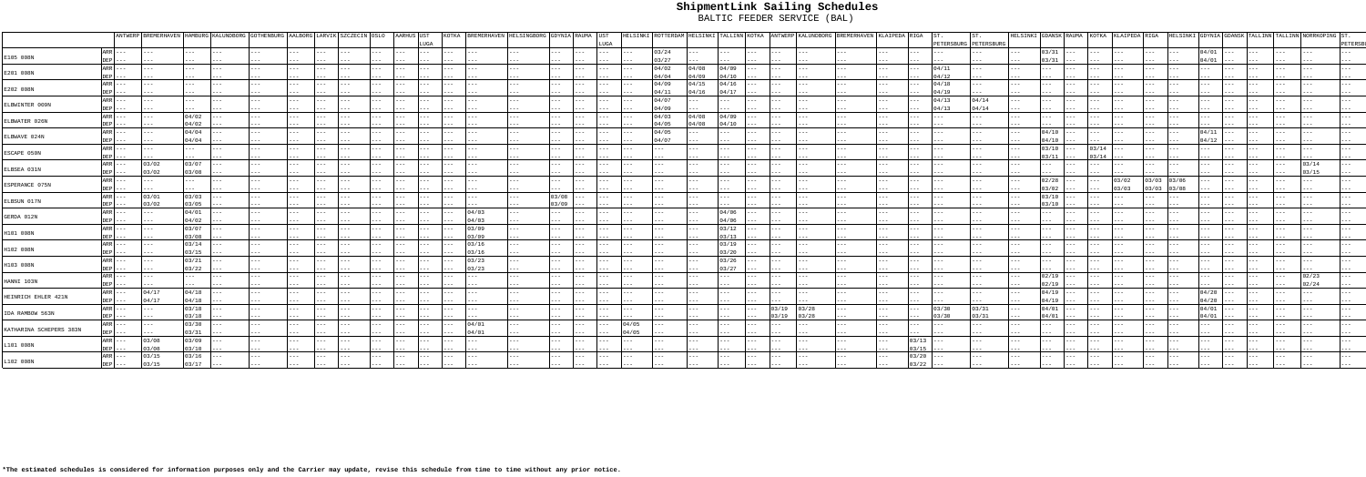# ShipmentLink Sailing Schedules

BALTIC FEEDER SERVICE (BAL)

| | | ANTWERP | BREMERHAVEN | HAMBURG | KALUNDBORG | GOTHENBURG | AALBORG | LARVIK | SZCZECIN | OSLO | AARHUS | UST LUGA | KOTKA | BREMERHAVEN | HELSINGBORG | GDYNIA | RAUMA | UST LUGA | HELSINKI | ROTTERDAM | HELSINKI | TALLINN | KOTKA | ANTWERP | KALUNDBORG | BREMERHAVEN | KLAIPEDA | RIGA | ST. PETERSBURG | ST. PETERSBURG | HELSINKI | GDANSK | RAUMA | KOTKA | KLAIPEDA | RIGA | HELSINKI | GDYNIA | GDANSK | TALLINN | TALLINN | NORRKOPING | ST. PETERSB |
|---|---|---|---|---|---|---|---|---|---|---|---|---|---|---|---|---|---|---|---|---|---|---|---|---|---|---|---|---|---|---|---|---|---|---|---|---|---|---|---|---|---|---|---|
| E105 080N | ARR | --- | --- | --- | --- | --- | --- | --- | --- | --- | --- | --- | --- | --- | --- | --- | --- | --- | --- | 03/24 | --- | --- | --- | --- | --- | --- | --- | --- | --- | --- | --- | 03/31 | --- | --- | --- | --- | --- | 04/01 | --- | --- | --- | --- | --- |
| | DEP | --- | --- | --- | --- | --- | --- | --- | --- | --- | --- | --- | --- | --- | --- | --- | --- | --- | --- | 03/27 | --- | --- | --- | --- | --- | --- | --- | --- | --- | --- | --- | 03/31 | --- | --- | --- | --- | --- | 04/01 | --- | --- | --- | --- | --- |
| E201 080N | ARR | --- | --- | --- | --- | --- | --- | --- | --- | --- | --- | --- | --- | --- | --- | --- | --- | --- | --- | 04/02 | 04/08 | 04/09 | --- | --- | --- | --- | --- | --- | 04/11 | --- | --- | --- | --- | --- | --- | --- | --- | --- | --- | --- | --- | --- | --- |
| | DEP | --- | --- | --- | --- | --- | --- | --- | --- | --- | --- | --- | --- | --- | --- | --- | --- | --- | --- | 04/04 | 04/09 | 04/10 | --- | --- | --- | --- | --- | --- | 04/12 | --- | --- | --- | --- | --- | --- | --- | --- | --- | --- | --- | --- | --- | --- |
| E202 080N | ARR | --- | --- | --- | --- | --- | --- | --- | --- | --- | --- | --- | --- | --- | --- | --- | --- | --- | --- | 04/09 | 04/15 | 04/16 | --- | --- | --- | --- | --- | --- | 04/18 | --- | --- | --- | --- | --- | --- | --- | --- | --- | --- | --- | --- | --- | --- |
| | DEP | --- | --- | --- | --- | --- | --- | --- | --- | --- | --- | --- | --- | --- | --- | --- | --- | --- | --- | 04/11 | 04/16 | 04/17 | --- | --- | --- | --- | --- | --- | 04/19 | --- | --- | --- | --- | --- | --- | --- | --- | --- | --- | --- | --- | --- | --- |
| ELBWINTER 009N | ARR | --- | --- | --- | --- | --- | --- | --- | --- | --- | --- | --- | --- | --- | --- | --- | --- | --- | --- | 04/07 | --- | --- | --- | --- | --- | --- | --- | --- | 04/13 | 04/14 | --- | --- | --- | --- | --- | --- | --- | --- | --- | --- | --- | --- | --- |
| | DEP | --- | --- | --- | --- | --- | --- | --- | --- | --- | --- | --- | --- | --- | --- | --- | --- | --- | --- | 04/09 | --- | --- | --- | --- | --- | --- | --- | --- | 04/13 | 04/14 | --- | --- | --- | --- | --- | --- | --- | --- | --- | --- | --- | --- | --- |
| ELBWATER 020N | ARR | --- | --- | 04/02 | --- | --- | --- | --- | --- | --- | --- | --- | --- | --- | --- | --- | --- | --- | --- | 04/03 | 04/08 | 04/09 | --- | --- | --- | --- | --- | --- | --- | --- | --- | --- | --- | --- | --- | --- | --- | --- | --- | --- | --- | --- | --- |
| | DEP | --- | --- | 04/02 | --- | --- | --- | --- | --- | --- | --- | --- | --- | --- | --- | --- | --- | --- | --- | 04/05 | 04/08 | 04/10 | --- | --- | --- | --- | --- | --- | --- | --- | --- | --- | --- | --- | --- | --- | --- | --- | --- | --- | --- | --- | --- |
| ELBWAVE 024N | ARR | --- | --- | 04/04 | --- | --- | --- | --- | --- | --- | --- | --- | --- | --- | --- | --- | --- | --- | --- | 04/05 | --- | --- | --- | --- | --- | --- | --- | --- | --- | --- | --- | 04/10 | --- | --- | --- | --- | --- | 04/11 | --- | --- | --- | --- | --- |
| | DEP | --- | --- | 04/04 | --- | --- | --- | --- | --- | --- | --- | --- | --- | --- | --- | --- | --- | --- | --- | 04/07 | --- | --- | --- | --- | --- | --- | --- | --- | --- | --- | --- | 04/10 | --- | --- | --- | --- | --- | 04/12 | --- | --- | --- | --- | --- |
| ESCAPE 050N | ARR | --- | --- | --- | --- | --- | --- | --- | --- | --- | --- | --- | --- | --- | --- | --- | --- | --- | --- | --- | --- | --- | --- | --- | --- | --- | --- | --- | --- | --- | --- | 03/10 | --- | 03/14 | --- | --- | --- | --- | --- | --- | --- | --- | --- |
| | DEP | --- | --- | --- | --- | --- | --- | --- | --- | --- | --- | --- | --- | --- | --- | --- | --- | --- | --- | --- | --- | --- | --- | --- | --- | --- | --- | --- | --- | --- | --- | 03/11 | --- | 03/14 | --- | --- | --- | --- | --- | --- | --- | --- | --- |
| ELBSEA 031N | ARR | --- | 03/02 | 03/07 | --- | --- | --- | --- | --- | --- | --- | --- | --- | --- | --- | --- | --- | --- | --- | --- | --- | --- | --- | --- | --- | --- | --- | --- | --- | --- | --- | --- | --- | --- | --- | --- | --- | --- | --- | --- | --- | 03/14 | --- |
| | DEP | --- | 03/02 | 03/08 | --- | --- | --- | --- | --- | --- | --- | --- | --- | --- | --- | --- | --- | --- | --- | --- | --- | --- | --- | --- | --- | --- | --- | --- | --- | --- | --- | --- | --- | --- | --- | --- | --- | --- | --- | --- | --- | 03/15 | --- |
| ESPERANCE 075N | ARR | --- | --- | --- | --- | --- | --- | --- | --- | --- | --- | --- | --- | --- | --- | --- | --- | --- | --- | --- | --- | --- | --- | --- | --- | --- | --- | --- | --- | --- | --- | 02/28 | --- | --- | 03/02 | 03/03 | 03/06 | --- | --- | --- | --- | --- | --- |
| | DEP | --- | --- | --- | --- | --- | --- | --- | --- | --- | --- | --- | --- | --- | --- | --- | --- | --- | --- | --- | --- | --- | --- | --- | --- | --- | --- | --- | --- | --- | --- | 03/02 | --- | --- | 03/03 | 03/03 | 03/08 | --- | --- | --- | --- | --- | --- |
| ELBSUN 017N | ARR | --- | 03/01 | 03/03 | --- | --- | --- | --- | --- | --- | --- | --- | --- | --- | --- | 03/08 | --- | --- | --- | --- | --- | --- | --- | --- | --- | --- | --- | --- | --- | --- | --- | 03/10 | --- | --- | --- | --- | --- | --- | --- | --- | --- | --- | --- |
| | DEP | --- | 03/02 | 03/05 | --- | --- | --- | --- | --- | --- | --- | --- | --- | --- | --- | 03/09 | --- | --- | --- | --- | --- | --- | --- | --- | --- | --- | --- | --- | --- | --- | --- | 03/10 | --- | --- | --- | --- | --- | --- | --- | --- | --- | --- | --- |
| GERDA 012N | ARR | --- | --- | 04/01 | --- | --- | --- | --- | --- | --- | --- | --- | --- | 04/03 | --- | --- | --- | --- | --- | --- | --- | 04/06 | --- | --- | --- | --- | --- | --- | --- | --- | --- | --- | --- | --- | --- | --- | --- | --- | --- | --- | --- | --- | --- |
| | DEP | --- | --- | 04/02 | --- | --- | --- | --- | --- | --- | --- | --- | --- | 04/03 | --- | --- | --- | --- | --- | --- | --- | 04/06 | --- | --- | --- | --- | --- | --- | --- | --- | --- | --- | --- | --- | --- | --- | --- | --- | --- | --- | --- | --- | --- |
| H101 080N | ARR | --- | --- | 03/07 | --- | --- | --- | --- | --- | --- | --- | --- | --- | 03/09 | --- | --- | --- | --- | --- | --- | --- | 03/12 | --- | --- | --- | --- | --- | --- | --- | --- | --- | --- | --- | --- | --- | --- | --- | --- | --- | --- | --- | --- | --- |
| | DEP | --- | --- | 03/08 | --- | --- | --- | --- | --- | --- | --- | --- | --- | 03/09 | --- | --- | --- | --- | --- | --- | --- | 03/13 | --- | --- | --- | --- | --- | --- | --- | --- | --- | --- | --- | --- | --- | --- | --- | --- | --- | --- | --- | --- | --- |
| H102 080N | ARR | --- | --- | 03/14 | --- | --- | --- | --- | --- | --- | --- | --- | --- | 03/16 | --- | --- | --- | --- | --- | --- | --- | 03/19 | --- | --- | --- | --- | --- | --- | --- | --- | --- | --- | --- | --- | --- | --- | --- | --- | --- | --- | --- | --- | --- |
| | DEP | --- | --- | 03/15 | --- | --- | --- | --- | --- | --- | --- | --- | --- | 03/16 | --- | --- | --- | --- | --- | --- | --- | 03/20 | --- | --- | --- | --- | --- | --- | --- | --- | --- | --- | --- | --- | --- | --- | --- | --- | --- | --- | --- | --- | --- |
| H103 080N | ARR | --- | --- | 03/21 | --- | --- | --- | --- | --- | --- | --- | --- | --- | 03/23 | --- | --- | --- | --- | --- | --- | --- | 03/26 | --- | --- | --- | --- | --- | --- | --- | --- | --- | --- | --- | --- | --- | --- | --- | --- | --- | --- | --- | --- | --- |
| | DEP | --- | --- | 03/22 | --- | --- | --- | --- | --- | --- | --- | --- | --- | 03/23 | --- | --- | --- | --- | --- | --- | --- | 03/27 | --- | --- | --- | --- | --- | --- | --- | --- | --- | --- | --- | --- | --- | --- | --- | --- | --- | --- | --- | --- | --- |
| HANNI 103N | ARR | --- | --- | --- | --- | --- | --- | --- | --- | --- | --- | --- | --- | --- | --- | --- | --- | --- | --- | --- | --- | --- | --- | --- | --- | --- | --- | --- | --- | --- | --- | 02/19 | --- | --- | --- | --- | --- | --- | --- | --- | --- | 02/23 | --- |
| | DEP | --- | --- | --- | --- | --- | --- | --- | --- | --- | --- | --- | --- | --- | --- | --- | --- | --- | --- | --- | --- | --- | --- | --- | --- | --- | --- | --- | --- | --- | --- | 02/19 | --- | --- | --- | --- | --- | --- | --- | --- | --- | 02/24 | --- |
| HEINRICH EHLER 421N | ARR | --- | 04/17 | 04/18 | --- | --- | --- | --- | --- | --- | --- | --- | --- | --- | --- | --- | --- | --- | --- | --- | --- | --- | --- | --- | --- | --- | --- | --- | --- | --- | --- | 04/19 | --- | --- | --- | --- | --- | 04/20 | --- | --- | --- | --- | --- |
| | DEP | --- | 04/17 | 04/18 | --- | --- | --- | --- | --- | --- | --- | --- | --- | --- | --- | --- | --- | --- | --- | --- | --- | --- | --- | --- | --- | --- | --- | --- | --- | --- | --- | 04/19 | --- | --- | --- | --- | --- | 04/20 | --- | --- | --- | --- | --- |
| IDA RAMBOW 563N | ARR | --- | --- | 03/18 | --- | --- | --- | --- | --- | --- | --- | --- | --- | --- | --- | --- | --- | --- | --- | --- | --- | --- | --- | 03/19 | 03/20 | --- | --- | --- | 03/30 | 03/31 | --- | 04/01 | --- | --- | --- | --- | --- | 04/01 | --- | --- | --- | --- | --- |
| | DEP | --- | --- | 03/18 | --- | --- | --- | --- | --- | --- | --- | --- | --- | --- | --- | --- | --- | --- | --- | --- | --- | --- | --- | 03/19 | 03/20 | --- | --- | --- | 03/30 | 03/31 | --- | 04/01 | --- | --- | --- | --- | --- | 04/01 | --- | --- | --- | --- | --- |
| KATHARINA SCHEPERS 383N | ARR | --- | --- | 03/30 | --- | --- | --- | --- | --- | --- | --- | --- | --- | 04/01 | --- | --- | --- | --- | 04/05 | --- | --- | --- | --- | --- | --- | --- | --- | --- | --- | --- | --- | --- | --- | --- | --- | --- | --- | --- | --- | --- | --- | --- | --- |
| | DEP | --- | --- | 03/31 | --- | --- | --- | --- | --- | --- | --- | --- | --- | 04/01 | --- | --- | --- | --- | 04/05 | --- | --- | --- | --- | --- | --- | --- | --- | --- | --- | --- | --- | --- | --- | --- | --- | --- | --- | --- | --- | --- | --- | --- | --- |
| L101 080N | ARR | --- | 03/08 | 03/09 | --- | --- | --- | --- | --- | --- | --- | --- | --- | --- | --- | --- | --- | --- | --- | --- | --- | --- | --- | --- | --- | --- | --- | 03/13 | --- | --- | --- | --- | --- | --- | --- | --- | --- | --- | --- | --- | --- | --- | --- |
| | DEP | --- | 03/08 | 03/10 | --- | --- | --- | --- | --- | --- | --- | --- | --- | --- | --- | --- | --- | --- | --- | --- | --- | --- | --- | --- | --- | --- | --- | 03/15 | --- | --- | --- | --- | --- | --- | --- | --- | --- | --- | --- | --- | --- | --- | --- |
| L102 080N | ARR | --- | 03/15 | 03/16 | --- | --- | --- | --- | --- | --- | --- | --- | --- | --- | --- | --- | --- | --- | --- | --- | --- | --- | --- | --- | --- | --- | --- | 03/20 | --- | --- | --- | --- | --- | --- | --- | --- | --- | --- | --- | --- | --- | --- | --- |
| | DEP | --- | 03/15 | 03/17 | --- | --- | --- | --- | --- | --- | --- | --- | --- | --- | --- | --- | --- | --- | --- | --- | --- | --- | --- | --- | --- | --- | --- | 03/22 | --- | --- | --- | --- | --- | --- | --- | --- | --- | --- | --- | --- | --- | --- | --- |

*The estimated schedules is considered for information purposes only and the Carrier may update, revise this schedule from time to time without any prior notice.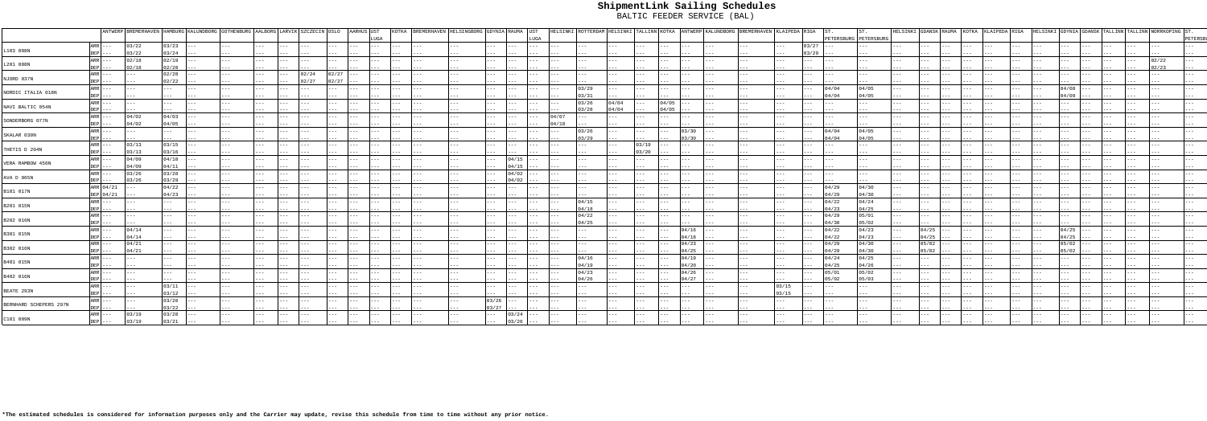# ShipmentLink Sailing Schedules

BALTIC FEEDER SERVICE (BAL)

| Vessel | | ANTWERP | BREMERHAVEN | HAMBURG | KALUNDBORG | GOTHENBURG | AALBORG | LARVIK | SZCZECIN | OSLO | AARHUS | UST LUGA | KOTKA | BREMERHAVEN | HELSINGBORG | GDYNIA | RAUMA | UST LUGA | HELSINKI | ROTTERDAM | HELSINKI | TALLINN | KOTKA | ANTWERP | KALUNDBORG | BREMERHAVEN | KLAIPEDA | RIGA | ST. PETERSBURG | ST. PETERSBURG | HELSINKI | GDANSK | RAUMA | KOTKA | KLAIPEDA | RIGA | HELSINKI | GDYNIA | GDANSK | TALLINN | TALLINN | NORRKOPING | ST. PETERSBURG |
|---|---|---|---|---|---|---|---|---|---|---|---|---|---|---|---|---|---|---|---|---|---|---|---|---|---|---|---|---|---|---|---|---|---|---|---|---|---|---|---|---|---|---|---|
| L103 088N | ARR | --- | 03/22 | 03/23 | --- | --- | --- | --- | --- | --- | --- | --- | --- | --- | --- | --- | --- | --- | --- | --- | --- | --- | --- | --- | --- | --- | --- | 03/27 | --- | --- | --- | --- | --- | --- | --- | --- | --- | --- | --- | --- | --- | --- | --- |
| | DEP | --- | 03/22 | 03/24 | --- | --- | --- | --- | --- | --- | --- | --- | --- | --- | --- | --- | --- | --- | --- | --- | --- | --- | --- | --- | --- | --- | --- | 03/29 | --- | --- | --- | --- | --- | --- | --- | --- | --- | --- | --- | --- | --- | --- | --- |
| L201 098N | ARR | --- | 02/18 | 02/19 | --- | --- | --- | --- | --- | --- | --- | --- | --- | --- | --- | --- | --- | --- | --- | --- | --- | --- | --- | --- | --- | --- | --- | --- | --- | --- | --- | --- | --- | --- | --- | --- | --- | --- | --- | --- | --- | 02/22 | --- |
| | DEP | --- | 02/18 | 02/20 | --- | --- | --- | --- | --- | --- | --- | --- | --- | --- | --- | --- | --- | --- | --- | --- | --- | --- | --- | --- | --- | --- | --- | --- | --- | --- | --- | --- | --- | --- | --- | --- | --- | --- | --- | --- | --- | 02/23 | --- |
| NJORD 037N | ARR | --- | --- | 02/20 | --- | --- | --- | --- | 02/24 | 02/27 | --- | --- | --- | --- | --- | --- | --- | --- | --- | --- | --- | --- | --- | --- | --- | --- | --- | --- | --- | --- | --- | --- | --- | --- | --- | --- | --- | --- | --- | --- | --- | --- | --- |
| | DEP | --- | --- | 02/22 | --- | --- | --- | --- | 02/27 | 02/27 | --- | --- | --- | --- | --- | --- | --- | --- | --- | --- | --- | --- | --- | --- | --- | --- | --- | --- | --- | --- | --- | --- | --- | --- | --- | --- | --- | --- | --- | --- | --- | --- | --- |
| NORDIC ITALIA 018N | ARR | --- | --- | --- | --- | --- | --- | --- | --- | --- | --- | --- | --- | --- | --- | --- | --- | --- | --- | 03/29 | --- | --- | --- | --- | --- | --- | --- | --- | 04/04 | 04/05 | --- | --- | --- | --- | --- | --- | --- | 04/08 | --- | --- | --- | --- | --- |
| | DEP | --- | --- | --- | --- | --- | --- | --- | --- | --- | --- | --- | --- | --- | --- | --- | --- | --- | --- | 03/31 | --- | --- | --- | --- | --- | --- | --- | --- | 04/04 | 04/05 | --- | --- | --- | --- | --- | --- | --- | 04/09 | --- | --- | --- | --- | --- |
| NAVI BALTIC 054N | ARR | --- | --- | --- | --- | --- | --- | --- | --- | --- | --- | --- | --- | --- | --- | --- | --- | --- | --- | 03/26 | 04/04 | --- | 04/05 | --- | --- | --- | --- | --- | --- | --- | --- | --- | --- | --- | --- | --- | --- | --- | --- | --- | --- | --- | --- |
| | DEP | --- | --- | --- | --- | --- | --- | --- | --- | --- | --- | --- | --- | --- | --- | --- | --- | --- | --- | 03/28 | 04/04 | --- | 04/05 | --- | --- | --- | --- | --- | --- | --- | --- | --- | --- | --- | --- | --- | --- | --- | --- | --- | --- | --- | --- |
| SONDERBORG 077N | ARR | --- | 04/02 | 04/03 | --- | --- | --- | --- | --- | --- | --- | --- | --- | --- | --- | --- | --- | --- | 04/07 | --- | --- | --- | --- | --- | --- | --- | --- | --- | --- | --- | --- | --- | --- | --- | --- | --- | --- | --- | --- | --- | --- | --- | --- |
| | DEP | --- | 04/02 | 04/05 | --- | --- | --- | --- | --- | --- | --- | --- | --- | --- | --- | --- | --- | --- | 04/10 | --- | --- | --- | --- | --- | --- | --- | --- | --- | --- | --- | --- | --- | --- | --- | --- | --- | --- | --- | --- | --- | --- | --- | --- |
| SKALAR 030N | ARR | --- | --- | --- | --- | --- | --- | --- | --- | --- | --- | --- | --- | --- | --- | --- | --- | --- | --- | 03/26 | --- | --- | --- | 03/30 | --- | --- | --- | --- | 04/04 | 04/05 | --- | --- | --- | --- | --- | --- | --- | --- | --- | --- | --- | --- | --- |
| | DEP | --- | --- | --- | --- | --- | --- | --- | --- | --- | --- | --- | --- | --- | --- | --- | --- | --- | --- | 03/29 | --- | --- | --- | 03/30 | --- | --- | --- | --- | 04/04 | 04/05 | --- | --- | --- | --- | --- | --- | --- | --- | --- | --- | --- | --- | --- |
| THETIS D 204N | ARR | --- | 03/13 | 03/15 | --- | --- | --- | --- | --- | --- | --- | --- | --- | --- | --- | --- | --- | --- | --- | --- | --- | 03/19 | --- | --- | --- | --- | --- | --- | --- | --- | --- | --- | --- | --- | --- | --- | --- | --- | --- | --- | --- | --- | --- |
| | DEP | --- | 03/13 | 03/16 | --- | --- | --- | --- | --- | --- | --- | --- | --- | --- | --- | --- | --- | --- | --- | --- | --- | 03/20 | --- | --- | --- | --- | --- | --- | --- | --- | --- | --- | --- | --- | --- | --- | --- | --- | --- | --- | --- | --- | --- |
| VERA RAMBOW 456N | ARR | --- | 04/09 | 04/10 | --- | --- | --- | --- | --- | --- | --- | --- | --- | --- | --- | --- | 04/15 | --- | --- | --- | --- | --- | --- | --- | --- | --- | --- | --- | --- | --- | --- | --- | --- | --- | --- | --- | --- | --- | --- | --- | --- | --- | --- |
| | DEP | --- | 04/09 | 04/11 | --- | --- | --- | --- | --- | --- | --- | --- | --- | --- | --- | --- | 04/15 | --- | --- | --- | --- | --- | --- | --- | --- | --- | --- | --- | --- | --- | --- | --- | --- | --- | --- | --- | --- | --- | --- | --- | --- | --- | --- |
| AVA D 065N | ARR | --- | 03/26 | 03/28 | --- | --- | --- | --- | --- | --- | --- | --- | --- | --- | --- | --- | 04/02 | --- | --- | --- | --- | --- | --- | --- | --- | --- | --- | --- | --- | --- | --- | --- | --- | --- | --- | --- | --- | --- | --- | --- | --- | --- | --- |
| | DEP | --- | 03/26 | 03/29 | --- | --- | --- | --- | --- | --- | --- | --- | --- | --- | --- | --- | 04/02 | --- | --- | --- | --- | --- | --- | --- | --- | --- | --- | --- | --- | --- | --- | --- | --- | --- | --- | --- | --- | --- | --- | --- | --- | --- | --- |
| B101 017N | ARR | 04/21 | --- | 04/22 | --- | --- | --- | --- | --- | --- | --- | --- | --- | --- | --- | --- | --- | --- | --- | --- | --- | --- | --- | --- | --- | --- | --- | --- | 04/29 | 04/30 | --- | --- | --- | --- | --- | --- | --- | --- | --- | --- | --- | --- | --- |
| | DEP | 04/21 | --- | 04/23 | --- | --- | --- | --- | --- | --- | --- | --- | --- | --- | --- | --- | --- | --- | --- | --- | --- | --- | --- | --- | --- | --- | --- | --- | 04/29 | 04/30 | --- | --- | --- | --- | --- | --- | --- | --- | --- | --- | --- | --- | --- |
| B201 015N | ARR | --- | --- | --- | --- | --- | --- | --- | --- | --- | --- | --- | --- | --- | --- | --- | --- | --- | --- | 04/15 | --- | --- | --- | --- | --- | --- | --- | --- | 04/22 | 04/24 | --- | --- | --- | --- | --- | --- | --- | --- | --- | --- | --- | --- | --- |
| | DEP | --- | --- | --- | --- | --- | --- | --- | --- | --- | --- | --- | --- | --- | --- | --- | --- | --- | --- | 04/18 | --- | --- | --- | --- | --- | --- | --- | --- | 04/23 | 04/25 | --- | --- | --- | --- | --- | --- | --- | --- | --- | --- | --- | --- | --- |
| B202 016N | ARR | --- | --- | --- | --- | --- | --- | --- | --- | --- | --- | --- | --- | --- | --- | --- | --- | --- | --- | 04/22 | --- | --- | --- | --- | --- | --- | --- | --- | 04/29 | 05/01 | --- | --- | --- | --- | --- | --- | --- | --- | --- | --- | --- | --- | --- |
| | DEP | --- | --- | --- | --- | --- | --- | --- | --- | --- | --- | --- | --- | --- | --- | --- | --- | --- | --- | 04/25 | --- | --- | --- | --- | --- | --- | --- | --- | 04/30 | 05/02 | --- | --- | --- | --- | --- | --- | --- | --- | --- | --- | --- | --- | --- |
| B301 015N | ARR | --- | 04/14 | --- | --- | --- | --- | --- | --- | --- | --- | --- | --- | --- | --- | --- | --- | --- | --- | --- | --- | --- | --- | 04/16 | --- | --- | --- | --- | 04/22 | 04/23 | --- | 04/25 | --- | --- | --- | --- | --- | 04/25 | --- | --- | --- | --- | --- |
| | DEP | --- | 04/14 | --- | --- | --- | --- | --- | --- | --- | --- | --- | --- | --- | --- | --- | --- | --- | --- | --- | --- | --- | --- | 04/18 | --- | --- | --- | --- | 04/22 | 04/23 | --- | 04/25 | --- | --- | --- | --- | --- | 04/25 | --- | --- | --- | --- | --- |
| B302 016N | ARR | --- | 04/21 | --- | --- | --- | --- | --- | --- | --- | --- | --- | --- | --- | --- | --- | --- | --- | --- | --- | --- | --- | --- | 04/23 | --- | --- | --- | --- | 04/29 | 04/30 | --- | 05/02 | --- | --- | --- | --- | --- | 05/02 | --- | --- | --- | --- | --- |
| | DEP | --- | 04/21 | --- | --- | --- | --- | --- | --- | --- | --- | --- | --- | --- | --- | --- | --- | --- | --- | --- | --- | --- | --- | 04/25 | --- | --- | --- | --- | 04/29 | 04/30 | --- | 05/02 | --- | --- | --- | --- | --- | 05/02 | --- | --- | --- | --- | --- |
| B401 015N | ARR | --- | --- | --- | --- | --- | --- | --- | --- | --- | --- | --- | --- | --- | --- | --- | --- | --- | --- | 04/16 | --- | --- | --- | 04/19 | --- | --- | --- | --- | 04/24 | 04/25 | --- | --- | --- | --- | --- | --- | --- | --- | --- | --- | --- | --- | --- |
| | DEP | --- | --- | --- | --- | --- | --- | --- | --- | --- | --- | --- | --- | --- | --- | --- | --- | --- | --- | 04/19 | --- | --- | --- | 04/20 | --- | --- | --- | --- | 04/25 | 04/26 | --- | --- | --- | --- | --- | --- | --- | --- | --- | --- | --- | --- | --- |
| B402 016N | ARR | --- | --- | --- | --- | --- | --- | --- | --- | --- | --- | --- | --- | --- | --- | --- | --- | --- | --- | 04/23 | --- | --- | --- | 04/26 | --- | --- | --- | --- | 05/01 | 05/02 | --- | --- | --- | --- | --- | --- | --- | --- | --- | --- | --- | --- | --- |
| | DEP | --- | --- | --- | --- | --- | --- | --- | --- | --- | --- | --- | --- | --- | --- | --- | --- | --- | --- | 04/26 | --- | --- | --- | 04/27 | --- | --- | --- | --- | 05/02 | 05/03 | --- | --- | --- | --- | --- | --- | --- | --- | --- | --- | --- | --- | --- |
| BEATE 293N | ARR | --- | --- | 03/11 | --- | --- | --- | --- | --- | --- | --- | --- | --- | --- | --- | --- | --- | --- | --- | --- | --- | --- | --- | --- | --- | --- | 03/15 | --- | --- | --- | --- | --- | --- | --- | --- | --- | --- | --- | --- | --- | --- | --- | --- |
| | DEP | --- | --- | 03/12 | --- | --- | --- | --- | --- | --- | --- | --- | --- | --- | --- | --- | --- | --- | --- | --- | --- | --- | --- | --- | --- | --- | 03/15 | --- | --- | --- | --- | --- | --- | --- | --- | --- | --- | --- | --- | --- | --- | --- | --- |
| BERNHARD SCHEPERS 297N | ARR | --- | --- | 03/20 | --- | --- | --- | --- | --- | --- | --- | --- | --- | --- | --- | 03/26 | --- | --- | --- | --- | --- | --- | --- | --- | --- | --- | --- | --- | --- | --- | --- | --- | --- | --- | --- | --- | --- | --- | --- | --- | --- | --- | --- |
| | DEP | --- | --- | 03/22 | --- | --- | --- | --- | --- | --- | --- | --- | --- | --- | --- | 03/27 | --- | --- | --- | --- | --- | --- | --- | --- | --- | --- | --- | --- | --- | --- | --- | --- | --- | --- | --- | --- | --- | --- | --- | --- | --- | --- | --- |
| C101 099N | ARR | --- | 03/19 | 03/20 | --- | --- | --- | --- | --- | --- | --- | --- | --- | --- | --- | --- | 03/24 | --- | --- | --- | --- | --- | --- | --- | --- | --- | --- | --- | --- | --- | --- | --- | --- | --- | --- | --- | --- | --- | --- | --- | --- | --- | --- |
| | DEP | --- | 03/19 | 03/21 | --- | --- | --- | --- | --- | --- | --- | --- | --- | --- | --- | --- | 03/26 | --- | --- | --- | --- | --- | --- | --- | --- | --- | --- | --- | --- | --- | --- | --- | --- | --- | --- | --- | --- | --- | --- | --- | --- | --- | --- |

**\*The estimated schedules is considered for information purposes only and the Carrier may update, revise this schedule from time to time without any prior notice.**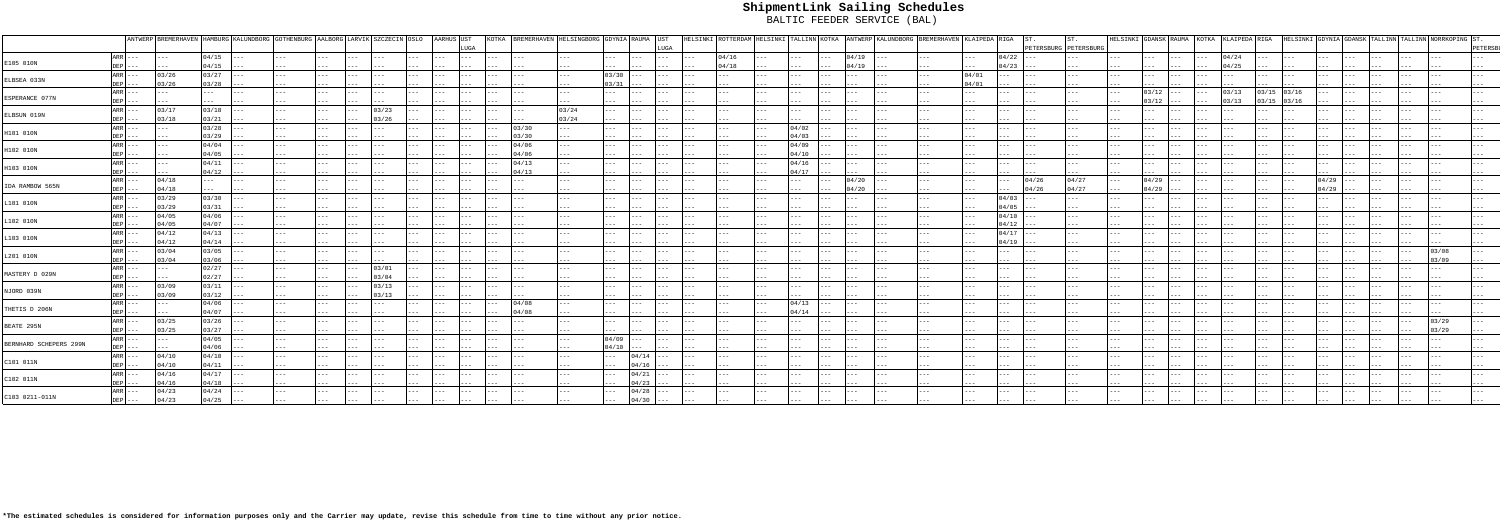# ShipmentLink Sailing Schedules

BALTIC FEEDER SERVICE (BAL)

| | | ANTWERP | BREMERHAVEN | HAMBURG | KALUNDBORG | GOTHENBURG | AALBORG | LARVIK | SZCZECIN | OSLO | AARHUS | UST LUGA | KOTKA | BREMERHAVEN | HELSINGBORG | GDYNIA | RAUMA | UST LUGA | HELSINKI | ROTTERDAM | HELSINKI | TALLINN | KOTKA | ANTWERP | KALUNDBORG | BREMERHAVEN | KLAIPEDA | RIGA | ST. PETERSBURG | ST. PETERSBURG | HELSINKI | GDANSK | RAUMA | KOTKA | KLAIPEDA | RIGA | HELSINKI | GDYNIA | GDANSK | TALLINN | TALLINN | NORRKOPING | ST. PETERSBURG |
|---|---|---|---|---|---|---|---|---|---|---|---|---|---|---|---|---|---|---|---|---|---|---|---|---|---|---|---|---|---|---|---|---|---|---|---|---|---|---|---|---|---|---|---|
| E105 010N | ARR | --- | --- | 04/15 | --- | --- | --- | --- | --- | --- | --- | --- | --- | --- | --- | --- | --- | --- | 04/16 | --- | --- | --- | 04/19 | --- | --- | --- | --- | 04/22 | --- | --- | --- | --- | --- | --- | 04/24 | --- | --- | --- | --- | --- | --- | --- | --- |
| | DEP | --- | --- | 04/15 | --- | --- | --- | --- | --- | --- | --- | --- | --- | --- | --- | --- | --- | --- | 04/18 | --- | --- | --- | 04/19 | --- | --- | --- | --- | 04/23 | --- | --- | --- | --- | --- | --- | 04/25 | --- | --- | --- | --- | --- | --- | --- | --- |
| ELBSEA 033N | ARR | --- | 03/26 | 03/27 | --- | --- | --- | --- | --- | --- | --- | --- | --- | --- | --- | 03/30 | --- | --- | --- | --- | --- | --- | --- | --- | --- | --- | 04/01 | --- | --- | --- | --- | --- | --- | --- | --- | --- | --- | --- | --- | --- | --- | --- | --- |
| | DEP | --- | 03/26 | 03/28 | --- | --- | --- | --- | --- | --- | --- | --- | --- | --- | --- | 03/31 | --- | --- | --- | --- | --- | --- | --- | --- | --- | --- | 04/01 | --- | --- | --- | --- | --- | --- | --- | --- | --- | --- | --- | --- | --- | --- | --- | --- |
| ESPERANCE 077N | ARR | --- | --- | --- | --- | --- | --- | --- | --- | --- | --- | --- | --- | --- | --- | --- | --- | --- | --- | --- | --- | --- | --- | --- | --- | --- | --- | --- | --- | --- | --- | 03/12 | --- | --- | 03/13 | 03/15 | 03/16 | --- | --- | --- | --- | --- | --- |
| | DEP | --- | --- | --- | --- | --- | --- | --- | --- | --- | --- | --- | --- | --- | --- | --- | --- | --- | --- | --- | --- | --- | --- | --- | --- | --- | --- | --- | --- | --- | --- | 03/12 | --- | --- | 03/13 | 03/15 | 03/16 | --- | --- | --- | --- | --- | --- |
| ELBSUN 019N | ARR | --- | 03/17 | 03/18 | --- | --- | --- | --- | 03/23 | --- | --- | --- | --- | --- | 03/24 | --- | --- | --- | --- | --- | --- | --- | --- | --- | --- | --- | --- | --- | --- | --- | --- | --- | --- | --- | --- | --- | --- | --- | --- | --- | --- | --- | --- |
| | DEP | --- | 03/18 | 03/21 | --- | --- | --- | --- | 03/26 | --- | --- | --- | --- | --- | 03/24 | --- | --- | --- | --- | --- | --- | --- | --- | --- | --- | --- | --- | --- | --- | --- | --- | --- | --- | --- | --- | --- | --- | --- | --- | --- | --- | --- | --- |
| H101 010N | ARR | --- | --- | 03/28 | --- | --- | --- | --- | --- | --- | --- | --- | --- | 03/30 | --- | --- | --- | --- | --- | --- | --- | 04/02 | --- | --- | --- | --- | --- | --- | --- | --- | --- | --- | --- | --- | --- | --- | --- | --- | --- | --- | --- | --- | --- |
| | DEP | --- | --- | 03/29 | --- | --- | --- | --- | --- | --- | --- | --- | --- | 03/30 | --- | --- | --- | --- | --- | --- | --- | 04/03 | --- | --- | --- | --- | --- | --- | --- | --- | --- | --- | --- | --- | --- | --- | --- | --- | --- | --- | --- | --- | --- |
| H102 010N | ARR | --- | --- | 04/04 | --- | --- | --- | --- | --- | --- | --- | --- | --- | 04/06 | --- | --- | --- | --- | --- | --- | --- | 04/09 | --- | --- | --- | --- | --- | --- | --- | --- | --- | --- | --- | --- | --- | --- | --- | --- | --- | --- | --- | --- | --- |
| | DEP | --- | --- | 04/05 | --- | --- | --- | --- | --- | --- | --- | --- | --- | 04/06 | --- | --- | --- | --- | --- | --- | --- | 04/10 | --- | --- | --- | --- | --- | --- | --- | --- | --- | --- | --- | --- | --- | --- | --- | --- | --- | --- | --- | --- | --- |
| H103 010N | ARR | --- | --- | 04/11 | --- | --- | --- | --- | --- | --- | --- | --- | --- | 04/13 | --- | --- | --- | --- | --- | --- | --- | 04/16 | --- | --- | --- | --- | --- | --- | --- | --- | --- | --- | --- | --- | --- | --- | --- | --- | --- | --- | --- | --- | --- |
| | DEP | --- | --- | 04/12 | --- | --- | --- | --- | --- | --- | --- | --- | --- | 04/13 | --- | --- | --- | --- | --- | --- | --- | 04/17 | --- | --- | --- | --- | --- | --- | --- | --- | --- | --- | --- | --- | --- | --- | --- | --- | --- | --- | --- | --- | --- |
| IDA RAMBOW 565N | ARR | --- | 04/18 | --- | --- | --- | --- | --- | --- | --- | --- | --- | --- | --- | --- | --- | --- | --- | --- | --- | --- | --- | 04/20 | --- | --- | --- | --- | --- | 04/26 | 04/27 | --- | 04/29 | --- | --- | --- | --- | --- | 04/29 | --- | --- | --- | --- | --- |
| | DEP | --- | 04/18 | --- | --- | --- | --- | --- | --- | --- | --- | --- | --- | --- | --- | --- | --- | --- | --- | --- | --- | --- | 04/20 | --- | --- | --- | --- | --- | 04/26 | 04/27 | --- | 04/29 | --- | --- | --- | --- | --- | 04/29 | --- | --- | --- | --- | --- |
| L101 010N | ARR | --- | 03/29 | 03/30 | --- | --- | --- | --- | --- | --- | --- | --- | --- | --- | --- | --- | --- | --- | --- | --- | --- | --- | --- | --- | --- | --- | --- | 04/03 | --- | --- | --- | --- | --- | --- | --- | --- | --- | --- | --- | --- | --- | --- | --- |
| | DEP | --- | 03/29 | 03/31 | --- | --- | --- | --- | --- | --- | --- | --- | --- | --- | --- | --- | --- | --- | --- | --- | --- | --- | --- | --- | --- | --- | --- | 04/05 | --- | --- | --- | --- | --- | --- | --- | --- | --- | --- | --- | --- | --- | --- | --- |
| L102 010N | ARR | --- | 04/05 | 04/06 | --- | --- | --- | --- | --- | --- | --- | --- | --- | --- | --- | --- | --- | --- | --- | --- | --- | --- | --- | --- | --- | --- | --- | 04/10 | --- | --- | --- | --- | --- | --- | --- | --- | --- | --- | --- | --- | --- | --- | --- |
| | DEP | --- | 04/05 | 04/07 | --- | --- | --- | --- | --- | --- | --- | --- | --- | --- | --- | --- | --- | --- | --- | --- | --- | --- | --- | --- | --- | --- | --- | 04/12 | --- | --- | --- | --- | --- | --- | --- | --- | --- | --- | --- | --- | --- | --- | --- |
| L103 010N | ARR | --- | 04/12 | 04/13 | --- | --- | --- | --- | --- | --- | --- | --- | --- | --- | --- | --- | --- | --- | --- | --- | --- | --- | --- | --- | --- | --- | --- | 04/17 | --- | --- | --- | --- | --- | --- | --- | --- | --- | --- | --- | --- | --- | --- | --- |
| | DEP | --- | 04/12 | 04/14 | --- | --- | --- | --- | --- | --- | --- | --- | --- | --- | --- | --- | --- | --- | --- | --- | --- | --- | --- | --- | --- | --- | --- | 04/19 | --- | --- | --- | --- | --- | --- | --- | --- | --- | --- | --- | --- | --- | --- | --- |
| L201 010N | ARR | --- | 03/04 | 03/05 | --- | --- | --- | --- | --- | --- | --- | --- | --- | --- | --- | --- | --- | --- | --- | --- | --- | --- | --- | --- | --- | --- | --- | --- | --- | --- | --- | --- | --- | --- | --- | --- | --- | --- | --- | --- | --- | 03/08 | --- |
| | DEP | --- | 03/04 | 03/06 | --- | --- | --- | --- | --- | --- | --- | --- | --- | --- | --- | --- | --- | --- | --- | --- | --- | --- | --- | --- | --- | --- | --- | --- | --- | --- | --- | --- | --- | --- | --- | --- | --- | --- | --- | --- | --- | 03/09 | --- |
| MASTERY D 029N | ARR | --- | --- | 02/27 | --- | --- | --- | --- | 03/01 | --- | --- | --- | --- | --- | --- | --- | --- | --- | --- | --- | --- | --- | --- | --- | --- | --- | --- | --- | --- | --- | --- | --- | --- | --- | --- | --- | --- | --- | --- | --- | --- | --- | --- |
| | DEP | --- | --- | 02/27 | --- | --- | --- | --- | 03/04 | --- | --- | --- | --- | --- | --- | --- | --- | --- | --- | --- | --- | --- | --- | --- | --- | --- | --- | --- | --- | --- | --- | --- | --- | --- | --- | --- | --- | --- | --- | --- | --- | --- | --- |
| NJORD 039N | ARR | --- | 03/09 | 03/11 | --- | --- | --- | --- | 03/13 | --- | --- | --- | --- | --- | --- | --- | --- | --- | --- | --- | --- | --- | --- | --- | --- | --- | --- | --- | --- | --- | --- | --- | --- | --- | --- | --- | --- | --- | --- | --- | --- | --- | --- |
| | DEP | --- | 03/09 | 03/12 | --- | --- | --- | --- | 03/13 | --- | --- | --- | --- | --- | --- | --- | --- | --- | --- | --- | --- | --- | --- | --- | --- | --- | --- | --- | --- | --- | --- | --- | --- | --- | --- | --- | --- | --- | --- | --- | --- | --- | --- |
| THETIS D 206N | ARR | --- | --- | 04/06 | --- | --- | --- | --- | --- | --- | --- | --- | --- | 04/08 | --- | --- | --- | --- | --- | --- | --- | 04/13 | --- | --- | --- | --- | --- | --- | --- | --- | --- | --- | --- | --- | --- | --- | --- | --- | --- | --- | --- | --- | --- |
| | DEP | --- | --- | 04/07 | --- | --- | --- | --- | --- | --- | --- | --- | --- | 04/08 | --- | --- | --- | --- | --- | --- | --- | 04/14 | --- | --- | --- | --- | --- | --- | --- | --- | --- | --- | --- | --- | --- | --- | --- | --- | --- | --- | --- | --- | --- |
| BEATE 295N | ARR | --- | 03/25 | 03/26 | --- | --- | --- | --- | --- | --- | --- | --- | --- | --- | --- | --- | --- | --- | --- | --- | --- | --- | --- | --- | --- | --- | --- | --- | --- | --- | --- | --- | --- | --- | --- | --- | --- | --- | --- | --- | --- | 03/29 | --- |
| | DEP | --- | 03/25 | 03/27 | --- | --- | --- | --- | --- | --- | --- | --- | --- | --- | --- | --- | --- | --- | --- | --- | --- | --- | --- | --- | --- | --- | --- | --- | --- | --- | --- | --- | --- | --- | --- | --- | --- | --- | --- | --- | --- | 03/29 | --- |
| BERNHARD SCHEPERS 299N | ARR | --- | --- | 04/05 | --- | --- | --- | --- | --- | --- | --- | --- | --- | --- | --- | 04/09 | --- | --- | --- | --- | --- | --- | --- | --- | --- | --- | --- | --- | --- | --- | --- | --- | --- | --- | --- | --- | --- | --- | --- | --- | --- | --- | --- |
| | DEP | --- | --- | 04/06 | --- | --- | --- | --- | --- | --- | --- | --- | --- | --- | --- | 04/10 | --- | --- | --- | --- | --- | --- | --- | --- | --- | --- | --- | --- | --- | --- | --- | --- | --- | --- | --- | --- | --- | --- | --- | --- | --- | --- | --- |
| C101 011N | ARR | --- | 04/10 | 04/10 | --- | --- | --- | --- | --- | --- | --- | --- | --- | --- | --- | --- | 04/14 | --- | --- | --- | --- | --- | --- | --- | --- | --- | --- | --- | --- | --- | --- | --- | --- | --- | --- | --- | --- | --- | --- | --- | --- | --- | --- |
| | DEP | --- | 04/10 | 04/11 | --- | --- | --- | --- | --- | --- | --- | --- | --- | --- | --- | --- | 04/16 | --- | --- | --- | --- | --- | --- | --- | --- | --- | --- | --- | --- | --- | --- | --- | --- | --- | --- | --- | --- | --- | --- | --- | --- | --- | --- |
| C102 011N | ARR | --- | 04/16 | 04/17 | --- | --- | --- | --- | --- | --- | --- | --- | --- | --- | --- | --- | 04/21 | --- | --- | --- | --- | --- | --- | --- | --- | --- | --- | --- | --- | --- | --- | --- | --- | --- | --- | --- | --- | --- | --- | --- | --- | --- | --- |
| | DEP | --- | 04/16 | 04/18 | --- | --- | --- | --- | --- | --- | --- | --- | --- | --- | --- | --- | 04/23 | --- | --- | --- | --- | --- | --- | --- | --- | --- | --- | --- | --- | --- | --- | --- | --- | --- | --- | --- | --- | --- | --- | --- | --- | --- | --- |
| C103 0211-011N | ARR | --- | 04/23 | 04/24 | --- | --- | --- | --- | --- | --- | --- | --- | --- | --- | --- | --- | 04/28 | --- | --- | --- | --- | --- | --- | --- | --- | --- | --- | --- | --- | --- | --- | --- | --- | --- | --- | --- | --- | --- | --- | --- | --- | --- | --- |
| | DEP | --- | 04/23 | 04/25 | --- | --- | --- | --- | --- | --- | --- | --- | --- | --- | --- | --- | 04/30 | --- | --- | --- | --- | --- | --- | --- | --- | --- | --- | --- | --- | --- | --- | --- | --- | --- | --- | --- | --- | --- | --- | --- | --- | --- | --- |

*The estimated schedules is considered for information purposes only and the Carrier may update, revise this schedule from time to time without any prior notice.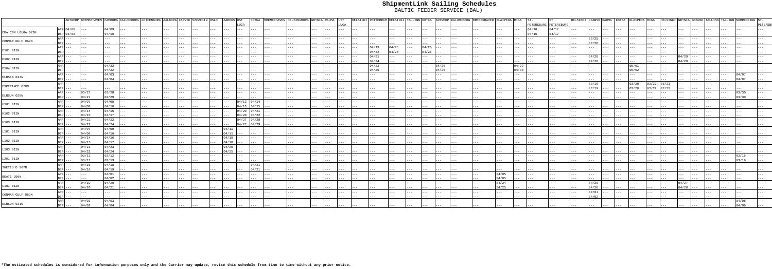# ShipmentLink Sailing Schedules

BALTIC FEEDER SERVICE (BAL)

| | | ANTWERP | BREMERHAVEN | HAMBURG | KALUNDBORG | GOTHENBURG | AALBORG | LARVIK | SZCZECIN | OSLO | AARHUS | UST LUGA | KOTKA | BREMERHAVEN | HELSINGBORG | GDYNIA | RAUMA | UST LUGA | HELSINKI | ROTTERDAM | HELSINKI | TALLINN | KOTKA | ANTWERP | KALUNDBORG | BREMERHAVEN | KLAIPEDA | RIGA | ST. PETERSBURG | ST. PETERSBURG | HELSINKI | GDANSK | RAUMA | KOTKA | KLAIPEDA | RIGA | HELSINKI | GDYNIA | GDANSK | TALLINN | TALLINN | NORRKOPING | ST. PETERSBURG |
|---|---|---|---|---|---|---|---|---|---|---|---|---|---|---|---|---|---|---|---|---|---|---|---|---|---|---|---|---|---|---|---|---|---|---|---|---|---|---|---|---|---|---|---|
| CMA CGM LOUGA 073N | ARR | 04/08 | | 04/09 | | | | | | | | | | | | | | | | | | | | | | | | | 04/16 | 04/17 | | | | | | | | | | | | | |
| | DEP | 04/08 | | 04/10 | | | | | | | | | | | | | | | | | | | | | | | | | 04/16 | 04/17 | | | | | | | | | | | | | |
| CONMAR GULF 062N | ARR | | | | | | | | | | | | | | | | | | | | | | | | | | | | | | | 03/25 | | | | | | | | | | | |
| | DEP | | | | | | | | | | | | | | | | | | | | | | | | | | | | | | | 03/26 | | | | | | | | | | | |
| E101 011N | ARR | | | | | | | | | | | | | | | | | | | 04/19 | 04/25 | | 04/26 | | | | | | | | | | | | | | | | | | | | |
| | DEP | | | | | | | | | | | | | | | | | | | 04/22 | 04/25 | | 04/26 | | | | | | | | | | | | | | | | | | | | |
| E102 011N | ARR | | | | | | | | | | | | | | | | | | | 04/21 | | | | | | | | | | | | 04/28 | | | | | | 04/29 | | | | | |
| | DEP | | | | | | | | | | | | | | | | | | | 04/24 | | | | | | | | | | | | 04/28 | | | | | | 04/29 | | | | | |
| E104 011N | ARR | | | 04/22 | | | | | | | | | | | | | | | | 04/23 | | | | 04/26 | | | | 04/29 | | | | | | | 05/01 | | | | | | | | |
| | DEP | | | 04/22 | | | | | | | | | | | | | | | | 04/25 | | | | 04/26 | | | | 04/30 | | | | | | | 05/02 | | | | | | | | |
| ELBSEA 034N | ARR | | | 04/03 | | | | | | | | | | | | | | | | | | | | | | | | | | | | | | | | | | | | | | 04/07 | |
| | DEP | | | 04/04 | | | | | | | | | | | | | | | | | | | | | | | | | | | | | | | | | | | | | | 04/07 | |
| ESPERANCE 070N | ARR | | | | | | | | | | | | | | | | | | | | | | | | | | | | | | | 03/19 | | | 03/20 | 03/22 | 03/23 | | | | | | |
| | DEP | | | | | | | | | | | | | | | | | | | | | | | | | | | | | | | 03/19 | | | 03/20 | 03/22 | 03/23 | | | | | | |
| ELBSUN 020N | ARR | | 03/27 | 03/28 | | | | | | | | | | | | | | | | | | | | | | | | | | | | | | | | | | | | | | 03/30 | |
| | DEP | | 03/27 | 03/29 | | | | | | | | | | | | | | | | | | | | | | | | | | | | | | | | | | | | | | 03/30 | |
| H101 011N | ARR | | 04/07 | 04/08 | | | | | | | | 04/13 | 04/14 | | | | | | | | | | | | | | | | | | | | | | | | | | | | | | |
| | DEP | | 04/08 | 04/10 | | | | | | | | 04/13 | 04/15 | | | | | | | | | | | | | | | | | | | | | | | | | | | | | | |
| H102 011N | ARR | | 04/14 | 04/15 | | | | | | | | 04/20 | 04/21 | | | | | | | | | | | | | | | | | | | | | | | | | | | | | | |
| | DEP | | 04/15 | 04/17 | | | | | | | | 04/20 | 04/22 | | | | | | | | | | | | | | | | | | | | | | | | | | | | | | |
| H103 011N | ARR | | 04/21 | 04/22 | | | | | | | | 04/27 | 04/28 | | | | | | | | | | | | | | | | | | | | | | | | | | | | | | |
| | DEP | | 04/22 | 04/24 | | | | | | | | 04/27 | 04/29 | | | | | | | | | | | | | | | | | | | | | | | | | | | | | | |
| L101 011N | ARR | | 04/07 | 04/09 | | | | | | | 04/11 | | | | | | | | | | | | | | | | | | | | | | | | | | | | | | | | |
| | DEP | | 04/08 | 04/10 | | | | | | | 04/11 | | | | | | | | | | | | | | | | | | | | | | | | | | | | | | | | |
| L102 011N | ARR | | 04/14 | 04/16 | | | | | | | 04/18 | | | | | | | | | | | | | | | | | | | | | | | | | | | | | | | | |
| | DEP | | 04/15 | 04/17 | | | | | | | 04/18 | | | | | | | | | | | | | | | | | | | | | | | | | | | | | | | | |
| L103 011N | ARR | | 04/21 | 04/23 | | | | | | | 04/25 | | | | | | | | | | | | | | | | | | | | | | | | | | | | | | | | |
| | DEP | | 04/22 | 04/24 | | | | | | | 04/25 | | | | | | | | | | | | | | | | | | | | | | | | | | | | | | | | |
| L201 011N | ARR | | 03/11 | 03/12 | | | | | | | | | | | | | | | | | | | | | | | | | | | | | | | | | | | | | | 03/15 | |
| | DEP | | 03/11 | 03/13 | | | | | | | | | | | | | | | | | | | | | | | | | | | | | | | | | | | | | | 03/16 | |
| THETIS D 207N | ARR | | 04/16 | 04/18 | | | | | | | | | 04/21 | | | | | | | | | | | | | | | | | | | | | | | | | | | | | | |
| | DEP | | 04/16 | 04/19 | | | | | | | | | 04/21 | | | | | | | | | | | | | | | | | | | | | | | | | | | | | | |
| BEATE 296N | ARR | | | 04/01 | | | | | | | | | | | | | | | | | | | | | | | 04/05 | | | | | | | | | | | | | | | | |
| | DEP | | | 04/02 | | | | | | | | | | | | | | | | | | | | | | | 04/05 | | | | | | | | | | | | | | | | |
| C101 012N | ARR | | 04/19 | 04/20 | | | | | | | | | | | | | | | | | | | | | | | 04/24 | | | | | 04/26 | | | | | | 04/27 | | | | | |
| | DEP | | 04/20 | 04/21 | | | | | | | | | | | | | | | | | | | | | | | 04/25 | | | | | 04/26 | | | | | | 04/28 | | | | | |
| CONMAR GULF 063N | ARR | | | | | | | | | | | | | | | | | | | | | | | | | | | | | | | 04/01 | | | | | | | | | | | |
| | DEP | | | | | | | | | | | | | | | | | | | | | | | | | | | | | | | 04/02 | | | | | | | | | | | |
| ELBSUN 021N | ARR | | 04/02 | 04/03 | | | | | | | | | | | | | | | | | | | | | | | | | | | | | | | | | | | | | | 04/06 | |
| | DEP | | 04/02 | 04/04 | | | | | | | | | | | | | | | | | | | | | | | | | | | | | | | | | | | | | | 04/06 | |

**\*The estimated schedules is considered for information purposes only and the Carrier may update, revise this schedule from time to time without any prior notice.**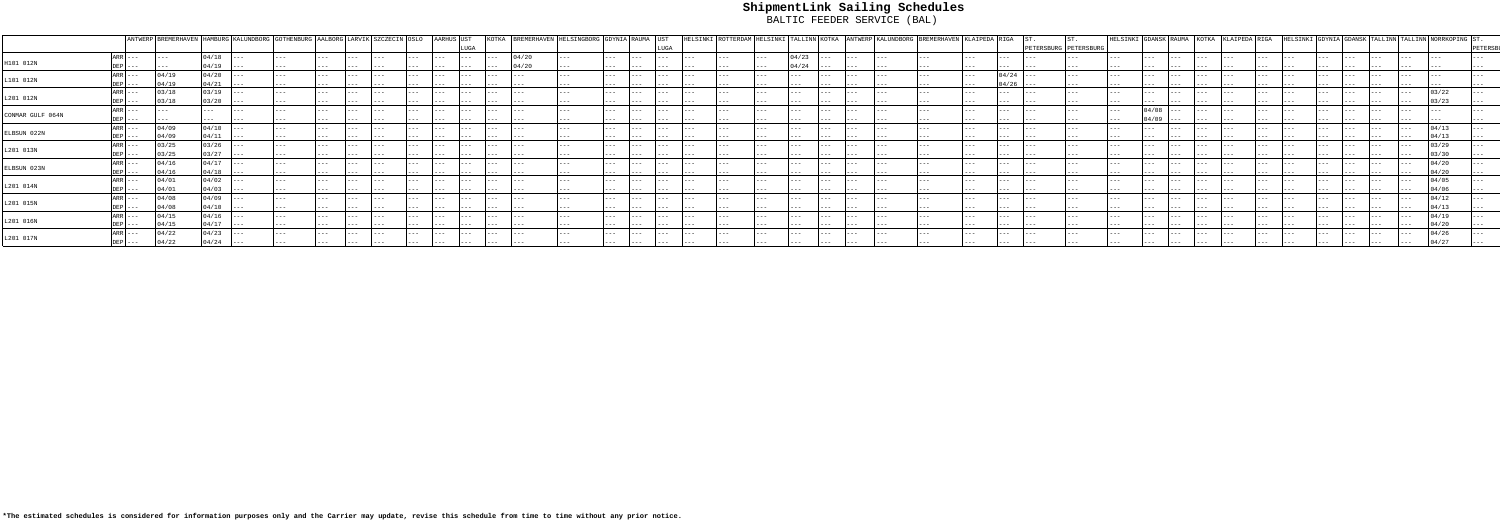# ShipmentLink Sailing Schedules

BALTIC FEEDER SERVICE (BAL)

| | | ANTWERP | BREMERHAVEN | HAMBURG | KALUNDBORG | GOTHENBURG | AALBORG | LARVIK | SZCZECIN | OSLO | AARHUS | UST LUGA | KOTKA | BREMERHAVEN | HELSINGBORG | GDYNIA | RAUMA | UST LUGA | HELSINKI | ROTTERDAM | HELSINKI | TALLINN | KOTKA | ANTWERP | KALUNDBORG | BREMERHAVEN | KLAIPEDA | RIGA | ST. PETERSBURG | ST. PETERSBURG | HELSINKI | GDANSK | RAUMA | KOTKA | KLAIPEDA | RIGA | HELSINKI | GDYNIA | GDANSK | TALLINN | TALLINN | NORRKOPING | ST. PETERSBURG |
|---|---|---|---|---|---|---|---|---|---|---|---|---|---|---|---|---|---|---|---|---|---|---|---|---|---|---|---|---|---|---|---|---|---|---|---|---|---|---|---|---|---|---|---|
| H101 012N | ARR | --- | --- | 04/18 | --- | --- | --- | --- | --- | --- | --- | --- | --- | 04/20 | --- | --- | --- | --- | --- | --- | --- | 04/23 | --- | --- | --- | --- | --- | --- | --- | --- | --- | --- | --- | --- | --- | --- | --- | --- | --- | --- | --- | --- | --- |
| | DEP | --- | --- | 04/19 | --- | --- | --- | --- | --- | --- | --- | --- | --- | 04/20 | --- | --- | --- | --- | --- | --- | --- | 04/24 | --- | --- | --- | --- | --- | --- | --- | --- | --- | --- | --- | --- | --- | --- | --- | --- | --- | --- | --- | --- | --- |
| L101 012N | ARR | --- | 04/19 | 04/20 | --- | --- | --- | --- | --- | --- | --- | --- | --- | --- | --- | --- | --- | --- | --- | --- | --- | --- | --- | --- | --- | --- | --- | 04/24 | --- | --- | --- | --- | --- | --- | --- | --- | --- | --- | --- | --- | --- | --- | --- |
| | DEP | --- | 04/19 | 04/21 | --- | --- | --- | --- | --- | --- | --- | --- | --- | --- | --- | --- | --- | --- | --- | --- | --- | --- | --- | --- | --- | --- | --- | 04/26 | --- | --- | --- | --- | --- | --- | --- | --- | --- | --- | --- | --- | --- | --- | --- |
| L201 012N | ARR | --- | 03/18 | 03/19 | --- | --- | --- | --- | --- | --- | --- | --- | --- | --- | --- | --- | --- | --- | --- | --- | --- | --- | --- | --- | --- | --- | --- | --- | --- | --- | --- | --- | --- | --- | --- | --- | --- | --- | --- | --- | --- | 03/22 | --- |
| | DEP | --- | 03/18 | 03/20 | --- | --- | --- | --- | --- | --- | --- | --- | --- | --- | --- | --- | --- | --- | --- | --- | --- | --- | --- | --- | --- | --- | --- | --- | --- | --- | --- | --- | --- | --- | --- | --- | --- | --- | --- | --- | --- | 03/23 | --- |
| COMMAR GULF 064N | ARR | --- | --- | --- | --- | --- | --- | --- | --- | --- | --- | --- | --- | --- | --- | --- | --- | --- | --- | --- | --- | --- | --- | --- | --- | --- | --- | --- | --- | --- | --- | 04/08 | --- | --- | --- | --- | --- | --- | --- | --- | --- | --- | --- |
| | DEP | --- | --- | --- | --- | --- | --- | --- | --- | --- | --- | --- | --- | --- | --- | --- | --- | --- | --- | --- | --- | --- | --- | --- | --- | --- | --- | --- | --- | --- | --- | 04/09 | --- | --- | --- | --- | --- | --- | --- | --- | --- | --- | --- |
| ELBSUN 022N | ARR | --- | 04/09 | 04/10 | --- | --- | --- | --- | --- | --- | --- | --- | --- | --- | --- | --- | --- | --- | --- | --- | --- | --- | --- | --- | --- | --- | --- | --- | --- | --- | --- | --- | --- | --- | --- | --- | --- | --- | --- | --- | --- | 04/13 | --- |
| | DEP | --- | 04/09 | 04/11 | --- | --- | --- | --- | --- | --- | --- | --- | --- | --- | --- | --- | --- | --- | --- | --- | --- | --- | --- | --- | --- | --- | --- | --- | --- | --- | --- | --- | --- | --- | --- | --- | --- | --- | --- | --- | --- | 04/13 | --- |
| L201 013N | ARR | --- | 03/25 | 03/26 | --- | --- | --- | --- | --- | --- | --- | --- | --- | --- | --- | --- | --- | --- | --- | --- | --- | --- | --- | --- | --- | --- | --- | --- | --- | --- | --- | --- | --- | --- | --- | --- | --- | --- | --- | --- | --- | 03/29 | --- |
| | DEP | --- | 03/25 | 03/27 | --- | --- | --- | --- | --- | --- | --- | --- | --- | --- | --- | --- | --- | --- | --- | --- | --- | --- | --- | --- | --- | --- | --- | --- | --- | --- | --- | --- | --- | --- | --- | --- | --- | --- | --- | --- | --- | 03/30 | --- |
| ELBSUN 023N | ARR | --- | 04/16 | 04/17 | --- | --- | --- | --- | --- | --- | --- | --- | --- | --- | --- | --- | --- | --- | --- | --- | --- | --- | --- | --- | --- | --- | --- | --- | --- | --- | --- | --- | --- | --- | --- | --- | --- | --- | --- | --- | --- | 04/20 | --- |
| | DEP | --- | 04/16 | 04/18 | --- | --- | --- | --- | --- | --- | --- | --- | --- | --- | --- | --- | --- | --- | --- | --- | --- | --- | --- | --- | --- | --- | --- | --- | --- | --- | --- | --- | --- | --- | --- | --- | --- | --- | --- | --- | --- | 04/20 | --- |
| L201 014N | ARR | --- | 04/01 | 04/02 | --- | --- | --- | --- | --- | --- | --- | --- | --- | --- | --- | --- | --- | --- | --- | --- | --- | --- | --- | --- | --- | --- | --- | --- | --- | --- | --- | --- | --- | --- | --- | --- | --- | --- | --- | --- | --- | 04/05 | --- |
| | DEP | --- | 04/01 | 04/03 | --- | --- | --- | --- | --- | --- | --- | --- | --- | --- | --- | --- | --- | --- | --- | --- | --- | --- | --- | --- | --- | --- | --- | --- | --- | --- | --- | --- | --- | --- | --- | --- | --- | --- | --- | --- | --- | 04/06 | --- |
| L201 015N | ARR | --- | 04/08 | 04/09 | --- | --- | --- | --- | --- | --- | --- | --- | --- | --- | --- | --- | --- | --- | --- | --- | --- | --- | --- | --- | --- | --- | --- | --- | --- | --- | --- | --- | --- | --- | --- | --- | --- | --- | --- | --- | --- | 04/12 | --- |
| | DEP | --- | 04/08 | 04/10 | --- | --- | --- | --- | --- | --- | --- | --- | --- | --- | --- | --- | --- | --- | --- | --- | --- | --- | --- | --- | --- | --- | --- | --- | --- | --- | --- | --- | --- | --- | --- | --- | --- | --- | --- | --- | --- | 04/13 | --- |
| L201 016N | ARR | --- | 04/15 | 04/16 | --- | --- | --- | --- | --- | --- | --- | --- | --- | --- | --- | --- | --- | --- | --- | --- | --- | --- | --- | --- | --- | --- | --- | --- | --- | --- | --- | --- | --- | --- | --- | --- | --- | --- | --- | --- | --- | 04/19 | --- |
| | DEP | --- | 04/15 | 04/17 | --- | --- | --- | --- | --- | --- | --- | --- | --- | --- | --- | --- | --- | --- | --- | --- | --- | --- | --- | --- | --- | --- | --- | --- | --- | --- | --- | --- | --- | --- | --- | --- | --- | --- | --- | --- | --- | 04/20 | --- |
| L201 017N | ARR | --- | 04/22 | 04/23 | --- | --- | --- | --- | --- | --- | --- | --- | --- | --- | --- | --- | --- | --- | --- | --- | --- | --- | --- | --- | --- | --- | --- | --- | --- | --- | --- | --- | --- | --- | --- | --- | --- | --- | --- | --- | --- | 04/26 | --- |
| | DEP | --- | 04/22 | 04/24 | --- | --- | --- | --- | --- | --- | --- | --- | --- | --- | --- | --- | --- | --- | --- | --- | --- | --- | --- | --- | --- | --- | --- | --- | --- | --- | --- | --- | --- | --- | --- | --- | --- | --- | --- | --- | --- | 04/27 | --- |

**\*The estimated schedules is considered for information purposes only and the Carrier may update, revise this schedule from time to time without any prior notice.**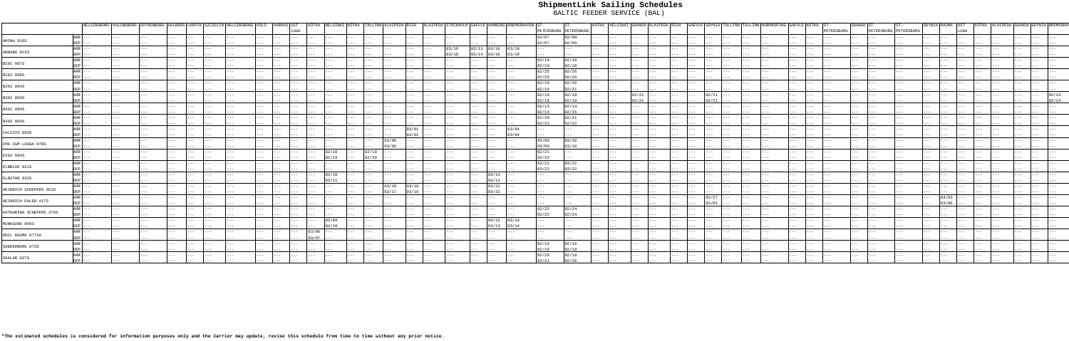# ShipmentLink Sailing Schedules

BALTIC FEEDER SERVICE (BAL)

| | | HELSINGBORG | KALUNDBORG | GOTHENBURG | AALBORG | LARVIK | SZCZECIN | HELSINGBORG | OSLO | AARHUS | UST LUGA | KOTKA | HELSINKI | KOTKA | TALLINN | KLAIPEDA | RIGA | KLAIPEDA | STOCKHOLM | GAEVLE | HAMBURG | BREMERHAVEN | ST. PETERSBURG | ST. PETERSBURG | KOTKA | HELSINKI | GDANSK | KLAIPEDA | RIGA | GAEVLE | GDYNIA | TALLINN | TALLINN | NORRKOPING | GAEVLE | KOTKA | ST. PETERSBURG | GDANSK | ST. PETERSBURG | ST. PETERSBURG | GDYNIA | RAUMA | UST LUGA | KOTKA | KLAIPEDA | GDANSK | GDYNIA | BREMERHAVEN |
|---|---|---|---|---|---|---|---|---|---|---|---|---|---|---|---|---|---|---|---|---|---|---|---|---|---|---|---|---|---|---|---|---|---|---|---|---|---|---|---|---|---|---|---|---|---|---|---|---|
| AMINA 016S | ARR | --- | --- | --- | --- | --- | --- | --- | --- | --- | --- | --- | --- | --- | --- | --- | --- | --- | --- | --- | --- | --- | 02/07 | 02/09 | --- | --- | --- | --- | --- | --- | --- | --- | --- | --- | --- | --- | --- | --- | --- | --- | --- | --- | --- | --- | --- | --- | --- | --- |
| | DEP | --- | --- | --- | --- | --- | --- | --- | --- | --- | --- | --- | --- | --- | --- | --- | --- | --- | --- | --- | --- | --- | 02/07 | 02/09 | --- | --- | --- | --- | --- | --- | --- | --- | --- | --- | --- | --- | --- | --- | --- | --- | --- | --- | --- | --- | --- | --- | --- | --- |
| ANNABA 015S | ARR | --- | --- | --- | --- | --- | --- | --- | --- | --- | --- | --- | --- | --- | --- | --- | --- | --- | 03/10 | 03/11 | 03/16 | 03/19 | --- | --- | --- | --- | --- | --- | --- | --- | --- | --- | --- | --- | --- | --- | --- | --- | --- | --- | --- | --- | --- | --- | --- | --- | --- | --- |
| | DEP | --- | --- | --- | --- | --- | --- | --- | --- | --- | --- | --- | --- | --- | --- | --- | --- | --- | 03/10 | 03/14 | 03/18 | 03/19 | --- | --- | --- | --- | --- | --- | --- | --- | --- | --- | --- | --- | --- | --- | --- | --- | --- | --- | --- | --- | --- | --- | --- | --- | --- | --- |
| B101 007S | ARR | --- | --- | --- | --- | --- | --- | --- | --- | --- | --- | --- | --- | --- | --- | --- | --- | --- | --- | --- | --- | --- | 02/19 | 02/18 | --- | --- | --- | --- | --- | --- | --- | --- | --- | --- | --- | --- | --- | --- | --- | --- | --- | --- | --- | --- | --- | --- | --- | --- |
| | DEP | --- | --- | --- | --- | --- | --- | --- | --- | --- | --- | --- | --- | --- | --- | --- | --- | --- | --- | --- | --- | --- | 02/19 | 02/18 | --- | --- | --- | --- | --- | --- | --- | --- | --- | --- | --- | --- | --- | --- | --- | --- | --- | --- | --- | --- | --- | --- | --- | --- |
| B102 008S | ARR | --- | --- | --- | --- | --- | --- | --- | --- | --- | --- | --- | --- | --- | --- | --- | --- | --- | --- | --- | --- | --- | 02/25 | 02/26 | --- | --- | --- | --- | --- | --- | --- | --- | --- | --- | --- | --- | --- | --- | --- | --- | --- | --- | --- | --- | --- | --- | --- | --- |
| | DEP | --- | --- | --- | --- | --- | --- | --- | --- | --- | --- | --- | --- | --- | --- | --- | --- | --- | --- | --- | --- | --- | 02/25 | 02/26 | --- | --- | --- | --- | --- | --- | --- | --- | --- | --- | --- | --- | --- | --- | --- | --- | --- | --- | --- | --- | --- | --- | --- | --- |
| B202 004S | ARR | --- | --- | --- | --- | --- | --- | --- | --- | --- | --- | --- | --- | --- | --- | --- | --- | --- | --- | --- | --- | --- | 02/18 | 02/20 | --- | --- | --- | --- | --- | --- | --- | --- | --- | --- | --- | --- | --- | --- | --- | --- | --- | --- | --- | --- | --- | --- | --- | --- |
| | DEP | --- | --- | --- | --- | --- | --- | --- | --- | --- | --- | --- | --- | --- | --- | --- | --- | --- | --- | --- | --- | --- | 02/19 | 02/21 | --- | --- | --- | --- | --- | --- | --- | --- | --- | --- | --- | --- | --- | --- | --- | --- | --- | --- | --- | --- | --- | --- | --- | --- |
| B302 004S | ARR | --- | --- | --- | --- | --- | --- | --- | --- | --- | --- | --- | --- | --- | --- | --- | --- | --- | --- | --- | --- | --- | 02/18 | 02/19 | --- | --- | 02/21 | --- | --- | --- | 02/21 | --- | --- | --- | --- | --- | --- | --- | --- | --- | --- | --- | --- | --- | --- | --- | --- | 02/24 |
| | DEP | --- | --- | --- | --- | --- | --- | --- | --- | --- | --- | --- | --- | --- | --- | --- | --- | --- | --- | --- | --- | --- | 02/18 | 02/19 | --- | --- | 02/21 | --- | --- | --- | 02/21 | --- | --- | --- | --- | --- | --- | --- | --- | --- | --- | --- | --- | --- | --- | --- | --- | 02/24 |
| B401 004S | ARR | --- | --- | --- | --- | --- | --- | --- | --- | --- | --- | --- | --- | --- | --- | --- | --- | --- | --- | --- | --- | --- | 02/13 | 02/14 | --- | --- | --- | --- | --- | --- | --- | --- | --- | --- | --- | --- | --- | --- | --- | --- | --- | --- | --- | --- | --- | --- | --- | --- |
| | DEP | --- | --- | --- | --- | --- | --- | --- | --- | --- | --- | --- | --- | --- | --- | --- | --- | --- | --- | --- | --- | --- | 02/14 | 02/15 | --- | --- | --- | --- | --- | --- | --- | --- | --- | --- | --- | --- | --- | --- | --- | --- | --- | --- | --- | --- | --- | --- | --- | --- |
| B402 004S | ARR | --- | --- | --- | --- | --- | --- | --- | --- | --- | --- | --- | --- | --- | --- | --- | --- | --- | --- | --- | --- | --- | 02/20 | 02/21 | --- | --- | --- | --- | --- | --- | --- | --- | --- | --- | --- | --- | --- | --- | --- | --- | --- | --- | --- | --- | --- | --- | --- | --- |
| | DEP | --- | --- | --- | --- | --- | --- | --- | --- | --- | --- | --- | --- | --- | --- | --- | --- | --- | --- | --- | --- | --- | 02/21 | 02/22 | --- | --- | --- | --- | --- | --- | --- | --- | --- | --- | --- | --- | --- | --- | --- | --- | --- | --- | --- | --- | --- | --- | --- | --- |
| CALISTO 093S | ARR | --- | --- | --- | --- | --- | --- | --- | --- | --- | --- | --- | --- | --- | --- | --- | 03/01 | --- | --- | --- | --- | 03/04 | --- | --- | --- | --- | --- | --- | --- | --- | --- | --- | --- | --- | --- | --- | --- | --- | --- | --- | --- | --- | --- | --- | --- | --- | --- | --- |
| | DEP | --- | --- | --- | --- | --- | --- | --- | --- | --- | --- | --- | --- | --- | --- | --- | 03/01 | --- | --- | --- | --- | 03/04 | --- | --- | --- | --- | --- | --- | --- | --- | --- | --- | --- | --- | --- | --- | --- | --- | --- | --- | --- | --- | --- | --- | --- | --- | --- | --- |
| CMA CGM LOUGA 078S | ARR | --- | --- | --- | --- | --- | --- | --- | --- | --- | --- | --- | --- | --- | --- | 03/06 | --- | --- | --- | --- | --- | --- | 03/09 | 03/10 | --- | --- | --- | --- | --- | --- | --- | --- | --- | --- | --- | --- | --- | --- | --- | --- | --- | --- | --- | --- | --- | --- | --- | --- |
| | DEP | --- | --- | --- | --- | --- | --- | --- | --- | --- | --- | --- | --- | --- | --- | 03/06 | --- | --- | --- | --- | --- | --- | 03/09 | 03/10 | --- | --- | --- | --- | --- | --- | --- | --- | --- | --- | --- | --- | --- | --- | --- | --- | --- | --- | --- | --- | --- | --- | --- | --- |
| E202 004S | ARR | --- | --- | --- | --- | --- | --- | --- | --- | --- | --- | --- | 02/18 | --- | 02/19 | --- | --- | --- | --- | --- | --- | --- | 02/21 | --- | --- | --- | --- | --- | --- | --- | --- | --- | --- | --- | --- | --- | --- | --- | --- | --- | --- | --- | --- | --- | --- | --- | --- | --- |
| | DEP | --- | --- | --- | --- | --- | --- | --- | --- | --- | --- | --- | 02/19 | --- | 02/20 | --- | --- | --- | --- | --- | --- | --- | 02/22 | --- | --- | --- | --- | --- | --- | --- | --- | --- | --- | --- | --- | --- | --- | --- | --- | --- | --- | --- | --- | --- | --- | --- | --- | --- |
| ELBBLUE 021S | ARR | --- | --- | --- | --- | --- | --- | --- | --- | --- | --- | --- | --- | --- | --- | --- | --- | --- | --- | --- | --- | --- | 03/21 | 03/22 | --- | --- | --- | --- | --- | --- | --- | --- | --- | --- | --- | --- | --- | --- | --- | --- | --- | --- | --- | --- | --- | --- | --- | --- |
| | DEP | --- | --- | --- | --- | --- | --- | --- | --- | --- | --- | --- | --- | --- | --- | --- | --- | --- | --- | --- | --- | --- | 03/22 | 03/22 | --- | --- | --- | --- | --- | --- | --- | --- | --- | --- | --- | --- | --- | --- | --- | --- | --- | --- | --- | --- | --- | --- | --- | --- |
| ELBSTAR 032S | ARR | --- | --- | --- | --- | --- | --- | --- | --- | --- | --- | --- | 03/10 | --- | --- | --- | --- | --- | --- | --- | 03/14 | --- | --- | --- | --- | --- | --- | --- | --- | --- | --- | --- | --- | --- | --- | --- | --- | --- | --- | --- | --- | --- | --- | --- | --- | --- | --- | --- |
| | DEP | --- | --- | --- | --- | --- | --- | --- | --- | --- | --- | --- | 03/11 | --- | --- | --- | --- | --- | --- | --- | 03/14 | --- | --- | --- | --- | --- | --- | --- | --- | --- | --- | --- | --- | --- | --- | --- | --- | --- | --- | --- | --- | --- | --- | --- | --- | --- | --- | --- |
| HEINRICH SCHEPERS 051S | ARR | --- | --- | --- | --- | --- | --- | --- | --- | --- | --- | --- | --- | --- | --- | 03/16 | 03/18 | --- | --- | --- | 03/22 | --- | --- | --- | --- | --- | --- | --- | --- | --- | --- | --- | --- | --- | --- | --- | --- | --- | --- | --- | --- | --- | --- | --- | --- | --- | --- | --- |
| | DEP | --- | --- | --- | --- | --- | --- | --- | --- | --- | --- | --- | --- | --- | --- | 03/17 | 03/19 | --- | --- | --- | 03/22 | --- | --- | --- | --- | --- | --- | --- | --- | --- | --- | --- | --- | --- | --- | --- | --- | --- | --- | --- | --- | --- | --- | --- | --- | --- | --- | --- |
| HEINRICH EHLER 417S | ARR | --- | --- | --- | --- | --- | --- | --- | --- | --- | --- | --- | --- | --- | --- | --- | --- | --- | --- | --- | --- | --- | --- | --- | --- | --- | --- | --- | --- | --- | 02/27 | --- | --- | --- | --- | --- | --- | --- | --- | --- | --- | 03/03 | --- | --- | --- | --- | --- | --- |
| | DEP | --- | --- | --- | --- | --- | --- | --- | --- | --- | --- | --- | --- | --- | --- | --- | --- | --- | --- | --- | --- | --- | --- | --- | --- | --- | --- | --- | --- | --- | 03/01 | --- | --- | --- | --- | --- | --- | --- | --- | --- | --- | 03/06 | --- | --- | --- | --- | --- | --- |
| KATHARINA SCHEPERS 379S | ARR | --- | --- | --- | --- | --- | --- | --- | --- | --- | --- | --- | --- | --- | --- | --- | --- | --- | --- | --- | --- | --- | 02/22 | 02/24 | --- | --- | --- | --- | --- | --- | --- | --- | --- | --- | --- | --- | --- | --- | --- | --- | --- | --- | --- | --- | --- | --- | --- | --- |
| | DEP | --- | --- | --- | --- | --- | --- | --- | --- | --- | --- | --- | --- | --- | --- | --- | --- | --- | --- | --- | --- | --- | 02/22 | 02/24 | --- | --- | --- | --- | --- | --- | --- | --- | --- | --- | --- | --- | --- | --- | --- | --- | --- | --- | --- | --- | --- | --- | --- | --- |
| MUNKSUND 050S | ARR | --- | --- | --- | --- | --- | --- | --- | --- | --- | --- | --- | 03/09 | --- | --- | --- | --- | --- | --- | --- | 03/12 | 03/14 | --- | --- | --- | --- | --- | --- | --- | --- | --- | --- | --- | --- | --- | --- | --- | --- | --- | --- | --- | --- | --- | --- | --- | --- | --- | --- |
| | DEP | --- | --- | --- | --- | --- | --- | --- | --- | --- | --- | --- | 03/10 | --- | --- | --- | --- | --- | --- | --- | 03/13 | 03/14 | --- | --- | --- | --- | --- | --- | --- | --- | --- | --- | --- | --- | --- | --- | --- | --- | --- | --- | --- | --- | --- | --- | --- | --- | --- | --- |
| OOCL RAUMA 077SA | ARR | --- | --- | --- | --- | --- | --- | --- | --- | --- | --- | 03/06 | --- | --- | --- | --- | --- | --- | --- | --- | --- | --- | --- | --- | --- | --- | --- | --- | --- | --- | --- | --- | --- | --- | --- | --- | --- | --- | --- | --- | --- | --- | --- | --- | --- | --- | --- | --- |
| | DEP | --- | --- | --- | --- | --- | --- | --- | --- | --- | --- | 03/07 | --- | --- | --- | --- | --- | --- | --- | --- | --- | --- | --- | --- | --- | --- | --- | --- | --- | --- | --- | --- | --- | --- | --- | --- | --- | --- | --- | --- | --- | --- | --- | --- | --- | --- | --- | --- |
| SONDERBORG 073S | ARR | --- | --- | --- | --- | --- | --- | --- | --- | --- | --- | --- | --- | --- | --- | --- | --- | --- | --- | --- | --- | --- | 02/19 | 02/18 | --- | --- | --- | --- | --- | --- | --- | --- | --- | --- | --- | --- | --- | --- | --- | --- | --- | --- | --- | --- | --- | --- | --- | --- |
| | DEP | --- | --- | --- | --- | --- | --- | --- | --- | --- | --- | --- | --- | --- | --- | --- | --- | --- | --- | --- | --- | --- | 02/19 | 02/18 | --- | --- | --- | --- | --- | --- | --- | --- | --- | --- | --- | --- | --- | --- | --- | --- | --- | --- | --- | --- | --- | --- | --- | --- |
| SKALAR 027S | ARR | --- | --- | --- | --- | --- | --- | --- | --- | --- | --- | --- | --- | --- | --- | --- | --- | --- | --- | --- | --- | --- | 02/20 | 02/19 | --- | --- | --- | --- | --- | --- | --- | --- | --- | --- | --- | --- | --- | --- | --- | --- | --- | --- | --- | --- | --- | --- | --- | --- |
| | DEP | --- | --- | --- | --- | --- | --- | --- | --- | --- | --- | --- | --- | --- | --- | --- | --- | --- | --- | --- | --- | --- | 02/21 | 02/20 | --- | --- | --- | --- | --- | --- | --- | --- | --- | --- | --- | --- | --- | --- | --- | --- | --- | --- | --- | --- | --- | --- | --- | --- |

**\*The estimated schedules is considered for information purposes only and the Carrier may update, revise this schedule from time to time without any prior notice.**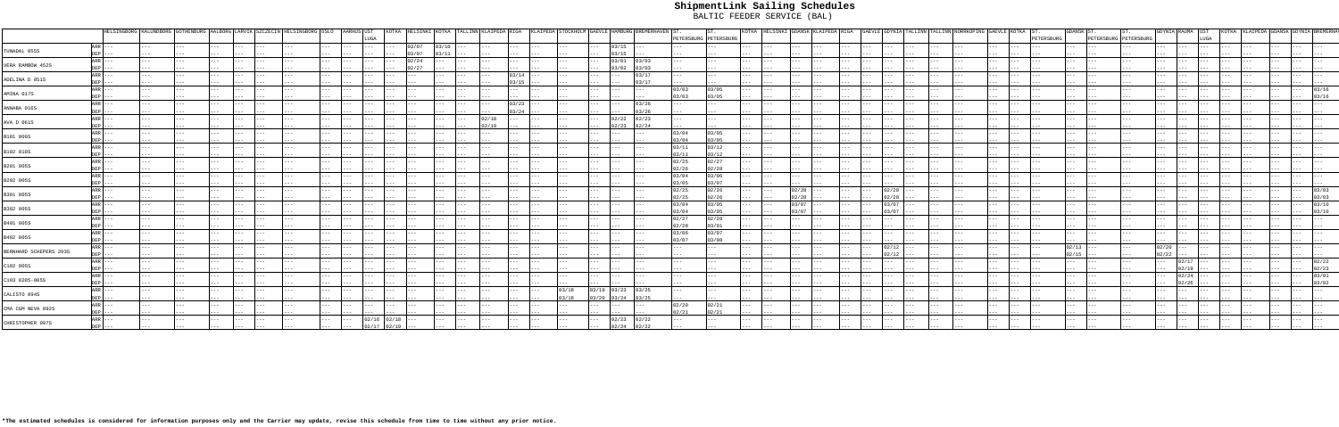# ShipmentLink Sailing Schedules

## BALTIC FEEDER SERVICE (BAL)

| | | HELSINGBORG | KALUNDBORG | GOTHENBURG | AALBORG | LARVIK | SZCZECIN | HELSINGBORG | OSLO | AARHUS | UST LUGA | KOTKA | HELSINKI | KOTKA | TALLINN | KLAIPEDA | RIGA | KLAIPEDA | STOCKHOLM | GAEVLE | HAMBURG | BREMERHAVEN | ST. PETERSBURG | ST. PETERSBURG | KOTKA | HELSINKI | GDANSK | KLAIPEDA | RIGA | GAEVLE | GDYNIA | TALLINN | TALLINN | NORRKOPING | GAEVLE | KOTKA | ST. PETERSBURG | GDANSK | ST. PETERSBURG | ST. PETERSBURG | GDYNIA | RAUMA | UST LUGA | KOTKA | KLAIPEDA | GDANSK | GDYNIA | BREMERHAVEN |
|---|---|---|---|---|---|---|---|---|---|---|---|---|---|---|---|---|---|---|---|---|---|---|---|---|---|---|---|---|---|---|---|---|---|---|---|---|---|---|---|---|---|---|---|---|---|---|---|---|
| TUNADAL 055S | ARR | --- | --- | --- | --- | --- | --- | --- | --- | --- | --- | --- | 03/07 | 03/10 | --- | --- | --- | --- | --- | --- | 03/15 | --- | --- | --- | --- | --- | --- | --- | --- | --- | --- | --- | --- | --- | --- | --- | --- | --- | --- | --- | --- | --- | --- | --- | --- | --- | --- | --- |
| | DEP | --- | --- | --- | --- | --- | --- | --- | --- | --- | --- | --- | 03/07 | 03/11 | --- | --- | --- | --- | --- | --- | 03/15 | --- | --- | --- | --- | --- | --- | --- | --- | --- | --- | --- | --- | --- | --- | --- | --- | --- | --- | --- | --- | --- | --- | --- | --- | --- | --- | --- |
| VERA RAMBOW 452S | ARR | --- | --- | --- | --- | --- | --- | --- | --- | --- | --- | --- | 02/24 | --- | --- | --- | --- | --- | --- | --- | 03/01 | 03/03 | --- | --- | --- | --- | --- | --- | --- | --- | --- | --- | --- | --- | --- | --- | --- | --- | --- | --- | --- | --- | --- | --- | --- | --- | --- | --- |
| | DEP | --- | --- | --- | --- | --- | --- | --- | --- | --- | --- | --- | 02/27 | --- | --- | --- | --- | --- | --- | --- | 03/02 | 03/03 | --- | --- | --- | --- | --- | --- | --- | --- | --- | --- | --- | --- | --- | --- | --- | --- | --- | --- | --- | --- | --- | --- | --- | --- | --- | --- |
| ADELINA D 051S | ARR | --- | --- | --- | --- | --- | --- | --- | --- | --- | --- | --- | --- | --- | --- | --- | 03/14 | --- | --- | --- | --- | 03/17 | --- | --- | --- | --- | --- | --- | --- | --- | --- | --- | --- | --- | --- | --- | --- | --- | --- | --- | --- | --- | --- | --- | --- | --- | --- | --- |
| | DEP | --- | --- | --- | --- | --- | --- | --- | --- | --- | --- | --- | --- | --- | --- | --- | 03/15 | --- | --- | --- | --- | 03/17 | --- | --- | --- | --- | --- | --- | --- | --- | --- | --- | --- | --- | --- | --- | --- | --- | --- | --- | --- | --- | --- | --- | --- | --- | --- | --- |
| AMINA 017S | ARR | --- | --- | --- | --- | --- | --- | --- | --- | --- | --- | --- | --- | --- | --- | --- | --- | --- | --- | --- | --- | --- | 03/03 | 03/05 | --- | --- | --- | --- | --- | --- | --- | --- | --- | --- | --- | --- | --- | --- | --- | --- | --- | --- | --- | --- | --- | --- | --- | 03/16 |
| | DEP | --- | --- | --- | --- | --- | --- | --- | --- | --- | --- | --- | --- | --- | --- | --- | --- | --- | --- | --- | --- | --- | 03/03 | 03/05 | --- | --- | --- | --- | --- | --- | --- | --- | --- | --- | --- | --- | --- | --- | --- | --- | --- | --- | --- | --- | --- | --- | --- | 03/16 |
| ANNABA 016S | ARR | --- | --- | --- | --- | --- | --- | --- | --- | --- | --- | --- | --- | --- | --- | --- | 03/23 | --- | --- | --- | --- | 03/26 | --- | --- | --- | --- | --- | --- | --- | --- | --- | --- | --- | --- | --- | --- | --- | --- | --- | --- | --- | --- | --- | --- | --- | --- | --- | --- |
| | DEP | --- | --- | --- | --- | --- | --- | --- | --- | --- | --- | --- | --- | --- | --- | --- | 03/24 | --- | --- | --- | --- | 03/26 | --- | --- | --- | --- | --- | --- | --- | --- | --- | --- | --- | --- | --- | --- | --- | --- | --- | --- | --- | --- | --- | --- | --- | --- | --- | --- |
| AVA D 061S | ARR | --- | --- | --- | --- | --- | --- | --- | --- | --- | --- | --- | --- | --- | --- | 02/18 | --- | --- | --- | --- | 02/22 | 02/23 | --- | --- | --- | --- | --- | --- | --- | --- | --- | --- | --- | --- | --- | --- | --- | --- | --- | --- | --- | --- | --- | --- | --- | --- | --- | --- |
| | DEP | --- | --- | --- | --- | --- | --- | --- | --- | --- | --- | --- | --- | --- | --- | 02/19 | --- | --- | --- | --- | 02/23 | 02/24 | --- | --- | --- | --- | --- | --- | --- | --- | --- | --- | --- | --- | --- | --- | --- | --- | --- | --- | --- | --- | --- | --- | --- | --- | --- | --- |
| B101 009S | ARR | --- | --- | --- | --- | --- | --- | --- | --- | --- | --- | --- | --- | --- | --- | --- | --- | --- | --- | --- | --- | --- | 03/04 | 03/05 | --- | --- | --- | --- | --- | --- | --- | --- | --- | --- | --- | --- | --- | --- | --- | --- | --- | --- | --- | --- | --- | --- | --- | --- |
| | DEP | --- | --- | --- | --- | --- | --- | --- | --- | --- | --- | --- | --- | --- | --- | --- | --- | --- | --- | --- | --- | --- | 03/04 | 03/05 | --- | --- | --- | --- | --- | --- | --- | --- | --- | --- | --- | --- | --- | --- | --- | --- | --- | --- | --- | --- | --- | --- | --- | --- |
| B102 010S | ARR | --- | --- | --- | --- | --- | --- | --- | --- | --- | --- | --- | --- | --- | --- | --- | --- | --- | --- | --- | --- | --- | 03/11 | 03/12 | --- | --- | --- | --- | --- | --- | --- | --- | --- | --- | --- | --- | --- | --- | --- | --- | --- | --- | --- | --- | --- | --- | --- | --- |
| | DEP | --- | --- | --- | --- | --- | --- | --- | --- | --- | --- | --- | --- | --- | --- | --- | --- | --- | --- | --- | --- | --- | 03/11 | 03/12 | --- | --- | --- | --- | --- | --- | --- | --- | --- | --- | --- | --- | --- | --- | --- | --- | --- | --- | --- | --- | --- | --- | --- | --- |
| B201 005S | ARR | --- | --- | --- | --- | --- | --- | --- | --- | --- | --- | --- | --- | --- | --- | --- | --- | --- | --- | --- | --- | --- | 02/25 | 02/27 | --- | --- | --- | --- | --- | --- | --- | --- | --- | --- | --- | --- | --- | --- | --- | --- | --- | --- | --- | --- | --- | --- | --- | --- |
| | DEP | --- | --- | --- | --- | --- | --- | --- | --- | --- | --- | --- | --- | --- | --- | --- | --- | --- | --- | --- | --- | --- | 02/26 | 02/28 | --- | --- | --- | --- | --- | --- | --- | --- | --- | --- | --- | --- | --- | --- | --- | --- | --- | --- | --- | --- | --- | --- | --- | --- |
| B202 005S | ARR | --- | --- | --- | --- | --- | --- | --- | --- | --- | --- | --- | --- | --- | --- | --- | --- | --- | --- | --- | --- | --- | 03/04 | 03/06 | --- | --- | --- | --- | --- | --- | --- | --- | --- | --- | --- | --- | --- | --- | --- | --- | --- | --- | --- | --- | --- | --- | --- | --- |
| | DEP | --- | --- | --- | --- | --- | --- | --- | --- | --- | --- | --- | --- | --- | --- | --- | --- | --- | --- | --- | --- | --- | 03/05 | 03/07 | --- | --- | --- | --- | --- | --- | --- | --- | --- | --- | --- | --- | --- | --- | --- | --- | --- | --- | --- | --- | --- | --- | --- | --- |
| B301 005S | ARR | --- | --- | --- | --- | --- | --- | --- | --- | --- | --- | --- | --- | --- | --- | --- | --- | --- | --- | --- | --- | --- | 02/25 | 02/26 | --- | --- | 02/28 | --- | --- | --- | 02/20 | --- | --- | --- | --- | --- | --- | --- | --- | --- | --- | --- | --- | --- | --- | --- | --- | 03/03 |
| | DEP | --- | --- | --- | --- | --- | --- | --- | --- | --- | --- | --- | --- | --- | --- | --- | --- | --- | --- | --- | --- | --- | 02/25 | 02/26 | --- | --- | 02/28 | --- | --- | --- | 02/20 | --- | --- | --- | --- | --- | --- | --- | --- | --- | --- | --- | --- | --- | --- | --- | --- | 03/03 |
| B302 005S | ARR | --- | --- | --- | --- | --- | --- | --- | --- | --- | --- | --- | --- | --- | --- | --- | --- | --- | --- | --- | --- | --- | 03/04 | 03/05 | --- | --- | 03/07 | --- | --- | --- | 03/07 | --- | --- | --- | --- | --- | --- | --- | --- | --- | --- | --- | --- | --- | --- | --- | --- | 03/10 |
| | DEP | --- | --- | --- | --- | --- | --- | --- | --- | --- | --- | --- | --- | --- | --- | --- | --- | --- | --- | --- | --- | --- | 03/04 | 03/05 | --- | --- | 03/07 | --- | --- | --- | 03/07 | --- | --- | --- | --- | --- | --- | --- | --- | --- | --- | --- | --- | --- | --- | --- | --- | 03/10 |
| B401 005S | ARR | --- | --- | --- | --- | --- | --- | --- | --- | --- | --- | --- | --- | --- | --- | --- | --- | --- | --- | --- | --- | --- | 02/27 | 02/28 | --- | --- | --- | --- | --- | --- | --- | --- | --- | --- | --- | --- | --- | --- | --- | --- | --- | --- | --- | --- | --- | --- | --- | --- |
| | DEP | --- | --- | --- | --- | --- | --- | --- | --- | --- | --- | --- | --- | --- | --- | --- | --- | --- | --- | --- | --- | --- | 02/28 | 03/01 | --- | --- | --- | --- | --- | --- | --- | --- | --- | --- | --- | --- | --- | --- | --- | --- | --- | --- | --- | --- | --- | --- | --- | --- |
| B402 005S | ARR | --- | --- | --- | --- | --- | --- | --- | --- | --- | --- | --- | --- | --- | --- | --- | --- | --- | --- | --- | --- | --- | 03/06 | 03/07 | --- | --- | --- | --- | --- | --- | --- | --- | --- | --- | --- | --- | --- | --- | --- | --- | --- | --- | --- | --- | --- | --- | --- | --- |
| | DEP | --- | --- | --- | --- | --- | --- | --- | --- | --- | --- | --- | --- | --- | --- | --- | --- | --- | --- | --- | --- | --- | 03/07 | 03/08 | --- | --- | --- | --- | --- | --- | --- | --- | --- | --- | --- | --- | --- | --- | --- | --- | --- | --- | --- | --- | --- | --- | --- | --- |
| BERNHARD SCHEPERS 293S | ARR | --- | --- | --- | --- | --- | --- | --- | --- | --- | --- | --- | --- | --- | --- | --- | --- | --- | --- | --- | --- | --- | --- | --- | --- | --- | --- | --- | --- | --- | 02/12 | --- | --- | --- | --- | --- | --- | 02/13 | --- | --- | 02/20 | --- | --- | --- | --- | --- | --- | --- |
| | DEP | --- | --- | --- | --- | --- | --- | --- | --- | --- | --- | --- | --- | --- | --- | --- | --- | --- | --- | --- | --- | --- | --- | --- | --- | --- | --- | --- | --- | --- | 02/12 | --- | --- | --- | --- | --- | --- | 02/15 | --- | --- | 02/22 | --- | --- | --- | --- | --- | --- | --- |
| C102 005S | ARR | --- | --- | --- | --- | --- | --- | --- | --- | --- | --- | --- | --- | --- | --- | --- | --- | --- | --- | --- | --- | --- | --- | --- | --- | --- | --- | --- | --- | --- | --- | --- | --- | --- | --- | --- | --- | --- | --- | --- | --- | --- | 02/17 | --- | --- | --- | --- | 02/22 |
| | DEP | --- | --- | --- | --- | --- | --- | --- | --- | --- | --- | --- | --- | --- | --- | --- | --- | --- | --- | --- | --- | --- | --- | --- | --- | --- | --- | --- | --- | --- | --- | --- | --- | --- | --- | --- | --- | --- | --- | --- | --- | --- | 02/19 | --- | --- | --- | --- | 02/23 |
| C103 020S-005S | ARR | --- | --- | --- | --- | --- | --- | --- | --- | --- | --- | --- | --- | --- | --- | --- | --- | --- | --- | --- | --- | --- | --- | --- | --- | --- | --- | --- | --- | --- | --- | --- | --- | --- | --- | --- | --- | --- | --- | --- | --- | --- | 02/24 | --- | --- | --- | --- | 03/01 |
| | DEP | --- | --- | --- | --- | --- | --- | --- | --- | --- | --- | --- | --- | --- | --- | --- | --- | --- | --- | --- | --- | --- | --- | --- | --- | --- | --- | --- | --- | --- | --- | --- | --- | --- | --- | --- | --- | --- | --- | --- | --- | --- | 02/26 | --- | --- | --- | --- | 03/02 |
| CALISTO 094S | ARR | --- | --- | --- | --- | --- | --- | --- | --- | --- | --- | --- | --- | --- | --- | --- | --- | --- | 03/18 | 03/19 | 03/23 | 03/25 | --- | --- | --- | --- | --- | --- | --- | --- | --- | --- | --- | --- | --- | --- | --- | --- | --- | --- | --- | --- | --- | --- | --- | --- | --- | --- |
| | DEP | --- | --- | --- | --- | --- | --- | --- | --- | --- | --- | --- | --- | --- | --- | --- | --- | --- | 03/18 | 03/20 | 03/24 | 03/25 | --- | --- | --- | --- | --- | --- | --- | --- | --- | --- | --- | --- | --- | --- | --- | --- | --- | --- | --- | --- | --- | --- | --- | --- | --- | --- |
| CMA CGM NEVA 092S | ARR | --- | --- | --- | --- | --- | --- | --- | --- | --- | --- | --- | --- | --- | --- | --- | --- | --- | --- | --- | --- | --- | 02/20 | 02/21 | --- | --- | --- | --- | --- | --- | --- | --- | --- | --- | --- | --- | --- | --- | --- | --- | --- | --- | --- | --- | --- | --- | --- | --- |
| | DEP | --- | --- | --- | --- | --- | --- | --- | --- | --- | --- | --- | --- | --- | --- | --- | --- | --- | --- | --- | --- | --- | 02/21 | 02/21 | --- | --- | --- | --- | --- | --- | --- | --- | --- | --- | --- | --- | --- | --- | --- | --- | --- | --- | --- | --- | --- | --- | --- | --- |
| CHRISTOPHER 097S | ARR | --- | --- | --- | --- | --- | --- | --- | --- | --- | 02/16 | 02/18 | --- | --- | --- | --- | --- | --- | --- | --- | 02/23 | 02/22 | --- | --- | --- | --- | --- | --- | --- | --- | --- | --- | --- | --- | --- | --- | --- | --- | --- | --- | --- | --- | --- | --- | --- | --- | --- | --- |
| | DEP | --- | --- | --- | --- | --- | --- | --- | --- | --- | 02/17 | 02/19 | --- | --- | --- | --- | --- | --- | --- | --- | 02/24 | 02/22 | --- | --- | --- | --- | --- | --- | --- | --- | --- | --- | --- | --- | --- | --- | --- | --- | --- | --- | --- | --- | --- | --- | --- | --- | --- | --- |

**\*The estimated schedules is considered for information purposes only and the Carrier may update, revise this schedule from time to time without any prior notice.**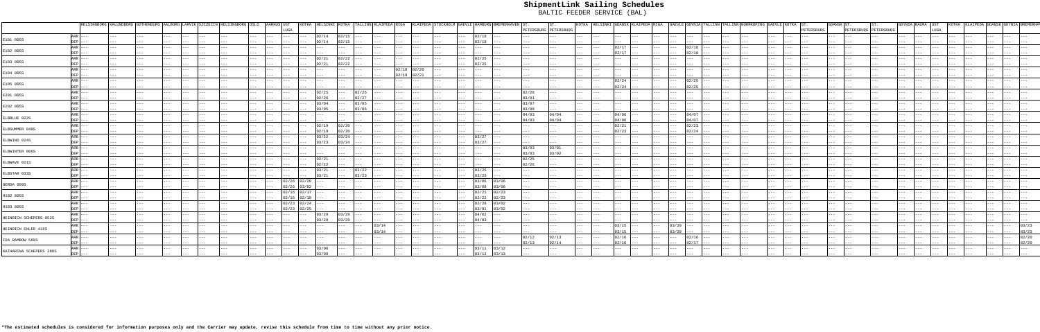# ShipmentLink Sailing Schedules

## BALTIC FEEDER SERVICE (BAL)

| Vessel | | HELSINGBORG | KALUNDBORG | GOTHENBURG | AALBORG | LARVIK | SZCZECIN | HELSINGBORG | OSLO | AARHUS | UST LUGA | KOTKA | HELSINKI | KOTKA | TALLINN | KLAIPEDA | RIGA | KLAIPEDA | STOCKHOLM | GAEVLE | HAMBURG | BREMERHAVEN | ST. PETERSBURG | ST. PETERSBURG | KOTKA | HELSINKI | GDANSK | KLAIPEDA | RIGA | GAEVLE | GDYNIA | TALLINN | TALLINN | NORRKOPING | GAEVLE | KOTKA | ST. PETERSBURG | GDANSK | ST. PETERSBURG | ST. PETERSBURG | GDYNIA | RAUMA | UST LUGA | KOTKA | KLAIPEDA | GDANSK | GDYNIA | BREMERHAVEN |
|---|---|---|---|---|---|---|---|---|---|---|---|---|---|---|---|---|---|---|---|---|---|---|---|---|---|---|---|---|---|---|---|---|---|---|---|---|---|---|---|---|---|---|---|---|---|---|---|---|
| E101 005S | ARR | --- | --- | --- | --- | --- | --- | --- | --- | --- | --- | --- | 02/14 | 02/15 | --- | --- | --- | --- | --- | --- | 02/18 | --- | --- | --- | --- | --- | --- | --- | --- | --- | --- | --- | --- | --- | --- | --- | --- | --- | --- | --- | --- | --- | --- | --- | --- | --- | --- | --- |
| | DEP | --- | --- | --- | --- | --- | --- | --- | --- | --- | --- | --- | 02/14 | 02/15 | --- | --- | --- | --- | --- | --- | 02/18 | --- | --- | --- | --- | --- | --- | --- | --- | --- | --- | --- | --- | --- | --- | --- | --- | --- | --- | --- | --- | --- | --- | --- | --- | --- | --- | --- |
| E102 005S | ARR | --- | --- | --- | --- | --- | --- | --- | --- | --- | --- | --- | --- | --- | --- | --- | --- | --- | --- | --- | --- | --- | --- | --- | --- | --- | 02/17 | --- | --- | --- | 02/18 | --- | --- | --- | --- | --- | --- | --- | --- | --- | --- | --- | --- | --- | --- | --- | --- | --- |
| | DEP | --- | --- | --- | --- | --- | --- | --- | --- | --- | --- | --- | --- | --- | --- | --- | --- | --- | --- | --- | --- | --- | --- | --- | --- | --- | 02/17 | --- | --- | --- | 02/18 | --- | --- | --- | --- | --- | --- | --- | --- | --- | --- | --- | --- | --- | --- | --- | --- | --- |
| E103 005S | ARR | --- | --- | --- | --- | --- | --- | --- | --- | --- | --- | --- | 02/21 | 02/22 | --- | --- | --- | --- | --- | --- | 02/25 | --- | --- | --- | --- | --- | --- | --- | --- | --- | --- | --- | --- | --- | --- | --- | --- | --- | --- | --- | --- | --- | --- | --- | --- | --- | --- | --- |
| | DEP | --- | --- | --- | --- | --- | --- | --- | --- | --- | --- | --- | 02/21 | 02/22 | --- | --- | --- | --- | --- | --- | 02/25 | --- | --- | --- | --- | --- | --- | --- | --- | --- | --- | --- | --- | --- | --- | --- | --- | --- | --- | --- | --- | --- | --- | --- | --- | --- | --- | --- |
| E104 005S | ARR | --- | --- | --- | --- | --- | --- | --- | --- | --- | --- | --- | --- | --- | --- | --- | --- | 02/18 | 02/20 | --- | --- | --- | --- | --- | --- | --- | --- | --- | --- | --- | --- | --- | --- | --- | --- | --- | --- | --- | --- | --- | --- | --- | --- | --- | --- | --- | --- | --- |
| | DEP | --- | --- | --- | --- | --- | --- | --- | --- | --- | --- | --- | --- | --- | --- | --- | --- | 02/19 | 02/21 | --- | --- | --- | --- | --- | --- | --- | --- | --- | --- | --- | --- | --- | --- | --- | --- | --- | --- | --- | --- | --- | --- | --- | --- | --- | --- | --- | --- | --- |
| E105 005S | ARR | --- | --- | --- | --- | --- | --- | --- | --- | --- | --- | --- | --- | --- | --- | --- | --- | --- | --- | --- | --- | --- | --- | --- | --- | --- | 02/24 | --- | --- | --- | 02/25 | --- | --- | --- | --- | --- | --- | --- | --- | --- | --- | --- | --- | --- | --- | --- | --- | --- |
| | DEP | --- | --- | --- | --- | --- | --- | --- | --- | --- | --- | --- | --- | --- | --- | --- | --- | --- | --- | --- | --- | --- | --- | --- | --- | --- | 02/24 | --- | --- | --- | 02/25 | --- | --- | --- | --- | --- | --- | --- | --- | --- | --- | --- | --- | --- | --- | --- | --- | --- |
| E201 005S | ARR | --- | --- | --- | --- | --- | --- | --- | --- | --- | --- | --- | 02/25 | --- | 02/26 | --- | --- | --- | --- | --- | --- | --- | 02/28 | --- | --- | --- | --- | --- | --- | --- | --- | --- | --- | --- | --- | --- | --- | --- | --- | --- | --- | --- | --- | --- | --- | --- | --- | --- |
| | DEP | --- | --- | --- | --- | --- | --- | --- | --- | --- | --- | --- | 02/26 | --- | 02/27 | --- | --- | --- | --- | --- | --- | --- | 03/01 | --- | --- | --- | --- | --- | --- | --- | --- | --- | --- | --- | --- | --- | --- | --- | --- | --- | --- | --- | --- | --- | --- | --- | --- | --- |
| E202 005S | ARR | --- | --- | --- | --- | --- | --- | --- | --- | --- | --- | --- | 03/04 | --- | 03/05 | --- | --- | --- | --- | --- | --- | --- | 03/07 | --- | --- | --- | --- | --- | --- | --- | --- | --- | --- | --- | --- | --- | --- | --- | --- | --- | --- | --- | --- | --- | --- | --- | --- | --- |
| | DEP | --- | --- | --- | --- | --- | --- | --- | --- | --- | --- | --- | 03/05 | --- | 03/06 | --- | --- | --- | --- | --- | --- | --- | 03/08 | --- | --- | --- | --- | --- | --- | --- | --- | --- | --- | --- | --- | --- | --- | --- | --- | --- | --- | --- | --- | --- | --- | --- | --- | --- |
| ELBBLUE 022S | ARR | --- | --- | --- | --- | --- | --- | --- | --- | --- | --- | --- | --- | --- | --- | --- | --- | --- | --- | --- | --- | --- | 04/03 | 04/04 | --- | --- | 04/06 | --- | --- | --- | 04/07 | --- | --- | --- | --- | --- | --- | --- | --- | --- | --- | --- | --- | --- | --- | --- | --- | --- |
| | DEP | --- | --- | --- | --- | --- | --- | --- | --- | --- | --- | --- | --- | --- | --- | --- | --- | --- | --- | --- | --- | --- | 04/03 | 04/04 | --- | --- | 04/06 | --- | --- | --- | 04/07 | --- | --- | --- | --- | --- | --- | --- | --- | --- | --- | --- | --- | --- | --- | --- | --- | --- |
| ELBSUMMER 049S | ARR | --- | --- | --- | --- | --- | --- | --- | --- | --- | --- | --- | 02/19 | 02/20 | --- | --- | --- | --- | --- | --- | --- | --- | --- | --- | --- | --- | 02/21 | --- | --- | --- | 02/23 | --- | --- | --- | --- | --- | --- | --- | --- | --- | --- | --- | --- | --- | --- | --- | --- | --- |
| | DEP | --- | --- | --- | --- | --- | --- | --- | --- | --- | --- | --- | 02/19 | 02/20 | --- | --- | --- | --- | --- | --- | --- | --- | --- | --- | --- | --- | 02/23 | --- | --- | --- | 02/24 | --- | --- | --- | --- | --- | --- | --- | --- | --- | --- | --- | --- | --- | --- | --- | --- | --- |
| ELBWIND 024S | ARR | --- | --- | --- | --- | --- | --- | --- | --- | --- | --- | --- | 03/22 | 03/24 | --- | --- | --- | --- | --- | --- | 03/27 | --- | --- | --- | --- | --- | --- | --- | --- | --- | --- | --- | --- | --- | --- | --- | --- | --- | --- | --- | --- | --- | --- | --- | --- | --- | --- | --- |
| | DEP | --- | --- | --- | --- | --- | --- | --- | --- | --- | --- | --- | 03/23 | 03/24 | --- | --- | --- | --- | --- | --- | 03/27 | --- | --- | --- | --- | --- | --- | --- | --- | --- | --- | --- | --- | --- | --- | --- | --- | --- | --- | --- | --- | --- | --- | --- | --- | --- | --- | --- |
| ELBWINTER 006S | ARR | --- | --- | --- | --- | --- | --- | --- | --- | --- | --- | --- | --- | --- | --- | --- | --- | --- | --- | --- | --- | --- | 03/03 | 03/01 | --- | --- | --- | --- | --- | --- | --- | --- | --- | --- | --- | --- | --- | --- | --- | --- | --- | --- | --- | --- | --- | --- | --- | --- |
| | DEP | --- | --- | --- | --- | --- | --- | --- | --- | --- | --- | --- | --- | --- | --- | --- | --- | --- | --- | --- | --- | --- | 03/03 | 03/02 | --- | --- | --- | --- | --- | --- | --- | --- | --- | --- | --- | --- | --- | --- | --- | --- | --- | --- | --- | --- | --- | --- | --- | --- |
| ELBWAVE 021S | ARR | --- | --- | --- | --- | --- | --- | --- | --- | --- | --- | --- | 02/21 | --- | --- | --- | --- | --- | --- | --- | --- | --- | 02/25 | --- | --- | --- | --- | --- | --- | --- | --- | --- | --- | --- | --- | --- | --- | --- | --- | --- | --- | --- | --- | --- | --- | --- | --- | --- |
| | DEP | --- | --- | --- | --- | --- | --- | --- | --- | --- | --- | --- | 02/22 | --- | --- | --- | --- | --- | --- | --- | --- | --- | 02/26 | --- | --- | --- | --- | --- | --- | --- | --- | --- | --- | --- | --- | --- | --- | --- | --- | --- | --- | --- | --- | --- | --- | --- | --- | --- |
| ELBSTAR 033S | ARR | --- | --- | --- | --- | --- | --- | --- | --- | --- | --- | --- | 03/21 | --- | 03/22 | --- | --- | --- | --- | --- | 03/25 | --- | --- | --- | --- | --- | --- | --- | --- | --- | --- | --- | --- | --- | --- | --- | --- | --- | --- | --- | --- | --- | --- | --- | --- | --- | --- | --- |
| | DEP | --- | --- | --- | --- | --- | --- | --- | --- | --- | --- | --- | 03/21 | --- | 03/23 | --- | --- | --- | --- | --- | 03/25 | --- | --- | --- | --- | --- | --- | --- | --- | --- | --- | --- | --- | --- | --- | --- | --- | --- | --- | --- | --- | --- | --- | --- | --- | --- | --- | --- |
| GERDA 009S | ARR | --- | --- | --- | --- | --- | --- | --- | --- | --- | 02/26 | 02/28 | --- | --- | --- | --- | --- | --- | --- | --- | 03/06 | 03/06 | --- | --- | --- | --- | --- | --- | --- | --- | --- | --- | --- | --- | --- | --- | --- | --- | --- | --- | --- | --- | --- | --- | --- | --- | --- | --- |
| | DEP | --- | --- | --- | --- | --- | --- | --- | --- | --- | 02/26 | 03/02 | --- | --- | --- | --- | --- | --- | --- | --- | 03/08 | 03/06 | --- | --- | --- | --- | --- | --- | --- | --- | --- | --- | --- | --- | --- | --- | --- | --- | --- | --- | --- | --- | --- | --- | --- | --- | --- | --- |
| H102 005S | ARR | --- | --- | --- | --- | --- | --- | --- | --- | --- | 02/16 | 02/17 | --- | --- | --- | --- | --- | --- | --- | --- | 02/21 | 02/23 | --- | --- | --- | --- | --- | --- | --- | --- | --- | --- | --- | --- | --- | --- | --- | --- | --- | --- | --- | --- | --- | --- | --- | --- | --- | --- |
| | DEP | --- | --- | --- | --- | --- | --- | --- | --- | --- | 02/16 | 02/18 | --- | --- | --- | --- | --- | --- | --- | --- | 02/22 | 02/23 | --- | --- | --- | --- | --- | --- | --- | --- | --- | --- | --- | --- | --- | --- | --- | --- | --- | --- | --- | --- | --- | --- | --- | --- | --- | --- |
| H103 005S | ARR | --- | --- | --- | --- | --- | --- | --- | --- | --- | 02/23 | 02/24 | --- | --- | --- | --- | --- | --- | --- | --- | 02/28 | 03/02 | --- | --- | --- | --- | --- | --- | --- | --- | --- | --- | --- | --- | --- | --- | --- | --- | --- | --- | --- | --- | --- | --- | --- | --- | --- | --- |
| | DEP | --- | --- | --- | --- | --- | --- | --- | --- | --- | 02/23 | 02/25 | --- | --- | --- | --- | --- | --- | --- | --- | 03/01 | 03/02 | --- | --- | --- | --- | --- | --- | --- | --- | --- | --- | --- | --- | --- | --- | --- | --- | --- | --- | --- | --- | --- | --- | --- | --- | --- | --- |
| HEINRICH SCHEPERS 052S | ARR | --- | --- | --- | --- | --- | --- | --- | --- | --- | --- | --- | 03/28 | 03/29 | --- | --- | --- | --- | --- | --- | 04/02 | --- | --- | --- | --- | --- | --- | --- | --- | --- | --- | --- | --- | --- | --- | --- | --- | --- | --- | --- | --- | --- | --- | --- | --- | --- | --- | --- |
| | DEP | --- | --- | --- | --- | --- | --- | --- | --- | --- | --- | --- | 03/28 | 03/29 | --- | --- | --- | --- | --- | --- | 04/02 | --- | --- | --- | --- | --- | --- | --- | --- | --- | --- | --- | --- | --- | --- | --- | --- | --- | --- | --- | --- | --- | --- | --- | --- | --- | --- | --- |
| HEINRICH EHLER 418S | ARR | --- | --- | --- | --- | --- | --- | --- | --- | --- | --- | --- | --- | --- | --- | 03/14 | --- | --- | --- | --- | --- | --- | --- | --- | --- | --- | 03/15 | --- | --- | --- | 03/20 | --- | --- | --- | --- | --- | --- | --- | --- | --- | --- | --- | --- | --- | --- | --- | --- | 03/23 |
| | DEP | --- | --- | --- | --- | --- | --- | --- | --- | --- | --- | --- | --- | --- | --- | 03/14 | --- | --- | --- | --- | --- | --- | --- | --- | --- | --- | 03/15 | --- | --- | --- | 03/20 | --- | --- | --- | --- | --- | --- | --- | --- | --- | --- | --- | --- | --- | --- | --- | --- | 03/23 |
| IDA RAMBOW 560S | ARR | --- | --- | --- | --- | --- | --- | --- | --- | --- | --- | --- | --- | --- | --- | --- | --- | --- | --- | --- | --- | --- | 02/12 | 02/13 | --- | --- | 02/16 | --- | --- | --- | 02/16 | --- | --- | --- | --- | --- | --- | --- | --- | --- | --- | --- | --- | --- | --- | --- | --- | 02/20 |
| | DEP | --- | --- | --- | --- | --- | --- | --- | --- | --- | --- | --- | --- | --- | --- | --- | --- | --- | --- | --- | --- | --- | 02/13 | 02/14 | --- | --- | 02/16 | --- | --- | --- | 02/17 | --- | --- | --- | --- | --- | --- | --- | --- | --- | --- | --- | --- | --- | --- | --- | --- | 02/20 |
| KATHARINA SCHEPERS 380S | ARR | --- | --- | --- | --- | --- | --- | --- | --- | --- | --- | --- | 03/06 | --- | --- | --- | --- | --- | --- | --- | 03/11 | 03/12 | --- | --- | --- | --- | --- | --- | --- | --- | --- | --- | --- | --- | --- | --- | --- | --- | --- | --- | --- | --- | --- | --- | --- | --- | --- | --- |
| | DEP | --- | --- | --- | --- | --- | --- | --- | --- | --- | --- | --- | 03/06 | --- | --- | --- | --- | --- | --- | --- | 03/12 | 03/13 | --- | --- | --- | --- | --- | --- | --- | --- | --- | --- | --- | --- | --- | --- | --- | --- | --- | --- | --- | --- | --- | --- | --- | --- | --- | --- |

**\*The estimated schedules is considered for information purposes only and the Carrier may update, revise this schedule from time to time without any prior notice.**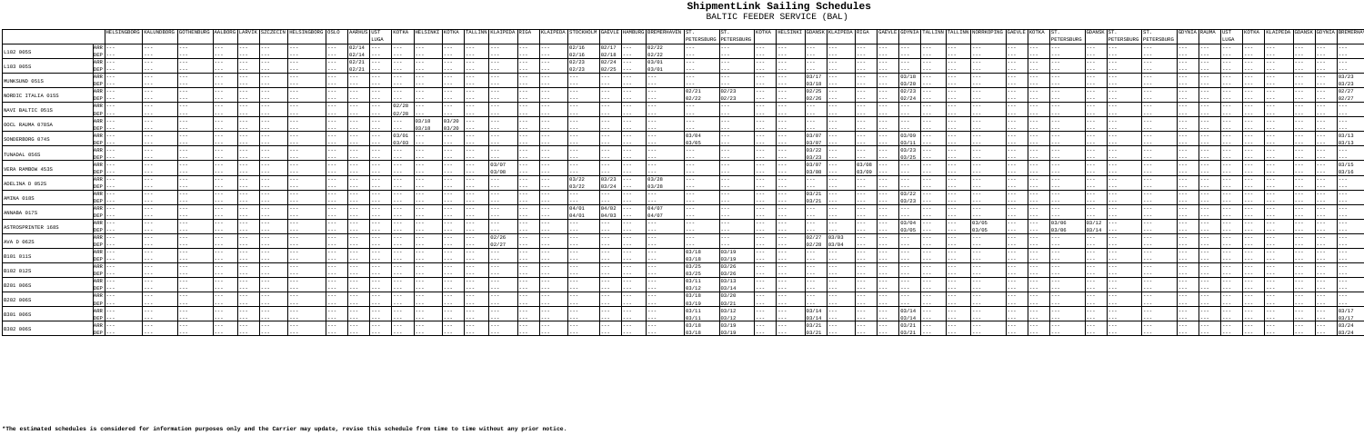# ShipmentLink Sailing Schedules

## BALTIC FEEDER SERVICE (BAL)

| | | HELSINGBORG | KALUNDBORG | GOTHENBURG | AALBORG | LARVIK | SZCZECIN | HELSINGBORG | OSLO | AARHUS | UST LUGA | KOTKA | HELSINKI | KOTKA | TALLINN | KLAIPEDA | RIGA | KLAIPEDA | STOCKHOLM | GAEVLE | HAMBURG | BREMERHAVEN | ST. PETERSBURG | ST. PETERSBURG | KOTKA | HELSINKI | GDANSK | KLAIPEDA | RIGA | GAEVLE | GDYNIA | TALLINN | TALLINN | NORRKOPING | GAEVLE | KOTKA | ST. PETERSBURG | GDANSK | ST. PETERSBURG | ST. PETERSBURG | GDYNIA | RAUMA | UST LUGA | KOTKA | KLAIPEDA | GDANSK | GDYNIA | BREMERHAVEN |
|---|---|---|---|---|---|---|---|---|---|---|---|---|---|---|---|---|---|---|---|---|---|---|---|---|---|---|---|---|---|---|---|---|---|---|---|---|---|---|---|---|---|---|---|---|---|---|---|---|
| LI92 005S | ARR | --- | --- | --- | --- | --- | --- | --- | --- | 02/14 | --- | --- | --- | --- | --- | --- | --- | --- | 02/16 | 02/17 | --- | 02/22 | --- | --- | --- | --- | --- | --- | --- | --- | --- | --- | --- | --- | --- | --- | --- | --- | --- | --- | --- | --- | --- | --- | --- | --- | --- | --- |
| | DEP | --- | --- | --- | --- | --- | --- | --- | --- | 02/14 | --- | --- | --- | --- | --- | --- | --- | --- | 02/16 | 02/18 | --- | 02/22 | --- | --- | --- | --- | --- | --- | --- | --- | --- | --- | --- | --- | --- | --- | --- | --- | --- | --- | --- | --- | --- | --- | --- | --- | --- | --- |
| LI03 005S | ARR | --- | --- | --- | --- | --- | --- | --- | --- | 02/21 | --- | --- | --- | --- | --- | --- | --- | --- | 02/23 | 02/24 | --- | 03/01 | --- | --- | --- | --- | --- | --- | --- | --- | --- | --- | --- | --- | --- | --- | --- | --- | --- | --- | --- | --- | --- | --- | --- | --- | --- | --- |
| | DEP | --- | --- | --- | --- | --- | --- | --- | --- | 02/21 | --- | --- | --- | --- | --- | --- | --- | --- | 02/23 | 02/25 | --- | 03/01 | --- | --- | --- | --- | --- | --- | --- | --- | --- | --- | --- | --- | --- | --- | --- | --- | --- | --- | --- | --- | --- | --- | --- | --- | --- | --- |
| MUNKSUND 051S | ARR | --- | --- | --- | --- | --- | --- | --- | --- | --- | --- | --- | --- | --- | --- | --- | --- | --- | --- | --- | --- | --- | --- | --- | --- | --- | 03/17 | --- | --- | --- | 03/19 | --- | --- | --- | --- | --- | --- | --- | --- | --- | --- | --- | --- | --- | --- | --- | --- | 03/23 |
| | DEP | --- | --- | --- | --- | --- | --- | --- | --- | --- | --- | --- | --- | --- | --- | --- | --- | --- | --- | --- | --- | --- | --- | --- | --- | --- | 03/18 | --- | --- | --- | 03/20 | --- | --- | --- | --- | --- | --- | --- | --- | --- | --- | --- | --- | --- | --- | --- | --- | 03/23 |
| NORDIC ITALIA 015S | ARR | --- | --- | --- | --- | --- | --- | --- | --- | --- | --- | --- | --- | --- | --- | --- | --- | --- | --- | --- | --- | --- | 02/21 | 02/23 | --- | --- | 02/25 | --- | --- | --- | 02/23 | --- | --- | --- | --- | --- | --- | --- | --- | --- | --- | --- | --- | --- | --- | --- | --- | 02/27 |
| | DEP | --- | --- | --- | --- | --- | --- | --- | --- | --- | --- | --- | --- | --- | --- | --- | --- | --- | --- | --- | --- | --- | 02/22 | 02/23 | --- | --- | 02/26 | --- | --- | --- | 02/24 | --- | --- | --- | --- | --- | --- | --- | --- | --- | --- | --- | --- | --- | --- | --- | --- | 02/27 |
| NAVI BALTIC 051S | ARR | --- | --- | --- | --- | --- | --- | --- | --- | --- | --- | 02/20 | --- | --- | --- | --- | --- | --- | --- | --- | --- | --- | --- | --- | --- | --- | --- | --- | --- | --- | --- | --- | --- | --- | --- | --- | --- | --- | --- | --- | --- | --- | --- | --- | --- | --- | --- | --- |
| | DEP | --- | --- | --- | --- | --- | --- | --- | --- | --- | --- | 02/20 | --- | --- | --- | --- | --- | --- | --- | --- | --- | --- | --- | --- | --- | --- | --- | --- | --- | --- | --- | --- | --- | --- | --- | --- | --- | --- | --- | --- | --- | --- | --- | --- | --- | --- | --- | --- |
| OOCL RAUMA 078SA | ARR | --- | --- | --- | --- | --- | --- | --- | --- | --- | --- | --- | 03/18 | 03/20 | --- | --- | --- | --- | --- | --- | --- | --- | --- | --- | --- | --- | --- | --- | --- | --- | --- | --- | --- | --- | --- | --- | --- | --- | --- | --- | --- | --- | --- | --- | --- | --- | --- | --- |
| | DEP | --- | --- | --- | --- | --- | --- | --- | --- | --- | --- | --- | 03/18 | 03/20 | --- | --- | --- | --- | --- | --- | --- | --- | --- | --- | --- | --- | --- | --- | --- | --- | --- | --- | --- | --- | --- | --- | --- | --- | --- | --- | --- | --- | --- | --- | --- | --- | --- | --- |
| SONDERBORG 074S | ARR | --- | --- | --- | --- | --- | --- | --- | --- | --- | --- | 03/01 | --- | --- | --- | --- | --- | --- | --- | --- | --- | --- | 03/04 | --- | --- | --- | 03/07 | --- | --- | --- | 03/09 | --- | --- | --- | --- | --- | --- | --- | --- | --- | --- | --- | --- | --- | --- | --- | --- | 03/13 |
| | DEP | --- | --- | --- | --- | --- | --- | --- | --- | --- | --- | 03/03 | --- | --- | --- | --- | --- | --- | --- | --- | --- | --- | 03/05 | --- | --- | --- | 03/07 | --- | --- | --- | 03/11 | --- | --- | --- | --- | --- | --- | --- | --- | --- | --- | --- | --- | --- | --- | --- | --- | 03/13 |
| TUNADAL 056S | ARR | --- | --- | --- | --- | --- | --- | --- | --- | --- | --- | --- | --- | --- | --- | --- | --- | --- | --- | --- | --- | --- | --- | --- | --- | --- | 03/22 | --- | --- | --- | 03/23 | --- | --- | --- | --- | --- | --- | --- | --- | --- | --- | --- | --- | --- | --- | --- | --- | --- |
| | DEP | --- | --- | --- | --- | --- | --- | --- | --- | --- | --- | --- | --- | --- | --- | --- | --- | --- | --- | --- | --- | --- | --- | --- | --- | --- | 03/23 | --- | --- | --- | 03/25 | --- | --- | --- | --- | --- | --- | --- | --- | --- | --- | --- | --- | --- | --- | --- | --- | --- |
| VERA RAMBOW 453S | ARR | --- | --- | --- | --- | --- | --- | --- | --- | --- | --- | --- | --- | --- | --- | 03/07 | --- | --- | --- | --- | --- | --- | --- | --- | --- | --- | 03/07 | --- | 03/08 | --- | --- | --- | --- | --- | --- | --- | --- | --- | --- | --- | --- | --- | --- | --- | --- | --- | --- | 03/15 |
| | DEP | --- | --- | --- | --- | --- | --- | --- | --- | --- | --- | --- | --- | --- | --- | 03/08 | --- | --- | --- | --- | --- | --- | --- | --- | --- | --- | 03/08 | --- | 03/09 | --- | --- | --- | --- | --- | --- | --- | --- | --- | --- | --- | --- | --- | --- | --- | --- | --- | --- | 03/16 |
| ADELINA D 052S | ARR | --- | --- | --- | --- | --- | --- | --- | --- | --- | --- | --- | --- | --- | --- | --- | --- | --- | 03/22 | 03/23 | --- | 03/28 | --- | --- | --- | --- | --- | --- | --- | --- | --- | --- | --- | --- | --- | --- | --- | --- | --- | --- | --- | --- | --- | --- | --- | --- | --- | --- |
| | DEP | --- | --- | --- | --- | --- | --- | --- | --- | --- | --- | --- | --- | --- | --- | --- | --- | --- | 03/22 | 03/24 | --- | 03/28 | --- | --- | --- | --- | --- | --- | --- | --- | --- | --- | --- | --- | --- | --- | --- | --- | --- | --- | --- | --- | --- | --- | --- | --- | --- | --- |
| AMINA 010S | ARR | --- | --- | --- | --- | --- | --- | --- | --- | --- | --- | --- | --- | --- | --- | --- | --- | --- | --- | --- | --- | --- | --- | --- | --- | --- | 03/21 | --- | --- | --- | 03/22 | --- | --- | --- | --- | --- | --- | --- | --- | --- | --- | --- | --- | --- | --- | --- | --- | --- |
| | DEP | --- | --- | --- | --- | --- | --- | --- | --- | --- | --- | --- | --- | --- | --- | --- | --- | --- | --- | --- | --- | --- | --- | --- | --- | --- | 03/21 | --- | --- | --- | 03/23 | --- | --- | --- | --- | --- | --- | --- | --- | --- | --- | --- | --- | --- | --- | --- | --- | --- |
| ANNABA 017S | ARR | --- | --- | --- | --- | --- | --- | --- | --- | --- | --- | --- | --- | --- | --- | --- | --- | --- | 04/01 | 04/02 | --- | 04/07 | --- | --- | --- | --- | --- | --- | --- | --- | --- | --- | --- | --- | --- | --- | --- | --- | --- | --- | --- | --- | --- | --- | --- | --- | --- | --- |
| | DEP | --- | --- | --- | --- | --- | --- | --- | --- | --- | --- | --- | --- | --- | --- | --- | --- | --- | 04/01 | 04/03 | --- | 04/07 | --- | --- | --- | --- | --- | --- | --- | --- | --- | --- | --- | --- | --- | --- | --- | --- | --- | --- | --- | --- | --- | --- | --- | --- | --- | --- |
| ASTROSPRINTER 168S | ARR | --- | --- | --- | --- | --- | --- | --- | --- | --- | --- | --- | --- | --- | --- | --- | --- | --- | --- | --- | --- | --- | --- | --- | --- | --- | --- | --- | --- | --- | 03/04 | --- | --- | 03/05 | --- | --- | 03/06 | 03/12 | --- | --- | --- | --- | --- | --- | --- | --- | --- | --- |
| | DEP | --- | --- | --- | --- | --- | --- | --- | --- | --- | --- | --- | --- | --- | --- | --- | --- | --- | --- | --- | --- | --- | --- | --- | --- | --- | --- | --- | --- | --- | 03/05 | --- | --- | 03/06 | --- | --- | 03/06 | 03/14 | --- | --- | --- | --- | --- | --- | --- | --- | --- | --- |
| AVA D 062S | ARR | --- | --- | --- | --- | --- | --- | --- | --- | --- | --- | --- | --- | --- | --- | 02/26 | --- | --- | --- | --- | --- | --- | --- | --- | --- | --- | 02/27 | 03/03 | --- | --- | --- | --- | --- | --- | --- | --- | --- | --- | --- | --- | --- | --- | --- | --- | --- | --- | --- | --- |
| | DEP | --- | --- | --- | --- | --- | --- | --- | --- | --- | --- | --- | --- | --- | --- | 02/27 | --- | --- | --- | --- | --- | --- | --- | --- | --- | --- | 02/28 | 03/04 | --- | --- | --- | --- | --- | --- | --- | --- | --- | --- | --- | --- | --- | --- | --- | --- | --- | --- | --- | --- |
| B101 011S | ARR | --- | --- | --- | --- | --- | --- | --- | --- | --- | --- | --- | --- | --- | --- | --- | --- | --- | --- | --- | --- | --- | 03/18 | 03/19 | --- | --- | --- | --- | --- | --- | --- | --- | --- | --- | --- | --- | --- | --- | --- | --- | --- | --- | --- | --- | --- | --- | --- | --- |
| | DEP | --- | --- | --- | --- | --- | --- | --- | --- | --- | --- | --- | --- | --- | --- | --- | --- | --- | --- | --- | --- | --- | 03/18 | 03/19 | --- | --- | --- | --- | --- | --- | --- | --- | --- | --- | --- | --- | --- | --- | --- | --- | --- | --- | --- | --- | --- | --- | --- | --- |
| B102 012S | ARR | --- | --- | --- | --- | --- | --- | --- | --- | --- | --- | --- | --- | --- | --- | --- | --- | --- | --- | --- | --- | --- | 03/25 | 03/26 | --- | --- | --- | --- | --- | --- | --- | --- | --- | --- | --- | --- | --- | --- | --- | --- | --- | --- | --- | --- | --- | --- | --- | --- |
| | DEP | --- | --- | --- | --- | --- | --- | --- | --- | --- | --- | --- | --- | --- | --- | --- | --- | --- | --- | --- | --- | --- | 03/25 | 03/26 | --- | --- | --- | --- | --- | --- | --- | --- | --- | --- | --- | --- | --- | --- | --- | --- | --- | --- | --- | --- | --- | --- | --- | --- |
| B201 006S | ARR | --- | --- | --- | --- | --- | --- | --- | --- | --- | --- | --- | --- | --- | --- | --- | --- | --- | --- | --- | --- | --- | 03/11 | 03/13 | --- | --- | --- | --- | --- | --- | --- | --- | --- | --- | --- | --- | --- | --- | --- | --- | --- | --- | --- | --- | --- | --- | --- | --- |
| | DEP | --- | --- | --- | --- | --- | --- | --- | --- | --- | --- | --- | --- | --- | --- | --- | --- | --- | --- | --- | --- | --- | 03/12 | 03/14 | --- | --- | --- | --- | --- | --- | --- | --- | --- | --- | --- | --- | --- | --- | --- | --- | --- | --- | --- | --- | --- | --- | --- | --- |
| B202 006S | ARR | --- | --- | --- | --- | --- | --- | --- | --- | --- | --- | --- | --- | --- | --- | --- | --- | --- | --- | --- | --- | --- | 03/18 | 03/20 | --- | --- | --- | --- | --- | --- | --- | --- | --- | --- | --- | --- | --- | --- | --- | --- | --- | --- | --- | --- | --- | --- | --- | --- |
| | DEP | --- | --- | --- | --- | --- | --- | --- | --- | --- | --- | --- | --- | --- | --- | --- | --- | --- | --- | --- | --- | --- | 03/19 | 03/21 | --- | --- | --- | --- | --- | --- | --- | --- | --- | --- | --- | --- | --- | --- | --- | --- | --- | --- | --- | --- | --- | --- | --- | --- |
| B301 006S | ARR | --- | --- | --- | --- | --- | --- | --- | --- | --- | --- | --- | --- | --- | --- | --- | --- | --- | --- | --- | --- | --- | 03/11 | 03/12 | --- | --- | 03/14 | --- | --- | --- | 03/14 | --- | --- | --- | --- | --- | --- | --- | --- | --- | --- | --- | --- | --- | --- | --- | --- | 03/17 |
| | DEP | --- | --- | --- | --- | --- | --- | --- | --- | --- | --- | --- | --- | --- | --- | --- | --- | --- | --- | --- | --- | --- | 03/11 | 03/12 | --- | --- | 03/14 | --- | --- | --- | 03/14 | --- | --- | --- | --- | --- | --- | --- | --- | --- | --- | --- | --- | --- | --- | --- | --- | 03/17 |
| B302 006S | ARR | --- | --- | --- | --- | --- | --- | --- | --- | --- | --- | --- | --- | --- | --- | --- | --- | --- | --- | --- | --- | --- | 03/18 | 03/19 | --- | --- | 03/21 | --- | --- | --- | 03/21 | --- | --- | --- | --- | --- | --- | --- | --- | --- | --- | --- | --- | --- | --- | --- | --- | 03/24 |
| | DEP | --- | --- | --- | --- | --- | --- | --- | --- | --- | --- | --- | --- | --- | --- | --- | --- | --- | --- | --- | --- | --- | 03/18 | 03/19 | --- | --- | 03/21 | --- | --- | --- | 03/21 | --- | --- | --- | --- | --- | --- | --- | --- | --- | --- | --- | --- | --- | --- | --- | --- | 03/24 |

**\*The estimated schedules is considered for information purposes only and the Carrier may update, revise this schedule from time to time without any prior notice.**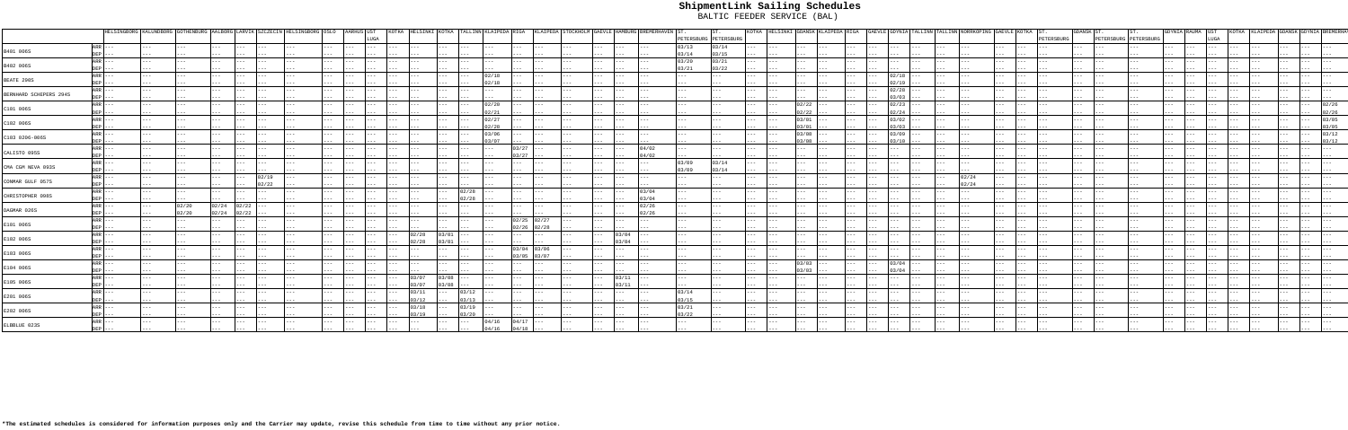# ShipmentLink Sailing Schedules

## BALTIC FEEDER SERVICE (BAL)

| | | HELSINGBORG | KALUNDBORG | GOTHENBURG | AALBORG | LARVIK | SZCZECIN | HELSINGBORG | OSLO | AARHUS | UST LUGA | KOTKA | HELSINKI | KOTKA | TALLINN | KLAIPEDA | RIGA | KLAIPEDA | STOCKHOLM | GAEVLE | HAMBURG | BREMERHAVEN | ST. PETERSBURG | ST. PETERSBURG | KOTKA | HELSINKI | GDANSK | KLAIPEDA | RIGA | GAEVLE | GDYNIA | TALLINN | TALLINN | NORRKOPING | GAEVLE | KOTKA | ST. PETERSBURG | GDANSK | ST. PETERSBURG | ST. PETERSBURG | GDYNIA | RAUMA | UST LUGA | KOTKA | KLAIPEDA | GDANSK | GDYNIA | BREMERHAVEN |
|---|---|---|---|---|---|---|---|---|---|---|---|---|---|---|---|---|---|---|---|---|---|---|---|---|---|---|---|---|---|---|---|---|---|---|---|---|---|---|---|---|---|---|---|---|---|---|---|---|
| B401 006S | ARR | --- | --- | --- | --- | --- | --- | --- | --- | --- | --- | --- | --- | --- | --- | --- | --- | --- | --- | --- | --- | --- | 03/13 | 03/14 | --- | --- | --- | --- | --- | --- | --- | --- | --- | --- | --- | --- | --- | --- | --- | --- | --- | --- | --- | --- | --- | --- | --- | --- |
| | DEP | --- | --- | --- | --- | --- | --- | --- | --- | --- | --- | --- | --- | --- | --- | --- | --- | --- | --- | --- | --- | --- | 03/14 | 03/15 | --- | --- | --- | --- | --- | --- | --- | --- | --- | --- | --- | --- | --- | --- | --- | --- | --- | --- | --- | --- | --- | --- | --- | --- |
| B402 006S | ARR | --- | --- | --- | --- | --- | --- | --- | --- | --- | --- | --- | --- | --- | --- | --- | --- | --- | --- | --- | --- | --- | 03/20 | 03/21 | --- | --- | --- | --- | --- | --- | --- | --- | --- | --- | --- | --- | --- | --- | --- | --- | --- | --- | --- | --- | --- | --- | --- | --- |
| | DEP | --- | --- | --- | --- | --- | --- | --- | --- | --- | --- | --- | --- | --- | --- | --- | --- | --- | --- | --- | --- | --- | 03/21 | 03/22 | --- | --- | --- | --- | --- | --- | --- | --- | --- | --- | --- | --- | --- | --- | --- | --- | --- | --- | --- | --- | --- | --- | --- | --- |
| BEATE 290S | ARR | --- | --- | --- | --- | --- | --- | --- | --- | --- | --- | --- | --- | --- | --- | 02/18 | --- | --- | --- | --- | --- | --- | --- | --- | --- | --- | --- | --- | --- | --- | 02/18 | --- | --- | --- | --- | --- | --- | --- | --- | --- | --- | --- | --- | --- | --- | --- | --- | --- |
| | DEP | --- | --- | --- | --- | --- | --- | --- | --- | --- | --- | --- | --- | --- | --- | 02/18 | --- | --- | --- | --- | --- | --- | --- | --- | --- | --- | --- | --- | --- | --- | 02/19 | --- | --- | --- | --- | --- | --- | --- | --- | --- | --- | --- | --- | --- | --- | --- | --- | --- |
| BERNHARD SCHEPERS 294S | ARR | --- | --- | --- | --- | --- | --- | --- | --- | --- | --- | --- | --- | --- | --- | --- | --- | --- | --- | --- | --- | --- | --- | --- | --- | --- | --- | --- | --- | --- | 02/28 | --- | --- | --- | --- | --- | --- | --- | --- | --- | --- | --- | --- | --- | --- | --- | --- | --- |
| | DEP | --- | --- | --- | --- | --- | --- | --- | --- | --- | --- | --- | --- | --- | --- | --- | --- | --- | --- | --- | --- | --- | --- | --- | --- | --- | --- | --- | --- | --- | 03/03 | --- | --- | --- | --- | --- | --- | --- | --- | --- | --- | --- | --- | --- | --- | --- | --- | --- |
| C101 006S | ARR | --- | --- | --- | --- | --- | --- | --- | --- | --- | --- | --- | --- | --- | --- | 02/20 | --- | --- | --- | --- | --- | --- | --- | --- | --- | --- | 02/22 | --- | --- | --- | 02/23 | --- | --- | --- | --- | --- | --- | --- | --- | --- | --- | --- | --- | --- | --- | --- | --- | 02/26 |
| | DEP | --- | --- | --- | --- | --- | --- | --- | --- | --- | --- | --- | --- | --- | --- | 02/21 | --- | --- | --- | --- | --- | --- | --- | --- | --- | --- | 02/22 | --- | --- | --- | 02/24 | --- | --- | --- | --- | --- | --- | --- | --- | --- | --- | --- | --- | --- | --- | --- | --- | 02/26 |
| C102 006S | ARR | --- | --- | --- | --- | --- | --- | --- | --- | --- | --- | --- | --- | --- | --- | 02/27 | --- | --- | --- | --- | --- | --- | --- | --- | --- | --- | 03/01 | --- | --- | --- | 03/02 | --- | --- | --- | --- | --- | --- | --- | --- | --- | --- | --- | --- | --- | --- | --- | --- | 03/05 |
| | DEP | --- | --- | --- | --- | --- | --- | --- | --- | --- | --- | --- | --- | --- | --- | 02/28 | --- | --- | --- | --- | --- | --- | --- | --- | --- | --- | 03/01 | --- | --- | --- | 03/03 | --- | --- | --- | --- | --- | --- | --- | --- | --- | --- | --- | --- | --- | --- | --- | --- | 03/05 |
| C103 0206-006S | ARR | --- | --- | --- | --- | --- | --- | --- | --- | --- | --- | --- | --- | --- | --- | 03/06 | --- | --- | --- | --- | --- | --- | --- | --- | --- | --- | 03/08 | --- | --- | --- | 03/09 | --- | --- | --- | --- | --- | --- | --- | --- | --- | --- | --- | --- | --- | --- | --- | --- | 03/12 |
| | DEP | --- | --- | --- | --- | --- | --- | --- | --- | --- | --- | --- | --- | --- | --- | 03/07 | --- | --- | --- | --- | --- | --- | --- | --- | --- | --- | 03/08 | --- | --- | --- | 03/10 | --- | --- | --- | --- | --- | --- | --- | --- | --- | --- | --- | --- | --- | --- | --- | --- | 03/12 |
| CALISTO 095S | ARR | --- | --- | --- | --- | --- | --- | --- | --- | --- | --- | --- | --- | --- | --- | --- | 03/27 | --- | --- | --- | --- | 04/02 | --- | --- | --- | --- | --- | --- | --- | --- | --- | --- | --- | --- | --- | --- | --- | --- | --- | --- | --- | --- | --- | --- | --- | --- | --- | --- |
| | DEP | --- | --- | --- | --- | --- | --- | --- | --- | --- | --- | --- | --- | --- | --- | --- | 03/27 | --- | --- | --- | --- | 04/02 | --- | --- | --- | --- | --- | --- | --- | --- | --- | --- | --- | --- | --- | --- | --- | --- | --- | --- | --- | --- | --- | --- | --- | --- | --- | --- |
| CMA CGM NEVA 093S | ARR | --- | --- | --- | --- | --- | --- | --- | --- | --- | --- | --- | --- | --- | --- | --- | --- | --- | --- | --- | --- | --- | 03/09 | 03/14 | --- | --- | --- | --- | --- | --- | --- | --- | --- | --- | --- | --- | --- | --- | --- | --- | --- | --- | --- | --- | --- | --- | --- | --- |
| | DEP | --- | --- | --- | --- | --- | --- | --- | --- | --- | --- | --- | --- | --- | --- | --- | --- | --- | --- | --- | --- | --- | 03/09 | 03/14 | --- | --- | --- | --- | --- | --- | --- | --- | --- | --- | --- | --- | --- | --- | --- | --- | --- | --- | --- | --- | --- | --- | --- | --- |
| CONMAR GULF 057S | ARR | --- | --- | --- | --- | --- | 02/19 | --- | --- | --- | --- | --- | --- | --- | --- | --- | --- | --- | --- | --- | --- | --- | --- | --- | --- | --- | --- | --- | --- | --- | --- | --- | --- | 02/24 | --- | --- | --- | --- | --- | --- | --- | --- | --- | --- | --- | --- | --- | --- |
| | DEP | --- | --- | --- | --- | --- | 02/22 | --- | --- | --- | --- | --- | --- | --- | --- | --- | --- | --- | --- | --- | --- | --- | --- | --- | --- | --- | --- | --- | --- | --- | --- | --- | --- | 02/24 | --- | --- | --- | --- | --- | --- | --- | --- | --- | --- | --- | --- | --- | --- |
| CHRISTOPHER 098S | ARR | --- | --- | --- | --- | --- | --- | --- | --- | --- | --- | --- | --- | --- | 02/28 | --- | --- | --- | --- | --- | --- | 03/04 | --- | --- | --- | --- | --- | --- | --- | --- | --- | --- | --- | --- | --- | --- | --- | --- | --- | --- | --- | --- | --- | --- | --- | --- | --- | --- |
| | DEP | --- | --- | --- | --- | --- | --- | --- | --- | --- | --- | --- | --- | --- | 02/29 | --- | --- | --- | --- | --- | --- | 03/04 | --- | --- | --- | --- | --- | --- | --- | --- | --- | --- | --- | --- | --- | --- | --- | --- | --- | --- | --- | --- | --- | --- | --- | --- | --- | --- |
| DAGMAR 026S | ARR | --- | --- | 02/20 | 02/24 | 02/22 | --- | --- | --- | --- | --- | --- | --- | --- | --- | --- | --- | --- | --- | --- | --- | 02/26 | --- | --- | --- | --- | --- | --- | --- | --- | --- | --- | --- | --- | --- | --- | --- | --- | --- | --- | --- | --- | --- | --- | --- | --- | --- | --- |
| | DEP | --- | --- | 02/20 | 02/24 | 02/22 | --- | --- | --- | --- | --- | --- | --- | --- | --- | --- | --- | --- | --- | --- | --- | 02/26 | --- | --- | --- | --- | --- | --- | --- | --- | --- | --- | --- | --- | --- | --- | --- | --- | --- | --- | --- | --- | --- | --- | --- | --- | --- | --- |
| E101 006S | ARR | --- | --- | --- | --- | --- | --- | --- | --- | --- | --- | --- | --- | --- | --- | --- | 02/25 | 02/27 | --- | --- | --- | --- | --- | --- | --- | --- | --- | --- | --- | --- | --- | --- | --- | --- | --- | --- | --- | --- | --- | --- | --- | --- | --- | --- | --- | --- | --- | --- |
| | DEP | --- | --- | --- | --- | --- | --- | --- | --- | --- | --- | --- | --- | --- | --- | --- | 02/26 | 02/28 | --- | --- | --- | --- | --- | --- | --- | --- | --- | --- | --- | --- | --- | --- | --- | --- | --- | --- | --- | --- | --- | --- | --- | --- | --- | --- | --- | --- | --- | --- |
| E102 006S | ARR | --- | --- | --- | --- | --- | --- | --- | --- | --- | --- | --- | 02/28 | 03/01 | --- | --- | --- | --- | --- | --- | --- | 03/04 | --- | --- | --- | --- | --- | --- | --- | --- | --- | --- | --- | --- | --- | --- | --- | --- | --- | --- | --- | --- | --- | --- | --- | --- | --- | --- |
| | DEP | --- | --- | --- | --- | --- | --- | --- | --- | --- | --- | --- | 02/28 | 03/01 | --- | --- | --- | --- | --- | --- | --- | 03/04 | --- | --- | --- | --- | --- | --- | --- | --- | --- | --- | --- | --- | --- | --- | --- | --- | --- | --- | --- | --- | --- | --- | --- | --- | --- | --- |
| E103 006S | ARR | --- | --- | --- | --- | --- | --- | --- | --- | --- | --- | --- | --- | --- | --- | --- | 03/04 | 03/06 | --- | --- | --- | --- | --- | --- | --- | --- | --- | --- | --- | --- | --- | --- | --- | --- | --- | --- | --- | --- | --- | --- | --- | --- | --- | --- | --- | --- | --- | --- |
| | DEP | --- | --- | --- | --- | --- | --- | --- | --- | --- | --- | --- | --- | --- | --- | --- | 03/05 | 03/07 | --- | --- | --- | --- | --- | --- | --- | --- | --- | --- | --- | --- | --- | --- | --- | --- | --- | --- | --- | --- | --- | --- | --- | --- | --- | --- | --- | --- | --- | --- |
| E104 006S | ARR | --- | --- | --- | --- | --- | --- | --- | --- | --- | --- | --- | --- | --- | --- | --- | --- | --- | --- | --- | --- | --- | --- | --- | --- | --- | 03/03 | --- | --- | --- | 03/04 | --- | --- | --- | --- | --- | --- | --- | --- | --- | --- | --- | --- | --- | --- | --- | --- | --- |
| | DEP | --- | --- | --- | --- | --- | --- | --- | --- | --- | --- | --- | --- | --- | --- | --- | --- | --- | --- | --- | --- | --- | --- | --- | --- | --- | 03/03 | --- | --- | --- | 03/04 | --- | --- | --- | --- | --- | --- | --- | --- | --- | --- | --- | --- | --- | --- | --- | --- | --- |
| E105 006S | ARR | --- | --- | --- | --- | --- | --- | --- | --- | --- | --- | --- | 03/07 | 03/08 | --- | --- | --- | --- | --- | --- | --- | 03/11 | --- | --- | --- | --- | --- | --- | --- | --- | --- | --- | --- | --- | --- | --- | --- | --- | --- | --- | --- | --- | --- | --- | --- | --- | --- | --- |
| | DEP | --- | --- | --- | --- | --- | --- | --- | --- | --- | --- | --- | 03/07 | 03/08 | --- | --- | --- | --- | --- | --- | --- | 03/11 | --- | --- | --- | --- | --- | --- | --- | --- | --- | --- | --- | --- | --- | --- | --- | --- | --- | --- | --- | --- | --- | --- | --- | --- | --- | --- |
| E201 006S | ARR | --- | --- | --- | --- | --- | --- | --- | --- | --- | --- | --- | 03/11 | --- | 03/12 | --- | --- | --- | --- | --- | --- | --- | 03/14 | --- | --- | --- | --- | --- | --- | --- | --- | --- | --- | --- | --- | --- | --- | --- | --- | --- | --- | --- | --- | --- | --- | --- | --- | --- |
| | DEP | --- | --- | --- | --- | --- | --- | --- | --- | --- | --- | --- | 03/12 | --- | 03/13 | --- | --- | --- | --- | --- | --- | --- | 03/15 | --- | --- | --- | --- | --- | --- | --- | --- | --- | --- | --- | --- | --- | --- | --- | --- | --- | --- | --- | --- | --- | --- | --- | --- | --- |
| E202 006S | ARR | --- | --- | --- | --- | --- | --- | --- | --- | --- | --- | --- | 03/18 | --- | 03/19 | --- | --- | --- | --- | --- | --- | --- | 03/21 | --- | --- | --- | --- | --- | --- | --- | --- | --- | --- | --- | --- | --- | --- | --- | --- | --- | --- | --- | --- | --- | --- | --- | --- | --- |
| | DEP | --- | --- | --- | --- | --- | --- | --- | --- | --- | --- | --- | 03/19 | --- | 03/20 | --- | --- | --- | --- | --- | --- | --- | 03/22 | --- | --- | --- | --- | --- | --- | --- | --- | --- | --- | --- | --- | --- | --- | --- | --- | --- | --- | --- | --- | --- | --- | --- | --- | --- |
| ELBBLUE 023S | ARR | --- | --- | --- | --- | --- | --- | --- | --- | --- | --- | --- | --- | --- | --- | --- | 04/16 | 04/17 | --- | --- | --- | --- | --- | --- | --- | --- | --- | --- | --- | --- | --- | --- | --- | --- | --- | --- | --- | --- | --- | --- | --- | --- | --- | --- | --- | --- | --- | --- |
| | DEP | --- | --- | --- | --- | --- | --- | --- | --- | --- | --- | --- | --- | --- | --- | --- | 04/16 | 04/18 | --- | --- | --- | --- | --- | --- | --- | --- | --- | --- | --- | --- | --- | --- | --- | --- | --- | --- | --- | --- | --- | --- | --- | --- | --- | --- | --- | --- | --- | --- |

**\*The estimated schedules is considered for information purposes only and the Carrier may update, revise this schedule from time to time without any prior notice.**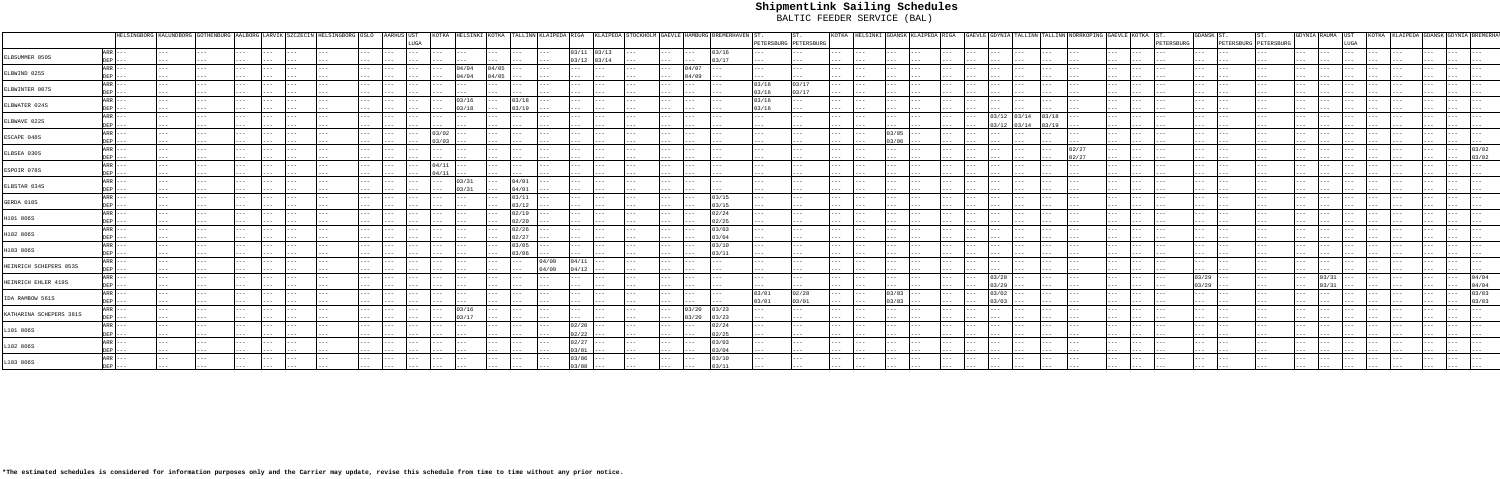# ShipmentLink Sailing Schedules

BALTIC FEEDER SERVICE (BAL)

| | | HELSINGBORG | HALUNDBORG | GOTHENBURG | AALBORG | LARVIK | SZCZECIN | HELSINGBORG | OSLO | AARHUS | UST LUGA | KOTKA | HELSINKI | KOTKA | TALLINN | KLAIPEDA | RIGA | KLAIPEDA | STOCKHOLM | GAEVLE | HAMBURG | BREMERHAVEN | ST. PETERSBURG | ST. PETERSBURG | KOTKA | HELSINKI | GDANSK | KLAIPEDA | RIGA | GAEVLE | GDYNIA | TALLINN | TALLINN | NORRKOPING | GAEVLE | KOTKA | ST. PETERSBURG | GDANSK | ST. PETERSBURG | ST. PETERSBURG | GDYNIA | RAUMA | UST LUGA | KOTKA | KLAIPEDA | GDANSK | GDYNIA | BREMERHAVEN |
|---|---|---|---|---|---|---|---|---|---|---|---|---|---|---|---|---|---|---|---|---|---|---|---|---|---|---|---|---|---|---|---|---|---|---|---|---|---|---|---|---|---|---|---|---|---|---|---|---|
| ELBSUMMER 050S | ARR | --- | --- | --- | --- | --- | --- | --- | --- | --- | --- | --- | --- | --- | 03/11 | 03/13 | --- | --- | --- | --- | --- | 03/16 | --- | --- | --- | --- | --- | --- | --- | --- | --- | --- | --- | --- | --- | --- | --- | --- | --- | --- | --- | --- | --- | --- | --- | --- | --- | --- |
| | DEP | --- | --- | --- | --- | --- | --- | --- | --- | --- | --- | --- | --- | --- | 03/12 | 03/14 | --- | --- | --- | --- | --- | 03/17 | --- | --- | --- | --- | --- | --- | --- | --- | --- | --- | --- | --- | --- | --- | --- | --- | --- | --- | --- | --- | --- | --- | --- | --- | --- | --- |
| ELBWIND 025S | ARR | --- | --- | --- | --- | --- | --- | --- | --- | --- | --- | --- | 04/04 | 04/05 | --- | --- | --- | --- | --- | --- | 04/07 | --- | --- | --- | --- | --- | --- | --- | --- | --- | --- | --- | --- | --- | --- | --- | --- | --- | --- | --- | --- | --- | --- | --- | --- | --- | --- | --- |
| | DEP | --- | --- | --- | --- | --- | --- | --- | --- | --- | --- | --- | 04/04 | 04/05 | --- | --- | --- | --- | --- | --- | 04/09 | --- | --- | --- | --- | --- | --- | --- | --- | --- | --- | --- | --- | --- | --- | --- | --- | --- | --- | --- | --- | --- | --- | --- | --- | --- | --- | --- |
| ELBWINTER 007S | ARR | --- | --- | --- | --- | --- | --- | --- | --- | --- | --- | --- | --- | --- | --- | --- | --- | --- | --- | --- | --- | --- | 03/16 | 03/17 | --- | --- | --- | --- | --- | --- | --- | --- | --- | --- | --- | --- | --- | --- | --- | --- | --- | --- | --- | --- | --- | --- | --- | --- |
| | DEP | --- | --- | --- | --- | --- | --- | --- | --- | --- | --- | --- | --- | --- | --- | --- | --- | --- | --- | --- | --- | --- | 03/16 | 03/17 | --- | --- | --- | --- | --- | --- | --- | --- | --- | --- | --- | --- | --- | --- | --- | --- | --- | --- | --- | --- | --- | --- | --- | --- |
| ELBWATER 024S | ARR | --- | --- | --- | --- | --- | --- | --- | --- | --- | --- | --- | 03/16 | --- | 03/18 | --- | --- | --- | --- | --- | --- | --- | 03/16 | --- | --- | --- | --- | --- | --- | --- | --- | --- | --- | --- | --- | --- | --- | --- | --- | --- | --- | --- | --- | --- | --- | --- | --- | --- |
| | DEP | --- | --- | --- | --- | --- | --- | --- | --- | --- | --- | --- | 03/18 | --- | 03/19 | --- | --- | --- | --- | --- | --- | --- | 03/16 | --- | --- | --- | --- | --- | --- | --- | --- | --- | --- | --- | --- | --- | --- | --- | --- | --- | --- | --- | --- | --- | --- | --- | --- | --- |
| ELBWAVE 022S | ARR | --- | --- | --- | --- | --- | --- | --- | --- | --- | --- | --- | --- | --- | --- | --- | --- | --- | --- | --- | --- | --- | --- | --- | --- | --- | --- | --- | --- | --- | 03/12 | 03/14 | 03/18 | --- | --- | --- | --- | --- | --- | --- | --- | --- | --- | --- | --- | --- | --- | --- |
| | DEP | --- | --- | --- | --- | --- | --- | --- | --- | --- | --- | --- | --- | --- | --- | --- | --- | --- | --- | --- | --- | --- | --- | --- | --- | --- | --- | --- | --- | --- | 03/12 | 03/14 | 03/19 | --- | --- | --- | --- | --- | --- | --- | --- | --- | --- | --- | --- | --- | --- | --- |
| ESCAPE 048S | ARR | --- | --- | --- | --- | --- | --- | --- | --- | --- | --- | 03/02 | --- | --- | --- | --- | --- | --- | --- | --- | --- | --- | --- | --- | --- | --- | 03/05 | --- | --- | --- | --- | --- | --- | --- | --- | --- | --- | --- | --- | --- | --- | --- | --- | --- | --- | --- | --- | --- |
| | DEP | --- | --- | --- | --- | --- | --- | --- | --- | --- | --- | 03/03 | --- | --- | --- | --- | --- | --- | --- | --- | --- | --- | --- | --- | --- | --- | 03/06 | --- | --- | --- | --- | --- | --- | --- | --- | --- | --- | --- | --- | --- | --- | --- | --- | --- | --- | --- | --- | --- |
| ELBSEA 030S | ARR | --- | --- | --- | --- | --- | --- | --- | --- | --- | --- | --- | --- | --- | --- | --- | --- | --- | --- | --- | --- | --- | --- | --- | --- | --- | --- | --- | --- | --- | --- | --- | --- | 02/27 | --- | --- | --- | --- | --- | --- | --- | --- | --- | --- | --- | --- | --- | 03/02 |
| | DEP | --- | --- | --- | --- | --- | --- | --- | --- | --- | --- | --- | --- | --- | --- | --- | --- | --- | --- | --- | --- | --- | --- | --- | --- | --- | --- | --- | --- | --- | --- | --- | --- | 02/27 | --- | --- | --- | --- | --- | --- | --- | --- | --- | --- | --- | --- | --- | 03/02 |
| ESPOIR 078S | ARR | --- | --- | --- | --- | --- | --- | --- | --- | --- | 04/11 | --- | --- | --- | --- | --- | --- | --- | --- | --- | --- | --- | --- | --- | --- | --- | --- | --- | --- | --- | --- | --- | --- | --- | --- | --- | --- | --- | --- | --- | --- | --- | --- | --- | --- | --- | --- | --- |
| | DEP | --- | --- | --- | --- | --- | --- | --- | --- | --- | 04/11 | --- | --- | --- | --- | --- | --- | --- | --- | --- | --- | --- | --- | --- | --- | --- | --- | --- | --- | --- | --- | --- | --- | --- | --- | --- | --- | --- | --- | --- | --- | --- | --- | --- | --- | --- | --- | --- |
| ELBSTAR 034S | ARR | --- | --- | --- | --- | --- | --- | --- | --- | --- | --- | --- | 03/31 | --- | 04/01 | --- | --- | --- | --- | --- | --- | --- | --- | --- | --- | --- | --- | --- | --- | --- | --- | --- | --- | --- | --- | --- | --- | --- | --- | --- | --- | --- | --- | --- | --- | --- | --- | --- |
| | DEP | --- | --- | --- | --- | --- | --- | --- | --- | --- | --- | --- | 03/31 | --- | 04/01 | --- | --- | --- | --- | --- | --- | --- | --- | --- | --- | --- | --- | --- | --- | --- | --- | --- | --- | --- | --- | --- | --- | --- | --- | --- | --- | --- | --- | --- | --- | --- | --- | --- |
| GERDA 010S | ARR | --- | --- | --- | --- | --- | --- | --- | --- | --- | --- | --- | --- | --- | 03/11 | --- | --- | --- | --- | --- | --- | 03/15 | --- | --- | --- | --- | --- | --- | --- | --- | --- | --- | --- | --- | --- | --- | --- | --- | --- | --- | --- | --- | --- | --- | --- | --- | --- | --- |
| | DEP | --- | --- | --- | --- | --- | --- | --- | --- | --- | --- | --- | --- | --- | 03/12 | --- | --- | --- | --- | --- | --- | 03/15 | --- | --- | --- | --- | --- | --- | --- | --- | --- | --- | --- | --- | --- | --- | --- | --- | --- | --- | --- | --- | --- | --- | --- | --- | --- | --- |
| H101 006S | ARR | --- | --- | --- | --- | --- | --- | --- | --- | --- | --- | --- | --- | --- | 02/19 | --- | --- | --- | --- | --- | --- | 02/24 | --- | --- | --- | --- | --- | --- | --- | --- | --- | --- | --- | --- | --- | --- | --- | --- | --- | --- | --- | --- | --- | --- | --- | --- | --- | --- |
| | DEP | --- | --- | --- | --- | --- | --- | --- | --- | --- | --- | --- | --- | --- | 02/19 | --- | --- | --- | --- | --- | --- | 02/25 | --- | --- | --- | --- | --- | --- | --- | --- | --- | --- | --- | --- | --- | --- | --- | --- | --- | --- | --- | --- | --- | --- | --- | --- | --- | --- |
| H102 006S | ARR | --- | --- | --- | --- | --- | --- | --- | --- | --- | --- | --- | --- | --- | 02/26 | --- | --- | --- | --- | --- | --- | 03/03 | --- | --- | --- | --- | --- | --- | --- | --- | --- | --- | --- | --- | --- | --- | --- | --- | --- | --- | --- | --- | --- | --- | --- | --- | --- | --- |
| | DEP | --- | --- | --- | --- | --- | --- | --- | --- | --- | --- | --- | --- | --- | 02/27 | --- | --- | --- | --- | --- | --- | 03/04 | --- | --- | --- | --- | --- | --- | --- | --- | --- | --- | --- | --- | --- | --- | --- | --- | --- | --- | --- | --- | --- | --- | --- | --- | --- | --- |
| H103 006S | ARR | --- | --- | --- | --- | --- | --- | --- | --- | --- | --- | --- | --- | --- | 03/05 | --- | --- | --- | --- | --- | --- | 03/10 | --- | --- | --- | --- | --- | --- | --- | --- | --- | --- | --- | --- | --- | --- | --- | --- | --- | --- | --- | --- | --- | --- | --- | --- | --- | --- |
| | DEP | --- | --- | --- | --- | --- | --- | --- | --- | --- | --- | --- | --- | --- | 03/06 | --- | --- | --- | --- | --- | --- | 03/11 | --- | --- | --- | --- | --- | --- | --- | --- | --- | --- | --- | --- | --- | --- | --- | --- | --- | --- | --- | --- | --- | --- | --- | --- | --- | --- |
| HEINRICH SCHEPERS 053S | ARR | --- | --- | --- | --- | --- | --- | --- | --- | --- | --- | --- | --- | 04/09 | 04/11 | --- | --- | --- | --- | --- | --- | --- | --- | --- | --- | --- | --- | --- | --- | --- | --- | --- | --- | --- | --- | --- | --- | --- | --- | --- | --- | --- | --- | --- | --- | --- | --- | --- |
| | DEP | --- | --- | --- | --- | --- | --- | --- | --- | --- | --- | --- | --- | 04/09 | 04/12 | --- | --- | --- | --- | --- | --- | --- | --- | --- | --- | --- | --- | --- | --- | --- | --- | --- | --- | --- | --- | --- | --- | --- | --- | --- | --- | --- | --- | --- | --- | --- | --- | --- |
| HEINRICH EHLER 419S | ARR | --- | --- | --- | --- | --- | --- | --- | --- | --- | --- | --- | --- | --- | --- | --- | --- | --- | --- | --- | --- | --- | --- | --- | --- | --- | --- | --- | --- | --- | 03/28 | --- | --- | --- | --- | --- | --- | 03/29 | --- | --- | --- | --- | 03/31 | --- | --- | --- | --- | 04/04 |
| | DEP | --- | --- | --- | --- | --- | --- | --- | --- | --- | --- | --- | --- | --- | --- | --- | --- | --- | --- | --- | --- | --- | --- | --- | --- | --- | --- | --- | --- | --- | 03/29 | --- | --- | --- | --- | --- | --- | 03/29 | --- | --- | --- | --- | 03/31 | --- | --- | --- | --- | 04/04 |
| IDA RAMBOW 561S | ARR | --- | --- | --- | --- | --- | --- | --- | --- | --- | --- | --- | --- | --- | --- | --- | --- | --- | --- | --- | --- | --- | 03/01 | 02/28 | --- | --- | 03/03 | --- | --- | --- | 03/02 | --- | --- | --- | --- | --- | --- | --- | --- | --- | --- | --- | --- | --- | --- | --- | --- | 03/03 |
| | DEP | --- | --- | --- | --- | --- | --- | --- | --- | --- | --- | --- | --- | --- | --- | --- | --- | --- | --- | --- | --- | --- | 03/01 | 03/01 | --- | --- | 03/03 | --- | --- | --- | 03/03 | --- | --- | --- | --- | --- | --- | --- | --- | --- | --- | --- | --- | --- | --- | --- | --- | 03/03 |
| KATHARINA SCHEPERS 301S | ARR | --- | --- | --- | --- | --- | --- | --- | --- | --- | --- | --- | 03/16 | --- | --- | --- | --- | --- | --- | --- | 03/20 | 03/23 | --- | --- | --- | --- | --- | --- | --- | --- | --- | --- | --- | --- | --- | --- | --- | --- | --- | --- | --- | --- | --- | --- | --- | --- | --- | --- |
| | DEP | --- | --- | --- | --- | --- | --- | --- | --- | --- | --- | --- | 03/17 | --- | --- | --- | --- | --- | --- | --- | 03/20 | 03/23 | --- | --- | --- | --- | --- | --- | --- | --- | --- | --- | --- | --- | --- | --- | --- | --- | --- | --- | --- | --- | --- | --- | --- | --- | --- | --- |
| L101 006S | ARR | --- | --- | --- | --- | --- | --- | --- | --- | --- | --- | --- | --- | --- | --- | --- | 02/20 | --- | --- | --- | --- | 02/24 | --- | --- | --- | --- | --- | --- | --- | --- | --- | --- | --- | --- | --- | --- | --- | --- | --- | --- | --- | --- | --- | --- | --- | --- | --- | --- |
| | DEP | --- | --- | --- | --- | --- | --- | --- | --- | --- | --- | --- | --- | --- | --- | --- | 02/22 | --- | --- | --- | --- | 02/25 | --- | --- | --- | --- | --- | --- | --- | --- | --- | --- | --- | --- | --- | --- | --- | --- | --- | --- | --- | --- | --- | --- | --- | --- | --- | --- |
| L102 006S | ARR | --- | --- | --- | --- | --- | --- | --- | --- | --- | --- | --- | --- | --- | --- | --- | 02/27 | --- | --- | --- | --- | 03/03 | --- | --- | --- | --- | --- | --- | --- | --- | --- | --- | --- | --- | --- | --- | --- | --- | --- | --- | --- | --- | --- | --- | --- | --- | --- | --- |
| | DEP | --- | --- | --- | --- | --- | --- | --- | --- | --- | --- | --- | --- | --- | --- | --- | 03/01 | --- | --- | --- | --- | 03/04 | --- | --- | --- | --- | --- | --- | --- | --- | --- | --- | --- | --- | --- | --- | --- | --- | --- | --- | --- | --- | --- | --- | --- | --- | --- | --- |
| L103 006S | ARR | --- | --- | --- | --- | --- | --- | --- | --- | --- | --- | --- | --- | --- | --- | --- | 03/06 | --- | --- | --- | --- | 03/10 | --- | --- | --- | --- | --- | --- | --- | --- | --- | --- | --- | --- | --- | --- | --- | --- | --- | --- | --- | --- | --- | --- | --- | --- | --- | --- |
| | DEP | --- | --- | --- | --- | --- | --- | --- | --- | --- | --- | --- | --- | --- | --- | --- | 03/08 | --- | --- | --- | --- | 03/11 | --- | --- | --- | --- | --- | --- | --- | --- | --- | --- | --- | --- | --- | --- | --- | --- | --- | --- | --- | --- | --- | --- | --- | --- | --- | --- |

**\*The estimated schedules is considered for information purposes only and the Carrier may update, revise this schedule from time to time without any prior notice.**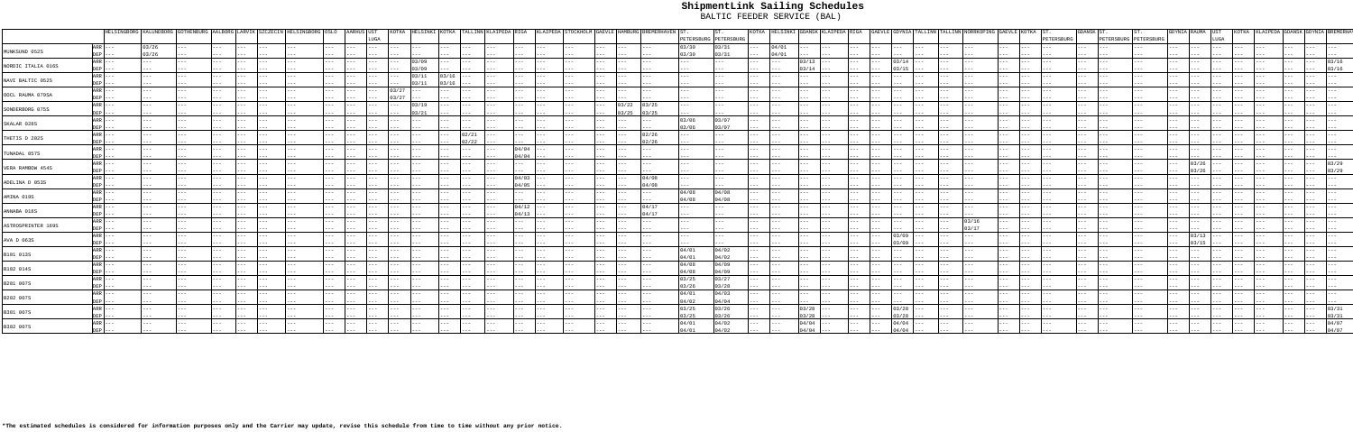# ShipmentLink Sailing Schedules

BALTIC FEEDER SERVICE (BAL)

| VESSEL | | HELSINGBORG | KALUNDBORG | GOTHENBURG | AALBORG | LARVIK | SZCZECIN | HELSINGBORG | OSLO | AARHUS | UST LUGA | KOTKA | HELSINKI | KOTKA | TALLINN | KLAIPEDA | RIGA | KLAIPEDA | STOCKHOLM | GAEVLE | HAMBURG | BREMERHAVEN | ST. PETERSBURG | ST. PETERSBURG | KOTKA | HELSINKI | GDANSK | KLAIPEDA | RIGA | GAEVLE | GDYNIA | TALLINN | TALLINN | NORRKOPING | GAEVLE | KOTKA | ST. PETERSBURG | GDANSK | ST. PETERSBURG | ST. PETERSBURG | GDYNIA | RAUMA | UST LUGA | KOTKA | KLAIPEDA | GDANSK | GDYNIA | BREMERHAVEN |
|---|---|---|---|---|---|---|---|---|---|---|---|---|---|---|---|---|---|---|---|---|---|---|---|---|---|---|---|---|---|---|---|---|---|---|---|---|---|---|---|---|---|---|---|---|---|---|---|---|
| MUNKSUND 052S | ARR | --- | 03/26 | --- | --- | --- | --- | --- | --- | --- | --- | --- | --- | --- | --- | --- | --- | --- | --- | --- | --- | --- | 03/30 | 03/31 | 04/01 | --- | --- | --- | --- | --- | --- | --- | --- | --- | --- | --- | --- | --- | --- | --- | --- | --- | --- | --- | --- | --- | --- | --- |
| | DEP | --- | 03/26 | --- | --- | --- | --- | --- | --- | --- | --- | --- | --- | --- | --- | --- | --- | --- | --- | --- | --- | --- | 03/30 | 03/31 | 04/01 | --- | --- | --- | --- | --- | --- | --- | --- | --- | --- | --- | --- | --- | --- | --- | --- | --- | --- | --- | --- | --- | --- | --- |
| NORDIC ITALIA 016S | ARR | --- | --- | --- | --- | --- | --- | --- | --- | --- | --- | --- | --- | 03/09 | --- | --- | --- | --- | --- | --- | --- | --- | --- | --- | --- | --- | 03/13 | --- | --- | --- | 03/14 | --- | --- | --- | --- | --- | --- | --- | --- | --- | --- | --- | --- | --- | --- | --- | --- | 03/16 |
| | DEP | --- | --- | --- | --- | --- | --- | --- | --- | --- | --- | --- | --- | 03/09 | --- | --- | --- | --- | --- | --- | --- | --- | --- | --- | --- | --- | 03/14 | --- | --- | --- | 03/15 | --- | --- | --- | --- | --- | --- | --- | --- | --- | --- | --- | --- | --- | --- | --- | --- | 03/16 |
| NAVIE BALTIC 052S | ARR | --- | --- | --- | --- | --- | --- | --- | --- | --- | --- | --- | --- | 03/11 | 03/16 | --- | --- | --- | --- | --- | --- | --- | --- | --- | --- | --- | --- | --- | --- | --- | --- | --- | --- | --- | --- | --- | --- | --- | --- | --- | --- | --- | --- | --- | --- | --- | --- | --- |
| | DEP | --- | --- | --- | --- | --- | --- | --- | --- | --- | --- | --- | --- | 03/11 | 03/16 | --- | --- | --- | --- | --- | --- | --- | --- | --- | --- | --- | --- | --- | --- | --- | --- | --- | --- | --- | --- | --- | --- | --- | --- | --- | --- | --- | --- | --- | --- | --- | --- | --- |
| DOOL RAUMA 079SA | ARR | --- | --- | --- | --- | --- | --- | --- | --- | --- | --- | 03/27 | --- | --- | --- | --- | --- | --- | --- | --- | --- | --- | --- | --- | --- | --- | --- | --- | --- | --- | --- | --- | --- | --- | --- | --- | --- | --- | --- | --- | --- | --- | --- | --- | --- | --- | --- | --- |
| | DEP | --- | --- | --- | --- | --- | --- | --- | --- | --- | --- | 03/27 | --- | --- | --- | --- | --- | --- | --- | --- | --- | --- | --- | --- | --- | --- | --- | --- | --- | --- | --- | --- | --- | --- | --- | --- | --- | --- | --- | --- | --- | --- | --- | --- | --- | --- | --- | --- |
| SONDERBORG 075S | ARR | --- | --- | --- | --- | --- | --- | --- | --- | --- | --- | --- | --- | 03/19 | --- | --- | --- | --- | --- | --- | 03/22 | 03/25 | --- | --- | --- | --- | --- | --- | --- | --- | --- | --- | --- | --- | --- | --- | --- | --- | --- | --- | --- | --- | --- | --- | --- | --- | --- | --- |
| | DEP | --- | --- | --- | --- | --- | --- | --- | --- | --- | --- | --- | --- | 03/21 | --- | --- | --- | --- | --- | --- | 03/25 | 03/25 | --- | --- | --- | --- | --- | --- | --- | --- | --- | --- | --- | --- | --- | --- | --- | --- | --- | --- | --- | --- | --- | --- | --- | --- | --- | --- |
| SKALAR 028S | ARR | --- | --- | --- | --- | --- | --- | --- | --- | --- | --- | --- | --- | --- | --- | --- | --- | --- | --- | --- | --- | --- | 03/06 | 03/07 | --- | --- | --- | --- | --- | --- | --- | --- | --- | --- | --- | --- | --- | --- | --- | --- | --- | --- | --- | --- | --- | --- | --- | --- |
| | DEP | --- | --- | --- | --- | --- | --- | --- | --- | --- | --- | --- | --- | --- | --- | --- | --- | --- | --- | --- | --- | --- | 03/06 | 03/07 | --- | --- | --- | --- | --- | --- | --- | --- | --- | --- | --- | --- | --- | --- | --- | --- | --- | --- | --- | --- | --- | --- | --- | --- |
| THETIS D 202S | ARR | --- | --- | --- | --- | --- | --- | --- | --- | --- | --- | --- | --- | --- | --- | --- | 02/21 | --- | --- | --- | --- | 02/26 | --- | --- | --- | --- | --- | --- | --- | --- | --- | --- | --- | --- | --- | --- | --- | --- | --- | --- | --- | --- | --- | --- | --- | --- | --- | --- |
| | DEP | --- | --- | --- | --- | --- | --- | --- | --- | --- | --- | --- | --- | --- | --- | --- | 02/22 | --- | --- | --- | --- | 02/26 | --- | --- | --- | --- | --- | --- | --- | --- | --- | --- | --- | --- | --- | --- | --- | --- | --- | --- | --- | --- | --- | --- | --- | --- | --- | --- |
| TUNADAL 057S | ARR | --- | --- | --- | --- | --- | --- | --- | --- | --- | --- | --- | --- | --- | --- | --- | --- | 04/04 | --- | --- | --- | --- | --- | --- | --- | --- | --- | --- | --- | --- | --- | --- | --- | --- | --- | --- | --- | --- | --- | --- | --- | --- | --- | --- | --- | --- | --- | --- |
| | DEP | --- | --- | --- | --- | --- | --- | --- | --- | --- | --- | --- | --- | --- | --- | --- | --- | 04/04 | --- | --- | --- | --- | --- | --- | --- | --- | --- | --- | --- | --- | --- | --- | --- | --- | --- | --- | --- | --- | --- | --- | --- | --- | --- | --- | --- | --- | --- | --- |
| VERA RAMBOW 454S | ARR | --- | --- | --- | --- | --- | --- | --- | --- | --- | --- | --- | --- | --- | --- | --- | --- | --- | --- | --- | --- | --- | --- | --- | --- | --- | --- | --- | --- | --- | --- | --- | --- | --- | --- | --- | --- | --- | --- | --- | --- | 03/26 | --- | --- | --- | --- | --- | 03/29 |
| | DEP | --- | --- | --- | --- | --- | --- | --- | --- | --- | --- | --- | --- | --- | --- | --- | --- | --- | --- | --- | --- | --- | --- | --- | --- | --- | --- | --- | --- | --- | --- | --- | --- | --- | --- | --- | --- | --- | --- | --- | --- | 03/26 | --- | --- | --- | --- | --- | 03/29 |
| ADELINA D 053S | ARR | --- | --- | --- | --- | --- | --- | --- | --- | --- | --- | --- | --- | --- | --- | --- | --- | 04/03 | --- | --- | --- | 04/08 | --- | --- | --- | --- | --- | --- | --- | --- | --- | --- | --- | --- | --- | --- | --- | --- | --- | --- | --- | --- | --- | --- | --- | --- | --- | --- |
| | DEP | --- | --- | --- | --- | --- | --- | --- | --- | --- | --- | --- | --- | --- | --- | --- | --- | 04/05 | --- | --- | --- | 04/08 | --- | --- | --- | --- | --- | --- | --- | --- | --- | --- | --- | --- | --- | --- | --- | --- | --- | --- | --- | --- | --- | --- | --- | --- | --- | --- |
| AMINA 019S | ARR | --- | --- | --- | --- | --- | --- | --- | --- | --- | --- | --- | --- | --- | --- | --- | --- | --- | --- | --- | --- | --- | 04/08 | 04/08 | --- | --- | --- | --- | --- | --- | --- | --- | --- | --- | --- | --- | --- | --- | --- | --- | --- | --- | --- | --- | --- | --- | --- | --- |
| | DEP | --- | --- | --- | --- | --- | --- | --- | --- | --- | --- | --- | --- | --- | --- | --- | --- | --- | --- | --- | --- | --- | 04/08 | 04/08 | --- | --- | --- | --- | --- | --- | --- | --- | --- | --- | --- | --- | --- | --- | --- | --- | --- | --- | --- | --- | --- | --- | --- | --- |
| ANNABA 018S | ARR | --- | --- | --- | --- | --- | --- | --- | --- | --- | --- | --- | --- | --- | --- | --- | --- | 04/12 | --- | --- | --- | 04/17 | --- | --- | --- | --- | --- | --- | --- | --- | --- | --- | --- | --- | --- | --- | --- | --- | --- | --- | --- | --- | --- | --- | --- | --- | --- | --- |
| | DEP | --- | --- | --- | --- | --- | --- | --- | --- | --- | --- | --- | --- | --- | --- | --- | --- | 04/13 | --- | --- | --- | 04/17 | --- | --- | --- | --- | --- | --- | --- | --- | --- | --- | --- | --- | --- | --- | --- | --- | --- | --- | --- | --- | --- | --- | --- | --- | --- | --- |
| ASTROSPRINTER 169S | ARR | --- | --- | --- | --- | --- | --- | --- | --- | --- | --- | --- | --- | --- | --- | --- | --- | --- | --- | --- | --- | --- | --- | --- | --- | --- | --- | --- | --- | --- | --- | --- | --- | 03/16 | --- | --- | --- | --- | --- | --- | --- | --- | --- | --- | --- | --- | --- | --- |
| | DEP | --- | --- | --- | --- | --- | --- | --- | --- | --- | --- | --- | --- | --- | --- | --- | --- | --- | --- | --- | --- | --- | --- | --- | --- | --- | --- | --- | --- | --- | --- | --- | --- | 03/17 | --- | --- | --- | --- | --- | --- | --- | --- | --- | --- | --- | --- | --- | --- |
| AVA D 063S | ARR | --- | --- | --- | --- | --- | --- | --- | --- | --- | --- | --- | --- | --- | --- | --- | --- | --- | --- | --- | --- | --- | --- | --- | --- | --- | --- | --- | --- | --- | 03/09 | --- | --- | --- | --- | --- | --- | --- | --- | --- | --- | 03/13 | --- | --- | --- | --- | --- | --- |
| | DEP | --- | --- | --- | --- | --- | --- | --- | --- | --- | --- | --- | --- | --- | --- | --- | --- | --- | --- | --- | --- | --- | --- | --- | --- | --- | --- | --- | --- | --- | 03/09 | --- | --- | --- | --- | --- | --- | --- | --- | --- | --- | 03/15 | --- | --- | --- | --- | --- | --- |
| B101 013S | ARR | --- | --- | --- | --- | --- | --- | --- | --- | --- | --- | --- | --- | --- | --- | --- | --- | --- | --- | --- | --- | --- | 04/01 | 04/02 | --- | --- | --- | --- | --- | --- | --- | --- | --- | --- | --- | --- | --- | --- | --- | --- | --- | --- | --- | --- | --- | --- | --- | --- |
| | DEP | --- | --- | --- | --- | --- | --- | --- | --- | --- | --- | --- | --- | --- | --- | --- | --- | --- | --- | --- | --- | --- | 04/01 | 04/02 | --- | --- | --- | --- | --- | --- | --- | --- | --- | --- | --- | --- | --- | --- | --- | --- | --- | --- | --- | --- | --- | --- | --- | --- |
| B102 014S | ARR | --- | --- | --- | --- | --- | --- | --- | --- | --- | --- | --- | --- | --- | --- | --- | --- | --- | --- | --- | --- | --- | 04/08 | 04/09 | --- | --- | --- | --- | --- | --- | --- | --- | --- | --- | --- | --- | --- | --- | --- | --- | --- | --- | --- | --- | --- | --- | --- | --- |
| | DEP | --- | --- | --- | --- | --- | --- | --- | --- | --- | --- | --- | --- | --- | --- | --- | --- | --- | --- | --- | --- | --- | 04/08 | 04/09 | --- | --- | --- | --- | --- | --- | --- | --- | --- | --- | --- | --- | --- | --- | --- | --- | --- | --- | --- | --- | --- | --- | --- | --- |
| B201 007S | ARR | --- | --- | --- | --- | --- | --- | --- | --- | --- | --- | --- | --- | --- | --- | --- | --- | --- | --- | --- | --- | --- | 03/25 | 03/27 | --- | --- | --- | --- | --- | --- | --- | --- | --- | --- | --- | --- | --- | --- | --- | --- | --- | --- | --- | --- | --- | --- | --- | --- |
| | DEP | --- | --- | --- | --- | --- | --- | --- | --- | --- | --- | --- | --- | --- | --- | --- | --- | --- | --- | --- | --- | --- | 03/26 | 03/28 | --- | --- | --- | --- | --- | --- | --- | --- | --- | --- | --- | --- | --- | --- | --- | --- | --- | --- | --- | --- | --- | --- | --- | --- |
| B202 007S | ARR | --- | --- | --- | --- | --- | --- | --- | --- | --- | --- | --- | --- | --- | --- | --- | --- | --- | --- | --- | --- | --- | 04/01 | 04/03 | --- | --- | --- | --- | --- | --- | --- | --- | --- | --- | --- | --- | --- | --- | --- | --- | --- | --- | --- | --- | --- | --- | --- | --- |
| | DEP | --- | --- | --- | --- | --- | --- | --- | --- | --- | --- | --- | --- | --- | --- | --- | --- | --- | --- | --- | --- | --- | 04/02 | 04/04 | --- | --- | --- | --- | --- | --- | --- | --- | --- | --- | --- | --- | --- | --- | --- | --- | --- | --- | --- | --- | --- | --- | --- | --- |
| B301 007S | ARR | --- | --- | --- | --- | --- | --- | --- | --- | --- | --- | --- | --- | --- | --- | --- | --- | --- | --- | --- | --- | --- | 03/25 | 03/26 | --- | --- | 03/28 | --- | --- | --- | 03/28 | --- | --- | --- | --- | --- | --- | --- | --- | --- | --- | --- | --- | --- | --- | --- | --- | 03/31 |
| | DEP | --- | --- | --- | --- | --- | --- | --- | --- | --- | --- | --- | --- | --- | --- | --- | --- | --- | --- | --- | --- | --- | 03/25 | 03/26 | --- | --- | 03/28 | --- | --- | --- | 03/28 | --- | --- | --- | --- | --- | --- | --- | --- | --- | --- | --- | --- | --- | --- | --- | --- | 03/31 |
| B302 007S | ARR | --- | --- | --- | --- | --- | --- | --- | --- | --- | --- | --- | --- | --- | --- | --- | --- | --- | --- | --- | --- | --- | 04/01 | 04/02 | --- | --- | 04/04 | --- | --- | --- | 04/04 | --- | --- | --- | --- | --- | --- | --- | --- | --- | --- | --- | --- | --- | --- | --- | --- | 04/07 |
| | DEP | --- | --- | --- | --- | --- | --- | --- | --- | --- | --- | --- | --- | --- | --- | --- | --- | --- | --- | --- | --- | --- | 04/01 | 04/02 | --- | --- | 04/04 | --- | --- | --- | 04/04 | --- | --- | --- | --- | --- | --- | --- | --- | --- | --- | --- | --- | --- | --- | --- | --- | 04/07 |

**\*The estimated schedules is considered for information purposes only and the Carrier may update, revise this schedule from time to time without any prior notice.**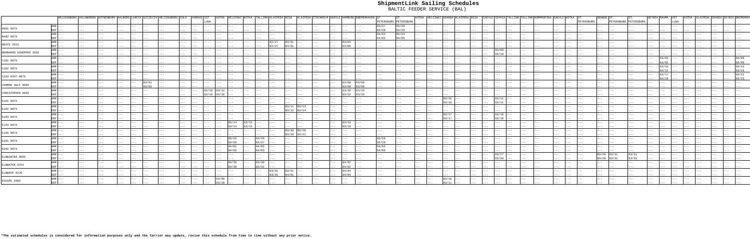# ShipmentLink Sailing Schedules

## BALTIC FEEDER SERVICE (BAL)

| | | HELSINGBORG | KALUNDBORG | GOTHENBURG | AALBORG | LARVIK | SZCZECIN | HELSINGBORG | OSLO | AARHUS | UST LUGA | KOTKA | HELSINKI | KOTKA | TALLINN | KLAIPEDA | RIGA | KLAIPEDA | STOCKHOLM | GAEVLE | HAMBURG | BREMERHAVEN | ST. PETERSBURG | ST. PETERSBURG | KOTKA | HELSINKI | GDANSK | KLAIPEDA | RIGA | GAEVLE | GDYNIA | TALLINN | TALLINN | NORRKOPING | GAEVLE | KOTKA | ST. PETERSBURG | GDANSK | ST. PETERSBURG | ST. PETERSBURG | GDYNIA | RAUMA | UST LUGA | KOTKA | KLAIPEDA | GDANSK | GDYNIA | BREMERHAVEN |
|---|---|---|---|---|---|---|---|---|---|---|---|---|---|---|---|---|---|---|---|---|---|---|---|---|---|---|---|---|---|---|---|---|---|---|---|---|---|---|---|---|---|---|---|---|---|---|---|---|
| B401 007S | ARR | --- | --- | --- | --- | --- | --- | --- | --- | --- | --- | --- | --- | --- | --- | --- | --- | --- | --- | --- | --- | --- | 03/27 | 03/28 | --- | --- | --- | --- | --- | --- | --- | --- | --- | --- | --- | --- | --- | --- | --- | --- | --- | --- | --- | --- | --- | --- | --- | --- |
| | DEP | --- | --- | --- | --- | --- | --- | --- | --- | --- | --- | --- | --- | --- | --- | --- | --- | --- | --- | --- | --- | --- | 03/28 | 03/29 | --- | --- | --- | --- | --- | --- | --- | --- | --- | --- | --- | --- | --- | --- | --- | --- | --- | --- | --- | --- | --- | --- | --- | --- |
| B402 007S | ARR | --- | --- | --- | --- | --- | --- | --- | --- | --- | --- | --- | --- | --- | --- | --- | --- | --- | --- | --- | --- | --- | 04/03 | 04/04 | --- | --- | --- | --- | --- | --- | --- | --- | --- | --- | --- | --- | --- | --- | --- | --- | --- | --- | --- | --- | --- | --- | --- | --- |
| | DEP | --- | --- | --- | --- | --- | --- | --- | --- | --- | --- | --- | --- | --- | --- | --- | --- | --- | --- | --- | --- | --- | 04/04 | 04/05 | --- | --- | --- | --- | --- | --- | --- | --- | --- | --- | --- | --- | --- | --- | --- | --- | --- | --- | --- | --- | --- | --- | --- | --- |
| BEATE 291S | ARR | --- | --- | --- | --- | --- | --- | --- | --- | --- | --- | --- | --- | --- | --- | 02/27 | 03/01 | --- | --- | --- | 03/03 | --- | --- | --- | --- | --- | --- | --- | --- | --- | --- | --- | --- | --- | --- | --- | --- | --- | --- | --- | --- | --- | --- | --- | --- | --- | --- | --- |
| | DEP | --- | --- | --- | --- | --- | --- | --- | --- | --- | --- | --- | --- | --- | --- | 02/27 | 03/01 | --- | --- | --- | 03/06 | --- | --- | --- | --- | --- | --- | --- | --- | --- | --- | --- | --- | --- | --- | --- | --- | --- | --- | --- | --- | --- | --- | --- | --- | --- | --- | --- |
| BERNHARD SCHEPERS 295S | ARR | --- | --- | --- | --- | --- | --- | --- | --- | --- | --- | --- | --- | --- | --- | --- | --- | --- | --- | --- | --- | --- | --- | --- | --- | --- | --- | --- | --- | --- | 03/09 | --- | --- | --- | --- | --- | --- | --- | --- | --- | --- | --- | --- | --- | --- | --- | --- | --- |
| | DEP | --- | --- | --- | --- | --- | --- | --- | --- | --- | --- | --- | --- | --- | --- | --- | --- | --- | --- | --- | --- | --- | --- | --- | --- | --- | --- | --- | --- | --- | 03/10 | --- | --- | --- | --- | --- | --- | --- | --- | --- | --- | --- | --- | --- | --- | --- | --- | --- |
| C101 007S | ARR | --- | --- | --- | --- | --- | --- | --- | --- | --- | --- | --- | --- | --- | --- | --- | --- | --- | --- | --- | --- | --- | --- | --- | --- | --- | --- | --- | --- | --- | --- | --- | --- | --- | --- | --- | --- | --- | --- | --- | --- | 03/03 | --- | --- | --- | --- | --- | 03/08 |
| | DEP | --- | --- | --- | --- | --- | --- | --- | --- | --- | --- | --- | --- | --- | --- | --- | --- | --- | --- | --- | --- | --- | --- | --- | --- | --- | --- | --- | --- | --- | --- | --- | --- | --- | --- | --- | --- | --- | --- | --- | --- | 03/05 | --- | --- | --- | --- | --- | 03/09 |
| C102 007S | ARR | --- | --- | --- | --- | --- | --- | --- | --- | --- | --- | --- | --- | --- | --- | --- | --- | --- | --- | --- | --- | --- | --- | --- | --- | --- | --- | --- | --- | --- | --- | --- | --- | --- | --- | --- | --- | --- | --- | --- | --- | 03/10 | --- | --- | --- | --- | --- | 03/15 |
| | DEP | --- | --- | --- | --- | --- | --- | --- | --- | --- | --- | --- | --- | --- | --- | --- | --- | --- | --- | --- | --- | --- | --- | --- | --- | --- | --- | --- | --- | --- | --- | --- | --- | --- | --- | --- | --- | --- | --- | --- | --- | 03/12 | --- | --- | --- | --- | --- | 03/16 |
| C103 0207-007S | ARR | --- | --- | --- | --- | --- | --- | --- | --- | --- | --- | --- | --- | --- | --- | --- | --- | --- | --- | --- | --- | --- | --- | --- | --- | --- | --- | --- | --- | --- | --- | --- | --- | --- | --- | --- | --- | --- | --- | --- | --- | 03/17 | --- | --- | --- | --- | --- | 03/22 |
| | DEP | --- | --- | --- | --- | --- | --- | --- | --- | --- | --- | --- | --- | --- | --- | --- | --- | --- | --- | --- | --- | --- | --- | --- | --- | --- | --- | --- | --- | --- | --- | --- | --- | --- | --- | --- | --- | --- | --- | --- | --- | 03/19 | --- | --- | --- | --- | --- | 03/23 |
| CONMAR GULF 058S | ARR | --- | --- | --- | --- | 03/01 | --- | --- | --- | --- | --- | --- | --- | --- | --- | --- | --- | --- | --- | --- | 03/08 | 03/09 | --- | --- | --- | --- | --- | --- | --- | --- | --- | --- | --- | --- | --- | --- | --- | --- | --- | --- | --- | --- | --- | --- | --- | --- | --- | --- |
| | DEP | --- | --- | --- | --- | 03/03 | --- | --- | --- | --- | --- | --- | --- | --- | --- | --- | --- | --- | --- | --- | 03/09 | 03/09 | --- | --- | --- | --- | --- | --- | --- | --- | --- | --- | --- | --- | --- | --- | --- | --- | --- | --- | --- | --- | --- | --- | --- | --- | --- | --- |
| CHRISTOPHER 099S | ARR | --- | --- | --- | --- | --- | --- | --- | --- | --- | 03/10 | 03/12 | --- | --- | --- | --- | --- | --- | --- | --- | 03/20 | 03/23 | --- | --- | --- | --- | --- | --- | --- | --- | --- | --- | --- | --- | --- | --- | --- | --- | --- | --- | --- | --- | --- | --- | --- | --- | --- | --- |
| | DEP | --- | --- | --- | --- | --- | --- | --- | --- | --- | 03/10 | 03/16 | --- | --- | --- | --- | --- | --- | --- | --- | 03/22 | 03/23 | --- | --- | --- | --- | --- | --- | --- | --- | --- | --- | --- | --- | --- | --- | --- | --- | --- | --- | --- | --- | --- | --- | --- | --- | --- | --- |
| E101 007S | ARR | --- | --- | --- | --- | --- | --- | --- | --- | --- | --- | --- | --- | --- | --- | --- | --- | --- | --- | --- | --- | --- | --- | --- | --- | --- | 03/10 | --- | --- | --- | 03/11 | --- | --- | --- | --- | --- | --- | --- | --- | --- | --- | --- | --- | --- | --- | --- | --- | --- |
| | DEP | --- | --- | --- | --- | --- | --- | --- | --- | --- | --- | --- | --- | --- | --- | --- | --- | --- | --- | --- | --- | --- | --- | --- | --- | --- | 03/10 | --- | --- | --- | 03/11 | --- | --- | --- | --- | --- | --- | --- | --- | --- | --- | --- | --- | --- | --- | --- | --- | --- |
| E102 007S | ARR | --- | --- | --- | --- | --- | --- | --- | --- | --- | --- | --- | --- | --- | --- | --- | 03/11 | 03/13 | --- | --- | --- | --- | --- | --- | --- | --- | --- | --- | --- | --- | --- | --- | --- | --- | --- | --- | --- | --- | --- | --- | --- | --- | --- | --- | --- | --- | --- | --- |
| | DEP | --- | --- | --- | --- | --- | --- | --- | --- | --- | --- | --- | --- | --- | --- | --- | 03/12 | 03/14 | --- | --- | --- | --- | --- | --- | --- | --- | --- | --- | --- | --- | --- | --- | --- | --- | --- | --- | --- | --- | --- | --- | --- | --- | --- | --- | --- | --- | --- | --- |
| E103 007S | ARR | --- | --- | --- | --- | --- | --- | --- | --- | --- | --- | --- | --- | --- | --- | --- | --- | --- | --- | --- | --- | --- | --- | --- | --- | --- | 03/17 | --- | --- | --- | 03/18 | --- | --- | --- | --- | --- | --- | --- | --- | --- | --- | --- | --- | --- | --- | --- | --- | --- |
| | DEP | --- | --- | --- | --- | --- | --- | --- | --- | --- | --- | --- | --- | --- | --- | --- | --- | --- | --- | --- | --- | --- | --- | --- | --- | --- | 03/17 | --- | --- | --- | 03/18 | --- | --- | --- | --- | --- | --- | --- | --- | --- | --- | --- | --- | --- | --- | --- | --- | --- |
| E104 007S | ARR | --- | --- | --- | --- | --- | --- | --- | --- | --- | --- | --- | 03/14 | 03/15 | --- | --- | --- | --- | --- | --- | 03/18 | --- | --- | --- | --- | --- | --- | --- | --- | --- | --- | --- | --- | --- | --- | --- | --- | --- | --- | --- | --- | --- | --- | --- | --- | --- | --- | --- |
| | DEP | --- | --- | --- | --- | --- | --- | --- | --- | --- | --- | --- | 03/14 | 03/15 | --- | --- | --- | --- | --- | --- | 03/18 | --- | --- | --- | --- | --- | --- | --- | --- | --- | --- | --- | --- | --- | --- | --- | --- | --- | --- | --- | --- | --- | --- | --- | --- | --- | --- | --- |
| E105 007S | ARR | --- | --- | --- | --- | --- | --- | --- | --- | --- | --- | --- | --- | --- | --- | --- | 03/18 | 03/20 | --- | --- | --- | --- | --- | --- | --- | --- | --- | --- | --- | --- | --- | --- | --- | --- | --- | --- | --- | --- | --- | --- | --- | --- | --- | --- | --- | --- | --- | --- |
| | DEP | --- | --- | --- | --- | --- | --- | --- | --- | --- | --- | --- | --- | --- | --- | --- | 03/19 | 03/21 | --- | --- | --- | --- | --- | --- | --- | --- | --- | --- | --- | --- | --- | --- | --- | --- | --- | --- | --- | --- | --- | --- | --- | --- | --- | --- | --- | --- | --- | --- |
| E201 007S | ARR | --- | --- | --- | --- | --- | --- | --- | --- | --- | --- | --- | 03/25 | --- | 03/26 | --- | --- | --- | --- | --- | --- | --- | 03/28 | --- | --- | --- | --- | --- | --- | --- | --- | --- | --- | --- | --- | --- | --- | --- | --- | --- | --- | --- | --- | --- | --- | --- | --- | --- |
| | DEP | --- | --- | --- | --- | --- | --- | --- | --- | --- | --- | --- | 03/26 | --- | 03/27 | --- | --- | --- | --- | --- | --- | --- | 03/29 | --- | --- | --- | --- | --- | --- | --- | --- | --- | --- | --- | --- | --- | --- | --- | --- | --- | --- | --- | --- | --- | --- | --- | --- | --- |
| E202 007S | ARR | --- | --- | --- | --- | --- | --- | --- | --- | --- | --- | --- | 04/01 | --- | 04/02 | --- | --- | --- | --- | --- | --- | --- | 04/04 | --- | --- | --- | --- | --- | --- | --- | --- | --- | --- | --- | --- | --- | --- | --- | --- | --- | --- | --- | --- | --- | --- | --- | --- | --- |
| | DEP | --- | --- | --- | --- | --- | --- | --- | --- | --- | --- | --- | 04/02 | --- | 04/03 | --- | --- | --- | --- | --- | --- | --- | 04/05 | --- | --- | --- | --- | --- | --- | --- | --- | --- | --- | --- | --- | --- | --- | --- | --- | --- | --- | --- | --- | --- | --- | --- | --- | --- |
| ELBWINTER 008S | ARR | --- | --- | --- | --- | --- | --- | --- | --- | --- | --- | --- | --- | --- | --- | --- | --- | --- | --- | --- | --- | --- | --- | --- | --- | --- | --- | --- | --- | --- | 03/27 | --- | --- | --- | --- | --- | --- | 03/29 | 03/31 | 03/31 | --- | --- | --- | --- | --- | --- | --- | --- |
| | DEP | --- | --- | --- | --- | --- | --- | --- | --- | --- | --- | --- | --- | --- | --- | --- | --- | --- | --- | --- | --- | --- | --- | --- | --- | --- | --- | --- | --- | --- | 03/28 | --- | --- | --- | --- | --- | --- | 03/29 | 03/31 | 03/31 | --- | --- | --- | --- | --- | --- | --- | --- |
| ELBWATER 025S | ARR | --- | --- | --- | --- | --- | --- | --- | --- | --- | --- | --- | 03/30 | --- | 03/30 | --- | --- | --- | --- | --- | 04/02 | --- | --- | --- | --- | --- | --- | --- | --- | --- | --- | --- | --- | --- | --- | --- | --- | --- | --- | --- | --- | --- | --- | --- | --- | --- | --- | --- |
| | DEP | --- | --- | --- | --- | --- | --- | --- | --- | --- | --- | --- | 03/30 | --- | 03/31 | --- | --- | --- | --- | --- | 04/02 | --- | --- | --- | --- | --- | --- | --- | --- | --- | --- | --- | --- | --- | --- | --- | --- | --- | --- | --- | --- | --- | --- | --- | --- | --- | --- | --- |
| ELBWAVE 023S | ARR | --- | --- | --- | --- | --- | --- | --- | --- | --- | --- | --- | --- | --- | --- | 03/31 | 03/31 | --- | --- | --- | 04/04 | --- | --- | --- | --- | --- | --- | --- | --- | --- | --- | --- | --- | --- | --- | --- | --- | --- | --- | --- | --- | --- | --- | --- | --- | --- | --- | --- |
| | DEP | --- | --- | --- | --- | --- | --- | --- | --- | --- | --- | --- | --- | --- | --- | 03/31 | 04/01 | --- | --- | --- | 04/04 | --- | --- | --- | --- | --- | --- | --- | --- | --- | --- | --- | --- | --- | --- | --- | --- | --- | --- | --- | --- | --- | --- | --- | --- | --- | --- | --- |
| ESCAPE 049S | ARR | --- | --- | --- | --- | --- | --- | --- | --- | --- | 03/09 | --- | --- | --- | --- | --- | --- | --- | --- | --- | --- | --- | --- | --- | --- | --- | 03/10 | --- | --- | --- | --- | --- | --- | --- | --- | --- | --- | --- | --- | --- | --- | --- | --- | --- | --- | --- | --- | --- |
| | DEP | --- | --- | --- | --- | --- | --- | --- | --- | --- | 03/10 | --- | --- | --- | --- | --- | --- | --- | --- | --- | --- | --- | --- | --- | --- | --- | 03/11 | --- | --- | --- | --- | --- | --- | --- | --- | --- | --- | --- | --- | --- | --- | --- | --- | --- | --- | --- | --- | --- |

**\*The estimated schedules is considered for information purposes only and the Carrier may update, revise this schedule from time to time without any prior notice.**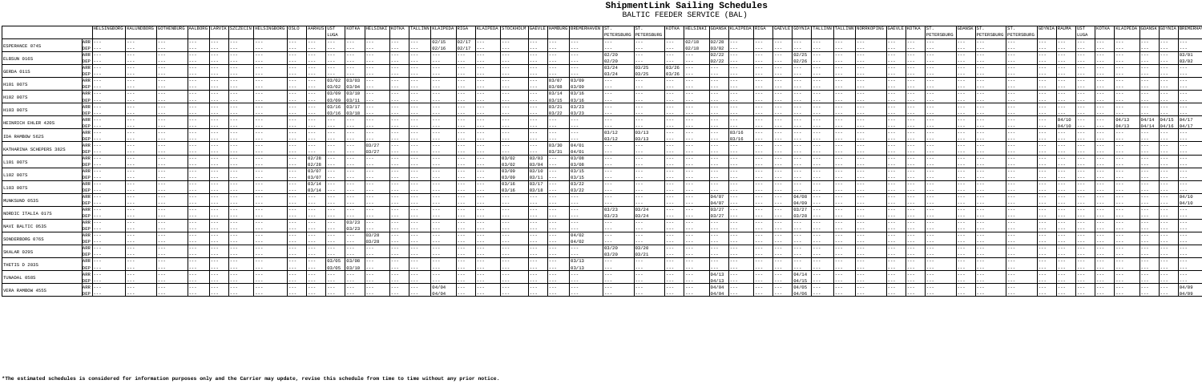# ShipmentLink Sailing Schedules

## BALTIC FEEDER SERVICE (BAL)

| VESSEL | | HELSINGBORG | KALUNDBORG | GOTHENBURG | AALBORG | LARVIK | SZCZECIN | HELSINGBORG | OSLO | AARHUS | UST LUGA | KOTKA | HELSINKI | KOTKA | TALLINN | KLAIPEDA | RIGA | KLAIPEDA | STOCKHOLM | GAEVLE | HAMBURG | BREMERHAVEN | ST. PETERSBURG | ST. PETERSBURG | KOTKA | HELSINKI | GDANSK | KLAIPEDA | RIGA | GAEVLE | GDYNIA | TALLINN | TALLINN | NORRKOPING | GAEVLE | KOTKA | ST. PETERSBURG | GDANSK | ST. PETERSBURG | ST. PETERSBURG | GDYNIA | RAUMA | UST LUGA | KOTKA | KLAIPEDA | GDANSK | GDYNIA | BREMERHAVEN |
|---|---|---|---|---|---|---|---|---|---|---|---|---|---|---|---|---|---|---|---|---|---|---|---|---|---|---|---|---|---|---|---|---|---|---|---|---|---|---|---|---|---|---|---|---|---|---|---|---|
| ESPERANCE 074S | ARR | --- | --- | --- | --- | --- | --- | --- | --- | --- | --- | --- | --- | --- | --- | 02/15 | 02/17 | --- | --- | --- | --- | --- | --- | --- | --- | --- | --- | --- | --- | --- | --- | --- | --- | --- | --- | --- | --- | --- | --- | --- | --- | --- | --- | --- | --- | --- | --- | --- |
| | DEP | --- | --- | --- | --- | --- | --- | --- | --- | --- | --- | --- | --- | --- | --- | 02/16 | 02/17 | --- | --- | --- | --- | --- | --- | --- | --- | --- | --- | --- | --- | --- | --- | --- | --- | --- | --- | --- | --- | --- | --- | --- | --- | --- | --- | --- | --- | --- | --- | --- |
| ELBSUN 016S | ARR | --- | --- | --- | --- | --- | --- | --- | --- | --- | --- | --- | --- | --- | --- | --- | --- | --- | --- | --- | --- | --- | 02/20 | --- | --- | --- | 02/22 | --- | --- | --- | 02/25 | --- | --- | --- | --- | --- | --- | --- | --- | --- | --- | --- | --- | --- | --- | --- | --- | 03/01 |
| | DEP | --- | --- | --- | --- | --- | --- | --- | --- | --- | --- | --- | --- | --- | --- | --- | --- | --- | --- | --- | --- | --- | 02/20 | --- | --- | --- | 02/22 | --- | --- | --- | 02/26 | --- | --- | --- | --- | --- | --- | --- | --- | --- | --- | --- | --- | --- | --- | --- | --- | 03/02 |
| GERDA 011S | ARR | --- | --- | --- | --- | --- | --- | --- | --- | --- | --- | --- | --- | --- | --- | --- | --- | --- | --- | --- | --- | --- | 03/24 | 03/25 | 03/26 | --- | --- | --- | --- | --- | --- | --- | --- | --- | --- | --- | --- | --- | --- | --- | --- | --- | --- | --- | --- | --- | --- | --- |
| | DEP | --- | --- | --- | --- | --- | --- | --- | --- | --- | --- | --- | --- | --- | --- | --- | --- | --- | --- | --- | --- | --- | 03/24 | 03/25 | 03/26 | --- | --- | --- | --- | --- | --- | --- | --- | --- | --- | --- | --- | --- | --- | --- | --- | --- | --- | --- | --- | --- | --- | --- |
| H101 007S | ARR | --- | --- | --- | --- | --- | --- | --- | --- | --- | 03/02 | 03/03 | --- | --- | --- | --- | --- | --- | --- | --- | 03/07 | 03/09 | --- | --- | --- | --- | --- | --- | --- | --- | --- | --- | --- | --- | --- | --- | --- | --- | --- | --- | --- | --- | --- | --- | --- | --- | --- | --- |
| | DEP | --- | --- | --- | --- | --- | --- | --- | --- | --- | 03/02 | 03/04 | --- | --- | --- | --- | --- | --- | --- | --- | 03/08 | 03/09 | --- | --- | --- | --- | --- | --- | --- | --- | --- | --- | --- | --- | --- | --- | --- | --- | --- | --- | --- | --- | --- | --- | --- | --- | --- | --- |
| H102 007S | ARR | --- | --- | --- | --- | --- | --- | --- | --- | --- | 03/09 | 03/10 | --- | --- | --- | --- | --- | --- | --- | --- | 03/14 | 03/16 | --- | --- | --- | --- | --- | --- | --- | --- | --- | --- | --- | --- | --- | --- | --- | --- | --- | --- | --- | --- | --- | --- | --- | --- | --- | --- |
| | DEP | --- | --- | --- | --- | --- | --- | --- | --- | --- | 03/09 | 03/11 | --- | --- | --- | --- | --- | --- | --- | --- | 03/15 | 03/16 | --- | --- | --- | --- | --- | --- | --- | --- | --- | --- | --- | --- | --- | --- | --- | --- | --- | --- | --- | --- | --- | --- | --- | --- | --- | --- |
| H103 007S | ARR | --- | --- | --- | --- | --- | --- | --- | --- | --- | 03/16 | 03/17 | --- | --- | --- | --- | --- | --- | --- | --- | 03/21 | 03/23 | --- | --- | --- | --- | --- | --- | --- | --- | --- | --- | --- | --- | --- | --- | --- | --- | --- | --- | --- | --- | --- | --- | --- | --- | --- | --- |
| | DEP | --- | --- | --- | --- | --- | --- | --- | --- | --- | 03/16 | 03/18 | --- | --- | --- | --- | --- | --- | --- | --- | 03/22 | 03/23 | --- | --- | --- | --- | --- | --- | --- | --- | --- | --- | --- | --- | --- | --- | --- | --- | --- | --- | --- | --- | --- | --- | --- | --- | --- | --- |
| HEINRICH EHLER 420S | ARR | --- | --- | --- | --- | --- | --- | --- | --- | --- | --- | --- | --- | --- | --- | --- | --- | --- | --- | --- | --- | --- | --- | --- | --- | --- | --- | --- | --- | --- | --- | --- | --- | --- | --- | --- | --- | --- | --- | --- | --- | 04/10 | --- | --- | 04/13 | 04/14 | 04/15 | 04/17 |
| | DEP | --- | --- | --- | --- | --- | --- | --- | --- | --- | --- | --- | --- | --- | --- | --- | --- | --- | --- | --- | --- | --- | --- | --- | --- | --- | --- | --- | --- | --- | --- | --- | --- | --- | --- | --- | --- | --- | --- | --- | --- | 04/10 | --- | --- | 04/13 | 04/14 | 04/16 | 04/17 |
| IDA RAMBOW 562S | ARR | --- | --- | --- | --- | --- | --- | --- | --- | --- | --- | --- | --- | --- | --- | --- | --- | --- | --- | --- | --- | --- | 03/12 | 03/13 | --- | --- | --- | 03/16 | --- | --- | --- | --- | --- | --- | --- | --- | --- | --- | --- | --- | --- | --- | --- | --- | --- | --- | --- | --- |
| | DEP | --- | --- | --- | --- | --- | --- | --- | --- | --- | --- | --- | --- | --- | --- | --- | --- | --- | --- | --- | --- | --- | 03/12 | 03/13 | --- | --- | --- | 03/16 | --- | --- | --- | --- | --- | --- | --- | --- | --- | --- | --- | --- | --- | --- | --- | --- | --- | --- | --- | --- |
| KATHARINA SCHEPERS 382S | ARR | --- | --- | --- | --- | --- | --- | --- | --- | --- | --- | --- | --- | 03/27 | --- | --- | --- | --- | --- | --- | 03/30 | 04/01 | --- | --- | --- | --- | --- | --- | --- | --- | --- | --- | --- | --- | --- | --- | --- | --- | --- | --- | --- | --- | --- | --- | --- | --- | --- | --- |
| | DEP | --- | --- | --- | --- | --- | --- | --- | --- | --- | --- | --- | --- | 03/27 | --- | --- | --- | --- | --- | --- | 03/31 | 04/01 | --- | --- | --- | --- | --- | --- | --- | --- | --- | --- | --- | --- | --- | --- | --- | --- | --- | --- | --- | --- | --- | --- | --- | --- | --- | --- |
| L101 007S | ARR | --- | --- | --- | --- | --- | --- | --- | --- | 02/28 | --- | --- | --- | --- | --- | --- | --- | --- | 03/02 | 03/03 | --- | 03/08 | --- | --- | --- | --- | --- | --- | --- | --- | --- | --- | --- | --- | --- | --- | --- | --- | --- | --- | --- | --- | --- | --- | --- | --- | --- | --- |
| | DEP | --- | --- | --- | --- | --- | --- | --- | --- | 02/28 | --- | --- | --- | --- | --- | --- | --- | --- | 03/02 | 03/04 | --- | 03/08 | --- | --- | --- | --- | --- | --- | --- | --- | --- | --- | --- | --- | --- | --- | --- | --- | --- | --- | --- | --- | --- | --- | --- | --- | --- | --- |
| L102 007S | ARR | --- | --- | --- | --- | --- | --- | --- | --- | 03/07 | --- | --- | --- | --- | --- | --- | --- | --- | 03/09 | 03/10 | --- | 03/15 | --- | --- | --- | --- | --- | --- | --- | --- | --- | --- | --- | --- | --- | --- | --- | --- | --- | --- | --- | --- | --- | --- | --- | --- | --- | --- |
| | DEP | --- | --- | --- | --- | --- | --- | --- | --- | 03/07 | --- | --- | --- | --- | --- | --- | --- | --- | 03/09 | 03/11 | --- | 03/15 | --- | --- | --- | --- | --- | --- | --- | --- | --- | --- | --- | --- | --- | --- | --- | --- | --- | --- | --- | --- | --- | --- | --- | --- | --- | --- |
| L103 007S | ARR | --- | --- | --- | --- | --- | --- | --- | --- | 03/14 | --- | --- | --- | --- | --- | --- | --- | --- | 03/16 | 03/17 | --- | 03/22 | --- | --- | --- | --- | --- | --- | --- | --- | --- | --- | --- | --- | --- | --- | --- | --- | --- | --- | --- | --- | --- | --- | --- | --- | --- | --- |
| | DEP | --- | --- | --- | --- | --- | --- | --- | --- | 03/14 | --- | --- | --- | --- | --- | --- | --- | --- | 03/16 | 03/18 | --- | 03/22 | --- | --- | --- | --- | --- | --- | --- | --- | --- | --- | --- | --- | --- | --- | --- | --- | --- | --- | --- | --- | --- | --- | --- | --- | --- | --- |
| MUNKSUND 053S | ARR | --- | --- | --- | --- | --- | --- | --- | --- | --- | --- | --- | --- | --- | --- | --- | --- | --- | --- | --- | --- | --- | --- | --- | --- | --- | 04/07 | --- | --- | --- | 04/08 | --- | --- | --- | --- | --- | --- | --- | --- | --- | --- | --- | --- | --- | --- | --- | --- | 04/10 |
| | DEP | --- | --- | --- | --- | --- | --- | --- | --- | --- | --- | --- | --- | --- | --- | --- | --- | --- | --- | --- | --- | --- | --- | --- | --- | --- | 04/07 | --- | --- | --- | 04/09 | --- | --- | --- | --- | --- | --- | --- | --- | --- | --- | --- | --- | --- | --- | --- | --- | 04/10 |
| NORDIC ITALIA 017S | ARR | --- | --- | --- | --- | --- | --- | --- | --- | --- | --- | --- | --- | --- | --- | --- | --- | --- | --- | --- | --- | --- | 03/23 | 03/24 | --- | --- | 03/27 | --- | --- | --- | 03/27 | --- | --- | --- | --- | --- | --- | --- | --- | --- | --- | --- | --- | --- | --- | --- | --- | --- |
| | DEP | --- | --- | --- | --- | --- | --- | --- | --- | --- | --- | --- | --- | --- | --- | --- | --- | --- | --- | --- | --- | --- | 03/23 | 03/24 | --- | --- | 03/27 | --- | --- | --- | 03/28 | --- | --- | --- | --- | --- | --- | --- | --- | --- | --- | --- | --- | --- | --- | --- | --- | --- |
| NAVE BALTIC 053S | ARR | --- | --- | --- | --- | --- | --- | --- | --- | --- | --- | --- | 03/23 | --- | --- | --- | --- | --- | --- | --- | --- | --- | --- | --- | --- | --- | --- | --- | --- | --- | --- | --- | --- | --- | --- | --- | --- | --- | --- | --- | --- | --- | --- | --- | --- | --- | --- | --- |
| | DEP | --- | --- | --- | --- | --- | --- | --- | --- | --- | --- | --- | 03/23 | --- | --- | --- | --- | --- | --- | --- | --- | --- | --- | --- | --- | --- | --- | --- | --- | --- | --- | --- | --- | --- | --- | --- | --- | --- | --- | --- | --- | --- | --- | --- | --- | --- | --- | --- |
| SONDERBORG 076S | ARR | --- | --- | --- | --- | --- | --- | --- | --- | --- | --- | --- | --- | 03/28 | --- | --- | --- | --- | --- | --- | --- | 04/02 | --- | --- | --- | --- | --- | --- | --- | --- | --- | --- | --- | --- | --- | --- | --- | --- | --- | --- | --- | --- | --- | --- | --- | --- | --- | --- |
| | DEP | --- | --- | --- | --- | --- | --- | --- | --- | --- | --- | --- | --- | 03/28 | --- | --- | --- | --- | --- | --- | --- | 04/02 | --- | --- | --- | --- | --- | --- | --- | --- | --- | --- | --- | --- | --- | --- | --- | --- | --- | --- | --- | --- | --- | --- | --- | --- | --- | --- |
| SHALAR 020S | ARR | --- | --- | --- | --- | --- | --- | --- | --- | --- | --- | --- | --- | --- | --- | --- | --- | --- | --- | --- | --- | --- | 03/20 | 03/20 | --- | --- | --- | --- | --- | --- | --- | --- | --- | --- | --- | --- | --- | --- | --- | --- | --- | --- | --- | --- | --- | --- | --- | --- |
| | DEP | --- | --- | --- | --- | --- | --- | --- | --- | --- | --- | --- | --- | --- | --- | --- | --- | --- | --- | --- | --- | --- | 03/20 | 03/21 | --- | --- | --- | --- | --- | --- | --- | --- | --- | --- | --- | --- | --- | --- | --- | --- | --- | --- | --- | --- | --- | --- | --- | --- |
| THETIS D 203S | ARR | --- | --- | --- | --- | --- | --- | --- | --- | --- | 03/05 | 03/08 | --- | --- | --- | --- | --- | --- | --- | --- | --- | 03/13 | --- | --- | --- | --- | --- | --- | --- | --- | --- | --- | --- | --- | --- | --- | --- | --- | --- | --- | --- | --- | --- | --- | --- | --- | --- | --- |
| | DEP | --- | --- | --- | --- | --- | --- | --- | --- | --- | 03/05 | 03/10 | --- | --- | --- | --- | --- | --- | --- | --- | --- | 03/13 | --- | --- | --- | --- | --- | --- | --- | --- | --- | --- | --- | --- | --- | --- | --- | --- | --- | --- | --- | --- | --- | --- | --- | --- | --- | --- |
| TUNADAL 050S | ARR | --- | --- | --- | --- | --- | --- | --- | --- | --- | --- | --- | --- | --- | --- | --- | --- | --- | --- | --- | --- | --- | --- | --- | --- | --- | 04/13 | --- | --- | --- | 04/14 | --- | --- | --- | --- | --- | --- | --- | --- | --- | --- | --- | --- | --- | --- | --- | --- | --- |
| | DEP | --- | --- | --- | --- | --- | --- | --- | --- | --- | --- | --- | --- | --- | --- | --- | --- | --- | --- | --- | --- | --- | --- | --- | --- | --- | 04/13 | --- | --- | --- | 04/15 | --- | --- | --- | --- | --- | --- | --- | --- | --- | --- | --- | --- | --- | --- | --- | --- | --- |
| VERA RAMBOW 455S | ARR | --- | --- | --- | --- | --- | --- | --- | --- | --- | --- | --- | --- | --- | --- | 04/04 | --- | --- | --- | --- | --- | --- | --- | --- | --- | --- | 04/04 | --- | --- | --- | 04/05 | --- | --- | --- | --- | --- | --- | --- | --- | --- | --- | --- | --- | --- | --- | --- | --- | 04/09 |
| | DEP | --- | --- | --- | --- | --- | --- | --- | --- | --- | --- | --- | --- | --- | --- | 04/04 | --- | --- | --- | --- | --- | --- | --- | --- | --- | --- | 04/04 | --- | --- | --- | 04/06 | --- | --- | --- | --- | --- | --- | --- | --- | --- | --- | --- | --- | --- | --- | --- | --- | 04/09 |

**\*The estimated schedules is considered for information purposes only and the Carrier may update, revise this schedule from time to time without any prior notice.**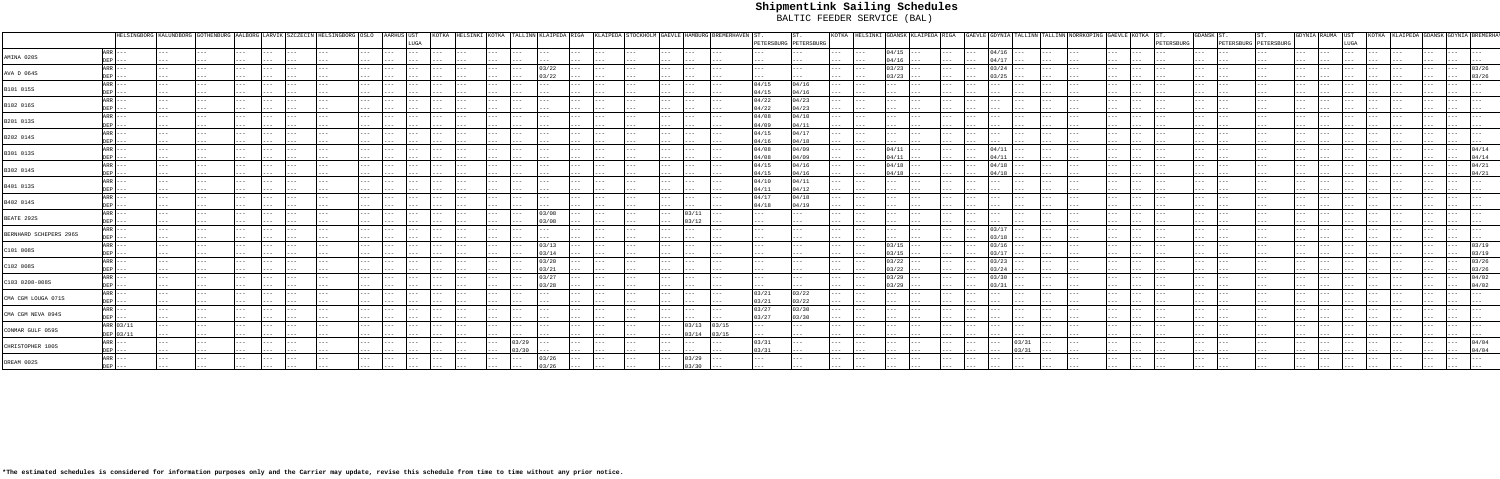# ShipmentLink Sailing Schedules

## BALTIC FEEDER SERVICE (BAL)

| | | HELSINGBORG | HALUNDBORG | GOTHENBURG | AALBORG | LARVIK | SZCZECIN | HELSINGBORG | OSLO | AARHUS | UST LUGA | KOTKA | HELSINKI | KOTKA | TALLINN | KLAIPEDA | RIGA | KLAIPEDA | STOCKHOLM | GAEVLE | HAMBURG | BREMERHAVEN | ST. PETERSBURG | ST. PETERSBURG | KOTKA | HELSINKI | GDANSK | KLAIPEDA | RIGA | GAEVLE | GDYNIA | TALLINN | TALLINN | NORRKOPING | GAEVLE | KOTKA | ST. PETERSBURG | GDANSK | ST. PETERSBURG | ST. PETERSBURG | GDYNIA | RAUMA | UST LUGA | KOTKA | KLAIPEDA | GDANSK | GDYNIA | BREMERHAVEN |
|---|---|---|---|---|---|---|---|---|---|---|---|---|---|---|---|---|---|---|---|---|---|---|---|---|---|---|---|---|---|---|---|---|---|---|---|---|---|---|---|---|---|---|---|---|---|---|---|---|
| AMINA 020S | ARR | --- | --- | --- | --- | --- | --- | --- | --- | --- | --- | --- | --- | --- | --- | --- | --- | --- | --- | --- | --- | --- | --- | --- | --- | --- | 04/15 | --- | --- | --- | 04/16 | --- | --- | --- | --- | --- | --- | --- | --- | --- | --- | --- | --- | --- | --- | --- | --- | --- |
| | DEP | --- | --- | --- | --- | --- | --- | --- | --- | --- | --- | --- | --- | --- | --- | --- | --- | --- | --- | --- | --- | --- | --- | --- | --- | --- | 04/16 | --- | --- | --- | 04/17 | --- | --- | --- | --- | --- | --- | --- | --- | --- | --- | --- | --- | --- | --- | --- | --- | --- |
| AVA D 064S | ARR | --- | --- | --- | --- | --- | --- | --- | --- | --- | --- | --- | --- | --- | 03/22 | --- | --- | --- | --- | --- | --- | --- | --- | --- | --- | --- | 03/23 | --- | --- | --- | 03/24 | --- | --- | --- | --- | --- | --- | --- | --- | --- | --- | --- | --- | --- | --- | --- | --- | 03/26 |
| | DEP | --- | --- | --- | --- | --- | --- | --- | --- | --- | --- | --- | --- | --- | 03/22 | --- | --- | --- | --- | --- | --- | --- | --- | --- | --- | --- | 03/23 | --- | --- | --- | 03/25 | --- | --- | --- | --- | --- | --- | --- | --- | --- | --- | --- | --- | --- | --- | --- | --- | 03/26 |
| B101 015S | ARR | --- | --- | --- | --- | --- | --- | --- | --- | --- | --- | --- | --- | --- | --- | --- | --- | --- | --- | --- | --- | --- | 04/15 | 04/16 | --- | --- | --- | --- | --- | --- | --- | --- | --- | --- | --- | --- | --- | --- | --- | --- | --- | --- | --- | --- | --- | --- | --- | --- |
| | DEP | --- | --- | --- | --- | --- | --- | --- | --- | --- | --- | --- | --- | --- | --- | --- | --- | --- | --- | --- | --- | --- | 04/15 | 04/16 | --- | --- | --- | --- | --- | --- | --- | --- | --- | --- | --- | --- | --- | --- | --- | --- | --- | --- | --- | --- | --- | --- | --- | --- |
| B102 016S | ARR | --- | --- | --- | --- | --- | --- | --- | --- | --- | --- | --- | --- | --- | --- | --- | --- | --- | --- | --- | --- | --- | 04/22 | 04/23 | --- | --- | --- | --- | --- | --- | --- | --- | --- | --- | --- | --- | --- | --- | --- | --- | --- | --- | --- | --- | --- | --- | --- | --- |
| | DEP | --- | --- | --- | --- | --- | --- | --- | --- | --- | --- | --- | --- | --- | --- | --- | --- | --- | --- | --- | --- | --- | 04/22 | 04/23 | --- | --- | --- | --- | --- | --- | --- | --- | --- | --- | --- | --- | --- | --- | --- | --- | --- | --- | --- | --- | --- | --- | --- | --- |
| B201 013S | ARR | --- | --- | --- | --- | --- | --- | --- | --- | --- | --- | --- | --- | --- | --- | --- | --- | --- | --- | --- | --- | --- | 04/08 | 04/10 | --- | --- | --- | --- | --- | --- | --- | --- | --- | --- | --- | --- | --- | --- | --- | --- | --- | --- | --- | --- | --- | --- | --- | --- |
| | DEP | --- | --- | --- | --- | --- | --- | --- | --- | --- | --- | --- | --- | --- | --- | --- | --- | --- | --- | --- | --- | --- | 04/09 | 04/11 | --- | --- | --- | --- | --- | --- | --- | --- | --- | --- | --- | --- | --- | --- | --- | --- | --- | --- | --- | --- | --- | --- | --- | --- |
| B202 014S | ARR | --- | --- | --- | --- | --- | --- | --- | --- | --- | --- | --- | --- | --- | --- | --- | --- | --- | --- | --- | --- | --- | 04/15 | 04/17 | --- | --- | --- | --- | --- | --- | --- | --- | --- | --- | --- | --- | --- | --- | --- | --- | --- | --- | --- | --- | --- | --- | --- | --- |
| | DEP | --- | --- | --- | --- | --- | --- | --- | --- | --- | --- | --- | --- | --- | --- | --- | --- | --- | --- | --- | --- | --- | 04/16 | 04/18 | --- | --- | --- | --- | --- | --- | --- | --- | --- | --- | --- | --- | --- | --- | --- | --- | --- | --- | --- | --- | --- | --- | --- | --- |
| B301 013S | ARR | --- | --- | --- | --- | --- | --- | --- | --- | --- | --- | --- | --- | --- | --- | --- | --- | --- | --- | --- | --- | --- | 04/08 | 04/09 | --- | --- | 04/11 | --- | --- | --- | 04/11 | --- | --- | --- | --- | --- | --- | --- | --- | --- | --- | --- | --- | --- | --- | --- | --- | 04/14 |
| | DEP | --- | --- | --- | --- | --- | --- | --- | --- | --- | --- | --- | --- | --- | --- | --- | --- | --- | --- | --- | --- | --- | 04/08 | 04/09 | --- | --- | 04/11 | --- | --- | --- | 04/11 | --- | --- | --- | --- | --- | --- | --- | --- | --- | --- | --- | --- | --- | --- | --- | --- | 04/14 |
| B302 014S | ARR | --- | --- | --- | --- | --- | --- | --- | --- | --- | --- | --- | --- | --- | --- | --- | --- | --- | --- | --- | --- | --- | 04/15 | 04/16 | --- | --- | 04/18 | --- | --- | --- | 04/18 | --- | --- | --- | --- | --- | --- | --- | --- | --- | --- | --- | --- | --- | --- | --- | --- | 04/21 |
| | DEP | --- | --- | --- | --- | --- | --- | --- | --- | --- | --- | --- | --- | --- | --- | --- | --- | --- | --- | --- | --- | --- | 04/15 | 04/16 | --- | --- | 04/18 | --- | --- | --- | 04/18 | --- | --- | --- | --- | --- | --- | --- | --- | --- | --- | --- | --- | --- | --- | --- | --- | 04/21 |
| B401 013S | ARR | --- | --- | --- | --- | --- | --- | --- | --- | --- | --- | --- | --- | --- | --- | --- | --- | --- | --- | --- | --- | --- | 04/10 | 04/11 | --- | --- | --- | --- | --- | --- | --- | --- | --- | --- | --- | --- | --- | --- | --- | --- | --- | --- | --- | --- | --- | --- | --- | --- |
| | DEP | --- | --- | --- | --- | --- | --- | --- | --- | --- | --- | --- | --- | --- | --- | --- | --- | --- | --- | --- | --- | --- | 04/11 | 04/12 | --- | --- | --- | --- | --- | --- | --- | --- | --- | --- | --- | --- | --- | --- | --- | --- | --- | --- | --- | --- | --- | --- | --- | --- |
| B402 014S | ARR | --- | --- | --- | --- | --- | --- | --- | --- | --- | --- | --- | --- | --- | --- | --- | --- | --- | --- | --- | --- | --- | 04/17 | 04/18 | --- | --- | --- | --- | --- | --- | --- | --- | --- | --- | --- | --- | --- | --- | --- | --- | --- | --- | --- | --- | --- | --- | --- | --- |
| | DEP | --- | --- | --- | --- | --- | --- | --- | --- | --- | --- | --- | --- | --- | --- | --- | --- | --- | --- | --- | --- | --- | 04/18 | 04/19 | --- | --- | --- | --- | --- | --- | --- | --- | --- | --- | --- | --- | --- | --- | --- | --- | --- | --- | --- | --- | --- | --- | --- | --- |
| BEATE 292S | ARR | --- | --- | --- | --- | --- | --- | --- | --- | --- | --- | --- | --- | --- | 03/08 | --- | --- | --- | --- | --- | 03/11 | --- | --- | --- | --- | --- | --- | --- | --- | --- | --- | --- | --- | --- | --- | --- | --- | --- | --- | --- | --- | --- | --- | --- | --- | --- | --- | --- |
| | DEP | --- | --- | --- | --- | --- | --- | --- | --- | --- | --- | --- | --- | --- | 03/08 | --- | --- | --- | --- | --- | 03/12 | --- | --- | --- | --- | --- | --- | --- | --- | --- | --- | --- | --- | --- | --- | --- | --- | --- | --- | --- | --- | --- | --- | --- | --- | --- | --- | --- |
| BERNHARD SCHEPERS 296S | ARR | --- | --- | --- | --- | --- | --- | --- | --- | --- | --- | --- | --- | --- | --- | --- | --- | --- | --- | --- | --- | --- | --- | --- | --- | --- | --- | --- | --- | --- | 03/17 | --- | --- | --- | --- | --- | --- | --- | --- | --- | --- | --- | --- | --- | --- | --- | --- | --- |
| | DEP | --- | --- | --- | --- | --- | --- | --- | --- | --- | --- | --- | --- | --- | --- | --- | --- | --- | --- | --- | --- | --- | --- | --- | --- | --- | --- | --- | --- | --- | 03/18 | --- | --- | --- | --- | --- | --- | --- | --- | --- | --- | --- | --- | --- | --- | --- | --- | --- |
| C101 008S | ARR | --- | --- | --- | --- | --- | --- | --- | --- | --- | --- | --- | --- | --- | 03/13 | --- | --- | --- | --- | --- | --- | --- | --- | --- | --- | --- | 03/15 | --- | --- | --- | 03/16 | --- | --- | --- | --- | --- | --- | --- | --- | --- | --- | --- | --- | --- | --- | --- | --- | 03/19 |
| | DEP | --- | --- | --- | --- | --- | --- | --- | --- | --- | --- | --- | --- | --- | 03/14 | --- | --- | --- | --- | --- | --- | --- | --- | --- | --- | --- | 03/15 | --- | --- | --- | 03/17 | --- | --- | --- | --- | --- | --- | --- | --- | --- | --- | --- | --- | --- | --- | --- | --- | 03/19 |
| C102 008S | ARR | --- | --- | --- | --- | --- | --- | --- | --- | --- | --- | --- | --- | --- | 03/20 | --- | --- | --- | --- | --- | --- | --- | --- | --- | --- | --- | 03/22 | --- | --- | --- | 03/23 | --- | --- | --- | --- | --- | --- | --- | --- | --- | --- | --- | --- | --- | --- | --- | --- | 03/26 |
| | DEP | --- | --- | --- | --- | --- | --- | --- | --- | --- | --- | --- | --- | --- | 03/21 | --- | --- | --- | --- | --- | --- | --- | --- | --- | --- | --- | 03/22 | --- | --- | --- | 03/24 | --- | --- | --- | --- | --- | --- | --- | --- | --- | --- | --- | --- | --- | --- | --- | --- | 03/26 |
| C103 0208-008S | ARR | --- | --- | --- | --- | --- | --- | --- | --- | --- | --- | --- | --- | --- | 03/27 | --- | --- | --- | --- | --- | --- | --- | --- | --- | --- | --- | 03/29 | --- | --- | --- | 03/30 | --- | --- | --- | --- | --- | --- | --- | --- | --- | --- | --- | --- | --- | --- | --- | --- | 04/02 |
| | DEP | --- | --- | --- | --- | --- | --- | --- | --- | --- | --- | --- | --- | --- | 03/28 | --- | --- | --- | --- | --- | --- | --- | --- | --- | --- | --- | 03/29 | --- | --- | --- | 03/31 | --- | --- | --- | --- | --- | --- | --- | --- | --- | --- | --- | --- | --- | --- | --- | --- | 04/02 |
| CMA CGM LOUGA 071S | ARR | --- | --- | --- | --- | --- | --- | --- | --- | --- | --- | --- | --- | --- | --- | --- | --- | --- | --- | --- | --- | --- | 03/21 | 03/22 | --- | --- | --- | --- | --- | --- | --- | --- | --- | --- | --- | --- | --- | --- | --- | --- | --- | --- | --- | --- | --- | --- | --- | --- |
| | DEP | --- | --- | --- | --- | --- | --- | --- | --- | --- | --- | --- | --- | --- | --- | --- | --- | --- | --- | --- | --- | --- | 03/21 | 03/22 | --- | --- | --- | --- | --- | --- | --- | --- | --- | --- | --- | --- | --- | --- | --- | --- | --- | --- | --- | --- | --- | --- | --- | --- |
| CMA CGM NEVA 094S | ARR | --- | --- | --- | --- | --- | --- | --- | --- | --- | --- | --- | --- | --- | --- | --- | --- | --- | --- | --- | --- | --- | 03/27 | 03/30 | --- | --- | --- | --- | --- | --- | --- | --- | --- | --- | --- | --- | --- | --- | --- | --- | --- | --- | --- | --- | --- | --- | --- | --- |
| | DEP | --- | --- | --- | --- | --- | --- | --- | --- | --- | --- | --- | --- | --- | --- | --- | --- | --- | --- | --- | --- | --- | 03/27 | 03/30 | --- | --- | --- | --- | --- | --- | --- | --- | --- | --- | --- | --- | --- | --- | --- | --- | --- | --- | --- | --- | --- | --- | --- | --- |
| CONMAR GULF 059S | ARR | 03/11 | --- | --- | --- | --- | --- | --- | --- | --- | --- | --- | --- | --- | --- | --- | --- | --- | --- | --- | 03/13 | 03/15 | --- | --- | --- | --- | --- | --- | --- | --- | --- | --- | --- | --- | --- | --- | --- | --- | --- | --- | --- | --- | --- | --- | --- | --- | --- | --- |
| | DEP | 03/11 | --- | --- | --- | --- | --- | --- | --- | --- | --- | --- | --- | --- | --- | --- | --- | --- | --- | --- | 03/14 | 03/15 | --- | --- | --- | --- | --- | --- | --- | --- | --- | --- | --- | --- | --- | --- | --- | --- | --- | --- | --- | --- | --- | --- | --- | --- | --- | --- |
| CHRISTOPHER 100S | ARR | --- | --- | --- | --- | --- | --- | --- | --- | --- | --- | --- | --- | 03/29 | --- | --- | --- | --- | --- | --- | --- | --- | 03/31 | --- | --- | --- | --- | --- | --- | --- | --- | 03/31 | --- | --- | --- | --- | --- | --- | --- | --- | --- | --- | --- | --- | --- | --- | --- | 04/04 |
| | DEP | --- | --- | --- | --- | --- | --- | --- | --- | --- | --- | --- | --- | 03/30 | --- | --- | --- | --- | --- | --- | --- | --- | 03/31 | --- | --- | --- | --- | --- | --- | --- | --- | 03/31 | --- | --- | --- | --- | --- | --- | --- | --- | --- | --- | --- | --- | --- | --- | --- | 04/04 |
| DREAM 092S | ARR | --- | --- | --- | --- | --- | --- | --- | --- | --- | --- | --- | --- | --- | 03/26 | --- | --- | --- | --- | --- | 03/29 | --- | --- | --- | --- | --- | --- | --- | --- | --- | --- | --- | --- | --- | --- | --- | --- | --- | --- | --- | --- | --- | --- | --- | --- | --- | --- | --- |
| | DEP | --- | --- | --- | --- | --- | --- | --- | --- | --- | --- | --- | --- | --- | 03/26 | --- | --- | --- | --- | --- | 03/30 | --- | --- | --- | --- | --- | --- | --- | --- | --- | --- | --- | --- | --- | --- | --- | --- | --- | --- | --- | --- | --- | --- | --- | --- | --- | --- | --- |

**\*The estimated schedules is considered for information purposes only and the Carrier may update, revise this schedule from time to time without any prior notice.**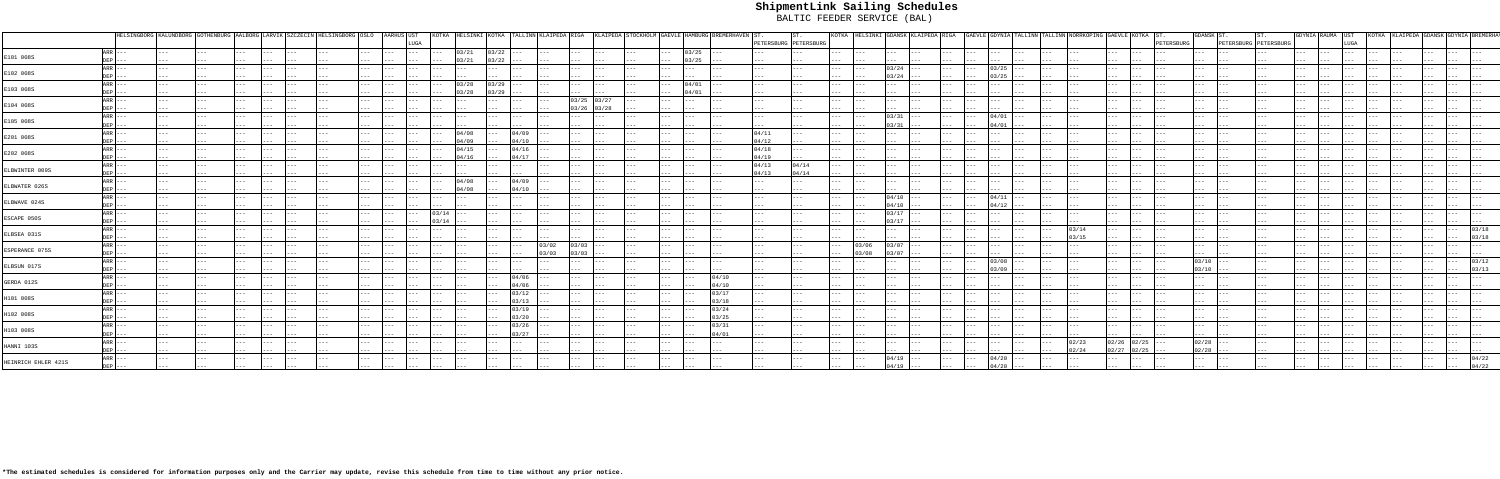# ShipmentLink Sailing Schedules

BALTIC FEEDER SERVICE (BAL)

| Vessel | | HELSINGBORG | KALUNDBORG | GOTHENBURG | AALBORG | LARVIK | SZCZECIN | HELSINGBORG | OSLO | AARHUS | UST LUGA | KOTKA | HELSINKI | KOTKA | TALLINN | KLAIPEDA | RIGA | KLAIPEDA | STOCKHOLM | GAEVLE | HAMBURG | BREMERHAVEN | ST. PETERSBURG | ST. PETERSBURG | KOTKA | HELSINKI | GDANSK | KLAIPEDA | RIGA | GAEVLE | GDYNIA | TALLINN | TALLINN | NORRKOPING | GAEVLE | KOTKA | ST. PETERSBURG | GDANSK | ST. PETERSBURG | ST. PETERSBURG | GDYNIA | RAUMA | UST LUGA | KOTKA | KLAIPEDA | GDANSK | GDYNIA | BREMERHAVEN |
|---|---|---|---|---|---|---|---|---|---|---|---|---|---|---|---|---|---|---|---|---|---|---|---|---|---|---|---|---|---|---|---|---|---|---|---|---|---|---|---|---|---|---|---|---|---|---|---|---|
| E101 008S | ARR | | | | | | | | | | | | 03/21 | 03/22 | | | | | | | 03/25 | | | | | | | | | | | | | | | | | | | | | | | | | | | |
| | DEP | | | | | | | | | | | | 03/21 | 03/22 | | | | | | | 03/25 | | | | | | | | | | | | | | | | | | | | | | | | | | | |
| E102 008S | ARR | | | | | | | | | | | | | | | | | | | | | | | | | | 03/24 | | | | 03/25 | | | | | | | | | | | | | | | | | |
| | DEP | | | | | | | | | | | | | | | | | | | | | | | | | | 03/24 | | | | 03/25 | | | | | | | | | | | | | | | | | |
| E103 008S | ARR | | | | | | | | | | | | 03/28 | 03/29 | | | | | | | 04/01 | | | | | | | | | | | | | | | | | | | | | | | | | | | |
| | DEP | | | | | | | | | | | | 03/28 | 03/29 | | | | | | | 04/01 | | | | | | | | | | | | | | | | | | | | | | | | | | | |
| E104 008S | ARR | | | | | | | | | | | | | | | | 03/25 | 03/27 | | | | | | | | | | | | | | | | | | | | | | | | | | | | | | |
| | DEP | | | | | | | | | | | | | | | | 03/26 | 03/28 | | | | | | | | | | | | | | | | | | | | | | | | | | | | | | |
| E105 008S | ARR | | | | | | | | | | | | | | | | | | | | | | | | | | 03/31 | | | | 04/01 | | | | | | | | | | | | | | | | | |
| | DEP | | | | | | | | | | | | | | | | | | | | | | | | | | 03/31 | | | | 04/01 | | | | | | | | | | | | | | | | | |
| E201 008S | ARR | | | | | | | | | | | | 04/08 | | 04/09 | | | | | | | | 04/11 | | | | | | | | | | | | | | | | | | | | | | | | | |
| | DEP | | | | | | | | | | | | 04/09 | | 04/10 | | | | | | | | 04/12 | | | | | | | | | | | | | | | | | | | | | | | | | |
| E202 008S | ARR | | | | | | | | | | | | 04/15 | | 04/16 | | | | | | | | 04/18 | | | | | | | | | | | | | | | | | | | | | | | | | |
| | DEP | | | | | | | | | | | | 04/16 | | 04/17 | | | | | | | | 04/19 | | | | | | | | | | | | | | | | | | | | | | | | | |
| ELBWINTER 009S | ARR | | | | | | | | | | | | | | | | | | | | | | 04/13 | 04/14 | | | | | | | | | | | | | | | | | | | | | | | | |
| | DEP | | | | | | | | | | | | | | | | | | | | | | 04/13 | 04/14 | | | | | | | | | | | | | | | | | | | | | | | | |
| ELBWATER 026S | ARR | | | | | | | | | | | | 04/08 | | 04/09 | | | | | | | | | | | | | | | | | | | | | | | | | | | | | | | | | |
| | DEP | | | | | | | | | | | | 04/08 | | 04/10 | | | | | | | | | | | | | | | | | | | | | | | | | | | | | | | | | |
| ELBWAVE 024S | ARR | | | | | | | | | | | | | | | | | | | | | | | | | | 04/10 | | | | 04/11 | | | | | | | | | | | | | | | | | |
| | DEP | | | | | | | | | | | | | | | | | | | | | | | | | | 04/10 | | | | 04/12 | | | | | | | | | | | | | | | | | |
| ESCAPE 050S | ARR | | | | | | | | | | | 03/14 | | | | | | | | | | | | | | | 03/17 | | | | | | | | | | | | | | | | | | | | | |
| | DEP | | | | | | | | | | | 03/14 | | | | | | | | | | | | | | | 03/17 | | | | | | | | | | | | | | | | | | | | | |
| ELBSEA 031S | ARR | | | | | | | | | | | | | | | | | | | | | | | | | | | | | | | | | 03/14 | | | | | | | | | | | | | | 03/18 |
| | DEP | | | | | | | | | | | | | | | | | | | | | | | | | | | | | | | | | 03/15 | | | | | | | | | | | | | | 03/18 |
| ESPERANCE 075S | ARR | | | | | | | | | | | | | | | 03/02 | 03/03 | | | | | | | | | 03/06 | 03/07 | | | | | | | | | | | | | | | | | | | | | |
| | DEP | | | | | | | | | | | | | | | 03/03 | 03/03 | | | | | | | | | 03/08 | 03/07 | | | | | | | | | | | | | | | | | | | | | |
| ELBSUN 017S | ARR | | | | | | | | | | | | | | | | | | | | | | | | | | | | | | 03/08 | | | | | | | | | | 03/10 | | | | | | | 03/12 |
| | DEP | | | | | | | | | | | | | | | | | | | | | | | | | | | | | | 03/09 | | | | | | | | | | 03/10 | | | | | | | 03/13 |
| GERDA 012S | ARR | | | | | | | | | | | | | | 04/06 | | | | | | | 04/10 | | | | | | | | | | | | | | | | | | | | | | | | | | |
| | DEP | | | | | | | | | | | | | | 04/06 | | | | | | | 04/10 | | | | | | | | | | | | | | | | | | | | | | | | | | |
| H101 008S | ARR | | | | | | | | | | | | | | 03/12 | | | | | | | 03/17 | | | | | | | | | | | | | | | | | | | | | | | | | | |
| | DEP | | | | | | | | | | | | | | 03/13 | | | | | | | 03/18 | | | | | | | | | | | | | | | | | | | | | | | | | | |
| H102 008S | ARR | | | | | | | | | | | | | | 03/19 | | | | | | | 03/24 | | | | | | | | | | | | | | | | | | | | | | | | | | |
| | DEP | | | | | | | | | | | | | | 03/20 | | | | | | | 03/25 | | | | | | | | | | | | | | | | | | | | | | | | | | |
| H103 008S | ARR | | | | | | | | | | | | | | 03/26 | | | | | | | 03/31 | | | | | | | | | | | | | | | | | | | | | | | | | | |
| | DEP | | | | | | | | | | | | | | 03/27 | | | | | | | 04/01 | | | | | | | | | | | | | | | | | | | | | | | | | | |
| HANNI 103S | ARR | | | | | | | | | | | | | | | | | | | | | | | | | | | | | | | | | 02/23 | 02/26 | 02/25 | | 02/28 | | | | | | | | | | |
| | DEP | | | | | | | | | | | | | | | | | | | | | | | | | | | | | | | | | 02/24 | 02/27 | 02/25 | | 02/28 | | | | | | | | | | |
| HEINRICH EHLER 421S | ARR | | | | | | | | | | | | | | | | | | | | | | | | | | 04/19 | | | | 04/20 | | | | | | | | | | | | | | | | | 04/22 |
| | DEP | | | | | | | | | | | | | | | | | | | | | | | | | | 04/19 | | | | 04/20 | | | | | | | | | | | | | | | | | 04/22 |

**\*The estimated schedules is considered for information purposes only and the Carrier may update, revise this schedule from time to time without any prior notice.**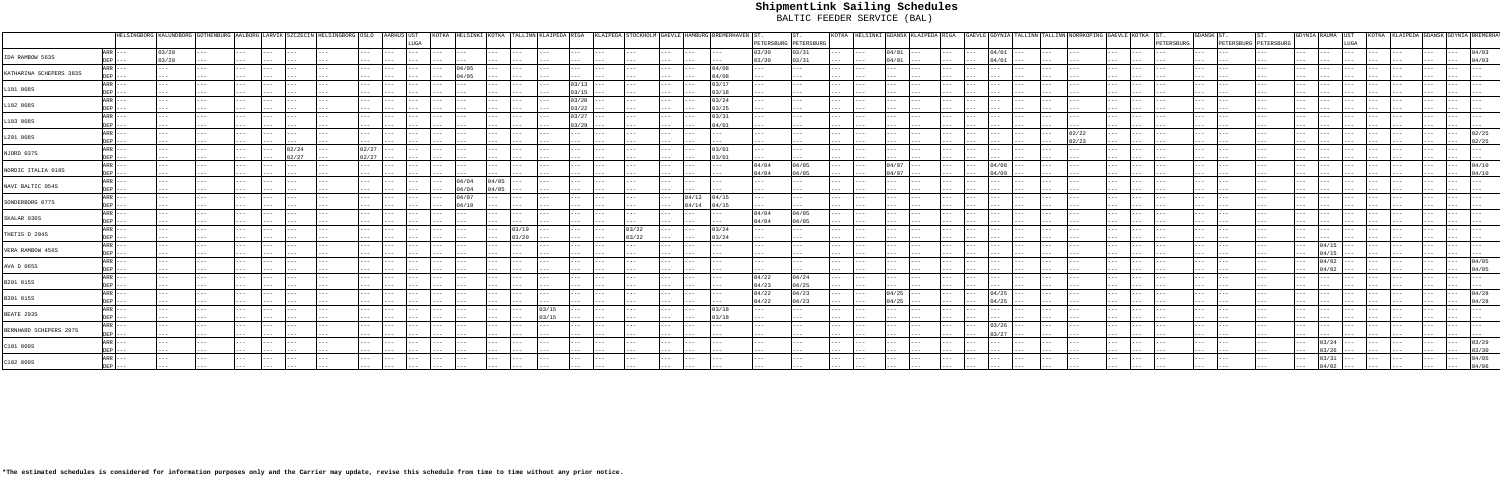# ShipmentLink Sailing Schedules

BALTIC FEEDER SERVICE (BAL)

| Vessel | | HELSINGBORG | KALUNDBORG | GOTHENBURG | AALBORG | LARVIK | SZCZECIN | HELSINGBORG | OSLO | AARHUS | UST LUGA | KOTKA | HELSINKI | KOTKA | TALLINN | KLAIPEDA | RIGA | KLAIPEDA | STOCKHOLM | GAEVLE | HAMBURG | BREMERHAVEN | ST. PETERSBURG | ST. PETERSBURG | KOTKA | HELSINKI | GDANSK | KLAIPEDA | RIGA | GAEVLE | GDYNIA | TALLINN | TALLINN | NORRKOPING | GAEVLE | KOTKA | ST. PETERSBURG | GDANSK | ST. PETERSBURG | ST. PETERSBURG | GDYNIA | RAUMA | UST LUGA | KOTKA | KLAIPEDA | GDANSK | GDYNIA | BREMERHAVEN |
|---|---|---|---|---|---|---|---|---|---|---|---|---|---|---|---|---|---|---|---|---|---|---|---|---|---|---|---|---|---|---|---|---|---|---|---|---|---|---|---|---|---|---|---|---|---|---|---|---|
| IDA RAMBOW 563S | ARR | --- | 03/28 | --- | --- | --- | --- | --- | --- | --- | --- | --- | --- | --- | --- | --- | --- | --- | --- | --- | --- | --- | 03/30 | 03/31 | --- | --- | 04/01 | --- | --- | --- | 04/01 | --- | --- | --- | --- | --- | --- | --- | --- | --- | --- | --- | --- | --- | --- | --- | --- | 04/03 |
| | DEP | --- | 03/28 | --- | --- | --- | --- | --- | --- | --- | --- | --- | --- | --- | --- | --- | --- | --- | --- | --- | --- | --- | 03/30 | 03/31 | --- | --- | 04/01 | --- | --- | --- | 04/01 | --- | --- | --- | --- | --- | --- | --- | --- | --- | --- | --- | --- | --- | --- | --- | --- | 04/03 |
| KATHARINA SCHEPERS 383S | ARR | --- | --- | --- | --- | --- | --- | --- | --- | --- | --- | --- | 04/05 | --- | --- | --- | --- | --- | --- | --- | --- | 04/08 | --- | --- | --- | --- | --- | --- | --- | --- | --- | --- | --- | --- | --- | --- | --- | --- | --- | --- | --- | --- | --- | --- | --- | --- | --- | --- |
| | DEP | --- | --- | --- | --- | --- | --- | --- | --- | --- | --- | --- | 04/05 | --- | --- | --- | --- | --- | --- | --- | --- | 04/08 | --- | --- | --- | --- | --- | --- | --- | --- | --- | --- | --- | --- | --- | --- | --- | --- | --- | --- | --- | --- | --- | --- | --- | --- | --- | --- |
| L101 008S | ARR | --- | --- | --- | --- | --- | --- | --- | --- | --- | --- | --- | --- | --- | --- | --- | 03/13 | --- | --- | --- | --- | 03/17 | --- | --- | --- | --- | --- | --- | --- | --- | --- | --- | --- | --- | --- | --- | --- | --- | --- | --- | --- | --- | --- | --- | --- | --- | --- | --- |
| | DEP | --- | --- | --- | --- | --- | --- | --- | --- | --- | --- | --- | --- | --- | --- | --- | 03/15 | --- | --- | --- | --- | 03/18 | --- | --- | --- | --- | --- | --- | --- | --- | --- | --- | --- | --- | --- | --- | --- | --- | --- | --- | --- | --- | --- | --- | --- | --- | --- | --- |
| L102 008S | ARR | --- | --- | --- | --- | --- | --- | --- | --- | --- | --- | --- | --- | --- | --- | --- | 03/20 | --- | --- | --- | --- | 03/24 | --- | --- | --- | --- | --- | --- | --- | --- | --- | --- | --- | --- | --- | --- | --- | --- | --- | --- | --- | --- | --- | --- | --- | --- | --- | --- |
| | DEP | --- | --- | --- | --- | --- | --- | --- | --- | --- | --- | --- | --- | --- | --- | --- | 03/22 | --- | --- | --- | --- | 03/25 | --- | --- | --- | --- | --- | --- | --- | --- | --- | --- | --- | --- | --- | --- | --- | --- | --- | --- | --- | --- | --- | --- | --- | --- | --- | --- |
| L103 008S | ARR | --- | --- | --- | --- | --- | --- | --- | --- | --- | --- | --- | --- | --- | --- | --- | 03/27 | --- | --- | --- | --- | 03/31 | --- | --- | --- | --- | --- | --- | --- | --- | --- | --- | --- | --- | --- | --- | --- | --- | --- | --- | --- | --- | --- | --- | --- | --- | --- | --- |
| | DEP | --- | --- | --- | --- | --- | --- | --- | --- | --- | --- | --- | --- | --- | --- | --- | 03/29 | --- | --- | --- | --- | 04/01 | --- | --- | --- | --- | --- | --- | --- | --- | --- | --- | --- | --- | --- | --- | --- | --- | --- | --- | --- | --- | --- | --- | --- | --- | --- | --- |
| L201 008S | ARR | --- | --- | --- | --- | --- | --- | --- | --- | --- | --- | --- | --- | --- | --- | --- | --- | --- | --- | --- | --- | --- | --- | --- | --- | --- | --- | --- | --- | --- | --- | --- | --- | 02/22 | --- | --- | --- | --- | --- | --- | --- | --- | --- | --- | --- | --- | --- | 02/25 |
| | DEP | --- | --- | --- | --- | --- | --- | --- | --- | --- | --- | --- | --- | --- | --- | --- | --- | --- | --- | --- | --- | --- | --- | --- | --- | --- | --- | --- | --- | --- | --- | --- | --- | 02/23 | --- | --- | --- | --- | --- | --- | --- | --- | --- | --- | --- | --- | --- | 02/25 |
| NJORD 037S | ARR | --- | --- | --- | --- | 02/24 | --- | --- | 02/27 | --- | --- | --- | --- | --- | --- | --- | --- | --- | --- | --- | --- | 03/01 | --- | --- | --- | --- | --- | --- | --- | --- | --- | --- | --- | --- | --- | --- | --- | --- | --- | --- | --- | --- | --- | --- | --- | --- | --- | --- |
| | DEP | --- | --- | --- | --- | 02/27 | --- | --- | 02/27 | --- | --- | --- | --- | --- | --- | --- | --- | --- | --- | --- | --- | 03/01 | --- | --- | --- | --- | --- | --- | --- | --- | --- | --- | --- | --- | --- | --- | --- | --- | --- | --- | --- | --- | --- | --- | --- | --- | --- | --- |
| NORDIC ITALIA 018S | ARR | --- | --- | --- | --- | --- | --- | --- | --- | --- | --- | --- | --- | --- | --- | --- | --- | --- | --- | --- | --- | --- | 04/04 | 04/05 | --- | --- | 04/07 | --- | --- | --- | 04/08 | --- | --- | --- | --- | --- | --- | --- | --- | --- | --- | --- | --- | --- | --- | --- | --- | 04/10 |
| | DEP | --- | --- | --- | --- | --- | --- | --- | --- | --- | --- | --- | --- | --- | --- | --- | --- | --- | --- | --- | --- | --- | 04/04 | 04/05 | --- | --- | 04/07 | --- | --- | --- | 04/09 | --- | --- | --- | --- | --- | --- | --- | --- | --- | --- | --- | --- | --- | --- | --- | --- | 04/10 |
| NAVI BALTIC 054S | ARR | --- | --- | --- | --- | --- | --- | --- | --- | --- | --- | --- | 04/04 | 04/05 | --- | --- | --- | --- | --- | --- | --- | --- | --- | --- | --- | --- | --- | --- | --- | --- | --- | --- | --- | --- | --- | --- | --- | --- | --- | --- | --- | --- | --- | --- | --- | --- | --- | --- |
| | DEP | --- | --- | --- | --- | --- | --- | --- | --- | --- | --- | --- | 04/04 | 04/05 | --- | --- | --- | --- | --- | --- | --- | --- | --- | --- | --- | --- | --- | --- | --- | --- | --- | --- | --- | --- | --- | --- | --- | --- | --- | --- | --- | --- | --- | --- | --- | --- | --- | --- |
| SONDERBORG 077S | ARR | --- | --- | --- | --- | --- | --- | --- | --- | --- | --- | --- | 04/07 | --- | --- | --- | --- | --- | --- | --- | 04/13 | 04/15 | --- | --- | --- | --- | --- | --- | --- | --- | --- | --- | --- | --- | --- | --- | --- | --- | --- | --- | --- | --- | --- | --- | --- | --- | --- | --- |
| | DEP | --- | --- | --- | --- | --- | --- | --- | --- | --- | --- | --- | 04/10 | --- | --- | --- | --- | --- | --- | --- | 04/14 | 04/15 | --- | --- | --- | --- | --- | --- | --- | --- | --- | --- | --- | --- | --- | --- | --- | --- | --- | --- | --- | --- | --- | --- | --- | --- | --- | --- |
| SKALAR 030S | ARR | --- | --- | --- | --- | --- | --- | --- | --- | --- | --- | --- | --- | --- | --- | --- | --- | --- | --- | --- | --- | --- | 04/04 | 04/05 | --- | --- | --- | --- | --- | --- | --- | --- | --- | --- | --- | --- | --- | --- | --- | --- | --- | --- | --- | --- | --- | --- | --- | --- |
| | DEP | --- | --- | --- | --- | --- | --- | --- | --- | --- | --- | --- | --- | --- | --- | --- | --- | --- | --- | --- | --- | --- | 04/04 | 04/05 | --- | --- | --- | --- | --- | --- | --- | --- | --- | --- | --- | --- | --- | --- | --- | --- | --- | --- | --- | --- | --- | --- | --- | --- |
| THETIS D 204S | ARR | --- | --- | --- | --- | --- | --- | --- | --- | --- | --- | --- | --- | --- | --- | 03/19 | --- | --- | 03/22 | --- | --- | 03/24 | --- | --- | --- | --- | --- | --- | --- | --- | --- | --- | --- | --- | --- | --- | --- | --- | --- | --- | --- | --- | --- | --- | --- | --- | --- | --- |
| | DEP | --- | --- | --- | --- | --- | --- | --- | --- | --- | --- | --- | --- | --- | --- | 03/20 | --- | --- | 03/22 | --- | --- | 03/24 | --- | --- | --- | --- | --- | --- | --- | --- | --- | --- | --- | --- | --- | --- | --- | --- | --- | --- | --- | --- | --- | --- | --- | --- | --- | --- |
| VERA RAMBOW 456S | ARR | --- | --- | --- | --- | --- | --- | --- | --- | --- | --- | --- | --- | --- | --- | --- | --- | --- | --- | --- | --- | --- | --- | --- | --- | --- | --- | --- | --- | --- | --- | --- | --- | --- | --- | --- | --- | --- | --- | --- | --- | 04/15 | --- | --- | --- | --- | --- | --- |
| | DEP | --- | --- | --- | --- | --- | --- | --- | --- | --- | --- | --- | --- | --- | --- | --- | --- | --- | --- | --- | --- | --- | --- | --- | --- | --- | --- | --- | --- | --- | --- | --- | --- | --- | --- | --- | --- | --- | --- | --- | --- | 04/15 | --- | --- | --- | --- | --- | --- |
| AVA D 066S | ARR | --- | --- | --- | --- | --- | --- | --- | --- | --- | --- | --- | --- | --- | --- | --- | --- | --- | --- | --- | --- | --- | --- | --- | --- | --- | --- | --- | --- | --- | --- | --- | --- | --- | --- | --- | --- | --- | --- | --- | --- | 04/02 | --- | --- | --- | --- | --- | 04/05 |
| | DEP | --- | --- | --- | --- | --- | --- | --- | --- | --- | --- | --- | --- | --- | --- | --- | --- | --- | --- | --- | --- | --- | --- | --- | --- | --- | --- | --- | --- | --- | --- | --- | --- | --- | --- | --- | --- | --- | --- | --- | --- | 04/02 | --- | --- | --- | --- | --- | 04/05 |
| B201 015S | ARR | --- | --- | --- | --- | --- | --- | --- | --- | --- | --- | --- | --- | --- | --- | --- | --- | --- | --- | --- | --- | --- | 04/22 | 04/24 | --- | --- | --- | --- | --- | --- | --- | --- | --- | --- | --- | --- | --- | --- | --- | --- | --- | --- | --- | --- | --- | --- | --- | --- |
| | DEP | --- | --- | --- | --- | --- | --- | --- | --- | --- | --- | --- | --- | --- | --- | --- | --- | --- | --- | --- | --- | --- | 04/23 | 04/25 | --- | --- | --- | --- | --- | --- | --- | --- | --- | --- | --- | --- | --- | --- | --- | --- | --- | --- | --- | --- | --- | --- | --- | --- |
| B301 015S | ARR | --- | --- | --- | --- | --- | --- | --- | --- | --- | --- | --- | --- | --- | --- | --- | --- | --- | --- | --- | --- | --- | 04/22 | 04/23 | --- | --- | 04/25 | --- | --- | --- | 04/25 | --- | --- | --- | --- | --- | --- | --- | --- | --- | --- | --- | --- | --- | --- | --- | --- | 04/28 |
| | DEP | --- | --- | --- | --- | --- | --- | --- | --- | --- | --- | --- | --- | --- | --- | --- | --- | --- | --- | --- | --- | --- | 04/22 | 04/23 | --- | --- | 04/25 | --- | --- | --- | 04/25 | --- | --- | --- | --- | --- | --- | --- | --- | --- | --- | --- | --- | --- | --- | --- | --- | 04/28 |
| BEATE 293S | ARR | --- | --- | --- | --- | --- | --- | --- | --- | --- | --- | --- | --- | --- | --- | 03/15 | --- | --- | --- | --- | --- | 03/18 | --- | --- | --- | --- | --- | --- | --- | --- | --- | --- | --- | --- | --- | --- | --- | --- | --- | --- | --- | --- | --- | --- | --- | --- | --- | --- |
| | DEP | --- | --- | --- | --- | --- | --- | --- | --- | --- | --- | --- | --- | --- | --- | 03/15 | --- | --- | --- | --- | --- | 03/18 | --- | --- | --- | --- | --- | --- | --- | --- | --- | --- | --- | --- | --- | --- | --- | --- | --- | --- | --- | --- | --- | --- | --- | --- | --- | --- |
| BERNHARD SCHEPERS 297S | ARR | --- | --- | --- | --- | --- | --- | --- | --- | --- | --- | --- | --- | --- | --- | --- | --- | --- | --- | --- | --- | --- | --- | --- | --- | --- | --- | --- | --- | --- | 03/26 | --- | --- | --- | --- | --- | --- | --- | --- | --- | --- | --- | --- | --- | --- | --- | --- | --- |
| | DEP | --- | --- | --- | --- | --- | --- | --- | --- | --- | --- | --- | --- | --- | --- | --- | --- | --- | --- | --- | --- | --- | --- | --- | --- | --- | --- | --- | --- | --- | 03/27 | --- | --- | --- | --- | --- | --- | --- | --- | --- | --- | --- | --- | --- | --- | --- | --- | --- |
| C101 009S | ARR | --- | --- | --- | --- | --- | --- | --- | --- | --- | --- | --- | --- | --- | --- | --- | --- | --- | --- | --- | --- | --- | --- | --- | --- | --- | --- | --- | --- | --- | --- | --- | --- | --- | --- | --- | --- | --- | --- | --- | --- | 03/24 | --- | --- | --- | --- | --- | 03/29 |
| | DEP | --- | --- | --- | --- | --- | --- | --- | --- | --- | --- | --- | --- | --- | --- | --- | --- | --- | --- | --- | --- | --- | --- | --- | --- | --- | --- | --- | --- | --- | --- | --- | --- | --- | --- | --- | --- | --- | --- | --- | --- | 03/26 | --- | --- | --- | --- | --- | 03/30 |
| C102 009S | ARR | --- | --- | --- | --- | --- | --- | --- | --- | --- | --- | --- | --- | --- | --- | --- | --- | --- | --- | --- | --- | --- | --- | --- | --- | --- | --- | --- | --- | --- | --- | --- | --- | --- | --- | --- | --- | --- | --- | --- | --- | 03/31 | --- | --- | --- | --- | --- | 04/05 |
| | DEP | --- | --- | --- | --- | --- | --- | --- | --- | --- | --- | --- | --- | --- | --- | --- | --- | --- | --- | --- | --- | --- | --- | --- | --- | --- | --- | --- | --- | --- | --- | --- | --- | --- | --- | --- | --- | --- | --- | --- | --- | 04/02 | --- | --- | --- | --- | --- | 04/06 |

**\*The estimated schedules is considered for information purposes only and the Carrier may update, revise this schedule from time to time without any prior notice.**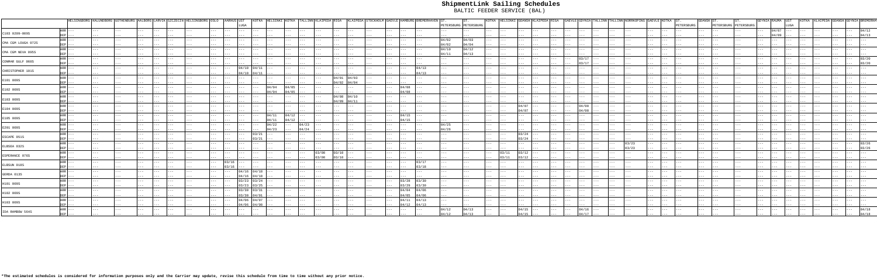| Vessel | | HELSINGBORG | KALUNDBORG | GOTHENBURG | AALBORG | LARVIK | SZCZECIN | HELSINGBORG | OSLO | AARHUS | UST LUGA | KOTKA | HELSINKI | KOTKA | TALLINN | KLAIPEDA | RIGA | KLAIPEDA | STOCKHOLM | GAEVLE | HAMBURG | BREMERHAVEN | ST. PETERSBURG | ST. PETERSBURG | KOTKA | HELSINKI | GDANSK | KLAIPEDA | RIGA | GAEVLE | GDYNIA | TALLINN | TALLINN | NORRKOPING | GAEVLE | KOTKA | ST. PETERSBURG | GDANSK | ST. PETERSBURG | ST. PETERSBURG | GDYNIA | RAUMA | UST LUGA | KOTKA | KLAIPEDA | GDANSK | GDYNIA | BREMERHAVEN |
|---|---|---|---|---|---|---|---|---|---|---|---|---|---|---|---|---|---|---|---|---|---|---|---|---|---|---|---|---|---|---|---|---|---|---|---|---|---|---|---|---|---|---|---|---|---|---|---|---|
| C103 0209-009S | ARR | --- | --- | --- | --- | --- | --- | --- | --- | --- | --- | --- | --- | --- | --- | --- | --- | --- | --- | --- | --- | --- | --- | --- | --- | --- | --- | --- | --- | --- | --- | --- | --- | --- | --- | --- | --- | --- | --- | --- | --- | 04/07 | --- | --- | --- | --- | --- | 04/12 |
| | DEP | --- | --- | --- | --- | --- | --- | --- | --- | --- | --- | --- | --- | --- | --- | --- | --- | --- | --- | --- | --- | --- | --- | --- | --- | --- | --- | --- | --- | --- | --- | --- | --- | --- | --- | --- | --- | --- | --- | --- | --- | 04/09 | --- | --- | --- | --- | --- | 04/13 |
| CMA CGM LOUGA 072S | ARR | --- | --- | --- | --- | --- | --- | --- | --- | --- | --- | --- | --- | --- | --- | --- | --- | --- | --- | --- | --- | --- | 04/02 | 04/03 | --- | --- | --- | --- | --- | --- | --- | --- | --- | --- | --- | --- | --- | --- | --- | --- | --- | --- | --- | --- | --- | --- | --- | --- |
| | DEP | --- | --- | --- | --- | --- | --- | --- | --- | --- | --- | --- | --- | --- | --- | --- | --- | --- | --- | --- | --- | --- | 04/02 | 04/04 | --- | --- | --- | --- | --- | --- | --- | --- | --- | --- | --- | --- | --- | --- | --- | --- | --- | --- | --- | --- | --- | --- | --- | --- |
| CMA CGM NEVA 095S | ARR | --- | --- | --- | --- | --- | --- | --- | --- | --- | --- | --- | --- | --- | --- | --- | --- | --- | --- | --- | --- | --- | 04/10 | 04/12 | --- | --- | --- | --- | --- | --- | --- | --- | --- | --- | --- | --- | --- | --- | --- | --- | --- | --- | --- | --- | --- | --- | --- | --- |
| | DEP | --- | --- | --- | --- | --- | --- | --- | --- | --- | --- | --- | --- | --- | --- | --- | --- | --- | --- | --- | --- | --- | 04/11 | 04/13 | --- | --- | --- | --- | --- | --- | --- | --- | --- | --- | --- | --- | --- | --- | --- | --- | --- | --- | --- | --- | --- | --- | --- | --- |
| CONMAR GULF 060S | ARR | --- | --- | --- | --- | --- | --- | --- | --- | --- | --- | --- | --- | --- | --- | --- | --- | --- | --- | --- | --- | --- | --- | --- | --- | --- | --- | --- | --- | --- | 03/17 | --- | --- | --- | --- | --- | --- | --- | --- | --- | --- | --- | --- | --- | --- | --- | --- | 03/20 |
| | DEP | --- | --- | --- | --- | --- | --- | --- | --- | --- | --- | --- | --- | --- | --- | --- | --- | --- | --- | --- | --- | --- | --- | --- | --- | --- | --- | --- | --- | --- | 03/17 | --- | --- | --- | --- | --- | --- | --- | --- | --- | --- | --- | --- | --- | --- | --- | --- | 03/20 |
| CHRISTOPHER 101S | ARR | --- | --- | --- | --- | --- | --- | --- | --- | --- | 04/10 | 04/11 | --- | --- | --- | --- | --- | --- | --- | --- | --- | 04/13 | --- | --- | --- | --- | --- | --- | --- | --- | --- | --- | --- | --- | --- | --- | --- | --- | --- | --- | --- | --- | --- | --- | --- | --- | --- | --- |
| | DEP | --- | --- | --- | --- | --- | --- | --- | --- | --- | 04/10 | 04/11 | --- | --- | --- | --- | --- | --- | --- | --- | --- | 04/13 | --- | --- | --- | --- | --- | --- | --- | --- | --- | --- | --- | --- | --- | --- | --- | --- | --- | --- | --- | --- | --- | --- | --- | --- | --- | --- |
| E101 009S | ARR | --- | --- | --- | --- | --- | --- | --- | --- | --- | --- | --- | --- | --- | --- | --- | 04/01 | 04/03 | --- | --- | --- | --- | --- | --- | --- | --- | --- | --- | --- | --- | --- | --- | --- | --- | --- | --- | --- | --- | --- | --- | --- | --- | --- | --- | --- | --- | --- | --- |
| | DEP | --- | --- | --- | --- | --- | --- | --- | --- | --- | --- | --- | --- | --- | --- | --- | 04/02 | 04/04 | --- | --- | --- | --- | --- | --- | --- | --- | --- | --- | --- | --- | --- | --- | --- | --- | --- | --- | --- | --- | --- | --- | --- | --- | --- | --- | --- | --- | --- | --- |
| E102 009S | ARR | --- | --- | --- | --- | --- | --- | --- | --- | --- | --- | --- | 04/04 | 04/05 | --- | --- | --- | --- | --- | --- | 04/08 | --- | --- | --- | --- | --- | --- | --- | --- | --- | --- | --- | --- | --- | --- | --- | --- | --- | --- | --- | --- | --- | --- | --- | --- | --- | --- | --- |
| | DEP | --- | --- | --- | --- | --- | --- | --- | --- | --- | --- | --- | 04/04 | 04/05 | --- | --- | --- | --- | --- | --- | 04/08 | --- | --- | --- | --- | --- | --- | --- | --- | --- | --- | --- | --- | --- | --- | --- | --- | --- | --- | --- | --- | --- | --- | --- | --- | --- | --- | --- |
| E103 009S | ARR | --- | --- | --- | --- | --- | --- | --- | --- | --- | --- | --- | --- | --- | --- | --- | 04/08 | 04/10 | --- | --- | --- | --- | --- | --- | --- | --- | --- | --- | --- | --- | --- | --- | --- | --- | --- | --- | --- | --- | --- | --- | --- | --- | --- | --- | --- | --- | --- | --- |
| | DEP | --- | --- | --- | --- | --- | --- | --- | --- | --- | --- | --- | --- | --- | --- | --- | 04/09 | 04/11 | --- | --- | --- | --- | --- | --- | --- | --- | --- | --- | --- | --- | --- | --- | --- | --- | --- | --- | --- | --- | --- | --- | --- | --- | --- | --- | --- | --- | --- | --- |
| E104 009S | ARR | --- | --- | --- | --- | --- | --- | --- | --- | --- | --- | --- | --- | --- | --- | --- | --- | --- | --- | --- | --- | --- | --- | --- | --- | --- | 04/07 | --- | --- | --- | 04/09 | --- | --- | --- | --- | --- | --- | --- | --- | --- | --- | --- | --- | --- | --- | --- | --- | --- |
| | DEP | --- | --- | --- | --- | --- | --- | --- | --- | --- | --- | --- | --- | --- | --- | --- | --- | --- | --- | --- | --- | --- | --- | --- | --- | --- | 04/07 | --- | --- | --- | 04/09 | --- | --- | --- | --- | --- | --- | --- | --- | --- | --- | --- | --- | --- | --- | --- | --- | --- |
| E105 009S | ARR | --- | --- | --- | --- | --- | --- | --- | --- | --- | --- | --- | 04/11 | 04/12 | --- | --- | --- | --- | --- | --- | 04/15 | --- | --- | --- | --- | --- | --- | --- | --- | --- | --- | --- | --- | --- | --- | --- | --- | --- | --- | --- | --- | --- | --- | --- | --- | --- | --- | --- |
| | DEP | --- | --- | --- | --- | --- | --- | --- | --- | --- | --- | --- | 04/11 | 04/12 | --- | --- | --- | --- | --- | --- | 04/15 | --- | --- | --- | --- | --- | --- | --- | --- | --- | --- | --- | --- | --- | --- | --- | --- | --- | --- | --- | --- | --- | --- | --- | --- | --- | --- | --- |
| E201 009S | ARR | --- | --- | --- | --- | --- | --- | --- | --- | --- | --- | --- | 04/22 | --- | 04/23 | --- | --- | --- | --- | --- | --- | --- | 04/25 | --- | --- | --- | --- | --- | --- | --- | --- | --- | --- | --- | --- | --- | --- | --- | --- | --- | --- | --- | --- | --- | --- | --- | --- | --- |
| | DEP | --- | --- | --- | --- | --- | --- | --- | --- | --- | --- | --- | 04/23 | --- | 04/24 | --- | --- | --- | --- | --- | --- | --- | 04/26 | --- | --- | --- | --- | --- | --- | --- | --- | --- | --- | --- | --- | --- | --- | --- | --- | --- | --- | --- | --- | --- | --- | --- | --- | --- |
| ESCAPE 051S | ARR | --- | --- | --- | --- | --- | --- | --- | --- | --- | --- | 03/21 | --- | --- | --- | --- | --- | --- | --- | --- | --- | --- | --- | --- | --- | --- | 03/24 | --- | --- | --- | --- | --- | --- | --- | --- | --- | --- | --- | --- | --- | --- | --- | --- | --- | --- | --- | --- | --- |
| | DEP | --- | --- | --- | --- | --- | --- | --- | --- | --- | --- | 03/21 | --- | --- | --- | --- | --- | --- | --- | --- | --- | --- | --- | --- | --- | --- | 03/24 | --- | --- | --- | --- | --- | --- | --- | --- | --- | --- | --- | --- | --- | --- | --- | --- | --- | --- | --- | --- | --- |
| ELBSEA 032S | ARR | --- | --- | --- | --- | --- | --- | --- | --- | --- | --- | --- | --- | --- | --- | --- | --- | --- | --- | --- | --- | --- | --- | --- | --- | --- | --- | --- | --- | --- | --- | --- | --- | 03/23 | --- | --- | --- | --- | --- | --- | --- | --- | --- | --- | --- | --- | --- | 03/26 |
| | DEP | --- | --- | --- | --- | --- | --- | --- | --- | --- | --- | --- | --- | --- | --- | --- | --- | --- | --- | --- | --- | --- | --- | --- | --- | --- | --- | --- | --- | --- | --- | --- | --- | 03/23 | --- | --- | --- | --- | --- | --- | --- | --- | --- | --- | --- | --- | --- | 03/26 |
| ESPERANCE 076S | ARR | --- | --- | --- | --- | --- | --- | --- | --- | --- | --- | --- | --- | --- | --- | 03/08 | 03/10 | --- | --- | --- | --- | --- | --- | --- | --- | 03/11 | 03/12 | --- | --- | --- | --- | --- | --- | --- | --- | --- | --- | --- | --- | --- | --- | --- | --- | --- | --- | --- | --- | --- |
| | DEP | --- | --- | --- | --- | --- | --- | --- | --- | --- | --- | --- | --- | --- | --- | 03/08 | 03/10 | --- | --- | --- | --- | --- | --- | --- | --- | 03/11 | 03/12 | --- | --- | --- | --- | --- | --- | --- | --- | --- | --- | --- | --- | --- | --- | --- | --- | --- | --- | --- | --- | --- |
| ELBSUN 018S | ARR | --- | --- | --- | --- | --- | --- | --- | --- | 03/16 | --- | --- | --- | --- | --- | --- | --- | --- | --- | --- | --- | 03/17 | --- | --- | --- | --- | --- | --- | --- | --- | --- | --- | --- | --- | --- | --- | --- | --- | --- | --- | --- | --- | --- | --- | --- | --- | --- | --- |
| | DEP | --- | --- | --- | --- | --- | --- | --- | --- | 03/16 | --- | --- | --- | --- | --- | --- | --- | --- | --- | --- | --- | 03/18 | --- | --- | --- | --- | --- | --- | --- | --- | --- | --- | --- | --- | --- | --- | --- | --- | --- | --- | --- | --- | --- | --- | --- | --- | --- | --- |
| GERDA 013S | ARR | --- | --- | --- | --- | --- | --- | --- | --- | --- | 04/16 | 04/18 | --- | --- | --- | --- | --- | --- | --- | --- | --- | --- | --- | --- | --- | --- | --- | --- | --- | --- | --- | --- | --- | --- | --- | --- | --- | --- | --- | --- | --- | --- | --- | --- | --- | --- | --- | --- |
| | DEP | --- | --- | --- | --- | --- | --- | --- | --- | --- | 04/16 | 04/18 | --- | --- | --- | --- | --- | --- | --- | --- | --- | --- | --- | --- | --- | --- | --- | --- | --- | --- | --- | --- | --- | --- | --- | --- | --- | --- | --- | --- | --- | --- | --- | --- | --- | --- | --- | --- |
| H101 009S | ARR | --- | --- | --- | --- | --- | --- | --- | --- | --- | 03/23 | 03/24 | --- | --- | --- | --- | --- | --- | --- | --- | 03/28 | 03/30 | --- | --- | --- | --- | --- | --- | --- | --- | --- | --- | --- | --- | --- | --- | --- | --- | --- | --- | --- | --- | --- | --- | --- | --- | --- | --- |
| | DEP | --- | --- | --- | --- | --- | --- | --- | --- | --- | 03/23 | 03/25 | --- | --- | --- | --- | --- | --- | --- | --- | 03/29 | 03/30 | --- | --- | --- | --- | --- | --- | --- | --- | --- | --- | --- | --- | --- | --- | --- | --- | --- | --- | --- | --- | --- | --- | --- | --- | --- | --- |
| H102 009S | ARR | --- | --- | --- | --- | --- | --- | --- | --- | --- | 03/30 | 03/31 | --- | --- | --- | --- | --- | --- | --- | --- | 04/04 | 04/06 | --- | --- | --- | --- | --- | --- | --- | --- | --- | --- | --- | --- | --- | --- | --- | --- | --- | --- | --- | --- | --- | --- | --- | --- | --- | --- |
| | DEP | --- | --- | --- | --- | --- | --- | --- | --- | --- | 03/30 | 04/01 | --- | --- | --- | --- | --- | --- | --- | --- | 04/05 | 04/06 | --- | --- | --- | --- | --- | --- | --- | --- | --- | --- | --- | --- | --- | --- | --- | --- | --- | --- | --- | --- | --- | --- | --- | --- | --- | --- |
| H103 009S | ARR | --- | --- | --- | --- | --- | --- | --- | --- | --- | 04/06 | 04/07 | --- | --- | --- | --- | --- | --- | --- | --- | 04/11 | 04/13 | --- | --- | --- | --- | --- | --- | --- | --- | --- | --- | --- | --- | --- | --- | --- | --- | --- | --- | --- | --- | --- | --- | --- | --- | --- | --- |
| | DEP | --- | --- | --- | --- | --- | --- | --- | --- | --- | 04/06 | 04/08 | --- | --- | --- | --- | --- | --- | --- | --- | 04/12 | 04/13 | --- | --- | --- | --- | --- | --- | --- | --- | --- | --- | --- | --- | --- | --- | --- | --- | --- | --- | --- | --- | --- | --- | --- | --- | --- | --- |
| IDA RAMBOW 564S | ARR | --- | --- | --- | --- | --- | --- | --- | --- | --- | --- | --- | --- | --- | --- | --- | --- | --- | --- | --- | --- | --- | 04/12 | 04/13 | --- | --- | 04/15 | --- | --- | --- | 04/16 | --- | --- | --- | --- | --- | --- | --- | --- | --- | --- | --- | --- | --- | --- | --- | --- | 04/18 |
| | DEP | --- | --- | --- | --- | --- | --- | --- | --- | --- | --- | --- | --- | --- | --- | --- | --- | --- | --- | --- | --- | --- | 04/12 | 04/13 | --- | --- | 04/15 | --- | --- | --- | 04/17 | --- | --- | --- | --- | --- | --- | --- | --- | --- | --- | --- | --- | --- | --- | --- | --- | 04/18 |

*The estimated schedules is considered for information purposes only and the Carrier may update, revise this schedule from time to time without any prior notice.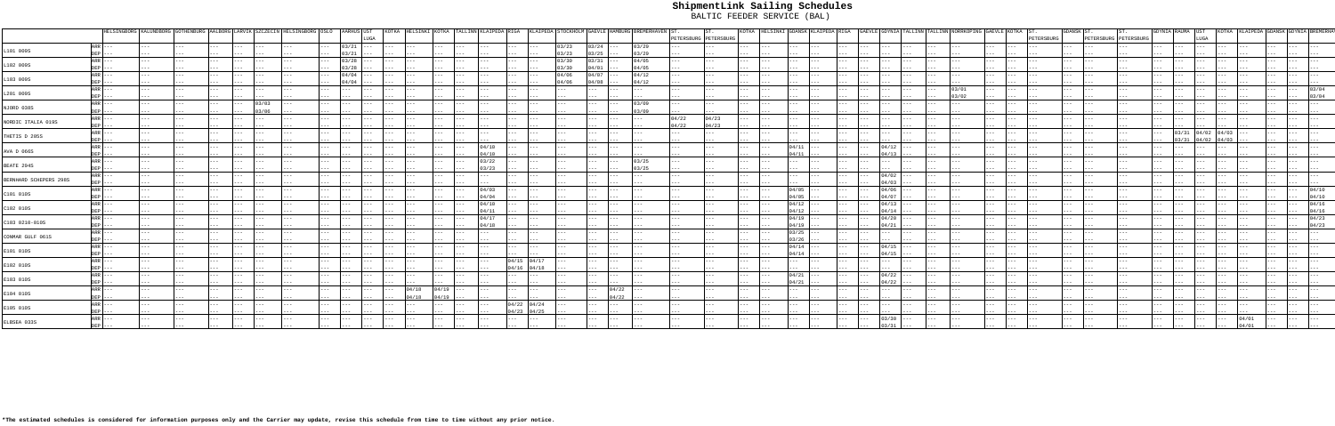# ShipmentLink Sailing Schedules

BALTIC FEEDER SERVICE (BAL)

| | | HELSINGBORG | KALUNDBORG | GOTHENBURG | AALBORG | LARVIK | SZCZECIN | HELSINGBORG | OSLO | AARHUS | UST LUGA | KOTKA | HELSINKI | KOTKA | TALLINN | KLAIPEDA | RIGA | KLAIPEDA | STOCKHOLM | GAEVLE | HAMBURG | BREMERHAVEN | ST. PETERSBURG | ST. PETERSBURG | KOTKA | HELSINKI | GDANSK | KLAIPEDA | RIGA | GAEVLE | GDYNIA | TALLINN | TALLINN | NORRKOPING | GAEVLE | KOTKA | ST. PETERSBURG | GDANSK | ST. PETERSBURG | ST. PETERSBURG | GDYNIA | RAUMA | UST LUGA | KOTKA | KLAIPEDA | GDANSK | GDYNIA | BREMERHAVEN |
|---|---|---|---|---|---|---|---|---|---|---|---|---|---|---|---|---|---|---|---|---|---|---|---|---|---|---|---|---|---|---|---|---|---|---|---|---|---|---|---|---|---|---|---|---|---|---|---|---|
| L101 009S | ARR | --- | --- | --- | --- | --- | --- | --- | --- | --- | 03/21 | --- | --- | --- | --- | --- | --- | --- | 03/23 | 03/24 | --- | 03/29 | --- | --- | --- | --- | --- | --- | --- | --- | --- | --- | --- | --- | --- | --- | --- | --- | --- | --- | --- | --- | --- | --- | --- | --- | --- | --- |
| | DEP | --- | --- | --- | --- | --- | --- | --- | --- | --- | 03/21 | --- | --- | --- | --- | --- | --- | --- | 03/23 | 03/25 | --- | 03/29 | --- | --- | --- | --- | --- | --- | --- | --- | --- | --- | --- | --- | --- | --- | --- | --- | --- | --- | --- | --- | --- | --- | --- | --- | --- | --- |
| L102 009S | ARR | --- | --- | --- | --- | --- | --- | --- | --- | --- | 03/28 | --- | --- | --- | --- | --- | --- | --- | 03/30 | 03/31 | --- | 04/05 | --- | --- | --- | --- | --- | --- | --- | --- | --- | --- | --- | --- | --- | --- | --- | --- | --- | --- | --- | --- | --- | --- | --- | --- | --- | --- |
| | DEP | --- | --- | --- | --- | --- | --- | --- | --- | --- | 03/28 | --- | --- | --- | --- | --- | --- | --- | 03/30 | 04/01 | --- | 04/05 | --- | --- | --- | --- | --- | --- | --- | --- | --- | --- | --- | --- | --- | --- | --- | --- | --- | --- | --- | --- | --- | --- | --- | --- | --- | --- |
| L103 009S | ARR | --- | --- | --- | --- | --- | --- | --- | --- | --- | 04/04 | --- | --- | --- | --- | --- | --- | --- | 04/06 | 04/07 | --- | 04/12 | --- | --- | --- | --- | --- | --- | --- | --- | --- | --- | --- | --- | --- | --- | --- | --- | --- | --- | --- | --- | --- | --- | --- | --- | --- | --- |
| | DEP | --- | --- | --- | --- | --- | --- | --- | --- | --- | 04/04 | --- | --- | --- | --- | --- | --- | --- | 04/06 | 04/08 | --- | 04/12 | --- | --- | --- | --- | --- | --- | --- | --- | --- | --- | --- | --- | --- | --- | --- | --- | --- | --- | --- | --- | --- | --- | --- | --- | --- | --- |
| L201 009S | ARR | --- | --- | --- | --- | --- | --- | --- | --- | --- | --- | --- | --- | --- | --- | --- | --- | --- | --- | --- | --- | --- | --- | --- | --- | --- | --- | --- | --- | --- | --- | --- | --- | --- | --- | --- | 03/01 | --- | --- | --- | --- | --- | --- | --- | --- | --- | --- | 03/04 |
| | DEP | --- | --- | --- | --- | --- | --- | --- | --- | --- | --- | --- | --- | --- | --- | --- | --- | --- | --- | --- | --- | --- | --- | --- | --- | --- | --- | --- | --- | --- | --- | --- | --- | --- | --- | --- | 03/02 | --- | --- | --- | --- | --- | --- | --- | --- | --- | --- | 03/04 |
| NJORD 030S | ARR | --- | --- | --- | --- | --- | --- | 03/03 | --- | --- | --- | --- | --- | --- | --- | --- | --- | --- | --- | --- | --- | 03/09 | --- | --- | --- | --- | --- | --- | --- | --- | --- | --- | --- | --- | --- | --- | --- | --- | --- | --- | --- | --- | --- | --- | --- | --- | --- | --- |
| | DEP | --- | --- | --- | --- | --- | --- | 03/08 | --- | --- | --- | --- | --- | --- | --- | --- | --- | --- | --- | --- | --- | 03/09 | --- | --- | --- | --- | --- | --- | --- | --- | --- | --- | --- | --- | --- | --- | --- | --- | --- | --- | --- | --- | --- | --- | --- | --- | --- | --- |
| NORDIC ITALIA 010S | ARR | --- | --- | --- | --- | --- | --- | --- | --- | --- | --- | --- | --- | --- | --- | --- | --- | --- | --- | --- | --- | --- | 04/22 | 04/23 | --- | --- | --- | --- | --- | --- | --- | --- | --- | --- | --- | --- | --- | --- | --- | --- | --- | --- | --- | --- | --- | --- | --- | --- |
| | DEP | --- | --- | --- | --- | --- | --- | --- | --- | --- | --- | --- | --- | --- | --- | --- | --- | --- | --- | --- | --- | --- | 04/22 | 04/23 | --- | --- | --- | --- | --- | --- | --- | --- | --- | --- | --- | --- | --- | --- | --- | --- | --- | --- | --- | --- | --- | --- | --- | --- |
| THETIS D 205S | ARR | --- | --- | --- | --- | --- | --- | --- | --- | --- | --- | --- | --- | --- | --- | --- | --- | --- | --- | --- | --- | --- | --- | --- | --- | --- | --- | --- | --- | --- | --- | --- | --- | --- | --- | --- | --- | --- | --- | --- | 03/31 | 04/02 | 04/03 | --- | --- | --- | --- | --- |
| | DEP | --- | --- | --- | --- | --- | --- | --- | --- | --- | --- | --- | --- | --- | --- | --- | --- | --- | --- | --- | --- | --- | --- | --- | --- | --- | --- | --- | --- | --- | --- | --- | --- | --- | --- | --- | --- | --- | --- | --- | 03/31 | 04/02 | 04/03 | --- | --- | --- | --- | --- |
| AVA D 066S | ARR | --- | --- | --- | --- | --- | --- | --- | --- | --- | --- | --- | --- | --- | --- | 04/10 | --- | --- | --- | --- | --- | --- | --- | --- | --- | --- | 04/11 | --- | --- | --- | 04/12 | --- | --- | --- | --- | --- | --- | --- | --- | --- | --- | --- | --- | --- | --- | --- | --- | --- |
| | DEP | --- | --- | --- | --- | --- | --- | --- | --- | --- | --- | --- | --- | --- | --- | 04/10 | --- | --- | --- | --- | --- | --- | --- | --- | --- | --- | 04/11 | --- | --- | --- | 04/13 | --- | --- | --- | --- | --- | --- | --- | --- | --- | --- | --- | --- | --- | --- | --- | --- | --- |
| BEATE 294S | ARR | --- | --- | --- | --- | --- | --- | --- | --- | --- | --- | --- | --- | --- | --- | 03/22 | --- | --- | --- | --- | --- | 03/25 | --- | --- | --- | --- | --- | --- | --- | --- | --- | --- | --- | --- | --- | --- | --- | --- | --- | --- | --- | --- | --- | --- | --- | --- | --- | --- |
| | DEP | --- | --- | --- | --- | --- | --- | --- | --- | --- | --- | --- | --- | --- | --- | 03/23 | --- | --- | --- | --- | --- | 03/25 | --- | --- | --- | --- | --- | --- | --- | --- | --- | --- | --- | --- | --- | --- | --- | --- | --- | --- | --- | --- | --- | --- | --- | --- | --- | --- |
| BERNHARD SCHEPERS 298S | ARR | --- | --- | --- | --- | --- | --- | --- | --- | --- | --- | --- | --- | --- | --- | --- | --- | --- | --- | --- | --- | --- | --- | --- | --- | --- | --- | --- | --- | --- | 04/02 | --- | --- | --- | --- | --- | --- | --- | --- | --- | --- | --- | --- | --- | --- | --- | --- | --- |
| | DEP | --- | --- | --- | --- | --- | --- | --- | --- | --- | --- | --- | --- | --- | --- | --- | --- | --- | --- | --- | --- | --- | --- | --- | --- | --- | --- | --- | --- | --- | 04/03 | --- | --- | --- | --- | --- | --- | --- | --- | --- | --- | --- | --- | --- | --- | --- | --- | --- |
| C101 010S | ARR | --- | --- | --- | --- | --- | --- | --- | --- | --- | --- | --- | --- | --- | --- | 04/03 | --- | --- | --- | --- | --- | --- | --- | --- | --- | --- | 04/05 | --- | --- | --- | 04/06 | --- | --- | --- | --- | --- | --- | --- | --- | --- | --- | --- | --- | --- | --- | --- | --- | 04/10 |
| | DEP | --- | --- | --- | --- | --- | --- | --- | --- | --- | --- | --- | --- | --- | --- | 04/04 | --- | --- | --- | --- | --- | --- | --- | --- | --- | --- | 04/05 | --- | --- | --- | 04/07 | --- | --- | --- | --- | --- | --- | --- | --- | --- | --- | --- | --- | --- | --- | --- | --- | 04/10 |
| C102 010S | ARR | --- | --- | --- | --- | --- | --- | --- | --- | --- | --- | --- | --- | --- | --- | 04/10 | --- | --- | --- | --- | --- | --- | --- | --- | --- | --- | 04/12 | --- | --- | --- | 04/13 | --- | --- | --- | --- | --- | --- | --- | --- | --- | --- | --- | --- | --- | --- | --- | --- | 04/16 |
| | DEP | --- | --- | --- | --- | --- | --- | --- | --- | --- | --- | --- | --- | --- | --- | 04/11 | --- | --- | --- | --- | --- | --- | --- | --- | --- | --- | 04/12 | --- | --- | --- | 04/14 | --- | --- | --- | --- | --- | --- | --- | --- | --- | --- | --- | --- | --- | --- | --- | --- | 04/16 |
| C103 0210-010S | ARR | --- | --- | --- | --- | --- | --- | --- | --- | --- | --- | --- | --- | --- | --- | 04/17 | --- | --- | --- | --- | --- | --- | --- | --- | --- | --- | 04/19 | --- | --- | --- | 04/20 | --- | --- | --- | --- | --- | --- | --- | --- | --- | --- | --- | --- | --- | --- | --- | --- | 04/23 |
| | DEP | --- | --- | --- | --- | --- | --- | --- | --- | --- | --- | --- | --- | --- | --- | 04/18 | --- | --- | --- | --- | --- | --- | --- | --- | --- | --- | 04/19 | --- | --- | --- | 04/21 | --- | --- | --- | --- | --- | --- | --- | --- | --- | --- | --- | --- | --- | --- | --- | --- | 04/23 |
| CONMAR GULF 061S | ARR | --- | --- | --- | --- | --- | --- | --- | --- | --- | --- | --- | --- | --- | --- | --- | --- | --- | --- | --- | --- | --- | --- | --- | --- | --- | 03/25 | --- | --- | --- | --- | --- | --- | --- | --- | --- | --- | --- | --- | --- | --- | --- | --- | --- | --- | --- | --- | --- |
| | DEP | --- | --- | --- | --- | --- | --- | --- | --- | --- | --- | --- | --- | --- | --- | --- | --- | --- | --- | --- | --- | --- | --- | --- | --- | --- | 03/26 | --- | --- | --- | --- | --- | --- | --- | --- | --- | --- | --- | --- | --- | --- | --- | --- | --- | --- | --- | --- | --- |
| E101 010S | ARR | --- | --- | --- | --- | --- | --- | --- | --- | --- | --- | --- | --- | --- | --- | --- | --- | --- | --- | --- | --- | --- | --- | --- | --- | --- | 04/14 | --- | --- | --- | 04/15 | --- | --- | --- | --- | --- | --- | --- | --- | --- | --- | --- | --- | --- | --- | --- | --- | --- |
| | DEP | --- | --- | --- | --- | --- | --- | --- | --- | --- | --- | --- | --- | --- | --- | --- | --- | --- | --- | --- | --- | --- | --- | --- | --- | --- | 04/14 | --- | --- | --- | 04/15 | --- | --- | --- | --- | --- | --- | --- | --- | --- | --- | --- | --- | --- | --- | --- | --- | --- |
| E102 010S | ARR | --- | --- | --- | --- | --- | --- | --- | --- | --- | --- | --- | --- | --- | --- | --- | --- | 04/15 | 04/17 | --- | --- | --- | --- | --- | --- | --- | --- | --- | --- | --- | --- | --- | --- | --- | --- | --- | --- | --- | --- | --- | --- | --- | --- | --- | --- | --- | --- | --- |
| | DEP | --- | --- | --- | --- | --- | --- | --- | --- | --- | --- | --- | --- | --- | --- | --- | --- | 04/16 | 04/18 | --- | --- | --- | --- | --- | --- | --- | --- | --- | --- | --- | --- | --- | --- | --- | --- | --- | --- | --- | --- | --- | --- | --- | --- | --- | --- | --- | --- | --- |
| E103 010S | ARR | --- | --- | --- | --- | --- | --- | --- | --- | --- | --- | --- | --- | --- | --- | --- | --- | --- | --- | --- | --- | --- | --- | --- | --- | --- | 04/21 | --- | --- | --- | 04/22 | --- | --- | --- | --- | --- | --- | --- | --- | --- | --- | --- | --- | --- | --- | --- | --- | --- |
| | DEP | --- | --- | --- | --- | --- | --- | --- | --- | --- | --- | --- | --- | --- | --- | --- | --- | --- | --- | --- | --- | --- | --- | --- | --- | --- | 04/21 | --- | --- | --- | 04/22 | --- | --- | --- | --- | --- | --- | --- | --- | --- | --- | --- | --- | --- | --- | --- | --- | --- |
| E104 010S | ARR | --- | --- | --- | --- | --- | --- | --- | --- | --- | --- | --- | --- | 04/18 | 04/19 | --- | --- | --- | --- | --- | --- | 04/22 | --- | --- | --- | --- | --- | --- | --- | --- | --- | --- | --- | --- | --- | --- | --- | --- | --- | --- | --- | --- | --- | --- | --- | --- | --- | --- |
| | DEP | --- | --- | --- | --- | --- | --- | --- | --- | --- | --- | --- | --- | 04/18 | 04/19 | --- | --- | --- | --- | --- | --- | 04/22 | --- | --- | --- | --- | --- | --- | --- | --- | --- | --- | --- | --- | --- | --- | --- | --- | --- | --- | --- | --- | --- | --- | --- | --- | --- | --- |
| E105 010S | ARR | --- | --- | --- | --- | --- | --- | --- | --- | --- | --- | --- | --- | --- | --- | --- | --- | 04/22 | 04/24 | --- | --- | --- | --- | --- | --- | --- | --- | --- | --- | --- | --- | --- | --- | --- | --- | --- | --- | --- | --- | --- | --- | --- | --- | --- | --- | --- | --- | --- |
| | DEP | --- | --- | --- | --- | --- | --- | --- | --- | --- | --- | --- | --- | --- | --- | --- | --- | 04/23 | 04/25 | --- | --- | --- | --- | --- | --- | --- | --- | --- | --- | --- | --- | --- | --- | --- | --- | --- | --- | --- | --- | --- | --- | --- | --- | --- | --- | --- | --- | --- |
| ELBSEA 033S | ARR | --- | --- | --- | --- | --- | --- | --- | --- | --- | --- | --- | --- | --- | --- | --- | --- | --- | --- | --- | --- | --- | --- | --- | --- | --- | --- | --- | --- | --- | 03/30 | --- | --- | --- | --- | --- | --- | --- | --- | --- | --- | --- | --- | 04/01 | --- | --- | --- | --- |
| | DEP | --- | --- | --- | --- | --- | --- | --- | --- | --- | --- | --- | --- | --- | --- | --- | --- | --- | --- | --- | --- | --- | --- | --- | --- | --- | --- | --- | --- | --- | 03/31 | --- | --- | --- | --- | --- | --- | --- | --- | --- | --- | --- | --- | 04/01 | --- | --- | --- | --- |

**\*The estimated schedules is considered for information purposes only and the Carrier may update, revise this schedule from time to time without any prior notice.**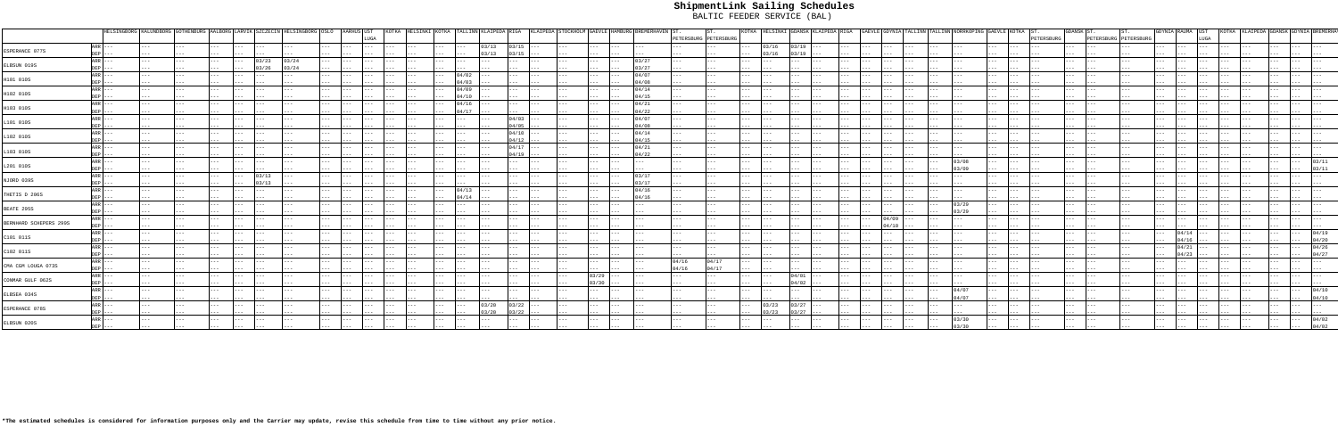# ShipmentLink Sailing Schedules

BALTIC FEEDER SERVICE (BAL)

| | | HELSINGBORG | KALUNDBORG | GOTHENBURG | AALBORG | LARVIK | SZCZECIN | HELSINGBORG | OSLO | AARHUS | UST LUGA | KOTKA | HELSINKI | KOTKA | TALLINN | KLAIPEDA | RIGA | KLAIPEDA | STOCKHOLM | GAEVLE | HAMBURG | BREMERHAVEN | ST. PETERSBURG | ST. PETERSBURG | KOTKA | HELSINKI | GDANSK | KLAIPEDA | RIGA | GAEVLE | GDYNIA | TALLINN | TALLINN | NORRKOPING | GAEVLE | KOTKA | ST. PETERSBURG | GDANSK | ST. PETERSBURG | ST. PETERSBURG | GDYNIA | RAUMA | UST LUGA | KOTKA | KLAIPEDA | GDANSK | GDYNIA | BREMERHAVEN |
|---|---|---|---|---|---|---|---|---|---|---|---|---|---|---|---|---|---|---|---|---|---|---|---|---|---|---|---|---|---|---|---|---|---|---|---|---|---|---|---|---|---|---|---|---|---|---|---|---|
| ESPERANCE 077S | ARR | --- | --- | --- | --- | --- | --- | --- | --- | --- | --- | --- | --- | --- | --- | 03/13 | 03/15 | --- | --- | --- | --- | --- | --- | --- | --- | 03/16 | 03/19 | --- | --- | --- | --- | --- | --- | --- | --- | --- | --- | --- | --- | --- | --- | --- | --- | --- | --- | --- | --- | --- |
| | DEP | --- | --- | --- | --- | --- | --- | --- | --- | --- | --- | --- | --- | --- | --- | 03/13 | 03/15 | --- | --- | --- | --- | --- | --- | --- | --- | 03/16 | 03/19 | --- | --- | --- | --- | --- | --- | --- | --- | --- | --- | --- | --- | --- | --- | --- | --- | --- | --- | --- | --- | --- |
| ELBSUN 019S | ARR | --- | --- | --- | --- | --- | 03/23 | 03/24 | --- | --- | --- | --- | --- | --- | --- | --- | --- | --- | --- | --- | --- | 03/27 | --- | --- | --- | --- | --- | --- | --- | --- | --- | --- | --- | --- | --- | --- | --- | --- | --- | --- | --- | --- | --- | --- | --- | --- | --- | --- |
| | DEP | --- | --- | --- | --- | --- | 03/26 | 03/24 | --- | --- | --- | --- | --- | --- | --- | --- | --- | --- | --- | --- | --- | 03/27 | --- | --- | --- | --- | --- | --- | --- | --- | --- | --- | --- | --- | --- | --- | --- | --- | --- | --- | --- | --- | --- | --- | --- | --- | --- | --- |
| H101 010S | ARR | --- | --- | --- | --- | --- | --- | --- | --- | --- | --- | --- | --- | --- | 04/02 | --- | --- | --- | --- | --- | --- | 04/07 | --- | --- | --- | --- | --- | --- | --- | --- | --- | --- | --- | --- | --- | --- | --- | --- | --- | --- | --- | --- | --- | --- | --- | --- | --- | --- |
| | DEP | --- | --- | --- | --- | --- | --- | --- | --- | --- | --- | --- | --- | --- | 04/03 | --- | --- | --- | --- | --- | --- | 04/08 | --- | --- | --- | --- | --- | --- | --- | --- | --- | --- | --- | --- | --- | --- | --- | --- | --- | --- | --- | --- | --- | --- | --- | --- | --- | --- |
| H102 010S | ARR | --- | --- | --- | --- | --- | --- | --- | --- | --- | --- | --- | --- | --- | 04/09 | --- | --- | --- | --- | --- | --- | 04/14 | --- | --- | --- | --- | --- | --- | --- | --- | --- | --- | --- | --- | --- | --- | --- | --- | --- | --- | --- | --- | --- | --- | --- | --- | --- | --- |
| | DEP | --- | --- | --- | --- | --- | --- | --- | --- | --- | --- | --- | --- | --- | 04/10 | --- | --- | --- | --- | --- | --- | 04/15 | --- | --- | --- | --- | --- | --- | --- | --- | --- | --- | --- | --- | --- | --- | --- | --- | --- | --- | --- | --- | --- | --- | --- | --- | --- | --- |
| H103 010S | ARR | --- | --- | --- | --- | --- | --- | --- | --- | --- | --- | --- | --- | --- | 04/16 | --- | --- | --- | --- | --- | --- | 04/21 | --- | --- | --- | --- | --- | --- | --- | --- | --- | --- | --- | --- | --- | --- | --- | --- | --- | --- | --- | --- | --- | --- | --- | --- | --- | --- |
| | DEP | --- | --- | --- | --- | --- | --- | --- | --- | --- | --- | --- | --- | --- | 04/17 | --- | --- | --- | --- | --- | --- | 04/22 | --- | --- | --- | --- | --- | --- | --- | --- | --- | --- | --- | --- | --- | --- | --- | --- | --- | --- | --- | --- | --- | --- | --- | --- | --- | --- |
| L101 010S | ARR | --- | --- | --- | --- | --- | --- | --- | --- | --- | --- | --- | --- | --- | --- | --- | 04/03 | --- | --- | --- | --- | 04/07 | --- | --- | --- | --- | --- | --- | --- | --- | --- | --- | --- | --- | --- | --- | --- | --- | --- | --- | --- | --- | --- | --- | --- | --- | --- | --- |
| | DEP | --- | --- | --- | --- | --- | --- | --- | --- | --- | --- | --- | --- | --- | --- | --- | 04/05 | --- | --- | --- | --- | 04/08 | --- | --- | --- | --- | --- | --- | --- | --- | --- | --- | --- | --- | --- | --- | --- | --- | --- | --- | --- | --- | --- | --- | --- | --- | --- | --- |
| L102 010S | ARR | --- | --- | --- | --- | --- | --- | --- | --- | --- | --- | --- | --- | --- | --- | --- | 04/10 | --- | --- | --- | --- | 04/14 | --- | --- | --- | --- | --- | --- | --- | --- | --- | --- | --- | --- | --- | --- | --- | --- | --- | --- | --- | --- | --- | --- | --- | --- | --- | --- |
| | DEP | --- | --- | --- | --- | --- | --- | --- | --- | --- | --- | --- | --- | --- | --- | --- | 04/12 | --- | --- | --- | --- | 04/15 | --- | --- | --- | --- | --- | --- | --- | --- | --- | --- | --- | --- | --- | --- | --- | --- | --- | --- | --- | --- | --- | --- | --- | --- | --- | --- |
| L103 010S | ARR | --- | --- | --- | --- | --- | --- | --- | --- | --- | --- | --- | --- | --- | --- | --- | 04/17 | --- | --- | --- | --- | 04/21 | --- | --- | --- | --- | --- | --- | --- | --- | --- | --- | --- | --- | --- | --- | --- | --- | --- | --- | --- | --- | --- | --- | --- | --- | --- | --- |
| | DEP | --- | --- | --- | --- | --- | --- | --- | --- | --- | --- | --- | --- | --- | --- | --- | 04/19 | --- | --- | --- | --- | 04/22 | --- | --- | --- | --- | --- | --- | --- | --- | --- | --- | --- | --- | --- | --- | --- | --- | --- | --- | --- | --- | --- | --- | --- | --- | --- | --- |
| L201 010S | ARR | --- | --- | --- | --- | --- | --- | --- | --- | --- | --- | --- | --- | --- | --- | --- | --- | --- | --- | --- | --- | --- | --- | --- | --- | --- | --- | --- | --- | --- | --- | --- | --- | 03/08 | --- | --- | --- | --- | --- | --- | --- | --- | --- | --- | --- | --- | --- | 03/11 |
| | DEP | --- | --- | --- | --- | --- | --- | --- | --- | --- | --- | --- | --- | --- | --- | --- | --- | --- | --- | --- | --- | --- | --- | --- | --- | --- | --- | --- | --- | --- | --- | --- | --- | 03/09 | --- | --- | --- | --- | --- | --- | --- | --- | --- | --- | --- | --- | --- | 03/11 |
| NJORD 039S | ARR | --- | --- | --- | --- | --- | 03/13 | --- | --- | --- | --- | --- | --- | --- | --- | --- | --- | --- | --- | --- | --- | 03/17 | --- | --- | --- | --- | --- | --- | --- | --- | --- | --- | --- | --- | --- | --- | --- | --- | --- | --- | --- | --- | --- | --- | --- | --- | --- | --- |
| | DEP | --- | --- | --- | --- | --- | 03/13 | --- | --- | --- | --- | --- | --- | --- | --- | --- | --- | --- | --- | --- | --- | 03/17 | --- | --- | --- | --- | --- | --- | --- | --- | --- | --- | --- | --- | --- | --- | --- | --- | --- | --- | --- | --- | --- | --- | --- | --- | --- | --- |
| THETIS D 206S | ARR | --- | --- | --- | --- | --- | --- | --- | --- | --- | --- | --- | --- | --- | 04/13 | --- | --- | --- | --- | --- | --- | 04/16 | --- | --- | --- | --- | --- | --- | --- | --- | --- | --- | --- | --- | --- | --- | --- | --- | --- | --- | --- | --- | --- | --- | --- | --- | --- | --- |
| | DEP | --- | --- | --- | --- | --- | --- | --- | --- | --- | --- | --- | --- | --- | 04/14 | --- | --- | --- | --- | --- | --- | 04/16 | --- | --- | --- | --- | --- | --- | --- | --- | --- | --- | --- | --- | --- | --- | --- | --- | --- | --- | --- | --- | --- | --- | --- | --- | --- | --- |
| BEATE 205S | ARR | --- | --- | --- | --- | --- | --- | --- | --- | --- | --- | --- | --- | --- | --- | --- | --- | --- | --- | --- | --- | --- | --- | --- | --- | --- | --- | --- | --- | --- | --- | --- | --- | 03/20 | --- | --- | --- | --- | --- | --- | --- | --- | --- | --- | --- | --- | --- | --- |
| | DEP | --- | --- | --- | --- | --- | --- | --- | --- | --- | --- | --- | --- | --- | --- | --- | --- | --- | --- | --- | --- | --- | --- | --- | --- | --- | --- | --- | --- | --- | --- | --- | --- | 03/20 | --- | --- | --- | --- | --- | --- | --- | --- | --- | --- | --- | --- | --- | --- |
| BERNHARD SCHEPERS 299S | ARR | --- | --- | --- | --- | --- | --- | --- | --- | --- | --- | --- | --- | --- | --- | --- | --- | --- | --- | --- | --- | --- | --- | --- | --- | --- | --- | --- | --- | --- | 04/09 | --- | --- | --- | --- | --- | --- | --- | --- | --- | --- | --- | --- | --- | --- | --- | --- | --- |
| | DEP | --- | --- | --- | --- | --- | --- | --- | --- | --- | --- | --- | --- | --- | --- | --- | --- | --- | --- | --- | --- | --- | --- | --- | --- | --- | --- | --- | --- | --- | 04/10 | --- | --- | --- | --- | --- | --- | --- | --- | --- | --- | --- | --- | --- | --- | --- | --- | --- |
| C101 011S | ARR | --- | --- | --- | --- | --- | --- | --- | --- | --- | --- | --- | --- | --- | --- | --- | --- | --- | --- | --- | --- | --- | --- | --- | --- | --- | --- | --- | --- | --- | --- | --- | --- | --- | --- | --- | --- | --- | --- | --- | --- | 04/14 | --- | --- | --- | --- | --- | 04/19 |
| | DEP | --- | --- | --- | --- | --- | --- | --- | --- | --- | --- | --- | --- | --- | --- | --- | --- | --- | --- | --- | --- | --- | --- | --- | --- | --- | --- | --- | --- | --- | --- | --- | --- | --- | --- | --- | --- | --- | --- | --- | --- | 04/16 | --- | --- | --- | --- | --- | 04/20 |
| C102 011S | ARR | --- | --- | --- | --- | --- | --- | --- | --- | --- | --- | --- | --- | --- | --- | --- | --- | --- | --- | --- | --- | --- | --- | --- | --- | --- | --- | --- | --- | --- | --- | --- | --- | --- | --- | --- | --- | --- | --- | --- | --- | 04/21 | --- | --- | --- | --- | --- | 04/26 |
| | DEP | --- | --- | --- | --- | --- | --- | --- | --- | --- | --- | --- | --- | --- | --- | --- | --- | --- | --- | --- | --- | --- | --- | --- | --- | --- | --- | --- | --- | --- | --- | --- | --- | --- | --- | --- | --- | --- | --- | --- | --- | 04/23 | --- | --- | --- | --- | --- | 04/27 |
| CMA CGM LOUGA 073S | ARR | --- | --- | --- | --- | --- | --- | --- | --- | --- | --- | --- | --- | --- | --- | --- | --- | --- | --- | --- | --- | --- | 04/16 | 04/17 | --- | --- | --- | --- | --- | --- | --- | --- | --- | --- | --- | --- | --- | --- | --- | --- | --- | --- | --- | --- | --- | --- | --- | --- |
| | DEP | --- | --- | --- | --- | --- | --- | --- | --- | --- | --- | --- | --- | --- | --- | --- | --- | --- | --- | --- | --- | --- | 04/16 | 04/17 | --- | --- | --- | --- | --- | --- | --- | --- | --- | --- | --- | --- | --- | --- | --- | --- | --- | --- | --- | --- | --- | --- | --- | --- |
| CONMAR GULF 062S | ARR | --- | --- | --- | --- | --- | --- | --- | --- | --- | --- | --- | --- | --- | --- | --- | --- | --- | --- | 03/29 | --- | --- | --- | --- | --- | --- | --- | 04/01 | --- | --- | --- | --- | --- | --- | --- | --- | --- | --- | --- | --- | --- | --- | --- | --- | --- | --- | --- | --- |
| | DEP | --- | --- | --- | --- | --- | --- | --- | --- | --- | --- | --- | --- | --- | --- | --- | --- | --- | --- | 03/30 | --- | --- | --- | --- | --- | --- | --- | 04/02 | --- | --- | --- | --- | --- | --- | --- | --- | --- | --- | --- | --- | --- | --- | --- | --- | --- | --- | --- | --- |
| ELBSEA 034S | ARR | --- | --- | --- | --- | --- | --- | --- | --- | --- | --- | --- | --- | --- | --- | --- | --- | --- | --- | --- | --- | --- | --- | --- | --- | --- | --- | --- | --- | --- | --- | --- | --- | 04/07 | --- | --- | --- | --- | --- | --- | --- | --- | --- | --- | --- | --- | --- | 04/10 |
| | DEP | --- | --- | --- | --- | --- | --- | --- | --- | --- | --- | --- | --- | --- | --- | --- | --- | --- | --- | --- | --- | --- | --- | --- | --- | --- | --- | --- | --- | --- | --- | --- | --- | 04/07 | --- | --- | --- | --- | --- | --- | --- | --- | --- | --- | --- | --- | --- | 04/10 |
| ESPERANCE 078S | ARR | --- | --- | --- | --- | --- | --- | --- | --- | --- | --- | --- | --- | --- | --- | 03/20 | 03/22 | --- | --- | --- | --- | --- | --- | --- | --- | 03/23 | 03/27 | --- | --- | --- | --- | --- | --- | --- | --- | --- | --- | --- | --- | --- | --- | --- | --- | --- | --- | --- | --- | --- |
| | DEP | --- | --- | --- | --- | --- | --- | --- | --- | --- | --- | --- | --- | --- | --- | 03/20 | 03/22 | --- | --- | --- | --- | --- | --- | --- | --- | 03/23 | 03/27 | --- | --- | --- | --- | --- | --- | --- | --- | --- | --- | --- | --- | --- | --- | --- | --- | --- | --- | --- | --- | --- |
| ELBSUN 020S | ARR | --- | --- | --- | --- | --- | --- | --- | --- | --- | --- | --- | --- | --- | --- | --- | --- | --- | --- | --- | --- | --- | --- | --- | --- | --- | --- | --- | --- | --- | --- | --- | --- | 03/30 | --- | --- | --- | --- | --- | --- | --- | --- | --- | --- | --- | --- | --- | 04/02 |
| | DEP | --- | --- | --- | --- | --- | --- | --- | --- | --- | --- | --- | --- | --- | --- | --- | --- | --- | --- | --- | --- | --- | --- | --- | --- | --- | --- | --- | --- | --- | --- | --- | --- | 03/30 | --- | --- | --- | --- | --- | --- | --- | --- | --- | --- | --- | --- | --- | 04/02 |

**\*The estimated schedules is considered for information purposes only and the Carrier may update, revise this schedule from time to time without any prior notice.**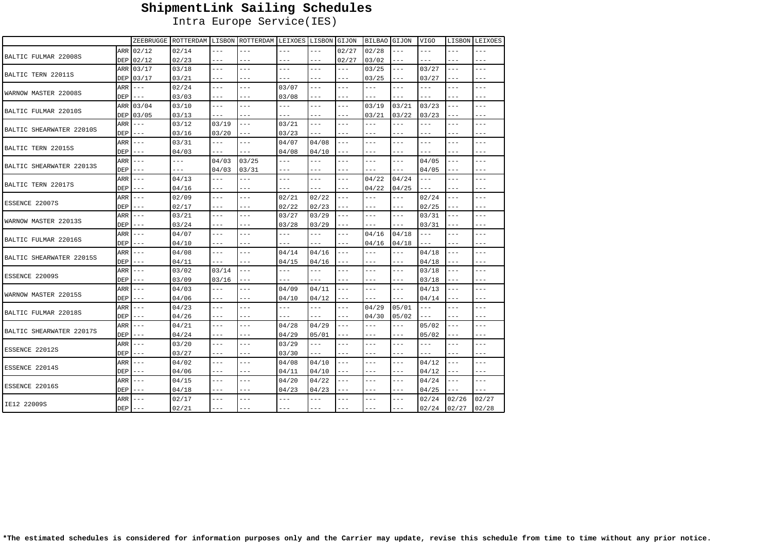# ShipmentLink Sailing Schedules

Intra Europe Service(IES)

| | | ZEEBRUGGE | ROTTERDAM | LISBON | ROTTERDAM | LEIXOES | LISBON | GIJON | BILBAO | GIJON | VIGO | LISBON | LEIXOES |
|---|---|---|---|---|---|---|---|---|---|---|---|---|---|
| BALTIC FULMAR 22008S | ARR | 02/12 | 02/14 | --- | --- | --- | --- | 02/27 | 02/28 | --- | --- | --- | --- |
| | DEP | 02/12 | 02/23 | --- | --- | --- | --- | 02/27 | 03/02 | --- | --- | --- | --- |
| BALTIC TERN 22011S | ARR | 03/17 | 03/18 | --- | --- | --- | --- | --- | 03/25 | --- | 03/27 | --- | --- |
| | DEP | 03/17 | 03/21 | --- | --- | --- | --- | --- | 03/25 | --- | 03/27 | --- | --- |
| WARNOW MASTER 22008S | ARR | --- | 02/24 | --- | --- | 03/07 | --- | --- | --- | --- | --- | --- | --- |
| | DEP | --- | 03/03 | --- | --- | 03/08 | --- | --- | --- | --- | --- | --- | --- |
| BALTIC FULMAR 22010S | ARR | 03/04 | 03/10 | --- | --- | --- | --- | --- | 03/19 | 03/21 | 03/23 | --- | --- |
| | DEP | 03/05 | 03/13 | --- | --- | --- | --- | --- | 03/21 | 03/22 | 03/23 | --- | --- |
| BALTIC SHEARWATER 22010S | ARR | --- | 03/12 | 03/19 | --- | 03/21 | --- | --- | --- | --- | --- | --- | --- |
| | DEP | --- | 03/16 | 03/20 | --- | 03/23 | --- | --- | --- | --- | --- | --- | --- |
| BALTIC TERN 22015S | ARR | --- | 03/31 | --- | --- | 04/07 | 04/08 | --- | --- | --- | --- | --- | --- |
| | DEP | --- | 04/03 | --- | --- | 04/08 | 04/10 | --- | --- | --- | --- | --- | --- |
| BALTIC SHEARWATER 22013S | ARR | --- | --- | 04/03 | 03/25 | --- | --- | --- | --- | --- | 04/05 | --- | --- |
| | DEP | --- | --- | 04/03 | 03/31 | --- | --- | --- | --- | --- | 04/05 | --- | --- |
| BALTIC TERN 22017S | ARR | --- | 04/13 | --- | --- | --- | --- | --- | 04/22 | 04/24 | --- | --- | --- |
| | DEP | --- | 04/16 | --- | --- | --- | --- | --- | 04/22 | 04/25 | --- | --- | --- |
| ESSENCE 22007S | ARR | --- | 02/09 | --- | --- | 02/21 | 02/22 | --- | --- | --- | 02/24 | --- | --- |
| | DEP | --- | 02/17 | --- | --- | 02/22 | 02/23 | --- | --- | --- | 02/25 | --- | --- |
| WARNOW MASTER 22013S | ARR | --- | 03/21 | --- | --- | 03/27 | 03/29 | --- | --- | --- | 03/31 | --- | --- |
| | DEP | --- | 03/24 | --- | --- | 03/28 | 03/29 | --- | --- | --- | 03/31 | --- | --- |
| BALTIC FULMAR 22016S | ARR | --- | 04/07 | --- | --- | --- | --- | --- | 04/16 | 04/18 | --- | --- | --- |
| | DEP | --- | 04/10 | --- | --- | --- | --- | --- | 04/16 | 04/18 | --- | --- | --- |
| BALTIC SHEARWATER 22015S | ARR | --- | 04/08 | --- | --- | 04/14 | 04/16 | --- | --- | --- | 04/18 | --- | --- |
| | DEP | --- | 04/11 | --- | --- | 04/15 | 04/16 | --- | --- | --- | 04/18 | --- | --- |
| ESSENCE 22009S | ARR | --- | 03/02 | 03/14 | --- | --- | --- | --- | --- | --- | 03/18 | --- | --- |
| | DEP | --- | 03/09 | 03/16 | --- | --- | --- | --- | --- | --- | 03/18 | --- | --- |
| WARNOW MASTER 22015S | ARR | --- | 04/03 | --- | --- | 04/09 | 04/11 | --- | --- | --- | 04/13 | --- | --- |
| | DEP | --- | 04/06 | --- | --- | 04/10 | 04/12 | --- | --- | --- | 04/14 | --- | --- |
| BALTIC FULMAR 22018S | ARR | --- | 04/23 | --- | --- | --- | --- | --- | 04/29 | 05/01 | --- | --- | --- |
| | DEP | --- | 04/26 | --- | --- | --- | --- | --- | 04/30 | 05/02 | --- | --- | --- |
| BALTIC SHEARWATER 22017S | ARR | --- | 04/21 | --- | --- | 04/28 | 04/29 | --- | --- | --- | 05/02 | --- | --- |
| | DEP | --- | 04/24 | --- | --- | 04/29 | 05/01 | --- | --- | --- | 05/02 | --- | --- |
| ESSENCE 22012S | ARR | --- | 03/20 | --- | --- | 03/29 | --- | --- | --- | --- | --- | --- | --- |
| | DEP | --- | 03/27 | --- | --- | 03/30 | --- | --- | --- | --- | --- | --- | --- |
| ESSENCE 22014S | ARR | --- | 04/02 | --- | --- | 04/08 | 04/10 | --- | --- | --- | 04/12 | --- | --- |
| | DEP | --- | 04/06 | --- | --- | 04/11 | 04/10 | --- | --- | --- | 04/12 | --- | --- |
| ESSENCE 22016S | ARR | --- | 04/15 | --- | --- | 04/20 | 04/22 | --- | --- | --- | 04/24 | --- | --- |
| | DEP | --- | 04/18 | --- | --- | 04/23 | 04/23 | --- | --- | --- | 04/25 | --- | --- |
| IE12 22009S | ARR | --- | 02/17 | --- | --- | --- | --- | --- | --- | --- | 02/24 | 02/26 | 02/27 |
| | DEP | --- | 02/21 | --- | --- | --- | --- | --- | --- | --- | 02/24 | 02/27 | 02/28 |

**\*The estimated schedules is considered for information purposes only and the Carrier may update, revise this schedule from time to time without any prior notice.**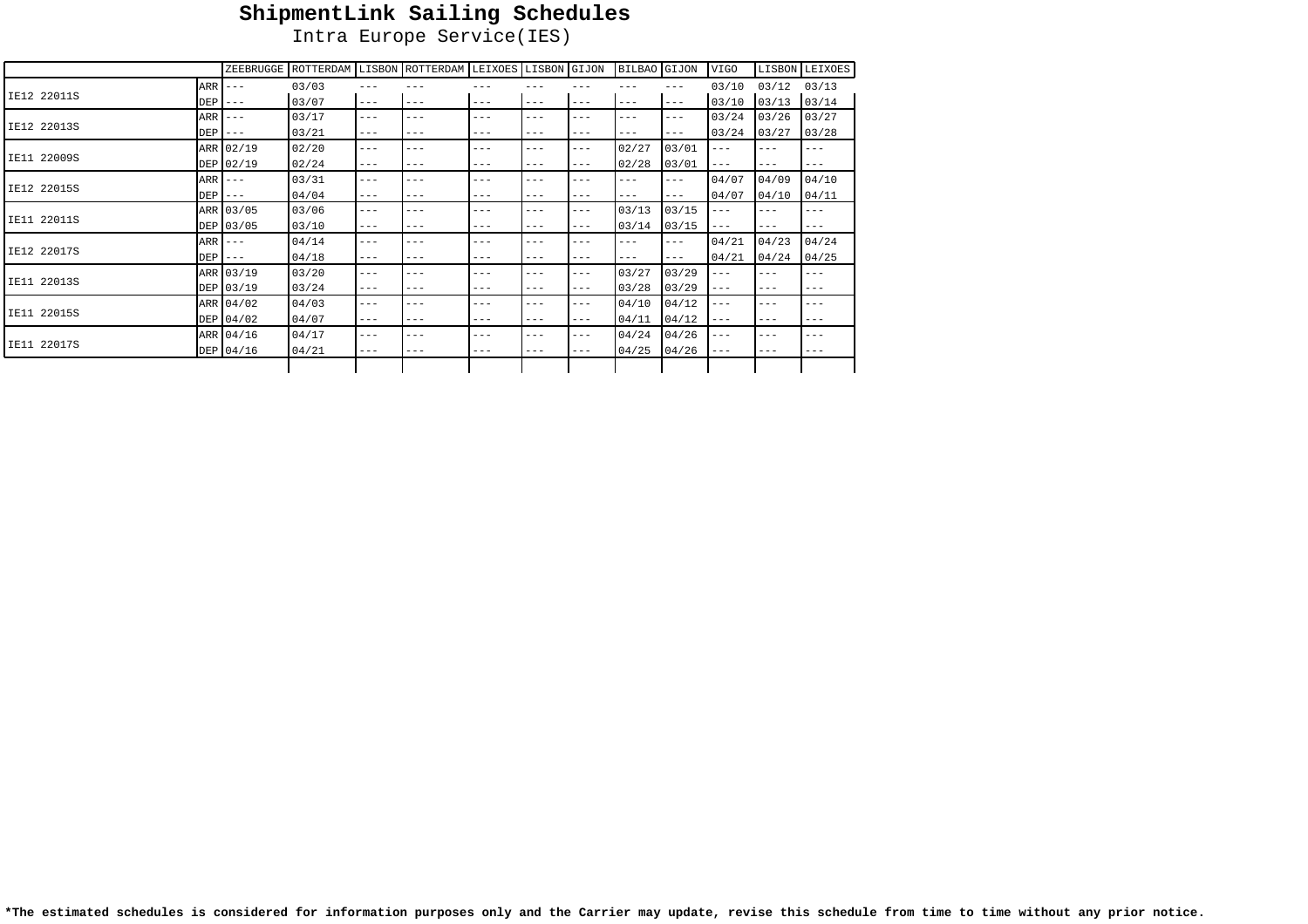# ShipmentLink Sailing Schedules

Intra Europe Service(IES)

| | | ZEEBRUGGE | ROTTERDAM | LISBON | ROTTERDAM | LEIXOES | LISBON | GIJON | BILBAO | GIJON | VIGO | LISBON | LEIXOES |
|---|---|---|---|---|---|---|---|---|---|---|---|---|---|
| IE12 22011S | ARR | --- | 03/03 | --- | --- | --- | --- | --- | --- | --- | 03/10 | 03/12 | 03/13 |
| | DEP | --- | 03/07 | --- | --- | --- | --- | --- | --- | --- | 03/10 | 03/13 | 03/14 |
| IE12 22013S | ARR | --- | 03/17 | --- | --- | --- | --- | --- | --- | --- | 03/24 | 03/26 | 03/27 |
| | DEP | --- | 03/21 | --- | --- | --- | --- | --- | --- | --- | 03/24 | 03/27 | 03/28 |
| IE11 22009S | ARR | 02/19 | 02/20 | --- | --- | --- | --- | --- | 02/27 | 03/01 | --- | --- | --- |
| | DEP | 02/19 | 02/24 | --- | --- | --- | --- | --- | 02/28 | 03/01 | --- | --- | --- |
| IE12 22015S | ARR | --- | 03/31 | --- | --- | --- | --- | --- | --- | --- | 04/07 | 04/09 | 04/10 |
| | DEP | --- | 04/04 | --- | --- | --- | --- | --- | --- | --- | 04/07 | 04/10 | 04/11 |
| IE11 22011S | ARR | 03/05 | 03/06 | --- | --- | --- | --- | --- | 03/13 | 03/15 | --- | --- | --- |
| | DEP | 03/05 | 03/10 | --- | --- | --- | --- | --- | 03/14 | 03/15 | --- | --- | --- |
| IE12 22017S | ARR | --- | 04/14 | --- | --- | --- | --- | --- | --- | --- | 04/21 | 04/23 | 04/24 |
| | DEP | --- | 04/18 | --- | --- | --- | --- | --- | --- | --- | 04/21 | 04/24 | 04/25 |
| IE11 22013S | ARR | 03/19 | 03/20 | --- | --- | --- | --- | --- | 03/27 | 03/29 | --- | --- | --- |
| | DEP | 03/19 | 03/24 | --- | --- | --- | --- | --- | 03/28 | 03/29 | --- | --- | --- |
| IE11 22015S | ARR | 04/02 | 04/03 | --- | --- | --- | --- | --- | 04/10 | 04/12 | --- | --- | --- |
| | DEP | 04/02 | 04/07 | --- | --- | --- | --- | --- | 04/11 | 04/12 | --- | --- | --- |
| IE11 22017S | ARR | 04/16 | 04/17 | --- | --- | --- | --- | --- | 04/24 | 04/26 | --- | --- | --- |
| | DEP | 04/16 | 04/21 | --- | --- | --- | --- | --- | 04/25 | 04/26 | --- | --- | --- |

**\*The estimated schedules is considered for information purposes only and the Carrier may update, revise this schedule from time to time without any prior notice.**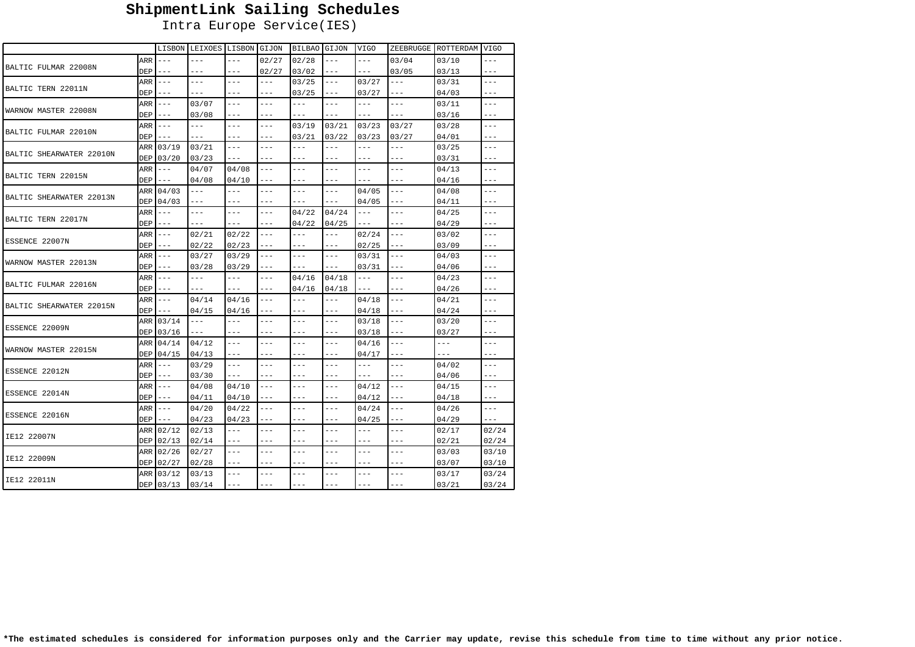# ShipmentLink Sailing Schedules

Intra Europe Service(IES)

| | | LISBON | LEIXOES | LISBON | GIJON | BILBAO | GIJON | VIGO | ZEEBRUGGE | ROTTERDAM | VIGO |
|---|---|---|---|---|---|---|---|---|---|---|---|
| BALTIC FULMAR 22008N | ARR | --- | --- | --- | 02/27 | 02/28 | --- | --- | 03/04 | 03/10 | --- |
| | DEP | --- | --- | --- | 02/27 | 03/02 | --- | --- | 03/05 | 03/13 | --- |
| BALTIC TERN 22011N | ARR | --- | --- | --- | --- | 03/25 | --- | 03/27 | --- | 03/31 | --- |
| | DEP | --- | --- | --- | --- | 03/25 | --- | 03/27 | --- | 04/03 | --- |
| WARNOW MASTER 22008N | ARR | --- | 03/07 | --- | --- | --- | --- | --- | --- | 03/11 | --- |
| | DEP | --- | 03/08 | --- | --- | --- | --- | --- | --- | 03/16 | --- |
| BALTIC FULMAR 22010N | ARR | --- | --- | --- | --- | 03/19 | 03/21 | 03/23 | 03/27 | 03/28 | --- |
| | DEP | --- | --- | --- | --- | 03/21 | 03/22 | 03/23 | 03/27 | 04/01 | --- |
| BALTIC SHEARWATER 22010N | ARR | 03/19 | 03/21 | --- | --- | --- | --- | --- | --- | 03/25 | --- |
| | DEP | 03/20 | 03/23 | --- | --- | --- | --- | --- | --- | 03/31 | --- |
| BALTIC TERN 22015N | ARR | --- | 04/07 | 04/08 | --- | --- | --- | --- | --- | 04/13 | --- |
| | DEP | --- | 04/08 | 04/10 | --- | --- | --- | --- | --- | 04/16 | --- |
| BALTIC SHEARWATER 22013N | ARR | 04/03 | --- | --- | --- | --- | --- | 04/05 | --- | 04/08 | --- |
| | DEP | 04/03 | --- | --- | --- | --- | --- | 04/05 | --- | 04/11 | --- |
| BALTIC TERN 22017N | ARR | --- | --- | --- | --- | 04/22 | 04/24 | --- | --- | 04/25 | --- |
| | DEP | --- | --- | --- | --- | 04/22 | 04/25 | --- | --- | 04/29 | --- |
| ESSENCE 22007N | ARR | --- | 02/21 | 02/22 | --- | --- | --- | 02/24 | --- | 03/02 | --- |
| | DEP | --- | 02/22 | 02/23 | --- | --- | --- | 02/25 | --- | 03/09 | --- |
| WARNOW MASTER 22013N | ARR | --- | 03/27 | 03/29 | --- | --- | --- | 03/31 | --- | 04/03 | --- |
| | DEP | --- | 03/28 | 03/29 | --- | --- | --- | 03/31 | --- | 04/06 | --- |
| BALTIC FULMAR 22016N | ARR | --- | --- | --- | --- | 04/16 | 04/18 | --- | --- | 04/23 | --- |
| | DEP | --- | --- | --- | --- | 04/16 | 04/18 | --- | --- | 04/26 | --- |
| BALTIC SHEARWATER 22015N | ARR | --- | 04/14 | 04/16 | --- | --- | --- | 04/18 | --- | 04/21 | --- |
| | DEP | --- | 04/15 | 04/16 | --- | --- | --- | 04/18 | --- | 04/24 | --- |
| ESSENCE 22009N | ARR | 03/14 | --- | --- | --- | --- | --- | 03/18 | --- | 03/20 | --- |
| | DEP | 03/16 | --- | --- | --- | --- | --- | 03/18 | --- | 03/27 | --- |
| WARNOW MASTER 22015N | ARR | 04/14 | 04/12 | --- | --- | --- | --- | 04/16 | --- | --- | --- |
| | DEP | 04/15 | 04/13 | --- | --- | --- | --- | 04/17 | --- | --- | --- |
| ESSENCE 22012N | ARR | --- | 03/29 | --- | --- | --- | --- | --- | --- | 04/02 | --- |
| | DEP | --- | 03/30 | --- | --- | --- | --- | --- | --- | 04/06 | --- |
| ESSENCE 22014N | ARR | --- | 04/08 | 04/10 | --- | --- | --- | 04/12 | --- | 04/15 | --- |
| | DEP | --- | 04/11 | 04/10 | --- | --- | --- | 04/12 | --- | 04/18 | --- |
| ESSENCE 22016N | ARR | --- | 04/20 | 04/22 | --- | --- | --- | 04/24 | --- | 04/26 | --- |
| | DEP | --- | 04/23 | 04/23 | --- | --- | --- | 04/25 | --- | 04/29 | --- |
| IE12 22007N | ARR | 02/12 | 02/13 | --- | --- | --- | --- | --- | --- | 02/17 | 02/24 |
| | DEP | 02/13 | 02/14 | --- | --- | --- | --- | --- | --- | 02/21 | 02/24 |
| IE12 22009N | ARR | 02/26 | 02/27 | --- | --- | --- | --- | --- | --- | 03/03 | 03/10 |
| | DEP | 02/27 | 02/28 | --- | --- | --- | --- | --- | --- | 03/07 | 03/10 |
| IE12 22011N | ARR | 03/12 | 03/13 | --- | --- | --- | --- | --- | --- | 03/17 | 03/24 |
| | DEP | 03/13 | 03/14 | --- | --- | --- | --- | --- | --- | 03/21 | 03/24 |

**\*The estimated schedules is considered for information purposes only and the Carrier may update, revise this schedule from time to time without any prior notice.**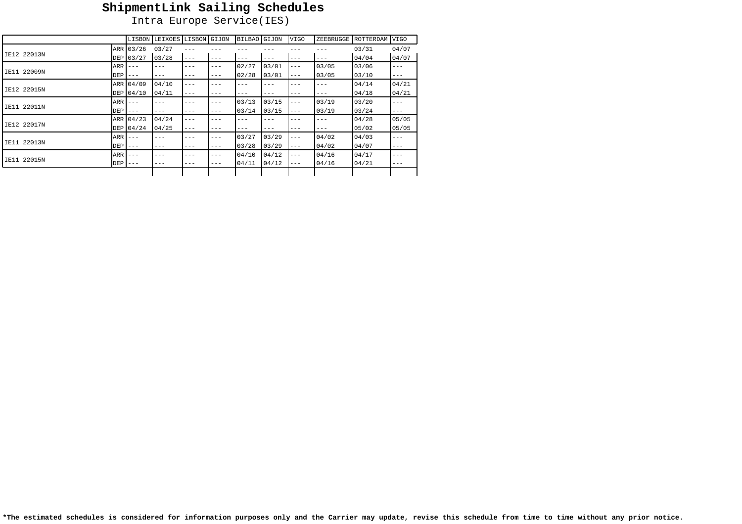# ShipmentLink Sailing Schedules

## Intra Europe Service(IES)

| | | LISBON | LEIXOES | LISBON | GIJON | BILBAO | GIJON | VIGO | ZEEBRUGGE | ROTTERDAM | VIGO |
|---|---|---|---|---|---|---|---|---|---|---|---|
| IE12 22013N | ARR | 03/26 | 03/27 | --- | --- | --- | --- | --- | --- | 03/31 | 04/07 |
| | DEP | 03/27 | 03/28 | --- | --- | --- | --- | --- | --- | 04/04 | 04/07 |
| IE11 22009N | ARR | --- | --- | --- | --- | 02/27 | 03/01 | --- | 03/05 | 03/06 | --- |
| | DEP | --- | --- | --- | --- | 02/28 | 03/01 | --- | 03/05 | 03/10 | --- |
| IE12 22015N | ARR | 04/09 | 04/10 | --- | --- | --- | --- | --- | --- | 04/14 | 04/21 |
| | DEP | 04/10 | 04/11 | --- | --- | --- | --- | --- | --- | 04/18 | 04/21 |
| IE11 22011N | ARR | --- | --- | --- | --- | 03/13 | 03/15 | --- | 03/19 | 03/20 | --- |
| | DEP | --- | --- | --- | --- | 03/14 | 03/15 | --- | 03/19 | 03/24 | --- |
| IE12 22017N | ARR | 04/23 | 04/24 | --- | --- | --- | --- | --- | --- | 04/28 | 05/05 |
| | DEP | 04/24 | 04/25 | --- | --- | --- | --- | --- | --- | 05/02 | 05/05 |
| IE11 22013N | ARR | --- | --- | --- | --- | 03/27 | 03/29 | --- | 04/02 | 04/03 | --- |
| | DEP | --- | --- | --- | --- | 03/28 | 03/29 | --- | 04/02 | 04/07 | --- |
| IE11 22015N | ARR | --- | --- | --- | --- | 04/10 | 04/12 | --- | 04/16 | 04/17 | --- |
| | DEP | --- | --- | --- | --- | 04/11 | 04/12 | --- | 04/16 | 04/21 | --- |

**\*The estimated schedules is considered for information purposes only and the Carrier may update, revise this schedule from time to time without any prior notice.**